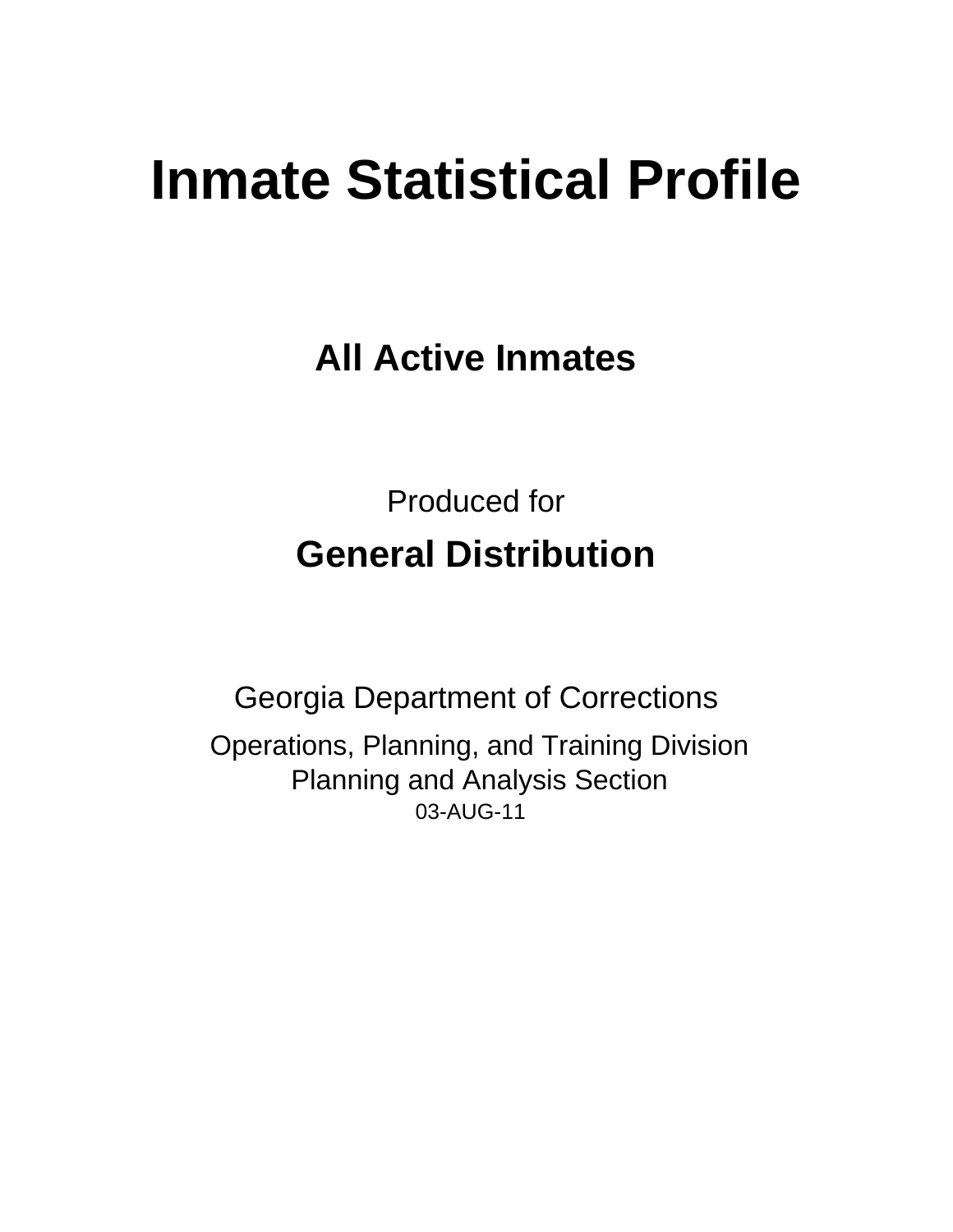# Inmate Statistical Profile

## All Active Inmates

Produced for

## General Distribution

Georgia Department of Corrections

Operations, Planning, and Training Division
Planning and Analysis Section
03-AUG-11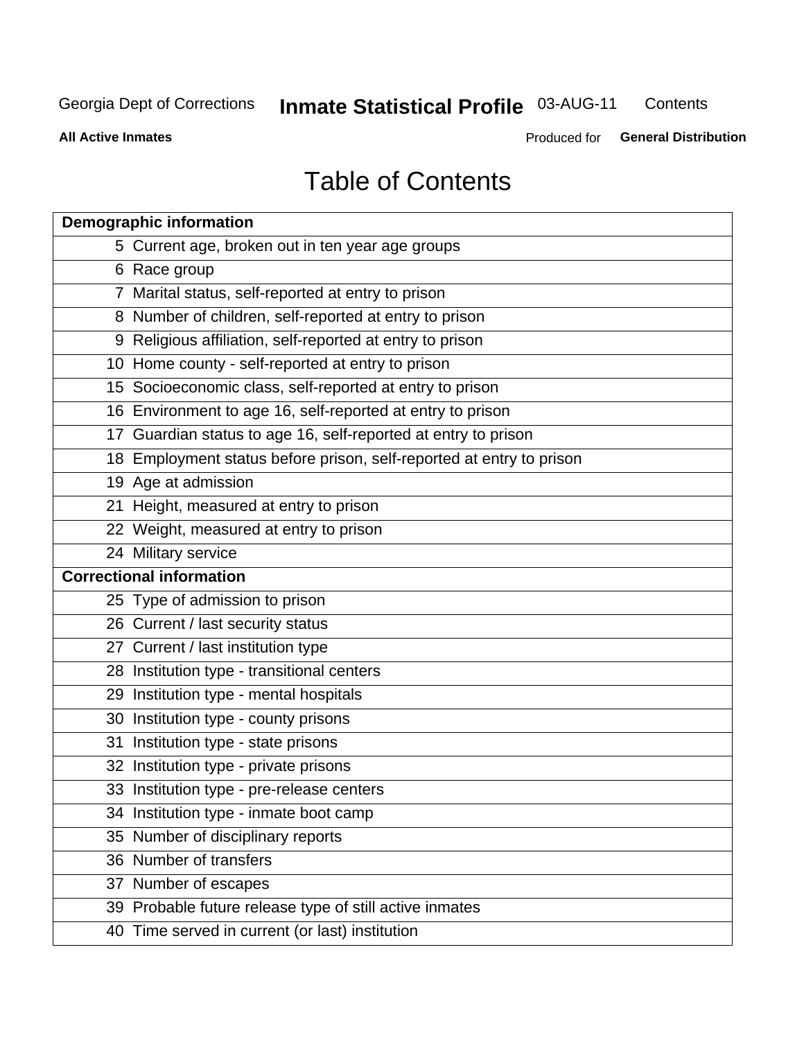# Table of Contents

| Page | Demographic information |
|---|---|
| 5 | Current age, broken out in ten year age groups |
| 6 | Race group |
| 7 | Marital status, self-reported at entry to prison |
| 8 | Number of children, self-reported at entry to prison |
| 9 | Religious affiliation, self-reported at entry to prison |
| 10 | Home county - self-reported at entry to prison |
| 15 | Socioeconomic class, self-reported at entry to prison |
| 16 | Environment to age 16, self-reported at entry to prison |
| 17 | Guardian status to age 16, self-reported at entry to prison |
| 18 | Employment status before prison, self-reported at entry to prison |
| 19 | Age at admission |
| 21 | Height, measured at entry to prison |
| 22 | Weight, measured at entry to prison |
| 24 | Military service |
| | **Correctional information** |
| 25 | Type of admission to prison |
| 26 | Current / last security status |
| 27 | Current / last institution type |
| 28 | Institution type - transitional centers |
| 29 | Institution type - mental hospitals |
| 30 | Institution type - county prisons |
| 31 | Institution type - state prisons |
| 32 | Institution type - private prisons |
| 33 | Institution type - pre-release centers |
| 34 | Institution type - inmate boot camp |
| 35 | Number of disciplinary reports |
| 36 | Number of transfers |
| 37 | Number of escapes |
| 39 | Probable future release type of still active inmates |
| 40 | Time served in current (or last) institution |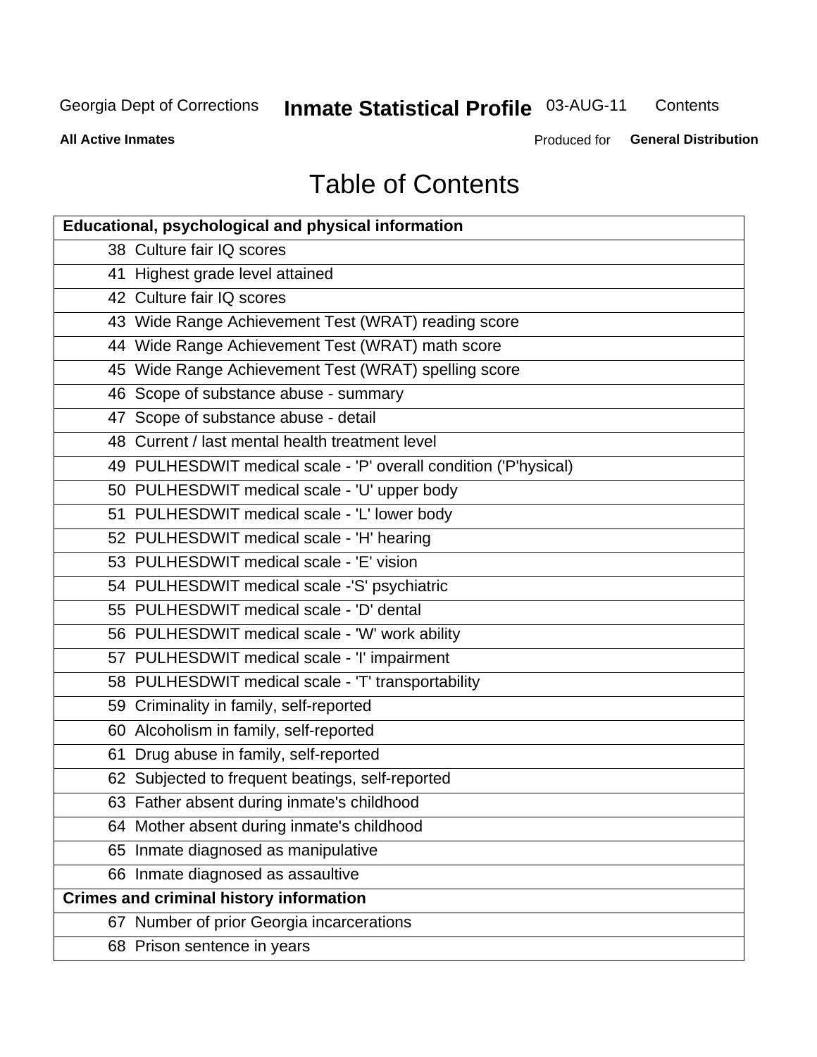# Table of Contents

| Educational, psychological and physical information | |
|---|---|
| 38 | Culture fair IQ scores |
| 41 | Highest grade level attained |
| 42 | Culture fair IQ scores |
| 43 | Wide Range Achievement Test (WRAT) reading score |
| 44 | Wide Range Achievement Test (WRAT) math score |
| 45 | Wide Range Achievement Test (WRAT) spelling score |
| 46 | Scope of substance abuse - summary |
| 47 | Scope of substance abuse - detail |
| 48 | Current / last mental health treatment level |
| 49 | PULHESDWIT medical scale - 'P' overall condition ('P'hysical) |
| 50 | PULHESDWIT medical scale - 'U' upper body |
| 51 | PULHESDWIT medical scale - 'L' lower body |
| 52 | PULHESDWIT medical scale - 'H' hearing |
| 53 | PULHESDWIT medical scale - 'E' vision |
| 54 | PULHESDWIT medical scale -'S' psychiatric |
| 55 | PULHESDWIT medical scale - 'D' dental |
| 56 | PULHESDWIT medical scale - 'W' work ability |
| 57 | PULHESDWIT medical scale - 'I' impairment |
| 58 | PULHESDWIT medical scale - 'T' transportability |
| 59 | Criminality in family, self-reported |
| 60 | Alcoholism in family, self-reported |
| 61 | Drug abuse in family, self-reported |
| 62 | Subjected to frequent beatings, self-reported |
| 63 | Father absent during inmate's childhood |
| 64 | Mother absent during inmate's childhood |
| 65 | Inmate diagnosed as manipulative |
| 66 | Inmate diagnosed as assaultive |
| **Crimes and criminal history information** | |
| 67 | Number of prior Georgia incarcerations |
| 68 | Prison sentence in years |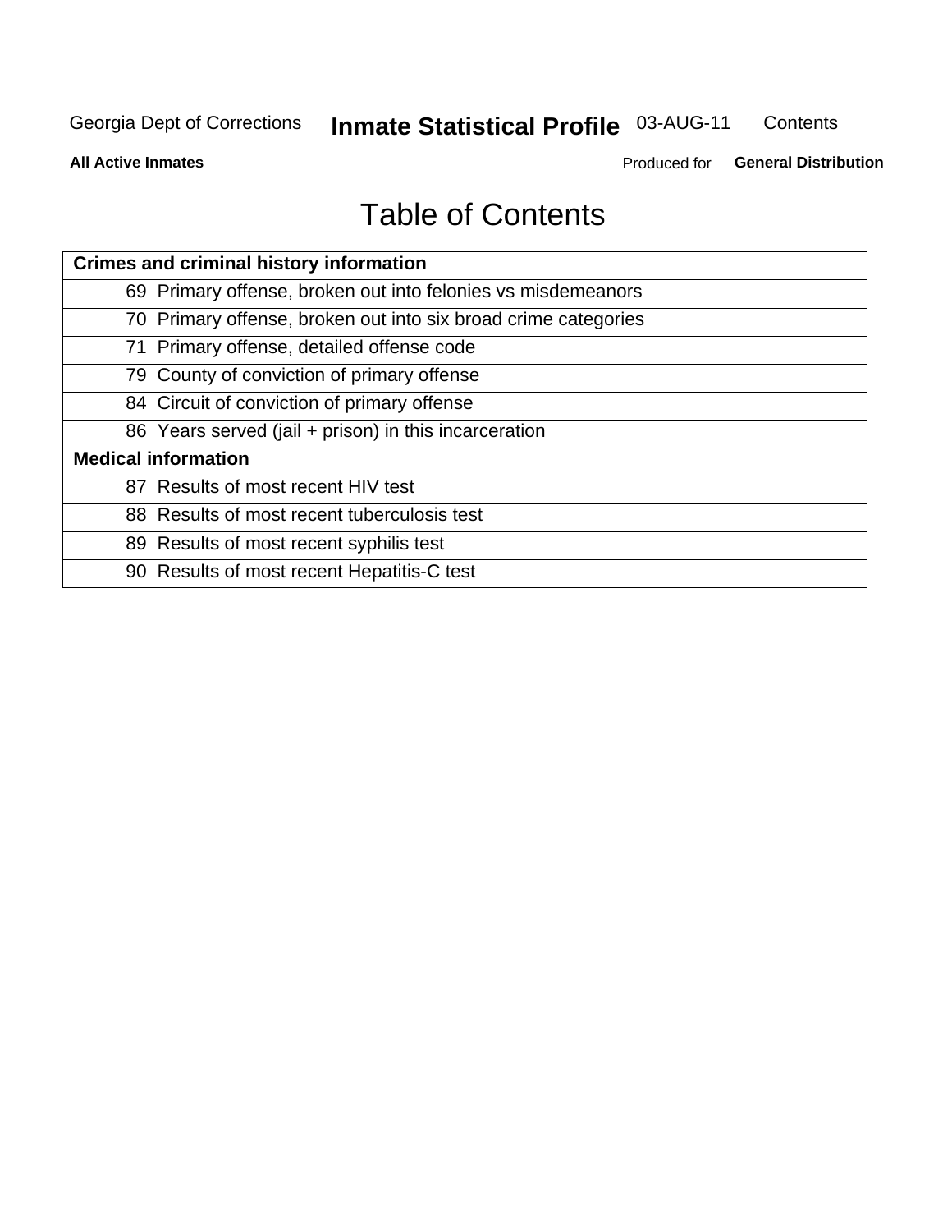# Table of Contents

| Crimes and criminal history information | |
|---|---|
| 69 | Primary offense, broken out into felonies vs misdemeanors |
| 70 | Primary offense, broken out into six broad crime categories |
| 71 | Primary offense, detailed offense code |
| 79 | County of conviction of primary offense |
| 84 | Circuit of conviction of primary offense |
| 86 | Years served (jail + prison) in this incarceration |
| **Medical information** | |
| 87 | Results of most recent HIV test |
| 88 | Results of most recent tuberculosis test |
| 89 | Results of most recent syphilis test |
| 90 | Results of most recent Hepatitis-C test |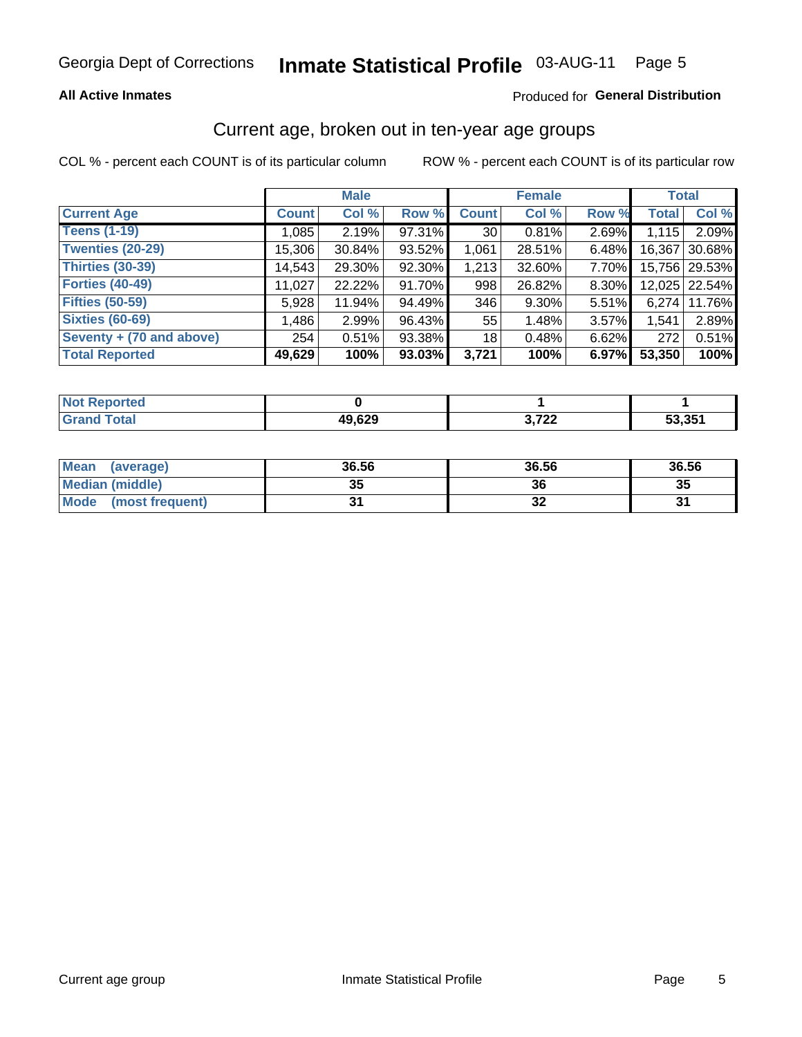Georgia Dept of Corrections **Inmate Statistical Profile** 03-AUG-11

**All Active Inmates**

Produced for **General Distribution**

## Current age, broken out in ten-year age groups

COL % - percent each COUNT is of its particular column

ROW % - percent each COUNT is of its particular row

| | Male | | | Female | | | Total | |
|---|---|---|---|---|---|---|---|---|
| **Current Age** | **Count** | **Col %** | **Row %** | **Count** | **Col %** | **Row %** | **Total** | **Col %** |
| **Teens (1-19)** | 1,085 | 2.19% | 97.31% | 30 | 0.81% | 2.69% | 1,115 | 2.09% |
| **Twenties (20-29)** | 15,306 | 30.84% | 93.52% | 1,061 | 28.51% | 6.48% | 16,367 | 30.68% |
| **Thirties (30-39)** | 14,543 | 29.30% | 92.30% | 1,213 | 32.60% | 7.70% | 15,756 | 29.53% |
| **Forties (40-49)** | 11,027 | 22.22% | 91.70% | 998 | 26.82% | 8.30% | 12,025 | 22.54% |
| **Fifties (50-59)** | 5,928 | 11.94% | 94.49% | 346 | 9.30% | 5.51% | 6,274 | 11.76% |
| **Sixties (60-69)** | 1,486 | 2.99% | 96.43% | 55 | 1.48% | 3.57% | 1,541 | 2.89% |
| **Seventy + (70 and above)** | 254 | 0.51% | 93.38% | 18 | 0.48% | 6.62% | 272 | 0.51% |
| **Total Reported** | **49,629** | **100%** | **93.03%** | **3,721** | **100%** | **6.97%** | **53,350** | **100%** |

| | Male | Female | Total |
|---|---|---|---|
| **Not Reported** | **0** | **1** | **1** |
| **Grand Total** | **49,629** | **3,722** | **53,351** |

| | Male | Female | Total |
|---|---|---|---|
| **Mean (average)** | **36.56** | **36.56** | **36.56** |
| **Median (middle)** | **35** | **36** | **35** |
| **Mode (most frequent)** | **31** | **32** | **31** |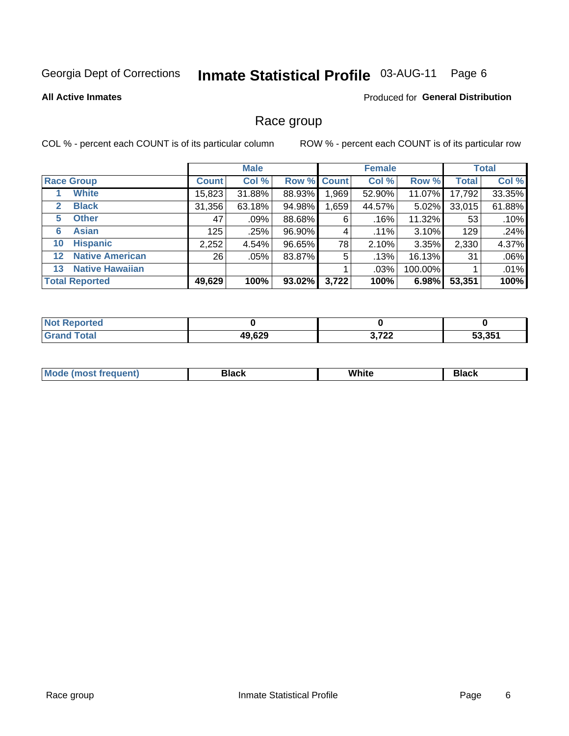Georgia Dept of Corrections **Inmate Statistical Profile** 03-AUG-11 Page 6

**All Active Inmates**

Produced for **General Distribution**

## Race group

COL % - percent each COUNT is of its particular column

ROW % - percent each COUNT is of its particular row

| | | Male | | | Female | | | Total | |
|---|---|---|---|---|---|---|---|---|---|
| **Race Group** | | **Count** | **Col %** | **Row %** | **Count** | **Col %** | **Row %** | **Total** | **Col %** |
| 1 | **White** | 15,823 | 31.88% | 88.93% | 1,969 | 52.90% | 11.07% | 17,792 | 33.35% |
| 2 | **Black** | 31,356 | 63.18% | 94.98% | 1,659 | 44.57% | 5.02% | 33,015 | 61.88% |
| 5 | **Other** | 47 | .09% | 88.68% | 6 | .16% | 11.32% | 53 | .10% |
| 6 | **Asian** | 125 | .25% | 96.90% | 4 | .11% | 3.10% | 129 | .24% |
| 10 | **Hispanic** | 2,252 | 4.54% | 96.65% | 78 | 2.10% | 3.35% | 2,330 | 4.37% |
| 12 | **Native American** | 26 | .05% | 83.87% | 5 | .13% | 16.13% | 31 | .06% |
| 13 | **Native Hawaiian** | | | | 1 | .03% | 100.00% | 1 | .01% |
| **Total Reported** | | **49,629** | **100%** | **93.02%** | **3,722** | **100%** | **6.98%** | **53,351** | **100%** |

| | Male | Female | Total |
|---|---|---|---|
| **Not Reported** | **0** | **0** | **0** |
| **Grand Total** | **49,629** | **3,722** | **53,351** |

| | Male | Female | Total |
|---|---|---|---|
| **Mode (most frequent)** | **Black** | **White** | **Black** |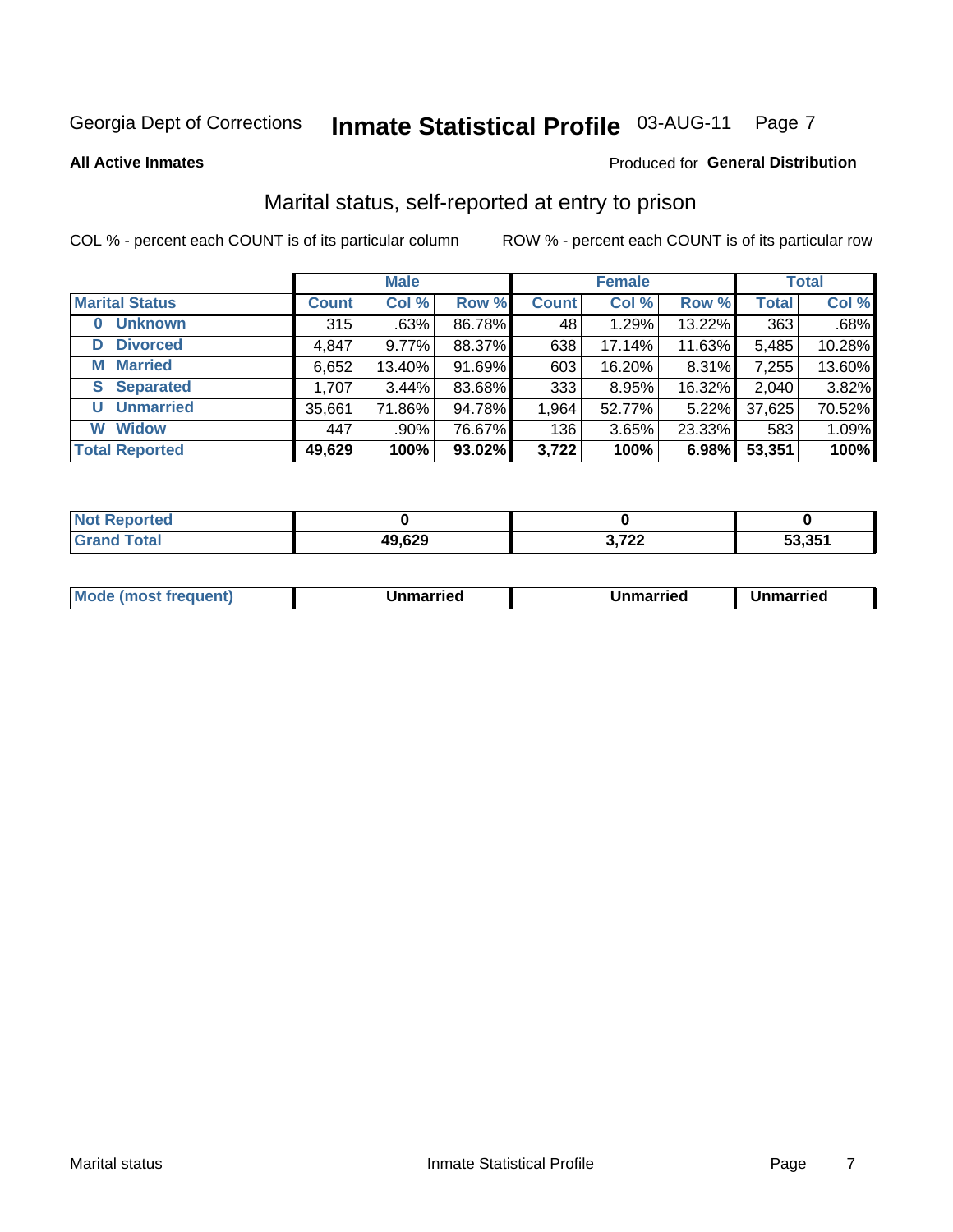Georgia Dept of Corrections **Inmate Statistical Profile** 03-AUG-11

**All Active Inmates**

Produced for **General Distribution**

## Marital status, self-reported at entry to prison

COL % - percent each COUNT is of its particular column

ROW % - percent each COUNT is of its particular row

| | Male | | | Female | | | Total | |
|---|---|---|---|---|---|---|---|---|
| **Marital Status** | **Count** | **Col %** | **Row %** | **Count** | **Col %** | **Row %** | **Total** | **Col %** |
| **0 Unknown** | 315 | .63% | 86.78% | 48 | 1.29% | 13.22% | 363 | .68% |
| **D Divorced** | 4,847 | 9.77% | 88.37% | 638 | 17.14% | 11.63% | 5,485 | 10.28% |
| **M Married** | 6,652 | 13.40% | 91.69% | 603 | 16.20% | 8.31% | 7,255 | 13.60% |
| **S Separated** | 1,707 | 3.44% | 83.68% | 333 | 8.95% | 16.32% | 2,040 | 3.82% |
| **U Unmarried** | 35,661 | 71.86% | 94.78% | 1,964 | 52.77% | 5.22% | 37,625 | 70.52% |
| **W Widow** | 447 | .90% | 76.67% | 136 | 3.65% | 23.33% | 583 | 1.09% |
| **Total Reported** | **49,629** | **100%** | **93.02%** | **3,722** | **100%** | **6.98%** | **53,351** | **100%** |

| | Male | Female | Total |
|---|---|---|---|
| **Not Reported** | **0** | **0** | **0** |
| **Grand Total** | **49,629** | **3,722** | **53,351** |

| | Male | Female | Total |
|---|---|---|---|
| **Mode (most frequent)** | **Unmarried** | **Unmarried** | **Unmarried** |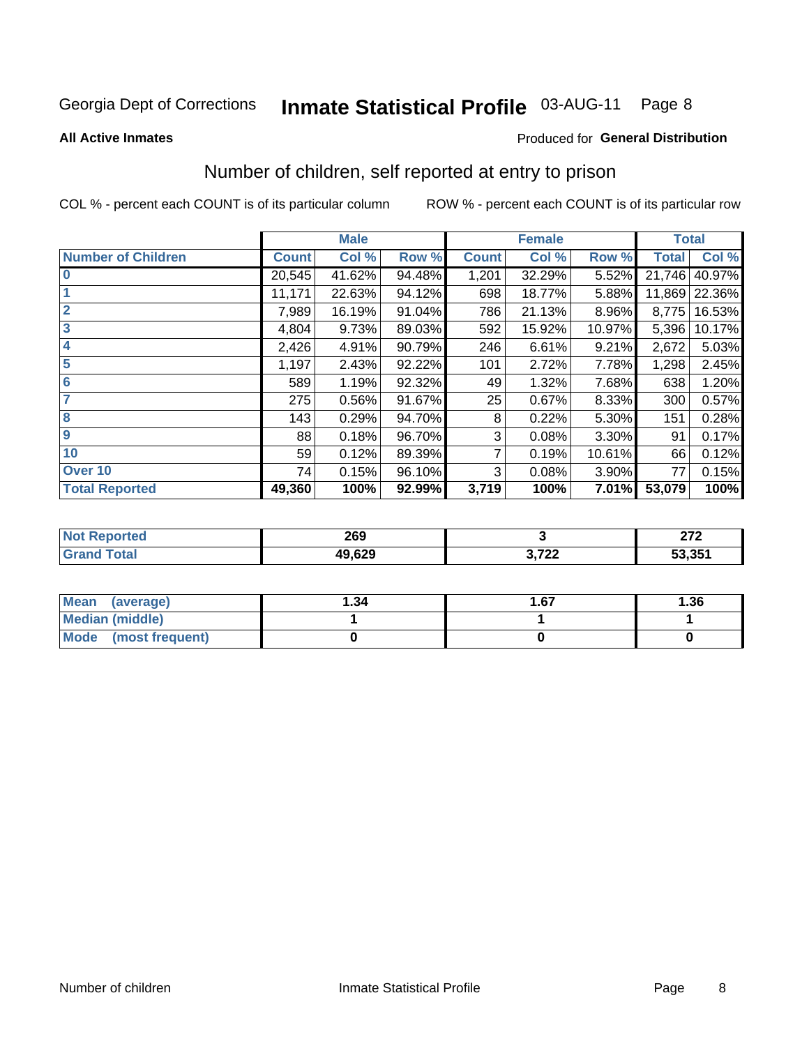Georgia Dept of Corrections **Inmate Statistical Profile** 03-AUG-11

**All Active Inmates**

Produced for **General Distribution**

## Number of children, self reported at entry to prison

COL % - percent each COUNT is of its particular column

ROW % - percent each COUNT is of its particular row

| | Male | | | Female | | | Total | |
|---|---|---|---|---|---|---|---|---|
| **Number of Children** | **Count** | **Col %** | **Row %** | **Count** | **Col %** | **Row %** | **Total** | **Col %** |
| **0** | 20,545 | 41.62% | 94.48% | 1,201 | 32.29% | 5.52% | 21,746 | 40.97% |
| **1** | 11,171 | 22.63% | 94.12% | 698 | 18.77% | 5.88% | 11,869 | 22.36% |
| **2** | 7,989 | 16.19% | 91.04% | 786 | 21.13% | 8.96% | 8,775 | 16.53% |
| **3** | 4,804 | 9.73% | 89.03% | 592 | 15.92% | 10.97% | 5,396 | 10.17% |
| **4** | 2,426 | 4.91% | 90.79% | 246 | 6.61% | 9.21% | 2,672 | 5.03% |
| **5** | 1,197 | 2.43% | 92.22% | 101 | 2.72% | 7.78% | 1,298 | 2.45% |
| **6** | 589 | 1.19% | 92.32% | 49 | 1.32% | 7.68% | 638 | 1.20% |
| **7** | 275 | 0.56% | 91.67% | 25 | 0.67% | 8.33% | 300 | 0.57% |
| **8** | 143 | 0.29% | 94.70% | 8 | 0.22% | 5.30% | 151 | 0.28% |
| **9** | 88 | 0.18% | 96.70% | 3 | 0.08% | 3.30% | 91 | 0.17% |
| **10** | 59 | 0.12% | 89.39% | 7 | 0.19% | 10.61% | 66 | 0.12% |
| **Over 10** | 74 | 0.15% | 96.10% | 3 | 0.08% | 3.90% | 77 | 0.15% |
| **Total Reported** | **49,360** | **100%** | **92.99%** | **3,719** | **100%** | **7.01%** | **53,079** | **100%** |

| | Male | Female | Total |
|---|---|---|---|
| **Not Reported** | **269** | **3** | **272** |
| **Grand Total** | **49,629** | **3,722** | **53,351** |

| | Male | Female | Total |
|---|---|---|---|
| **Mean (average)** | **1.34** | **1.67** | **1.36** |
| **Median (middle)** | **1** | **1** | **1** |
| **Mode (most frequent)** | **0** | **0** | **0** |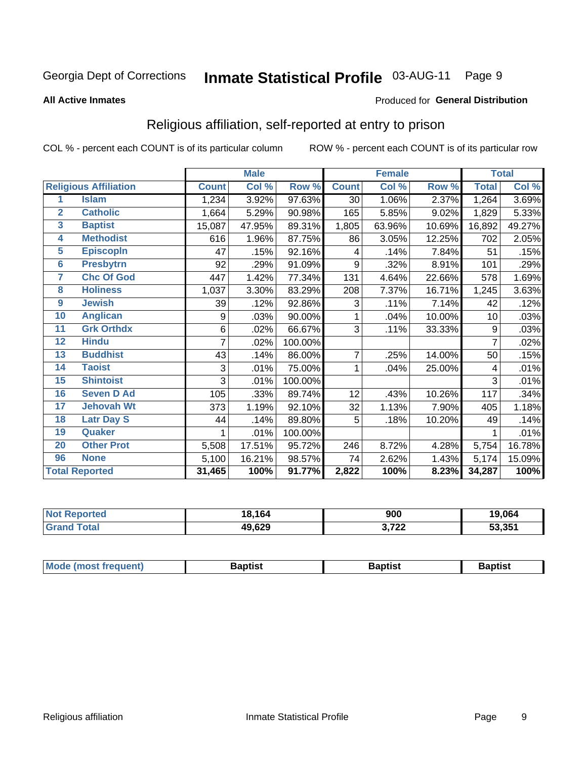Georgia Dept of Corrections **Inmate Statistical Profile** 03-AUG-11

**All Active Inmates**

Produced for **General Distribution**

## Religious affiliation, self-reported at entry to prison

COL % - percent each COUNT is of its particular column ROW % - percent each COUNT is of its particular row

| | | Male | | | Female | | | Total | |
|---|---|---|---|---|---|---|---|---|---|
| **Religious Affiliation** | | **Count** | **Col %** | **Row %** | **Count** | **Col %** | **Row %** | **Total** | **Col %** |
| 1 | Islam | 1,234 | 3.92% | 97.63% | 30 | 1.06% | 2.37% | 1,264 | 3.69% |
| 2 | Catholic | 1,664 | 5.29% | 90.98% | 165 | 5.85% | 9.02% | 1,829 | 5.33% |
| 3 | Baptist | 15,087 | 47.95% | 89.31% | 1,805 | 63.96% | 10.69% | 16,892 | 49.27% |
| 4 | Methodist | 616 | 1.96% | 87.75% | 86 | 3.05% | 12.25% | 702 | 2.05% |
| 5 | Episcopln | 47 | .15% | 92.16% | 4 | .14% | 7.84% | 51 | .15% |
| 6 | Presbytrn | 92 | .29% | 91.09% | 9 | .32% | 8.91% | 101 | .29% |
| 7 | Chc Of God | 447 | 1.42% | 77.34% | 131 | 4.64% | 22.66% | 578 | 1.69% |
| 8 | Holiness | 1,037 | 3.30% | 83.29% | 208 | 7.37% | 16.71% | 1,245 | 3.63% |
| 9 | Jewish | 39 | .12% | 92.86% | 3 | .11% | 7.14% | 42 | .12% |
| 10 | Anglican | 9 | .03% | 90.00% | 1 | .04% | 10.00% | 10 | .03% |
| 11 | Grk Orthdx | 6 | .02% | 66.67% | 3 | .11% | 33.33% | 9 | .03% |
| 12 | Hindu | 7 | .02% | 100.00% | | | | 7 | .02% |
| 13 | Buddhist | 43 | .14% | 86.00% | 7 | .25% | 14.00% | 50 | .15% |
| 14 | Taoist | 3 | .01% | 75.00% | 1 | .04% | 25.00% | 4 | .01% |
| 15 | Shintoist | 3 | .01% | 100.00% | | | | 3 | .01% |
| 16 | Seven D Ad | 105 | .33% | 89.74% | 12 | .43% | 10.26% | 117 | .34% |
| 17 | Jehovah Wt | 373 | 1.19% | 92.10% | 32 | 1.13% | 7.90% | 405 | 1.18% |
| 18 | Latr Day S | 44 | .14% | 89.80% | 5 | .18% | 10.20% | 49 | .14% |
| 19 | Quaker | 1 | .01% | 100.00% | | | | 1 | .01% |
| 20 | Other Prot | 5,508 | 17.51% | 95.72% | 246 | 8.72% | 4.28% | 5,754 | 16.78% |
| 96 | None | 5,100 | 16.21% | 98.57% | 74 | 2.62% | 1.43% | 5,174 | 15.09% |
| **Total Reported** | | **31,465** | **100%** | **91.77%** | **2,822** | **100%** | **8.23%** | **34,287** | **100%** |

| | Male | Female | Total |
|---|---|---|---|
| Not Reported | 18,164 | 900 | 19,064 |
| Grand Total | 49,629 | 3,722 | 53,351 |

| | Male | Female | Total |
|---|---|---|---|
| Mode (most frequent) | Baptist | Baptist | Baptist |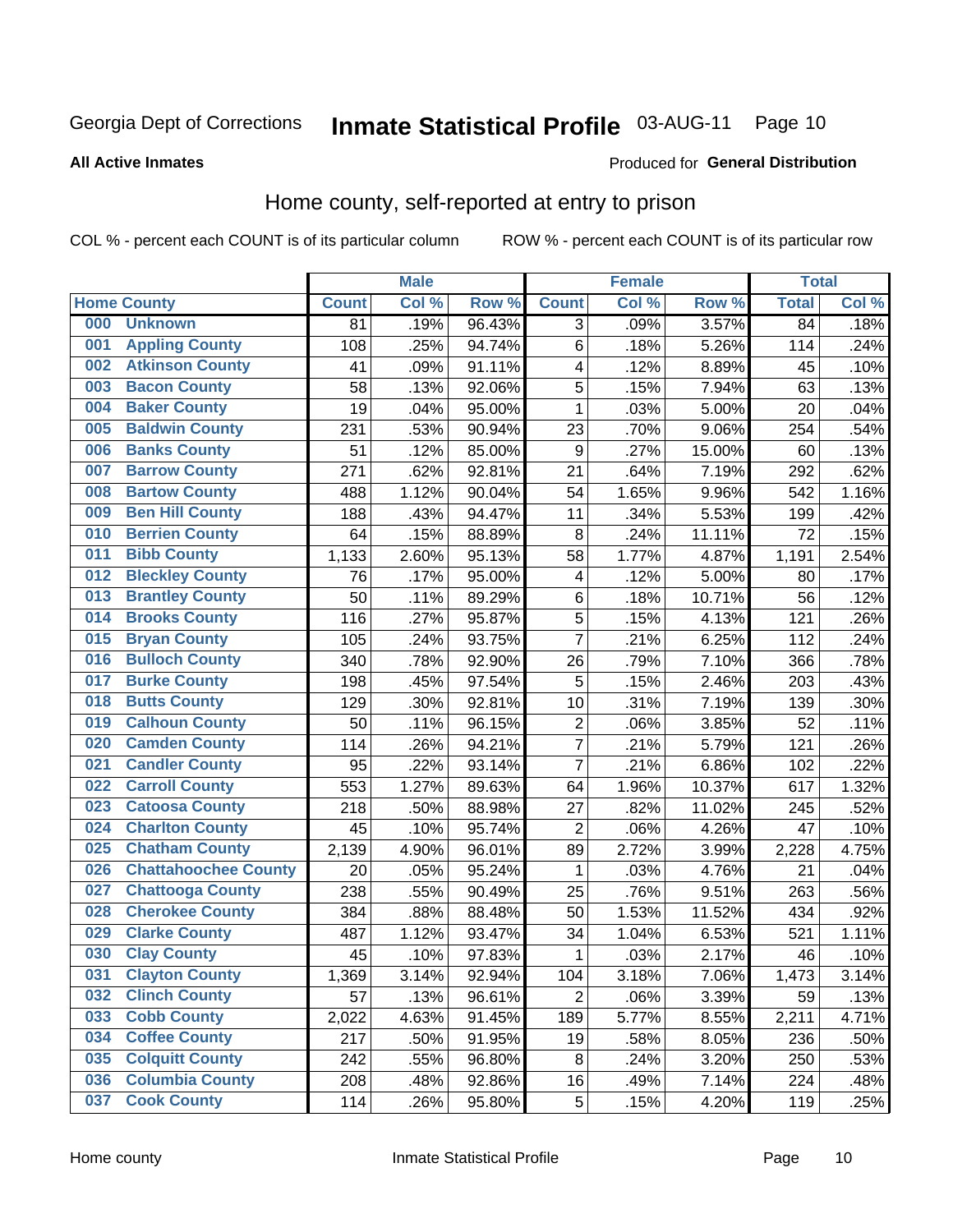Georgia Dept of Corrections **Inmate Statistical Profile** 03-AUG-11

**All Active Inmates**

Produced for **General Distribution**

## Home county, self-reported at entry to prison

COL % - percent each COUNT is of its particular column ROW % - percent each COUNT is of its particular row

| Home County | | Male | | | Female | | | Total | |
|---|---|---|---|---|---|---|---|---|---|
| | | Count | Col % | Row % | Count | Col % | Row % | Total | Col % |
| 000 | Unknown | 81 | .19% | 96.43% | 3 | .09% | 3.57% | 84 | .18% |
| 001 | Appling County | 108 | .25% | 94.74% | 6 | .18% | 5.26% | 114 | .24% |
| 002 | Atkinson County | 41 | .09% | 91.11% | 4 | .12% | 8.89% | 45 | .10% |
| 003 | Bacon County | 58 | .13% | 92.06% | 5 | .15% | 7.94% | 63 | .13% |
| 004 | Baker County | 19 | .04% | 95.00% | 1 | .03% | 5.00% | 20 | .04% |
| 005 | Baldwin County | 231 | .53% | 90.94% | 23 | .70% | 9.06% | 254 | .54% |
| 006 | Banks County | 51 | .12% | 85.00% | 9 | .27% | 15.00% | 60 | .13% |
| 007 | Barrow County | 271 | .62% | 92.81% | 21 | .64% | 7.19% | 292 | .62% |
| 008 | Bartow County | 488 | 1.12% | 90.04% | 54 | 1.65% | 9.96% | 542 | 1.16% |
| 009 | Ben Hill County | 188 | .43% | 94.47% | 11 | .34% | 5.53% | 199 | .42% |
| 010 | Berrien County | 64 | .15% | 88.89% | 8 | .24% | 11.11% | 72 | .15% |
| 011 | Bibb County | 1,133 | 2.60% | 95.13% | 58 | 1.77% | 4.87% | 1,191 | 2.54% |
| 012 | Bleckley County | 76 | .17% | 95.00% | 4 | .12% | 5.00% | 80 | .17% |
| 013 | Brantley County | 50 | .11% | 89.29% | 6 | .18% | 10.71% | 56 | .12% |
| 014 | Brooks County | 116 | .27% | 95.87% | 5 | .15% | 4.13% | 121 | .26% |
| 015 | Bryan County | 105 | .24% | 93.75% | 7 | .21% | 6.25% | 112 | .24% |
| 016 | Bulloch County | 340 | .78% | 92.90% | 26 | .79% | 7.10% | 366 | .78% |
| 017 | Burke County | 198 | .45% | 97.54% | 5 | .15% | 2.46% | 203 | .43% |
| 018 | Butts County | 129 | .30% | 92.81% | 10 | .31% | 7.19% | 139 | .30% |
| 019 | Calhoun County | 50 | .11% | 96.15% | 2 | .06% | 3.85% | 52 | .11% |
| 020 | Camden County | 114 | .26% | 94.21% | 7 | .21% | 5.79% | 121 | .26% |
| 021 | Candler County | 95 | .22% | 93.14% | 7 | .21% | 6.86% | 102 | .22% |
| 022 | Carroll County | 553 | 1.27% | 89.63% | 64 | 1.96% | 10.37% | 617 | 1.32% |
| 023 | Catoosa County | 218 | .50% | 88.98% | 27 | .82% | 11.02% | 245 | .52% |
| 024 | Charlton County | 45 | .10% | 95.74% | 2 | .06% | 4.26% | 47 | .10% |
| 025 | Chatham County | 2,139 | 4.90% | 96.01% | 89 | 2.72% | 3.99% | 2,228 | 4.75% |
| 026 | Chattahoochee County | 20 | .05% | 95.24% | 1 | .03% | 4.76% | 21 | .04% |
| 027 | Chattooga County | 238 | .55% | 90.49% | 25 | .76% | 9.51% | 263 | .56% |
| 028 | Cherokee County | 384 | .88% | 88.48% | 50 | 1.53% | 11.52% | 434 | .92% |
| 029 | Clarke County | 487 | 1.12% | 93.47% | 34 | 1.04% | 6.53% | 521 | 1.11% |
| 030 | Clay County | 45 | .10% | 97.83% | 1 | .03% | 2.17% | 46 | .10% |
| 031 | Clayton County | 1,369 | 3.14% | 92.94% | 104 | 3.18% | 7.06% | 1,473 | 3.14% |
| 032 | Clinch County | 57 | .13% | 96.61% | 2 | .06% | 3.39% | 59 | .13% |
| 033 | Cobb County | 2,022 | 4.63% | 91.45% | 189 | 5.77% | 8.55% | 2,211 | 4.71% |
| 034 | Coffee County | 217 | .50% | 91.95% | 19 | .58% | 8.05% | 236 | .50% |
| 035 | Colquitt County | 242 | .55% | 96.80% | 8 | .24% | 3.20% | 250 | .53% |
| 036 | Columbia County | 208 | .48% | 92.86% | 16 | .49% | 7.14% | 224 | .48% |
| 037 | Cook County | 114 | .26% | 95.80% | 5 | .15% | 4.20% | 119 | .25% |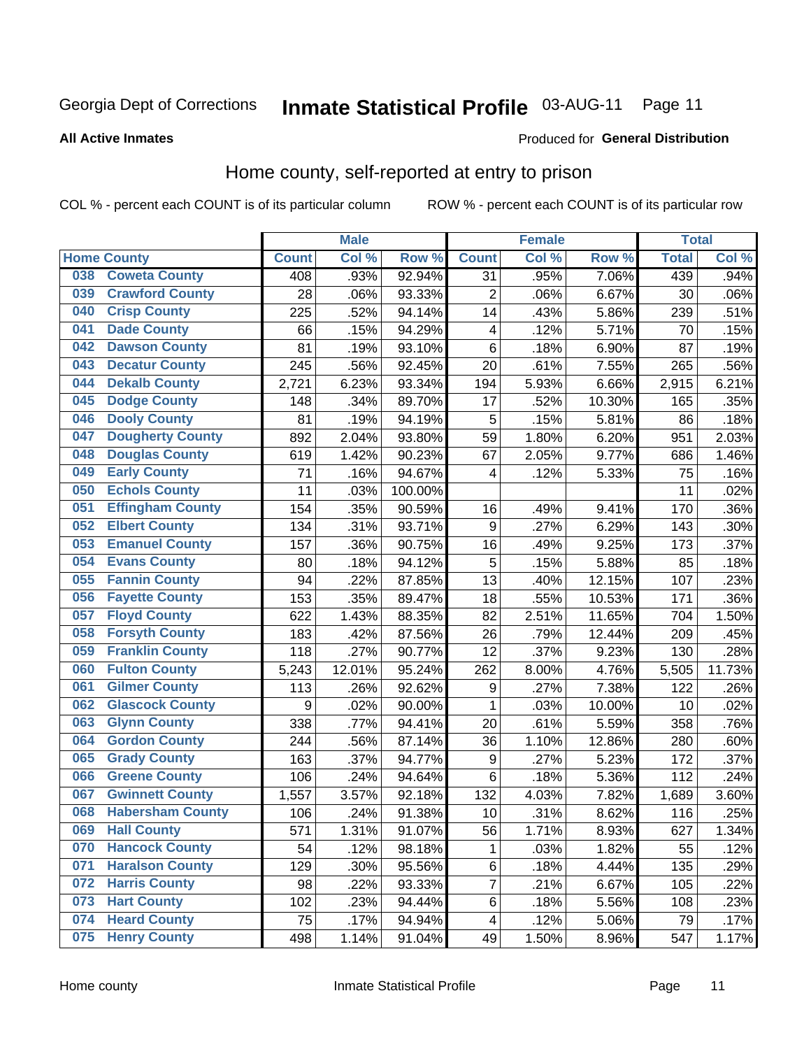Georgia Dept of Corrections **Inmate Statistical Profile** 03-AUG-11

**All Active Inmates**

Produced for **General Distribution**

## Home county, self-reported at entry to prison

COL % - percent each COUNT is of its particular column    ROW % - percent each COUNT is of its particular row

| Home County | | Male | | | Female | | | Total | |
|---|---|---|---|---|---|---|---|---|---|
| | | Count | Col % | Row % | Count | Col % | Row % | Total | Col % |
| 038 | Coweta County | 408 | .93% | 92.94% | 31 | .95% | 7.06% | 439 | .94% |
| 039 | Crawford County | 28 | .06% | 93.33% | 2 | .06% | 6.67% | 30 | .06% |
| 040 | Crisp County | 225 | .52% | 94.14% | 14 | .43% | 5.86% | 239 | .51% |
| 041 | Dade County | 66 | .15% | 94.29% | 4 | .12% | 5.71% | 70 | .15% |
| 042 | Dawson County | 81 | .19% | 93.10% | 6 | .18% | 6.90% | 87 | .19% |
| 043 | Decatur County | 245 | .56% | 92.45% | 20 | .61% | 7.55% | 265 | .56% |
| 044 | Dekalb County | 2,721 | 6.23% | 93.34% | 194 | 5.93% | 6.66% | 2,915 | 6.21% |
| 045 | Dodge County | 148 | .34% | 89.70% | 17 | .52% | 10.30% | 165 | .35% |
| 046 | Dooly County | 81 | .19% | 94.19% | 5 | .15% | 5.81% | 86 | .18% |
| 047 | Dougherty County | 892 | 2.04% | 93.80% | 59 | 1.80% | 6.20% | 951 | 2.03% |
| 048 | Douglas County | 619 | 1.42% | 90.23% | 67 | 2.05% | 9.77% | 686 | 1.46% |
| 049 | Early County | 71 | .16% | 94.67% | 4 | .12% | 5.33% | 75 | .16% |
| 050 | Echols County | 11 | .03% | 100.00% | | | | 11 | .02% |
| 051 | Effingham County | 154 | .35% | 90.59% | 16 | .49% | 9.41% | 170 | .36% |
| 052 | Elbert County | 134 | .31% | 93.71% | 9 | .27% | 6.29% | 143 | .30% |
| 053 | Emanuel County | 157 | .36% | 90.75% | 16 | .49% | 9.25% | 173 | .37% |
| 054 | Evans County | 80 | .18% | 94.12% | 5 | .15% | 5.88% | 85 | .18% |
| 055 | Fannin County | 94 | .22% | 87.85% | 13 | .40% | 12.15% | 107 | .23% |
| 056 | Fayette County | 153 | .35% | 89.47% | 18 | .55% | 10.53% | 171 | .36% |
| 057 | Floyd County | 622 | 1.43% | 88.35% | 82 | 2.51% | 11.65% | 704 | 1.50% |
| 058 | Forsyth County | 183 | .42% | 87.56% | 26 | .79% | 12.44% | 209 | .45% |
| 059 | Franklin County | 118 | .27% | 90.77% | 12 | .37% | 9.23% | 130 | .28% |
| 060 | Fulton County | 5,243 | 12.01% | 95.24% | 262 | 8.00% | 4.76% | 5,505 | 11.73% |
| 061 | Gilmer County | 113 | .26% | 92.62% | 9 | .27% | 7.38% | 122 | .26% |
| 062 | Glascock County | 9 | .02% | 90.00% | 1 | .03% | 10.00% | 10 | .02% |
| 063 | Glynn County | 338 | .77% | 94.41% | 20 | .61% | 5.59% | 358 | .76% |
| 064 | Gordon County | 244 | .56% | 87.14% | 36 | 1.10% | 12.86% | 280 | .60% |
| 065 | Grady County | 163 | .37% | 94.77% | 9 | .27% | 5.23% | 172 | .37% |
| 066 | Greene County | 106 | .24% | 94.64% | 6 | .18% | 5.36% | 112 | .24% |
| 067 | Gwinnett County | 1,557 | 3.57% | 92.18% | 132 | 4.03% | 7.82% | 1,689 | 3.60% |
| 068 | Habersham County | 106 | .24% | 91.38% | 10 | .31% | 8.62% | 116 | .25% |
| 069 | Hall County | 571 | 1.31% | 91.07% | 56 | 1.71% | 8.93% | 627 | 1.34% |
| 070 | Hancock County | 54 | .12% | 98.18% | 1 | .03% | 1.82% | 55 | .12% |
| 071 | Haralson County | 129 | .30% | 95.56% | 6 | .18% | 4.44% | 135 | .29% |
| 072 | Harris County | 98 | .22% | 93.33% | 7 | .21% | 6.67% | 105 | .22% |
| 073 | Hart County | 102 | .23% | 94.44% | 6 | .18% | 5.56% | 108 | .23% |
| 074 | Heard County | 75 | .17% | 94.94% | 4 | .12% | 5.06% | 79 | .17% |
| 075 | Henry County | 498 | 1.14% | 91.04% | 49 | 1.50% | 8.96% | 547 | 1.17% |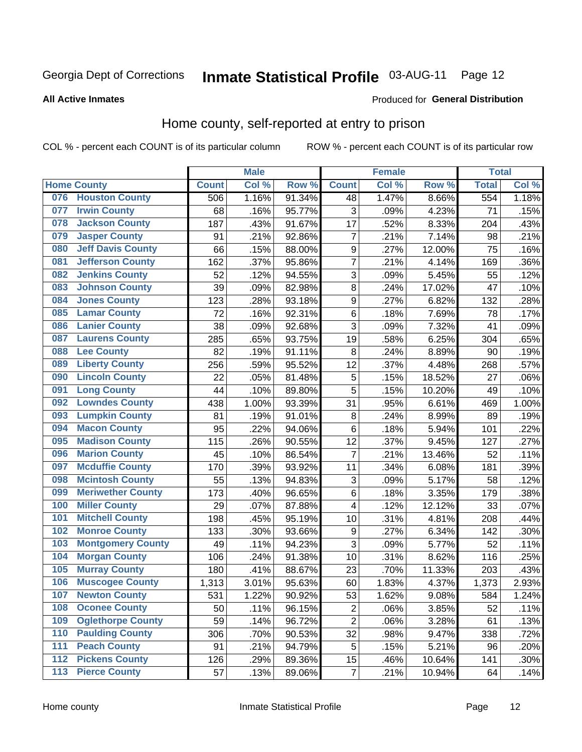Georgia Dept of Corrections **Inmate Statistical Profile** 03-AUG-11

**All Active Inmates**

Produced for **General Distribution**

## Home county, self-reported at entry to prison

COL % - percent each COUNT is of its particular column ROW % - percent each COUNT is of its particular row

| Home County | | Male | | | Female | | | Total | |
|---|---|---|---|---|---|---|---|---|---|
| | | Count | Col % | Row % | Count | Col % | Row % | Total | Col % |
| 076 | Houston County | 506 | 1.16% | 91.34% | 48 | 1.47% | 8.66% | 554 | 1.18% |
| 077 | Irwin County | 68 | .16% | 95.77% | 3 | .09% | 4.23% | 71 | .15% |
| 078 | Jackson County | 187 | .43% | 91.67% | 17 | .52% | 8.33% | 204 | .43% |
| 079 | Jasper County | 91 | .21% | 92.86% | 7 | .21% | 7.14% | 98 | .21% |
| 080 | Jeff Davis County | 66 | .15% | 88.00% | 9 | .27% | 12.00% | 75 | .16% |
| 081 | Jefferson County | 162 | .37% | 95.86% | 7 | .21% | 4.14% | 169 | .36% |
| 082 | Jenkins County | 52 | .12% | 94.55% | 3 | .09% | 5.45% | 55 | .12% |
| 083 | Johnson County | 39 | .09% | 82.98% | 8 | .24% | 17.02% | 47 | .10% |
| 084 | Jones County | 123 | .28% | 93.18% | 9 | .27% | 6.82% | 132 | .28% |
| 085 | Lamar County | 72 | .16% | 92.31% | 6 | .18% | 7.69% | 78 | .17% |
| 086 | Lanier County | 38 | .09% | 92.68% | 3 | .09% | 7.32% | 41 | .09% |
| 087 | Laurens County | 285 | .65% | 93.75% | 19 | .58% | 6.25% | 304 | .65% |
| 088 | Lee County | 82 | .19% | 91.11% | 8 | .24% | 8.89% | 90 | .19% |
| 089 | Liberty County | 256 | .59% | 95.52% | 12 | .37% | 4.48% | 268 | .57% |
| 090 | Lincoln County | 22 | .05% | 81.48% | 5 | .15% | 18.52% | 27 | .06% |
| 091 | Long County | 44 | .10% | 89.80% | 5 | .15% | 10.20% | 49 | .10% |
| 092 | Lowndes County | 438 | 1.00% | 93.39% | 31 | .95% | 6.61% | 469 | 1.00% |
| 093 | Lumpkin County | 81 | .19% | 91.01% | 8 | .24% | 8.99% | 89 | .19% |
| 094 | Macon County | 95 | .22% | 94.06% | 6 | .18% | 5.94% | 101 | .22% |
| 095 | Madison County | 115 | .26% | 90.55% | 12 | .37% | 9.45% | 127 | .27% |
| 096 | Marion County | 45 | .10% | 86.54% | 7 | .21% | 13.46% | 52 | .11% |
| 097 | Mcduffie County | 170 | .39% | 93.92% | 11 | .34% | 6.08% | 181 | .39% |
| 098 | Mcintosh County | 55 | .13% | 94.83% | 3 | .09% | 5.17% | 58 | .12% |
| 099 | Meriwether County | 173 | .40% | 96.65% | 6 | .18% | 3.35% | 179 | .38% |
| 100 | Miller County | 29 | .07% | 87.88% | 4 | .12% | 12.12% | 33 | .07% |
| 101 | Mitchell County | 198 | .45% | 95.19% | 10 | .31% | 4.81% | 208 | .44% |
| 102 | Monroe County | 133 | .30% | 93.66% | 9 | .27% | 6.34% | 142 | .30% |
| 103 | Montgomery County | 49 | .11% | 94.23% | 3 | .09% | 5.77% | 52 | .11% |
| 104 | Morgan County | 106 | .24% | 91.38% | 10 | .31% | 8.62% | 116 | .25% |
| 105 | Murray County | 180 | .41% | 88.67% | 23 | .70% | 11.33% | 203 | .43% |
| 106 | Muscogee County | 1,313 | 3.01% | 95.63% | 60 | 1.83% | 4.37% | 1,373 | 2.93% |
| 107 | Newton County | 531 | 1.22% | 90.92% | 53 | 1.62% | 9.08% | 584 | 1.24% |
| 108 | Oconee County | 50 | .11% | 96.15% | 2 | .06% | 3.85% | 52 | .11% |
| 109 | Oglethorpe County | 59 | .14% | 96.72% | 2 | .06% | 3.28% | 61 | .13% |
| 110 | Paulding County | 306 | .70% | 90.53% | 32 | .98% | 9.47% | 338 | .72% |
| 111 | Peach County | 91 | .21% | 94.79% | 5 | .15% | 5.21% | 96 | .20% |
| 112 | Pickens County | 126 | .29% | 89.36% | 15 | .46% | 10.64% | 141 | .30% |
| 113 | Pierce County | 57 | .13% | 89.06% | 7 | .21% | 10.94% | 64 | .14% |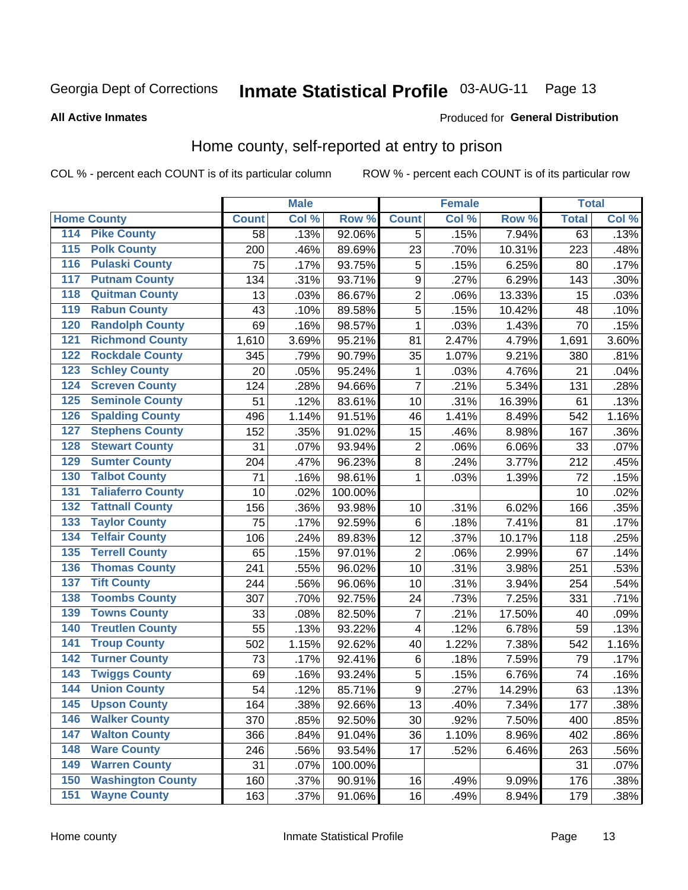Georgia Dept of Corrections **Inmate Statistical Profile** 03-AUG-11 Page 13

**All Active Inmates**

Produced for **General Distribution**

## Home county, self-reported at entry to prison

COL % - percent each COUNT is of its particular column ROW % - percent each COUNT is of its particular row

| Home County | | Male | | | Female | | | Total | |
|---|---|---|---|---|---|---|---|---|---|
| | | Count | Col % | Row % | Count | Col % | Row % | Total | Col % |
| 114 | Pike County | 58 | .13% | 92.06% | 5 | .15% | 7.94% | 63 | .13% |
| 115 | Polk County | 200 | .46% | 89.69% | 23 | .70% | 10.31% | 223 | .48% |
| 116 | Pulaski County | 75 | .17% | 93.75% | 5 | .15% | 6.25% | 80 | .17% |
| 117 | Putnam County | 134 | .31% | 93.71% | 9 | .27% | 6.29% | 143 | .30% |
| 118 | Quitman County | 13 | .03% | 86.67% | 2 | .06% | 13.33% | 15 | .03% |
| 119 | Rabun County | 43 | .10% | 89.58% | 5 | .15% | 10.42% | 48 | .10% |
| 120 | Randolph County | 69 | .16% | 98.57% | 1 | .03% | 1.43% | 70 | .15% |
| 121 | Richmond County | 1,610 | 3.69% | 95.21% | 81 | 2.47% | 4.79% | 1,691 | 3.60% |
| 122 | Rockdale County | 345 | .79% | 90.79% | 35 | 1.07% | 9.21% | 380 | .81% |
| 123 | Schley County | 20 | .05% | 95.24% | 1 | .03% | 4.76% | 21 | .04% |
| 124 | Screven County | 124 | .28% | 94.66% | 7 | .21% | 5.34% | 131 | .28% |
| 125 | Seminole County | 51 | .12% | 83.61% | 10 | .31% | 16.39% | 61 | .13% |
| 126 | Spalding County | 496 | 1.14% | 91.51% | 46 | 1.41% | 8.49% | 542 | 1.16% |
| 127 | Stephens County | 152 | .35% | 91.02% | 15 | .46% | 8.98% | 167 | .36% |
| 128 | Stewart County | 31 | .07% | 93.94% | 2 | .06% | 6.06% | 33 | .07% |
| 129 | Sumter County | 204 | .47% | 96.23% | 8 | .24% | 3.77% | 212 | .45% |
| 130 | Talbot County | 71 | .16% | 98.61% | 1 | .03% | 1.39% | 72 | .15% |
| 131 | Taliaferro County | 10 | .02% | 100.00% | | | | 10 | .02% |
| 132 | Tattnall County | 156 | .36% | 93.98% | 10 | .31% | 6.02% | 166 | .35% |
| 133 | Taylor County | 75 | .17% | 92.59% | 6 | .18% | 7.41% | 81 | .17% |
| 134 | Telfair County | 106 | .24% | 89.83% | 12 | .37% | 10.17% | 118 | .25% |
| 135 | Terrell County | 65 | .15% | 97.01% | 2 | .06% | 2.99% | 67 | .14% |
| 136 | Thomas County | 241 | .55% | 96.02% | 10 | .31% | 3.98% | 251 | .53% |
| 137 | Tift County | 244 | .56% | 96.06% | 10 | .31% | 3.94% | 254 | .54% |
| 138 | Toombs County | 307 | .70% | 92.75% | 24 | .73% | 7.25% | 331 | .71% |
| 139 | Towns County | 33 | .08% | 82.50% | 7 | .21% | 17.50% | 40 | .09% |
| 140 | Treutlen County | 55 | .13% | 93.22% | 4 | .12% | 6.78% | 59 | .13% |
| 141 | Troup County | 502 | 1.15% | 92.62% | 40 | 1.22% | 7.38% | 542 | 1.16% |
| 142 | Turner County | 73 | .17% | 92.41% | 6 | .18% | 7.59% | 79 | .17% |
| 143 | Twiggs County | 69 | .16% | 93.24% | 5 | .15% | 6.76% | 74 | .16% |
| 144 | Union County | 54 | .12% | 85.71% | 9 | .27% | 14.29% | 63 | .13% |
| 145 | Upson County | 164 | .38% | 92.66% | 13 | .40% | 7.34% | 177 | .38% |
| 146 | Walker County | 370 | .85% | 92.50% | 30 | .92% | 7.50% | 400 | .85% |
| 147 | Walton County | 366 | .84% | 91.04% | 36 | 1.10% | 8.96% | 402 | .86% |
| 148 | Ware County | 246 | .56% | 93.54% | 17 | .52% | 6.46% | 263 | .56% |
| 149 | Warren County | 31 | .07% | 100.00% | | | | 31 | .07% |
| 150 | Washington County | 160 | .37% | 90.91% | 16 | .49% | 9.09% | 176 | .38% |
| 151 | Wayne County | 163 | .37% | 91.06% | 16 | .49% | 8.94% | 179 | .38% |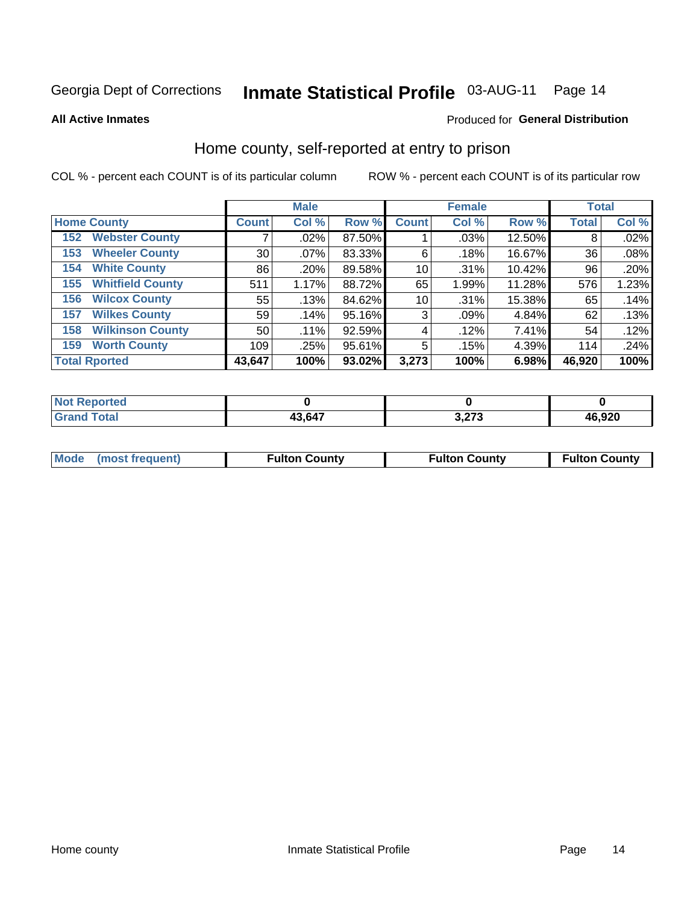Georgia Dept of Corrections **Inmate Statistical Profile** 03-AUG-11 Page 14

**All Active Inmates**

Produced for **General Distribution**

## Home county, self-reported at entry to prison

COL % - percent each COUNT is of its particular column ROW % - percent each COUNT is of its particular row

| Home County | Male | | | Female | | | Total | |
|---|---|---|---|---|---|---|---|---|
| | Count | Col % | Row % | Count | Col % | Row % | Total | Col % |
| 152 Webster County | 7 | .02% | 87.50% | 1 | .03% | 12.50% | 8 | .02% |
| 153 Wheeler County | 30 | .07% | 83.33% | 6 | .18% | 16.67% | 36 | .08% |
| 154 White County | 86 | .20% | 89.58% | 10 | .31% | 10.42% | 96 | .20% |
| 155 Whitfield County | 511 | 1.17% | 88.72% | 65 | 1.99% | 11.28% | 576 | 1.23% |
| 156 Wilcox County | 55 | .13% | 84.62% | 10 | .31% | 15.38% | 65 | .14% |
| 157 Wilkes County | 59 | .14% | 95.16% | 3 | .09% | 4.84% | 62 | .13% |
| 158 Wilkinson County | 50 | .11% | 92.59% | 4 | .12% | 7.41% | 54 | .12% |
| 159 Worth County | 109 | .25% | 95.61% | 5 | .15% | 4.39% | 114 | .24% |
| **Total Rported** | **43,647** | **100%** | **93.02%** | **3,273** | **100%** | **6.98%** | **46,920** | **100%** |

| | Male | Female | Total |
|---|---|---|---|
| Not Reported | **0** | **0** | **0** |
| Grand Total | **43,647** | **3,273** | **46,920** |

| | Male | Female | Total |
|---|---|---|---|
| Mode (most frequent) | **Fulton County** | **Fulton County** | **Fulton County** |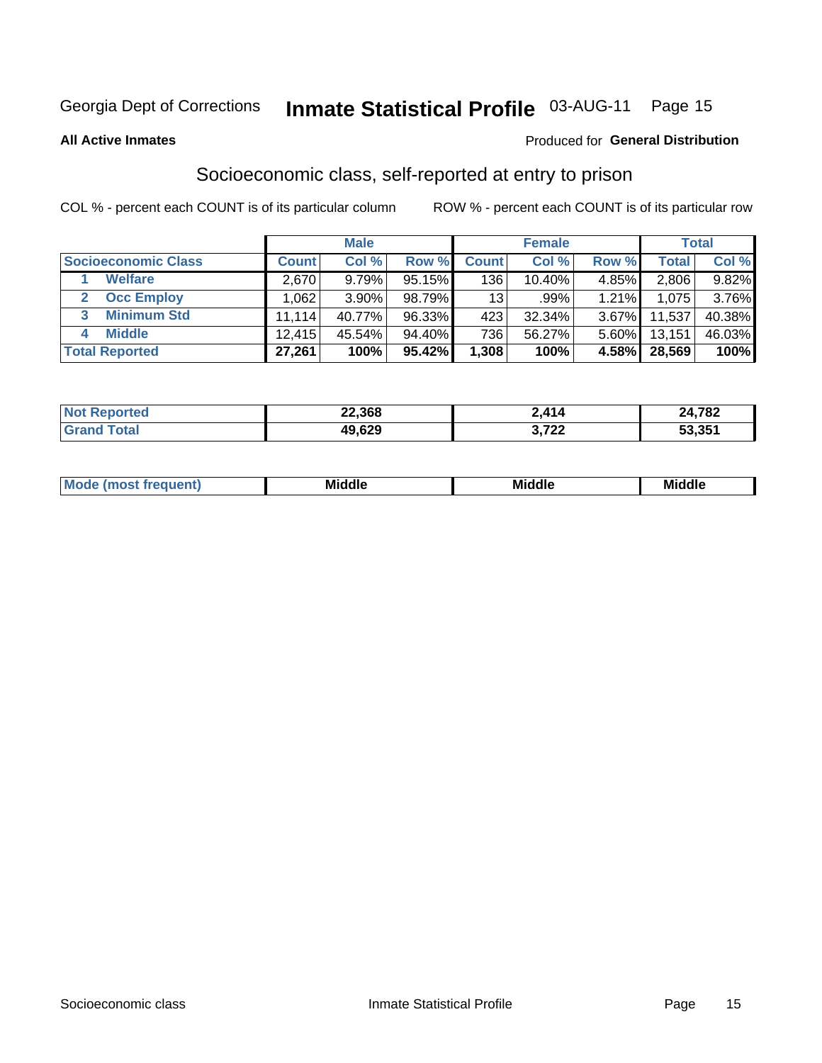# Inmate Statistical Profile

Georgia Dept of Corrections — 03-AUG-11 — Page 15

**All Active Inmates**

Produced for **General Distribution**

## Socioeconomic class, self-reported at entry to prison

COL % - percent each COUNT is of its particular column

ROW % - percent each COUNT is of its particular row

| | Male | | | Female | | | Total | |
|---|---|---|---|---|---|---|---|---|
| **Socioeconomic Class** | **Count** | **Col %** | **Row %** | **Count** | **Col %** | **Row %** | **Total** | **Col %** |
| 1 Welfare | 2,670 | 9.79% | 95.15% | 136 | 10.40% | 4.85% | 2,806 | 9.82% |
| 2 Occ Employ | 1,062 | 3.90% | 98.79% | 13 | .99% | 1.21% | 1,075 | 3.76% |
| 3 Minimum Std | 11,114 | 40.77% | 96.33% | 423 | 32.34% | 3.67% | 11,537 | 40.38% |
| 4 Middle | 12,415 | 45.54% | 94.40% | 736 | 56.27% | 5.60% | 13,151 | 46.03% |
| **Total Reported** | **27,261** | **100%** | **95.42%** | **1,308** | **100%** | **4.58%** | **28,569** | **100%** |

| | Male | Female | Total |
|---|---|---|---|
| Not Reported | 22,368 | 2,414 | 24,782 |
| Grand Total | 49,629 | 3,722 | 53,351 |

| | Male | Female | Total |
|---|---|---|---|
| Mode (most frequent) | Middle | Middle | Middle |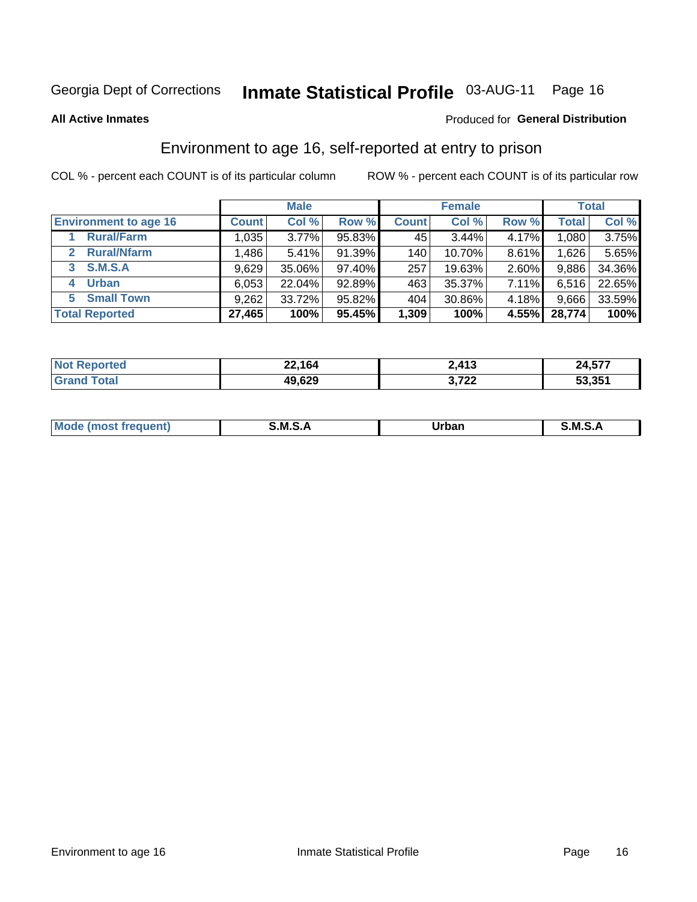Georgia Dept of Corrections **Inmate Statistical Profile** 03-AUG-11

**All Active Inmates**

Produced for **General Distribution**

## Environment to age 16, self-reported at entry to prison

COL % - percent each COUNT is of its particular column

ROW % - percent each COUNT is of its particular row

| | Male | | | Female | | | Total | |
|---|---|---|---|---|---|---|---|---|
| **Environment to age 16** | **Count** | **Col %** | **Row %** | **Count** | **Col %** | **Row %** | **Total** | **Col %** |
| **1 Rural/Farm** | 1,035 | 3.77% | 95.83% | 45 | 3.44% | 4.17% | 1,080 | 3.75% |
| **2 Rural/Nfarm** | 1,486 | 5.41% | 91.39% | 140 | 10.70% | 8.61% | 1,626 | 5.65% |
| **3 S.M.S.A** | 9,629 | 35.06% | 97.40% | 257 | 19.63% | 2.60% | 9,886 | 34.36% |
| **4 Urban** | 6,053 | 22.04% | 92.89% | 463 | 35.37% | 7.11% | 6,516 | 22.65% |
| **5 Small Town** | 9,262 | 33.72% | 95.82% | 404 | 30.86% | 4.18% | 9,666 | 33.59% |
| **Total Reported** | **27,465** | **100%** | **95.45%** | **1,309** | **100%** | **4.55%** | **28,774** | **100%** |

| | Male | Female | Total |
|---|---|---|---|
| **Not Reported** | **22,164** | **2,413** | **24,577** |
| **Grand Total** | **49,629** | **3,722** | **53,351** |

| | Male | Female | Total |
|---|---|---|---|
| **Mode (most frequent)** | **S.M.S.A** | **Urban** | **S.M.S.A** |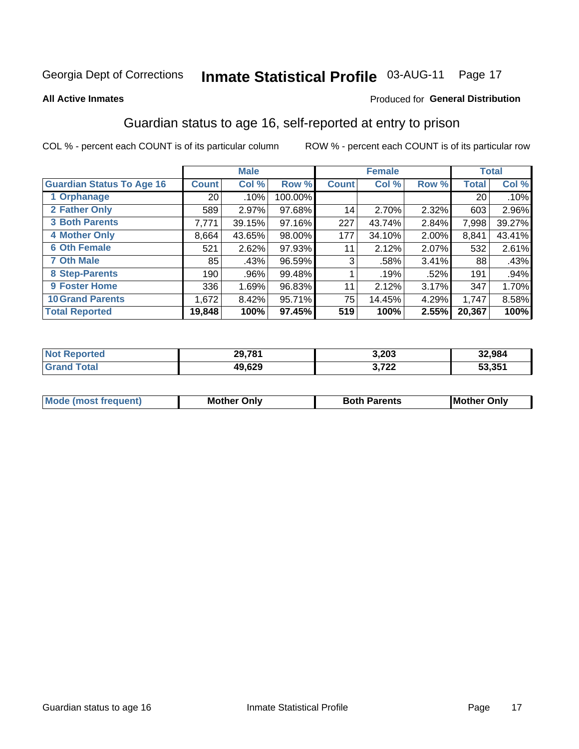Georgia Dept of Corrections **Inmate Statistical Profile** 03-AUG-11

**All Active Inmates**

Produced for **General Distribution**

## Guardian status to age 16, self-reported at entry to prison

COL % - percent each COUNT is of its particular column

ROW % - percent each COUNT is of its particular row

| | Male | | | Female | | | Total | |
|---|---|---|---|---|---|---|---|---|
| **Guardian Status To Age 16** | **Count** | **Col %** | **Row %** | **Count** | **Col %** | **Row %** | **Total** | **Col %** |
| 1 Orphanage | 20 | .10% | 100.00% | | | | 20 | .10% |
| 2 Father Only | 589 | 2.97% | 97.68% | 14 | 2.70% | 2.32% | 603 | 2.96% |
| 3 Both Parents | 7,771 | 39.15% | 97.16% | 227 | 43.74% | 2.84% | 7,998 | 39.27% |
| 4 Mother Only | 8,664 | 43.65% | 98.00% | 177 | 34.10% | 2.00% | 8,841 | 43.41% |
| 6 Oth Female | 521 | 2.62% | 97.93% | 11 | 2.12% | 2.07% | 532 | 2.61% |
| 7 Oth Male | 85 | .43% | 96.59% | 3 | .58% | 3.41% | 88 | .43% |
| 8 Step-Parents | 190 | .96% | 99.48% | 1 | .19% | .52% | 191 | .94% |
| 9 Foster Home | 336 | 1.69% | 96.83% | 11 | 2.12% | 3.17% | 347 | 1.70% |
| 10 Grand Parents | 1,672 | 8.42% | 95.71% | 75 | 14.45% | 4.29% | 1,747 | 8.58% |
| **Total Reported** | **19,848** | **100%** | **97.45%** | **519** | **100%** | **2.55%** | **20,367** | **100%** |

| | Male | Female | Total |
|---|---|---|---|
| Not Reported | **29,781** | **3,203** | **32,984** |
| Grand Total | **49,629** | **3,722** | **53,351** |

| | Male | Female | Total |
|---|---|---|---|
| Mode (most frequent) | **Mother Only** | **Both Parents** | **Mother Only** |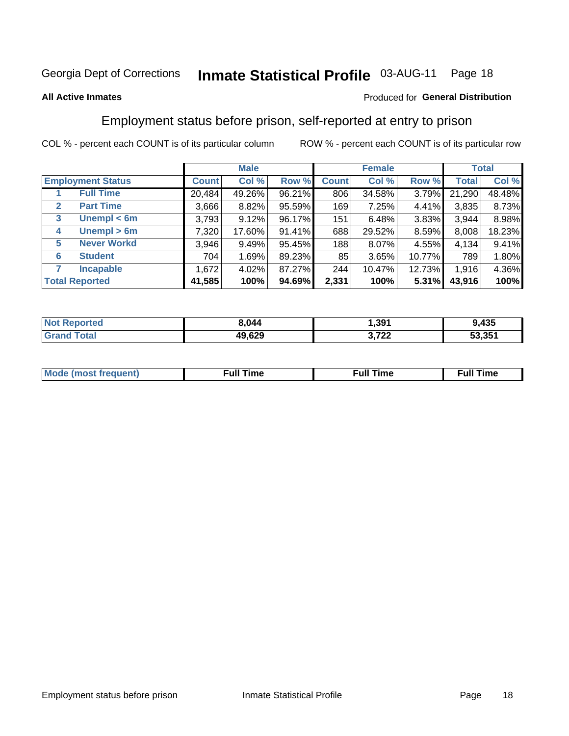Georgia Dept of Corrections **Inmate Statistical Profile** 03-AUG-11

**All Active Inmates**

Produced for **General Distribution**

## Employment status before prison, self-reported at entry to prison

COL % - percent each COUNT is of its particular column     ROW % - percent each COUNT is of its particular row

| Employment Status | | Male | | | Female | | | Total | |
|---|---|---|---|---|---|---|---|---|---|
| | | Count | Col % | Row % | Count | Col % | Row % | Total | Col % |
| 1 | Full Time | 20,484 | 49.26% | 96.21% | 806 | 34.58% | 3.79% | 21,290 | 48.48% |
| 2 | Part Time | 3,666 | 8.82% | 95.59% | 169 | 7.25% | 4.41% | 3,835 | 8.73% |
| 3 | Unempl < 6m | 3,793 | 9.12% | 96.17% | 151 | 6.48% | 3.83% | 3,944 | 8.98% |
| 4 | Unempl > 6m | 7,320 | 17.60% | 91.41% | 688 | 29.52% | 8.59% | 8,008 | 18.23% |
| 5 | Never Workd | 3,946 | 9.49% | 95.45% | 188 | 8.07% | 4.55% | 4,134 | 9.41% |
| 6 | Student | 704 | 1.69% | 89.23% | 85 | 3.65% | 10.77% | 789 | 1.80% |
| 7 | Incapable | 1,672 | 4.02% | 87.27% | 244 | 10.47% | 12.73% | 1,916 | 4.36% |
| **Total Reported** | | **41,585** | **100%** | **94.69%** | **2,331** | **100%** | **5.31%** | **43,916** | **100%** |

| | Male | Female | Total |
|---|---|---|---|
| Not Reported | 8,044 | 1,391 | 9,435 |
| Grand Total | 49,629 | 3,722 | 53,351 |

| | Male | Female | Total |
|---|---|---|---|
| Mode (most frequent) | Full Time | Full Time | Full Time |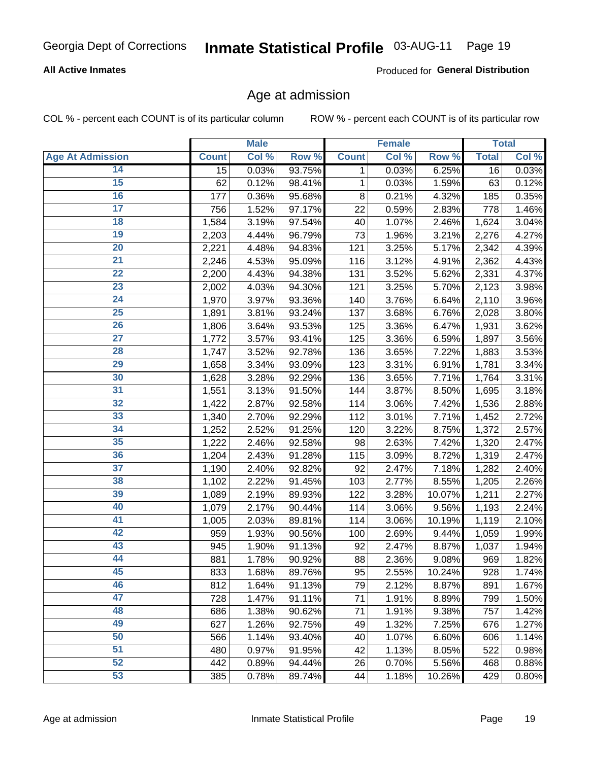Georgia Dept of Corrections **Inmate Statistical Profile** 03-AUG-11

**All Active Inmates**

Produced for **General Distribution**

## Age at admission

COL % - percent each COUNT is of its particular column    ROW % - percent each COUNT is of its particular row

| | Male | | | Female | | | Total | |
|---|---|---|---|---|---|---|---|---|
| **Age At Admission** | **Count** | **Col %** | **Row %** | **Count** | **Col %** | **Row %** | **Total** | **Col %** |
| 14 | 15 | 0.03% | 93.75% | 1 | 0.03% | 6.25% | 16 | 0.03% |
| 15 | 62 | 0.12% | 98.41% | 1 | 0.03% | 1.59% | 63 | 0.12% |
| 16 | 177 | 0.36% | 95.68% | 8 | 0.21% | 4.32% | 185 | 0.35% |
| 17 | 756 | 1.52% | 97.17% | 22 | 0.59% | 2.83% | 778 | 1.46% |
| 18 | 1,584 | 3.19% | 97.54% | 40 | 1.07% | 2.46% | 1,624 | 3.04% |
| 19 | 2,203 | 4.44% | 96.79% | 73 | 1.96% | 3.21% | 2,276 | 4.27% |
| 20 | 2,221 | 4.48% | 94.83% | 121 | 3.25% | 5.17% | 2,342 | 4.39% |
| 21 | 2,246 | 4.53% | 95.09% | 116 | 3.12% | 4.91% | 2,362 | 4.43% |
| 22 | 2,200 | 4.43% | 94.38% | 131 | 3.52% | 5.62% | 2,331 | 4.37% |
| 23 | 2,002 | 4.03% | 94.30% | 121 | 3.25% | 5.70% | 2,123 | 3.98% |
| 24 | 1,970 | 3.97% | 93.36% | 140 | 3.76% | 6.64% | 2,110 | 3.96% |
| 25 | 1,891 | 3.81% | 93.24% | 137 | 3.68% | 6.76% | 2,028 | 3.80% |
| 26 | 1,806 | 3.64% | 93.53% | 125 | 3.36% | 6.47% | 1,931 | 3.62% |
| 27 | 1,772 | 3.57% | 93.41% | 125 | 3.36% | 6.59% | 1,897 | 3.56% |
| 28 | 1,747 | 3.52% | 92.78% | 136 | 3.65% | 7.22% | 1,883 | 3.53% |
| 29 | 1,658 | 3.34% | 93.09% | 123 | 3.31% | 6.91% | 1,781 | 3.34% |
| 30 | 1,628 | 3.28% | 92.29% | 136 | 3.65% | 7.71% | 1,764 | 3.31% |
| 31 | 1,551 | 3.13% | 91.50% | 144 | 3.87% | 8.50% | 1,695 | 3.18% |
| 32 | 1,422 | 2.87% | 92.58% | 114 | 3.06% | 7.42% | 1,536 | 2.88% |
| 33 | 1,340 | 2.70% | 92.29% | 112 | 3.01% | 7.71% | 1,452 | 2.72% |
| 34 | 1,252 | 2.52% | 91.25% | 120 | 3.22% | 8.75% | 1,372 | 2.57% |
| 35 | 1,222 | 2.46% | 92.58% | 98 | 2.63% | 7.42% | 1,320 | 2.47% |
| 36 | 1,204 | 2.43% | 91.28% | 115 | 3.09% | 8.72% | 1,319 | 2.47% |
| 37 | 1,190 | 2.40% | 92.82% | 92 | 2.47% | 7.18% | 1,282 | 2.40% |
| 38 | 1,102 | 2.22% | 91.45% | 103 | 2.77% | 8.55% | 1,205 | 2.26% |
| 39 | 1,089 | 2.19% | 89.93% | 122 | 3.28% | 10.07% | 1,211 | 2.27% |
| 40 | 1,079 | 2.17% | 90.44% | 114 | 3.06% | 9.56% | 1,193 | 2.24% |
| 41 | 1,005 | 2.03% | 89.81% | 114 | 3.06% | 10.19% | 1,119 | 2.10% |
| 42 | 959 | 1.93% | 90.56% | 100 | 2.69% | 9.44% | 1,059 | 1.99% |
| 43 | 945 | 1.90% | 91.13% | 92 | 2.47% | 8.87% | 1,037 | 1.94% |
| 44 | 881 | 1.78% | 90.92% | 88 | 2.36% | 9.08% | 969 | 1.82% |
| 45 | 833 | 1.68% | 89.76% | 95 | 2.55% | 10.24% | 928 | 1.74% |
| 46 | 812 | 1.64% | 91.13% | 79 | 2.12% | 8.87% | 891 | 1.67% |
| 47 | 728 | 1.47% | 91.11% | 71 | 1.91% | 8.89% | 799 | 1.50% |
| 48 | 686 | 1.38% | 90.62% | 71 | 1.91% | 9.38% | 757 | 1.42% |
| 49 | 627 | 1.26% | 92.75% | 49 | 1.32% | 7.25% | 676 | 1.27% |
| 50 | 566 | 1.14% | 93.40% | 40 | 1.07% | 6.60% | 606 | 1.14% |
| 51 | 480 | 0.97% | 91.95% | 42 | 1.13% | 8.05% | 522 | 0.98% |
| 52 | 442 | 0.89% | 94.44% | 26 | 0.70% | 5.56% | 468 | 0.88% |
| 53 | 385 | 0.78% | 89.74% | 44 | 1.18% | 10.26% | 429 | 0.80% |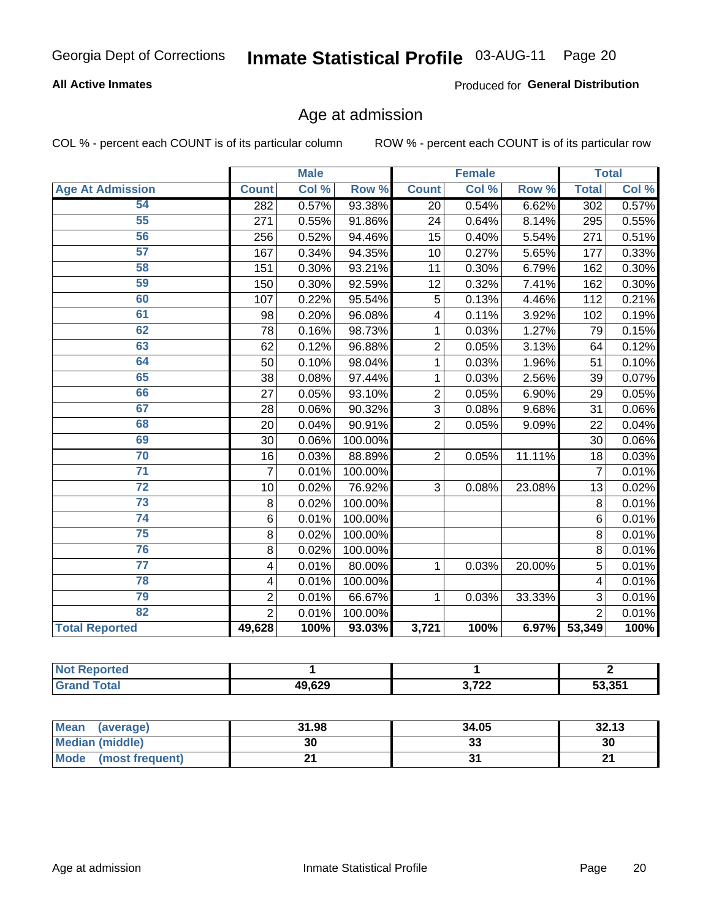Georgia Dept of Corrections **Inmate Statistical Profile** 03-AUG-11

**All Active Inmates**

Produced for **General Distribution**

## Age at admission

COL % - percent each COUNT is of its particular column

ROW % - percent each COUNT is of its particular row

| | Male | | | Female | | | Total | |
|---|---|---|---|---|---|---|---|---|
| **Age At Admission** | **Count** | **Col %** | **Row %** | **Count** | **Col %** | **Row %** | **Total** | **Col %** |
| 54 | 282 | 0.57% | 93.38% | 20 | 0.54% | 6.62% | 302 | 0.57% |
| 55 | 271 | 0.55% | 91.86% | 24 | 0.64% | 8.14% | 295 | 0.55% |
| 56 | 256 | 0.52% | 94.46% | 15 | 0.40% | 5.54% | 271 | 0.51% |
| 57 | 167 | 0.34% | 94.35% | 10 | 0.27% | 5.65% | 177 | 0.33% |
| 58 | 151 | 0.30% | 93.21% | 11 | 0.30% | 6.79% | 162 | 0.30% |
| 59 | 150 | 0.30% | 92.59% | 12 | 0.32% | 7.41% | 162 | 0.30% |
| 60 | 107 | 0.22% | 95.54% | 5 | 0.13% | 4.46% | 112 | 0.21% |
| 61 | 98 | 0.20% | 96.08% | 4 | 0.11% | 3.92% | 102 | 0.19% |
| 62 | 78 | 0.16% | 98.73% | 1 | 0.03% | 1.27% | 79 | 0.15% |
| 63 | 62 | 0.12% | 96.88% | 2 | 0.05% | 3.13% | 64 | 0.12% |
| 64 | 50 | 0.10% | 98.04% | 1 | 0.03% | 1.96% | 51 | 0.10% |
| 65 | 38 | 0.08% | 97.44% | 1 | 0.03% | 2.56% | 39 | 0.07% |
| 66 | 27 | 0.05% | 93.10% | 2 | 0.05% | 6.90% | 29 | 0.05% |
| 67 | 28 | 0.06% | 90.32% | 3 | 0.08% | 9.68% | 31 | 0.06% |
| 68 | 20 | 0.04% | 90.91% | 2 | 0.05% | 9.09% | 22 | 0.04% |
| 69 | 30 | 0.06% | 100.00% | | | | 30 | 0.06% |
| 70 | 16 | 0.03% | 88.89% | 2 | 0.05% | 11.11% | 18 | 0.03% |
| 71 | 7 | 0.01% | 100.00% | | | | 7 | 0.01% |
| 72 | 10 | 0.02% | 76.92% | 3 | 0.08% | 23.08% | 13 | 0.02% |
| 73 | 8 | 0.02% | 100.00% | | | | 8 | 0.01% |
| 74 | 6 | 0.01% | 100.00% | | | | 6 | 0.01% |
| 75 | 8 | 0.02% | 100.00% | | | | 8 | 0.01% |
| 76 | 8 | 0.02% | 100.00% | | | | 8 | 0.01% |
| 77 | 4 | 0.01% | 80.00% | 1 | 0.03% | 20.00% | 5 | 0.01% |
| 78 | 4 | 0.01% | 100.00% | | | | 4 | 0.01% |
| 79 | 2 | 0.01% | 66.67% | 1 | 0.03% | 33.33% | 3 | 0.01% |
| 82 | 2 | 0.01% | 100.00% | | | | 2 | 0.01% |
| **Total Reported** | **49,628** | **100%** | **93.03%** | **3,721** | **100%** | **6.97%** | **53,349** | **100%** |

| | Male | Female | Total |
|---|---|---|---|
| **Not Reported** | **1** | **1** | **2** |
| **Grand Total** | **49,629** | **3,722** | **53,351** |

| | Male | Female | Total |
|---|---|---|---|
| **Mean (average)** | **31.98** | **34.05** | **32.13** |
| **Median (middle)** | **30** | **33** | **30** |
| **Mode (most frequent)** | **21** | **31** | **21** |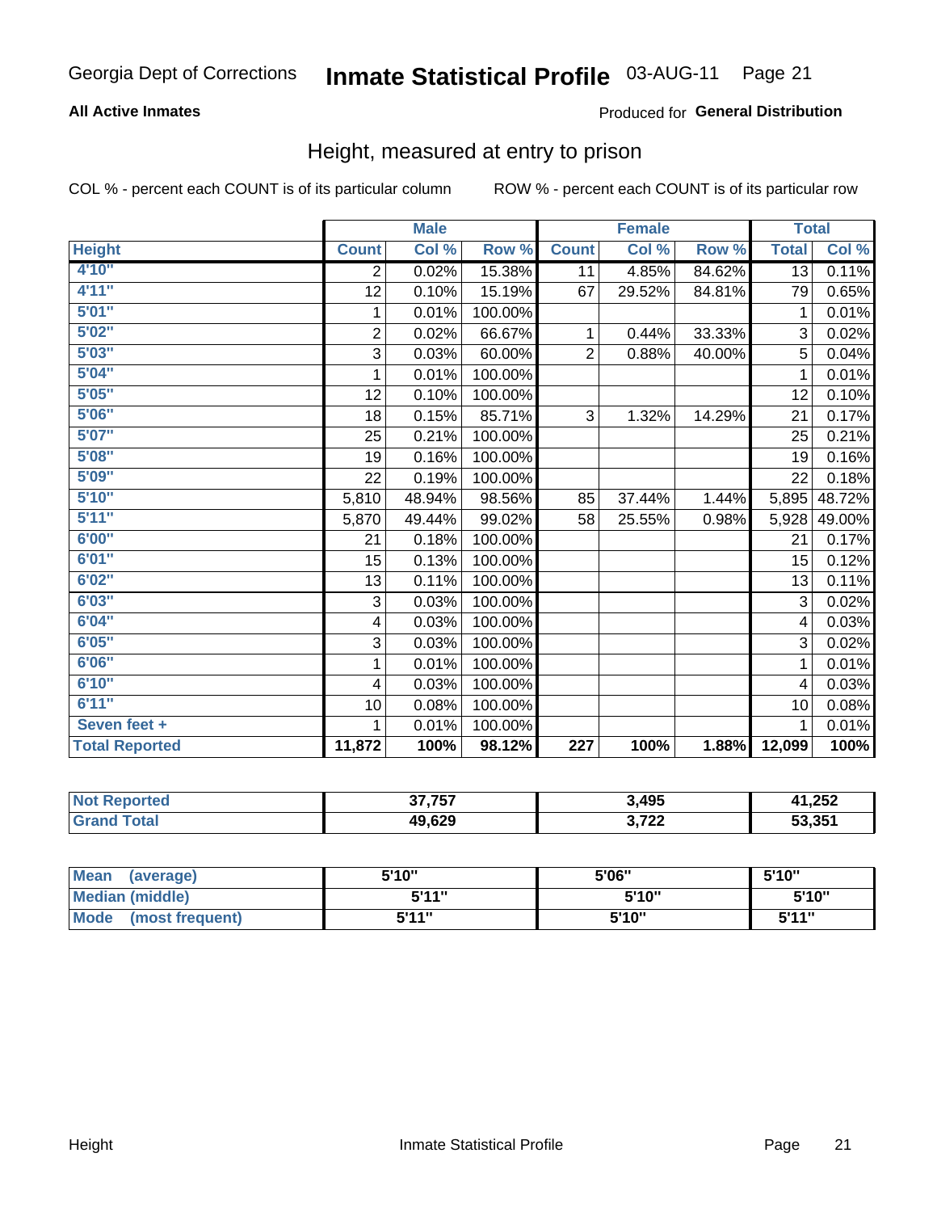Georgia Dept of Corrections **Inmate Statistical Profile** 03-AUG-11

**All Active Inmates**

Produced for **General Distribution**

## Height, measured at entry to prison

COL % - percent each COUNT is of its particular column ROW % - percent each COUNT is of its particular row

| | Male | | | Female | | | Total | |
|---|---|---|---|---|---|---|---|---|
| **Height** | **Count** | **Col %** | **Row %** | **Count** | **Col %** | **Row %** | **Total** | **Col %** |
| 4'10" | 2 | 0.02% | 15.38% | 11 | 4.85% | 84.62% | 13 | 0.11% |
| 4'11" | 12 | 0.10% | 15.19% | 67 | 29.52% | 84.81% | 79 | 0.65% |
| 5'01" | 1 | 0.01% | 100.00% | | | | 1 | 0.01% |
| 5'02" | 2 | 0.02% | 66.67% | 1 | 0.44% | 33.33% | 3 | 0.02% |
| 5'03" | 3 | 0.03% | 60.00% | 2 | 0.88% | 40.00% | 5 | 0.04% |
| 5'04" | 1 | 0.01% | 100.00% | | | | 1 | 0.01% |
| 5'05" | 12 | 0.10% | 100.00% | | | | 12 | 0.10% |
| 5'06" | 18 | 0.15% | 85.71% | 3 | 1.32% | 14.29% | 21 | 0.17% |
| 5'07" | 25 | 0.21% | 100.00% | | | | 25 | 0.21% |
| 5'08" | 19 | 0.16% | 100.00% | | | | 19 | 0.16% |
| 5'09" | 22 | 0.19% | 100.00% | | | | 22 | 0.18% |
| 5'10" | 5,810 | 48.94% | 98.56% | 85 | 37.44% | 1.44% | 5,895 | 48.72% |
| 5'11" | 5,870 | 49.44% | 99.02% | 58 | 25.55% | 0.98% | 5,928 | 49.00% |
| 6'00" | 21 | 0.18% | 100.00% | | | | 21 | 0.17% |
| 6'01" | 15 | 0.13% | 100.00% | | | | 15 | 0.12% |
| 6'02" | 13 | 0.11% | 100.00% | | | | 13 | 0.11% |
| 6'03" | 3 | 0.03% | 100.00% | | | | 3 | 0.02% |
| 6'04" | 4 | 0.03% | 100.00% | | | | 4 | 0.03% |
| 6'05" | 3 | 0.03% | 100.00% | | | | 3 | 0.02% |
| 6'06" | 1 | 0.01% | 100.00% | | | | 1 | 0.01% |
| 6'10" | 4 | 0.03% | 100.00% | | | | 4 | 0.03% |
| 6'11" | 10 | 0.08% | 100.00% | | | | 10 | 0.08% |
| Seven feet + | 1 | 0.01% | 100.00% | | | | 1 | 0.01% |
| **Total Reported** | **11,872** | **100%** | **98.12%** | **227** | **100%** | **1.88%** | **12,099** | **100%** |

| | Male | Female | Total |
|---|---|---|---|
| Not Reported | 37,757 | 3,495 | 41,252 |
| Grand Total | 49,629 | 3,722 | 53,351 |

| | Male | Female | Total |
|---|---|---|---|
| Mean (average) | 5'10" | 5'06" | 5'10" |
| Median (middle) | 5'11" | 5'10" | 5'10" |
| Mode (most frequent) | 5'11" | 5'10" | 5'11" |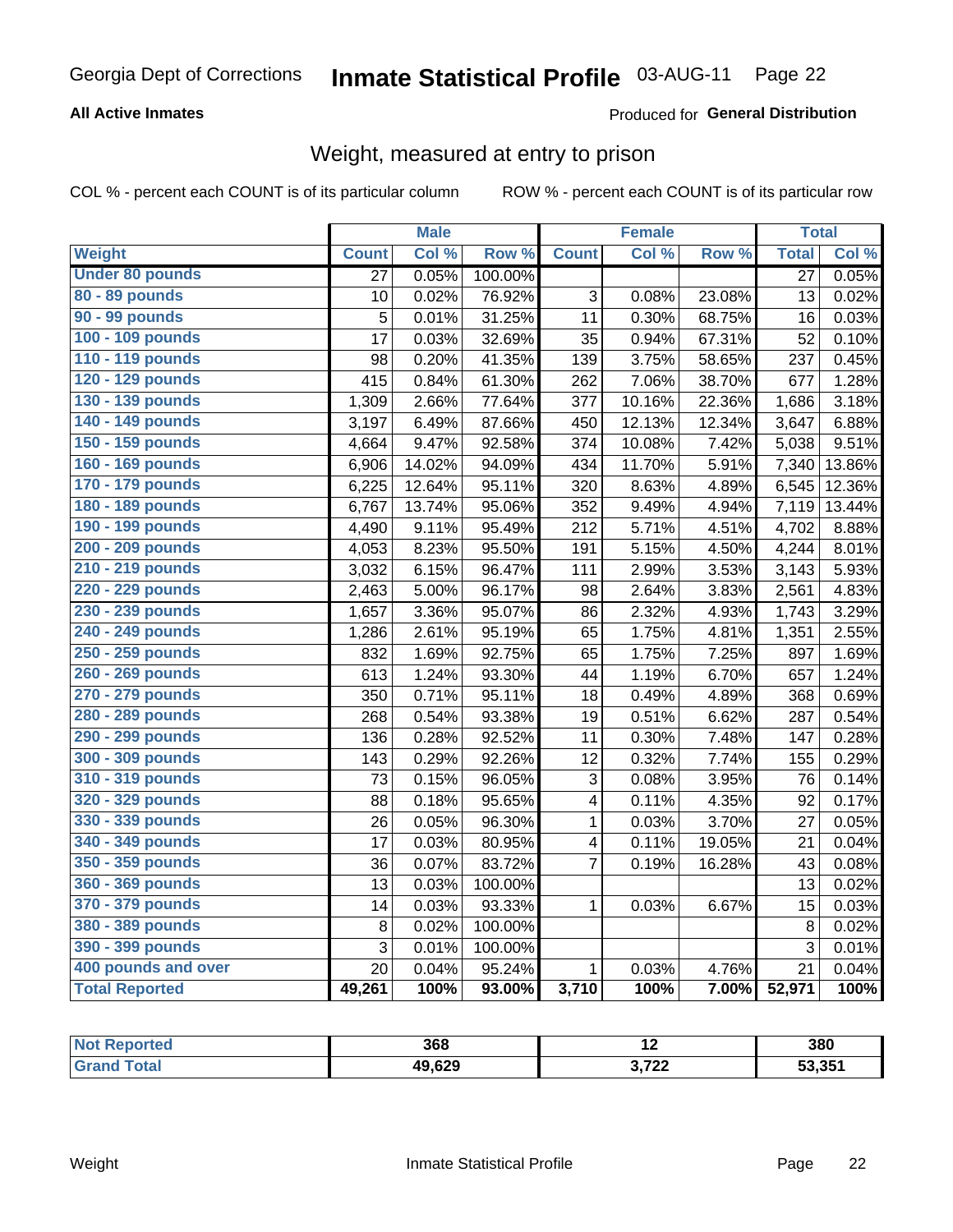Georgia Dept of Corrections **Inmate Statistical Profile** 03-AUG-11

**All Active Inmates**

Produced for **General Distribution**

## Weight, measured at entry to prison

COL % - percent each COUNT is of its particular column

ROW % - percent each COUNT is of its particular row

| | Male | | | Female | | | Total | |
|---|---|---|---|---|---|---|---|---|
| **Weight** | **Count** | **Col %** | **Row %** | **Count** | **Col %** | **Row %** | **Total** | **Col %** |
| **Under 80 pounds** | 27 | 0.05% | 100.00% | | | | 27 | 0.05% |
| **80 - 89 pounds** | 10 | 0.02% | 76.92% | 3 | 0.08% | 23.08% | 13 | 0.02% |
| **90 - 99 pounds** | 5 | 0.01% | 31.25% | 11 | 0.30% | 68.75% | 16 | 0.03% |
| **100 - 109 pounds** | 17 | 0.03% | 32.69% | 35 | 0.94% | 67.31% | 52 | 0.10% |
| **110 - 119 pounds** | 98 | 0.20% | 41.35% | 139 | 3.75% | 58.65% | 237 | 0.45% |
| **120 - 129 pounds** | 415 | 0.84% | 61.30% | 262 | 7.06% | 38.70% | 677 | 1.28% |
| **130 - 139 pounds** | 1,309 | 2.66% | 77.64% | 377 | 10.16% | 22.36% | 1,686 | 3.18% |
| **140 - 149 pounds** | 3,197 | 6.49% | 87.66% | 450 | 12.13% | 12.34% | 3,647 | 6.88% |
| **150 - 159 pounds** | 4,664 | 9.47% | 92.58% | 374 | 10.08% | 7.42% | 5,038 | 9.51% |
| **160 - 169 pounds** | 6,906 | 14.02% | 94.09% | 434 | 11.70% | 5.91% | 7,340 | 13.86% |
| **170 - 179 pounds** | 6,225 | 12.64% | 95.11% | 320 | 8.63% | 4.89% | 6,545 | 12.36% |
| **180 - 189 pounds** | 6,767 | 13.74% | 95.06% | 352 | 9.49% | 4.94% | 7,119 | 13.44% |
| **190 - 199 pounds** | 4,490 | 9.11% | 95.49% | 212 | 5.71% | 4.51% | 4,702 | 8.88% |
| **200 - 209 pounds** | 4,053 | 8.23% | 95.50% | 191 | 5.15% | 4.50% | 4,244 | 8.01% |
| **210 - 219 pounds** | 3,032 | 6.15% | 96.47% | 111 | 2.99% | 3.53% | 3,143 | 5.93% |
| **220 - 229 pounds** | 2,463 | 5.00% | 96.17% | 98 | 2.64% | 3.83% | 2,561 | 4.83% |
| **230 - 239 pounds** | 1,657 | 3.36% | 95.07% | 86 | 2.32% | 4.93% | 1,743 | 3.29% |
| **240 - 249 pounds** | 1,286 | 2.61% | 95.19% | 65 | 1.75% | 4.81% | 1,351 | 2.55% |
| **250 - 259 pounds** | 832 | 1.69% | 92.75% | 65 | 1.75% | 7.25% | 897 | 1.69% |
| **260 - 269 pounds** | 613 | 1.24% | 93.30% | 44 | 1.19% | 6.70% | 657 | 1.24% |
| **270 - 279 pounds** | 350 | 0.71% | 95.11% | 18 | 0.49% | 4.89% | 368 | 0.69% |
| **280 - 289 pounds** | 268 | 0.54% | 93.38% | 19 | 0.51% | 6.62% | 287 | 0.54% |
| **290 - 299 pounds** | 136 | 0.28% | 92.52% | 11 | 0.30% | 7.48% | 147 | 0.28% |
| **300 - 309 pounds** | 143 | 0.29% | 92.26% | 12 | 0.32% | 7.74% | 155 | 0.29% |
| **310 - 319 pounds** | 73 | 0.15% | 96.05% | 3 | 0.08% | 3.95% | 76 | 0.14% |
| **320 - 329 pounds** | 88 | 0.18% | 95.65% | 4 | 0.11% | 4.35% | 92 | 0.17% |
| **330 - 339 pounds** | 26 | 0.05% | 96.30% | 1 | 0.03% | 3.70% | 27 | 0.05% |
| **340 - 349 pounds** | 17 | 0.03% | 80.95% | 4 | 0.11% | 19.05% | 21 | 0.04% |
| **350 - 359 pounds** | 36 | 0.07% | 83.72% | 7 | 0.19% | 16.28% | 43 | 0.08% |
| **360 - 369 pounds** | 13 | 0.03% | 100.00% | | | | 13 | 0.02% |
| **370 - 379 pounds** | 14 | 0.03% | 93.33% | 1 | 0.03% | 6.67% | 15 | 0.03% |
| **380 - 389 pounds** | 8 | 0.02% | 100.00% | | | | 8 | 0.02% |
| **390 - 399 pounds** | 3 | 0.01% | 100.00% | | | | 3 | 0.01% |
| **400 pounds and over** | 20 | 0.04% | 95.24% | 1 | 0.03% | 4.76% | 21 | 0.04% |
| **Total Reported** | **49,261** | **100%** | **93.00%** | **3,710** | **100%** | **7.00%** | **52,971** | **100%** |

| | Male | Female | Total |
|---|---|---|---|
| **Not Reported** | **368** | **12** | **380** |
| **Grand Total** | **49,629** | **3,722** | **53,351** |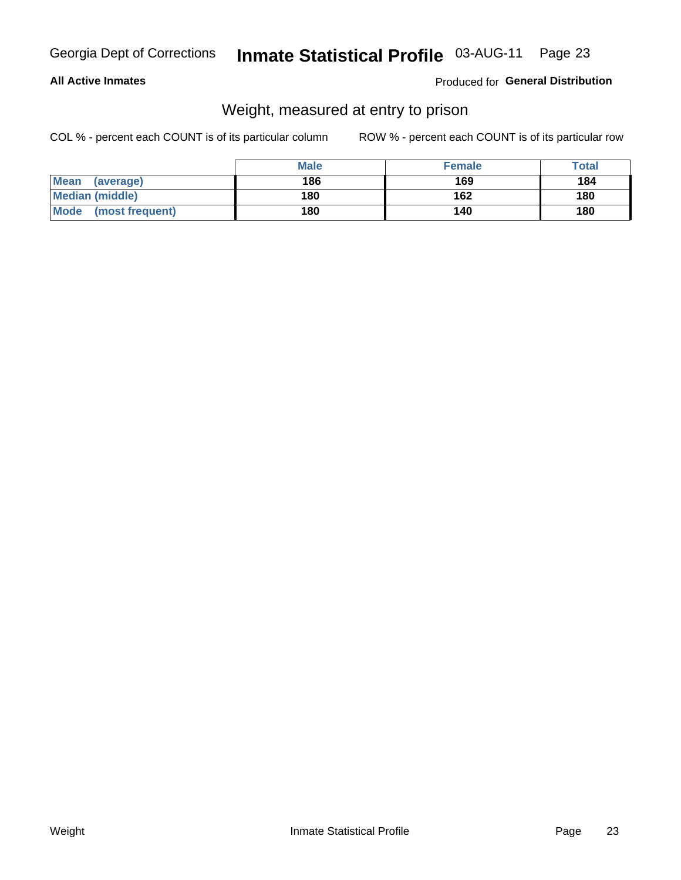Georgia Dept of Corrections **Inmate Statistical Profile** 03-AUG-11

**All Active Inmates**

Produced for **General Distribution**

## Weight, measured at entry to prison

COL % - percent each COUNT is of its particular column

ROW % - percent each COUNT is of its particular row

| | Male | Female | Total |
|---|---|---|---|
| **Mean (average)** | **186** | **169** | **184** |
| **Median (middle)** | **180** | **162** | **180** |
| **Mode (most frequent)** | **180** | **140** | **180** |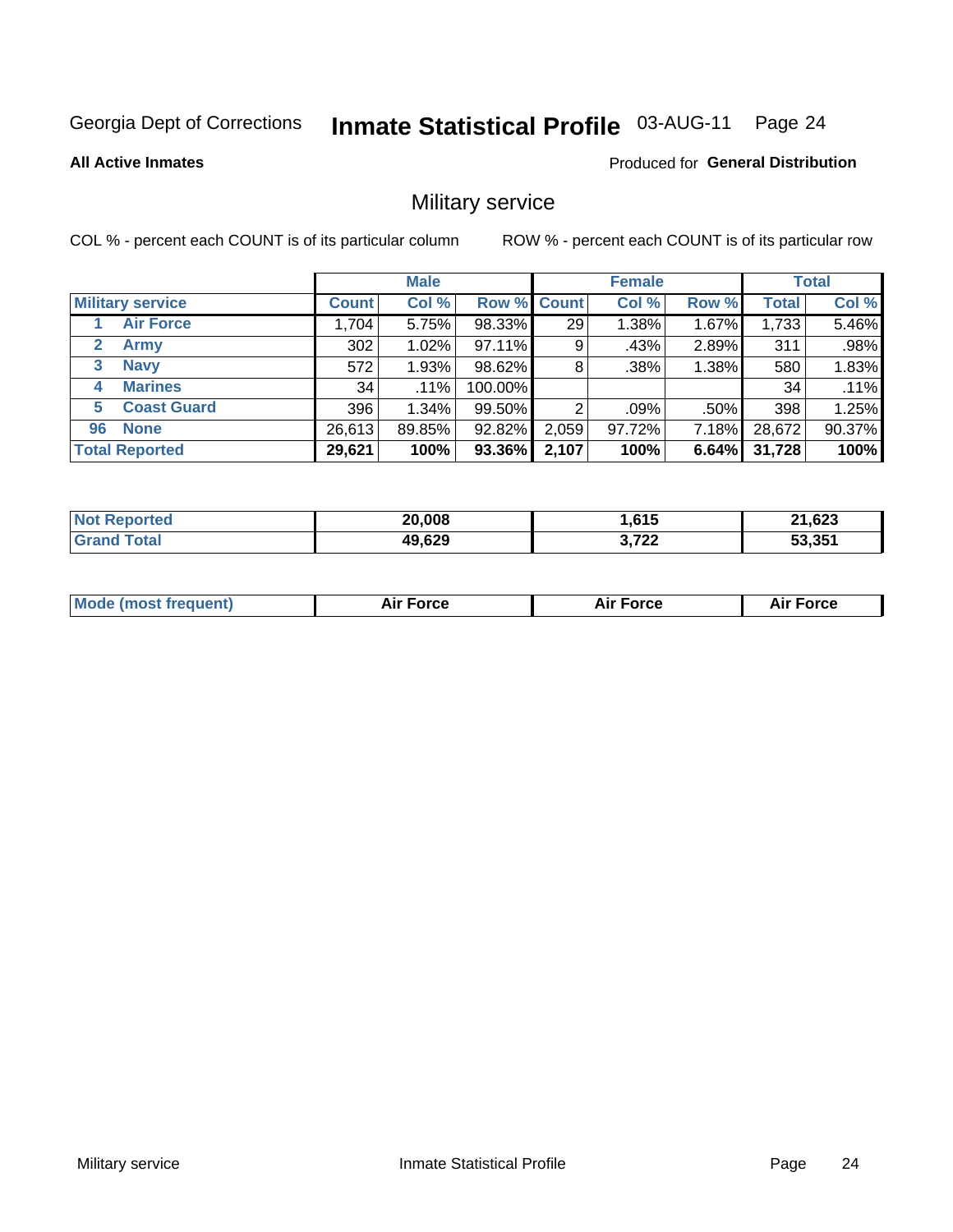Georgia Dept of Corrections **Inmate Statistical Profile** 03-AUG-11

**All Active Inmates**

Produced for **General Distribution**

## Military service

COL % - percent each COUNT is of its particular column ROW % - percent each COUNT is of its particular row

| | | Male | | | Female | | | Total | |
|---|---|---|---|---|---|---|---|---|---|
| **Military service** | | **Count** | **Col %** | **Row %** | **Count** | **Col %** | **Row %** | **Total** | **Col %** |
| 1 | Air Force | 1,704 | 5.75% | 98.33% | 29 | 1.38% | 1.67% | 1,733 | 5.46% |
| 2 | Army | 302 | 1.02% | 97.11% | 9 | .43% | 2.89% | 311 | .98% |
| 3 | Navy | 572 | 1.93% | 98.62% | 8 | .38% | 1.38% | 580 | 1.83% |
| 4 | Marines | 34 | .11% | 100.00% | | | | 34 | .11% |
| 5 | Coast Guard | 396 | 1.34% | 99.50% | 2 | .09% | .50% | 398 | 1.25% |
| 96 | None | 26,613 | 89.85% | 92.82% | 2,059 | 97.72% | 7.18% | 28,672 | 90.37% |
| **Total Reported** | | **29,621** | **100%** | **93.36%** | **2,107** | **100%** | **6.64%** | **31,728** | **100%** |

| | Male | Female | Total |
|---|---|---|---|
| **Not Reported** | **20,008** | **1,615** | **21,623** |
| **Grand Total** | **49,629** | **3,722** | **53,351** |

| | Male | Female | Total |
|---|---|---|---|
| **Mode (most frequent)** | **Air Force** | **Air Force** | **Air Force** |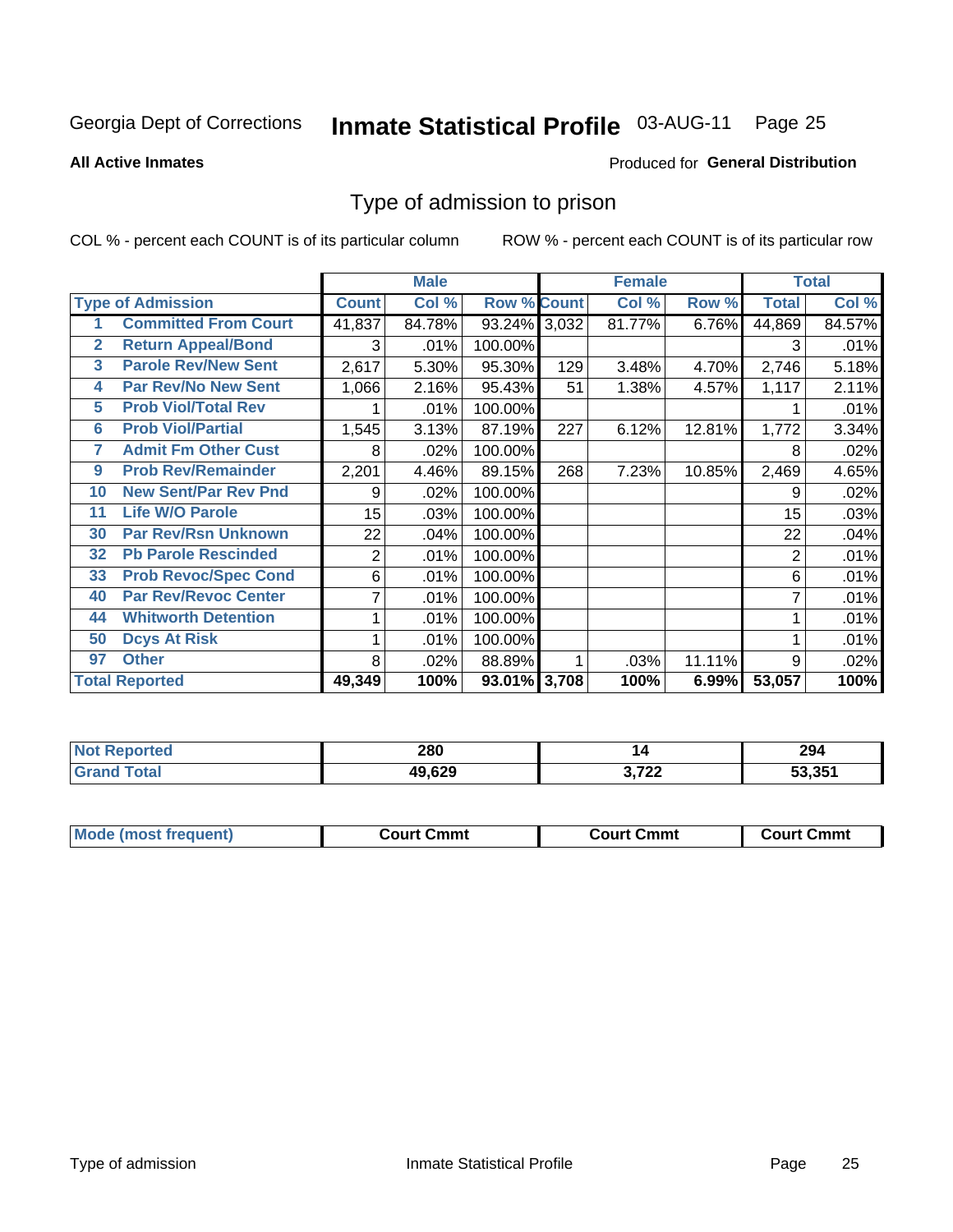Georgia Dept of Corrections **Inmate Statistical Profile** 03-AUG-11

**All Active Inmates**

Produced for **General Distribution**

## Type of admission to prison

COL % - percent each COUNT is of its particular column ROW % - percent each COUNT is of its particular row

| | | Male | | | Female | | | Total | |
|---|---|---|---|---|---|---|---|---|---|
| **Type of Admission** | | **Count** | **Col %** | **Row %** | **Count** | **Col %** | **Row %** | **Total** | **Col %** |
| 1 | Committed From Court | 41,837 | 84.78% | 93.24% | 3,032 | 81.77% | 6.76% | 44,869 | 84.57% |
| 2 | Return Appeal/Bond | 3 | .01% | 100.00% | | | | 3 | .01% |
| 3 | Parole Rev/New Sent | 2,617 | 5.30% | 95.30% | 129 | 3.48% | 4.70% | 2,746 | 5.18% |
| 4 | Par Rev/No New Sent | 1,066 | 2.16% | 95.43% | 51 | 1.38% | 4.57% | 1,117 | 2.11% |
| 5 | Prob Viol/Total Rev | 1 | .01% | 100.00% | | | | 1 | .01% |
| 6 | Prob Viol/Partial | 1,545 | 3.13% | 87.19% | 227 | 6.12% | 12.81% | 1,772 | 3.34% |
| 7 | Admit Fm Other Cust | 8 | .02% | 100.00% | | | | 8 | .02% |
| 9 | Prob Rev/Remainder | 2,201 | 4.46% | 89.15% | 268 | 7.23% | 10.85% | 2,469 | 4.65% |
| 10 | New Sent/Par Rev Pnd | 9 | .02% | 100.00% | | | | 9 | .02% |
| 11 | Life W/O Parole | 15 | .03% | 100.00% | | | | 15 | .03% |
| 30 | Par Rev/Rsn Unknown | 22 | .04% | 100.00% | | | | 22 | .04% |
| 32 | Pb Parole Rescinded | 2 | .01% | 100.00% | | | | 2 | .01% |
| 33 | Prob Revoc/Spec Cond | 6 | .01% | 100.00% | | | | 6 | .01% |
| 40 | Par Rev/Revoc Center | 7 | .01% | 100.00% | | | | 7 | .01% |
| 44 | Whitworth Detention | 1 | .01% | 100.00% | | | | 1 | .01% |
| 50 | Dcys At Risk | 1 | .01% | 100.00% | | | | 1 | .01% |
| 97 | Other | 8 | .02% | 88.89% | 1 | .03% | 11.11% | 9 | .02% |
| **Total Reported** | | **49,349** | **100%** | **93.01%** | **3,708** | **100%** | **6.99%** | **53,057** | **100%** |

| | Male | Female | Total |
|---|---|---|---|
| **Not Reported** | **280** | **14** | **294** |
| **Grand Total** | **49,629** | **3,722** | **53,351** |

| | Male | Female | Total |
|---|---|---|---|
| **Mode (most frequent)** | **Court Cmmt** | **Court Cmmt** | **Court Cmmt** |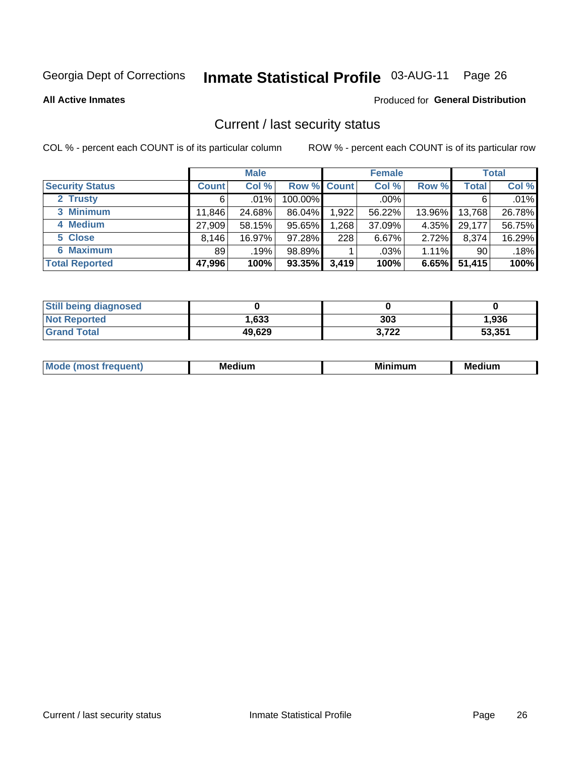Georgia Dept of Corrections **Inmate Statistical Profile** 03-AUG-11 Page 26

**All Active Inmates**

Produced for **General Distribution**

## Current / last security status

COL % - percent each COUNT is of its particular column

ROW % - percent each COUNT is of its particular row

| | Male | | | Female | | | Total | |
|---|---|---|---|---|---|---|---|---|
| **Security Status** | **Count** | **Col %** | **Row %** | **Count** | **Col %** | **Row %** | **Total** | **Col %** |
| 2 Trusty | 6 | .01% | 100.00% | | .00% | | 6 | .01% |
| 3 Minimum | 11,846 | 24.68% | 86.04% | 1,922 | 56.22% | 13.96% | 13,768 | 26.78% |
| 4 Medium | 27,909 | 58.15% | 95.65% | 1,268 | 37.09% | 4.35% | 29,177 | 56.75% |
| 5 Close | 8,146 | 16.97% | 97.28% | 228 | 6.67% | 2.72% | 8,374 | 16.29% |
| 6 Maximum | 89 | .19% | 98.89% | 1 | .03% | 1.11% | 90 | .18% |
| **Total Reported** | **47,996** | **100%** | **93.35%** | **3,419** | **100%** | **6.65%** | **51,415** | **100%** |

| | Male | Female | Total |
|---|---|---|---|
| Still being diagnosed | **0** | **0** | **0** |
| Not Reported | **1,633** | **303** | **1,936** |
| Grand Total | **49,629** | **3,722** | **53,351** |

| | Male | Female | Total |
|---|---|---|---|
| Mode (most frequent) | **Medium** | **Minimum** | **Medium** |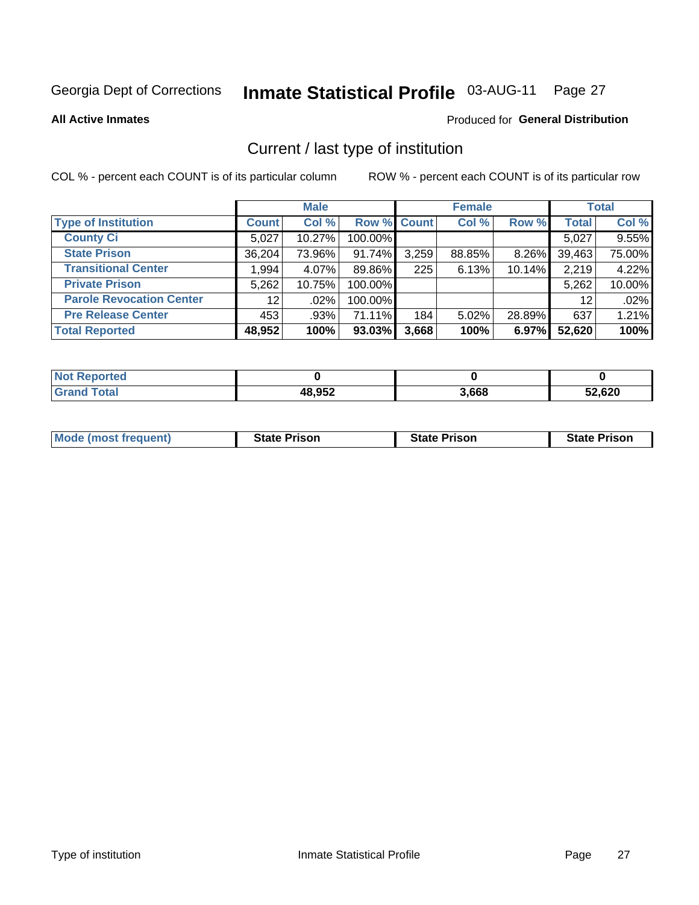Georgia Dept of Corrections **Inmate Statistical Profile** 03-AUG-11

**All Active Inmates**

Produced for **General Distribution**

## Current / last type of institution

COL % - percent each COUNT is of its particular column

ROW % - percent each COUNT is of its particular row

| | Male | | | Female | | | Total | |
|---|---|---|---|---|---|---|---|---|
| **Type of Institution** | **Count** | **Col %** | **Row %** | **Count** | **Col %** | **Row %** | **Total** | **Col %** |
| **County Ci** | 5,027 | 10.27% | 100.00% | | | | 5,027 | 9.55% |
| **State Prison** | 36,204 | 73.96% | 91.74% | 3,259 | 88.85% | 8.26% | 39,463 | 75.00% |
| **Transitional Center** | 1,994 | 4.07% | 89.86% | 225 | 6.13% | 10.14% | 2,219 | 4.22% |
| **Private Prison** | 5,262 | 10.75% | 100.00% | | | | 5,262 | 10.00% |
| **Parole Revocation Center** | 12 | .02% | 100.00% | | | | 12 | .02% |
| **Pre Release Center** | 453 | .93% | 71.11% | 184 | 5.02% | 28.89% | 637 | 1.21% |
| **Total Reported** | **48,952** | **100%** | **93.03%** | **3,668** | **100%** | **6.97%** | **52,620** | **100%** |

| | Male | Female | Total |
|---|---|---|---|
| **Not Reported** | **0** | **0** | **0** |
| **Grand Total** | **48,952** | **3,668** | **52,620** |

| | Male | Female | Total |
|---|---|---|---|
| **Mode (most frequent)** | **State Prison** | **State Prison** | **State Prison** |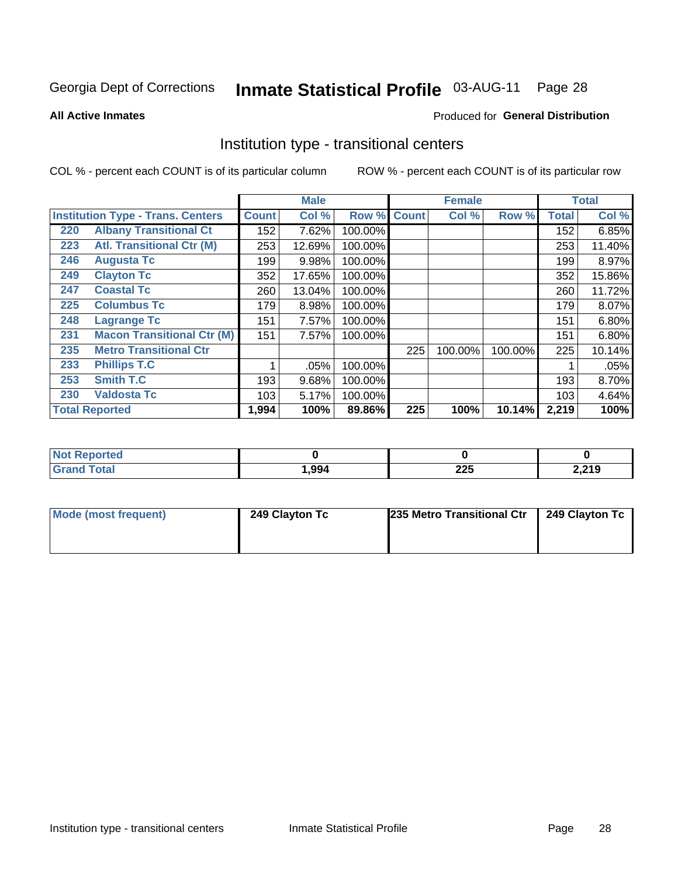Georgia Dept of Corrections **Inmate Statistical Profile** 03-AUG-11 Page 28

**All Active Inmates**

Produced for **General Distribution**

## Institution type - transitional centers

COL % - percent each COUNT is of its particular column

ROW % - percent each COUNT is of its particular row

| Institution Type - Trans. Centers | | Male | | | Female | | | Total | |
|---|---|---|---|---|---|---|---|---|---|
| | | Count | Col % | Row % | Count | Col % | Row % | Total | Col % |
| 220 | Albany Transitional Ct | 152 | 7.62% | 100.00% | | | | 152 | 6.85% |
| 223 | Atl. Transitional Ctr (M) | 253 | 12.69% | 100.00% | | | | 253 | 11.40% |
| 246 | Augusta Tc | 199 | 9.98% | 100.00% | | | | 199 | 8.97% |
| 249 | Clayton Tc | 352 | 17.65% | 100.00% | | | | 352 | 15.86% |
| 247 | Coastal Tc | 260 | 13.04% | 100.00% | | | | 260 | 11.72% |
| 225 | Columbus Tc | 179 | 8.98% | 100.00% | | | | 179 | 8.07% |
| 248 | Lagrange Tc | 151 | 7.57% | 100.00% | | | | 151 | 6.80% |
| 231 | Macon Transitional Ctr (M) | 151 | 7.57% | 100.00% | | | | 151 | 6.80% |
| 235 | Metro Transitional Ctr | | | | 225 | 100.00% | 100.00% | 225 | 10.14% |
| 233 | Phillips T.C | 1 | .05% | 100.00% | | | | 1 | .05% |
| 253 | Smith T.C | 193 | 9.68% | 100.00% | | | | 193 | 8.70% |
| 230 | Valdosta Tc | 103 | 5.17% | 100.00% | | | | 103 | 4.64% |
| **Total Reported** | | **1,994** | **100%** | **89.86%** | **225** | **100%** | **10.14%** | **2,219** | **100%** |

| | Male | Female | Total |
|---|---|---|---|
| Not Reported | 0 | 0 | 0 |
| Grand Total | 1,994 | 225 | 2,219 |

| | Male | Female | Total |
|---|---|---|---|
| Mode (most frequent) | 249 Clayton Tc | 235 Metro Transitional Ctr | 249 Clayton Tc |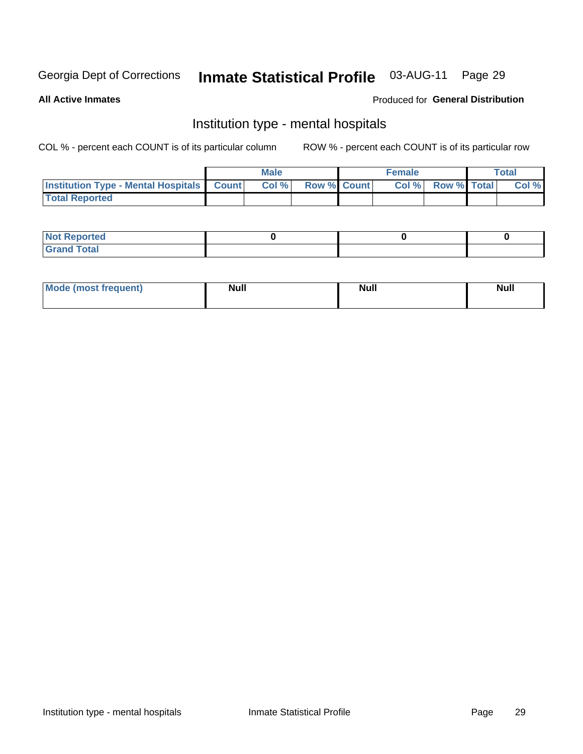Georgia Dept of Corrections **Inmate Statistical Profile** 03-AUG-11

**All Active Inmates**

Produced for **General Distribution**

## Institution type - mental hospitals

COL % - percent each COUNT is of its particular column

ROW % - percent each COUNT is of its particular row

| | Male | | | Female | | | Total | |
|---|---|---|---|---|---|---|---|---|
| Institution Type - Mental Hospitals | Count | Col % | Row % | Count | Col % | Row % | Total | Col % |
| Total Reported | | | | | | | | |

| | Male | Female | Total |
|---|---|---|---|
| Not Reported | 0 | 0 | 0 |
| Grand Total | | | |

| | Male | Female | Total |
|---|---|---|---|
| Mode (most frequent) | Null | Null | Null |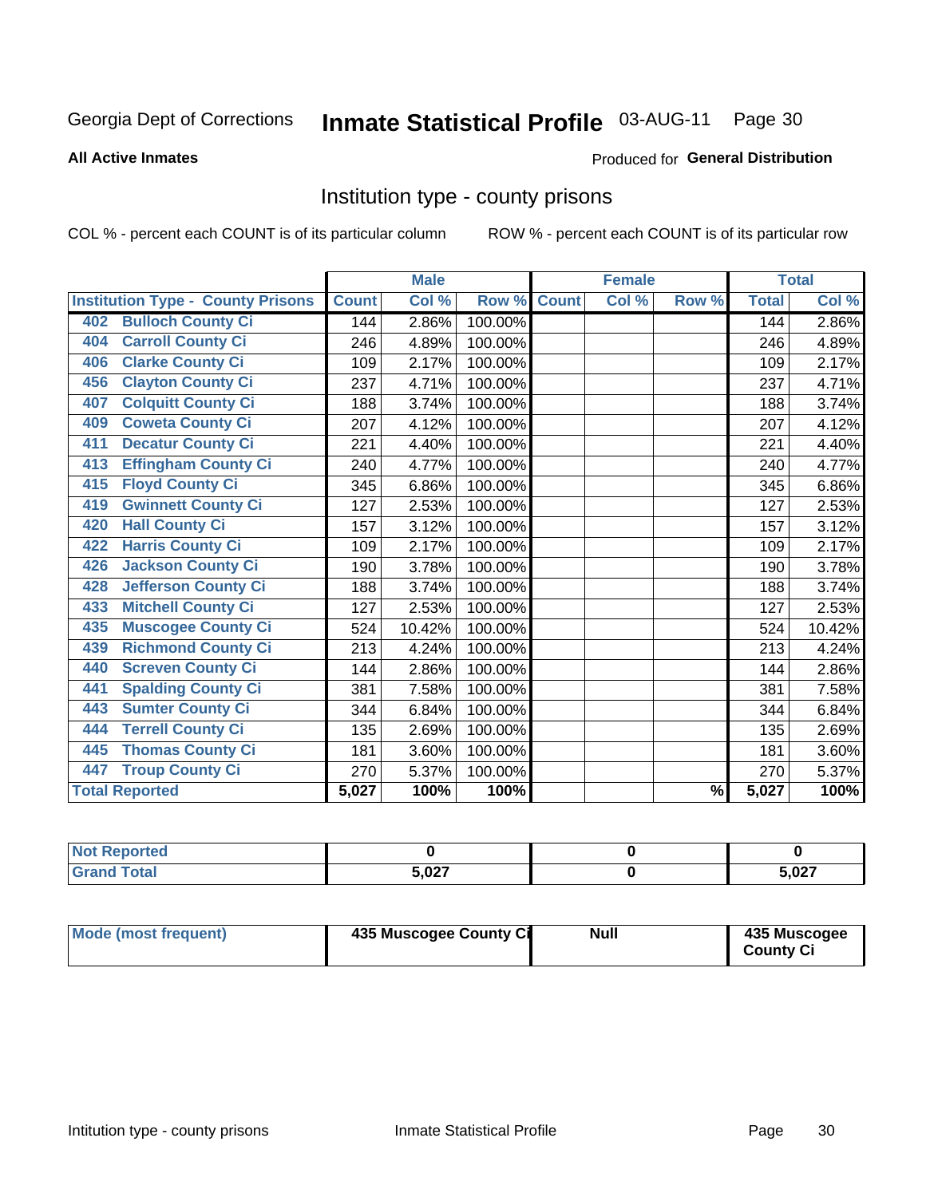Georgia Dept of Corrections **Inmate Statistical Profile** 03-AUG-11

**All Active Inmates**

Produced for **General Distribution**

## Institution type - county prisons

COL % - percent each COUNT is of its particular column    ROW % - percent each COUNT is of its particular row

| Institution Type - County Prisons | Male | | | Female | | | Total | |
|---|---|---|---|---|---|---|---|---|
| | Count | Col % | Row % | Count | Col % | Row % | Total | Col % |
| 402 Bulloch County Ci | 144 | 2.86% | 100.00% | | | | 144 | 2.86% |
| 404 Carroll County Ci | 246 | 4.89% | 100.00% | | | | 246 | 4.89% |
| 406 Clarke County Ci | 109 | 2.17% | 100.00% | | | | 109 | 2.17% |
| 456 Clayton County Ci | 237 | 4.71% | 100.00% | | | | 237 | 4.71% |
| 407 Colquitt County Ci | 188 | 3.74% | 100.00% | | | | 188 | 3.74% |
| 409 Coweta County Ci | 207 | 4.12% | 100.00% | | | | 207 | 4.12% |
| 411 Decatur County Ci | 221 | 4.40% | 100.00% | | | | 221 | 4.40% |
| 413 Effingham County Ci | 240 | 4.77% | 100.00% | | | | 240 | 4.77% |
| 415 Floyd County Ci | 345 | 6.86% | 100.00% | | | | 345 | 6.86% |
| 419 Gwinnett County Ci | 127 | 2.53% | 100.00% | | | | 127 | 2.53% |
| 420 Hall County Ci | 157 | 3.12% | 100.00% | | | | 157 | 3.12% |
| 422 Harris County Ci | 109 | 2.17% | 100.00% | | | | 109 | 2.17% |
| 426 Jackson County Ci | 190 | 3.78% | 100.00% | | | | 190 | 3.78% |
| 428 Jefferson County Ci | 188 | 3.74% | 100.00% | | | | 188 | 3.74% |
| 433 Mitchell County Ci | 127 | 2.53% | 100.00% | | | | 127 | 2.53% |
| 435 Muscogee County Ci | 524 | 10.42% | 100.00% | | | | 524 | 10.42% |
| 439 Richmond County Ci | 213 | 4.24% | 100.00% | | | | 213 | 4.24% |
| 440 Screven County Ci | 144 | 2.86% | 100.00% | | | | 144 | 2.86% |
| 441 Spalding County Ci | 381 | 7.58% | 100.00% | | | | 381 | 7.58% |
| 443 Sumter County Ci | 344 | 6.84% | 100.00% | | | | 344 | 6.84% |
| 444 Terrell County Ci | 135 | 2.69% | 100.00% | | | | 135 | 2.69% |
| 445 Thomas County Ci | 181 | 3.60% | 100.00% | | | | 181 | 3.60% |
| 447 Troup County Ci | 270 | 5.37% | 100.00% | | | | 270 | 5.37% |
| **Total Reported** | **5,027** | **100%** | **100%** | | | **%** | **5,027** | **100%** |

| | Male | Female | Total |
|---|---|---|---|
| Not Reported | 0 | 0 | 0 |
| Grand Total | 5,027 | 0 | 5,027 |

| | Male | Female | Total |
|---|---|---|---|
| Mode (most frequent) | 435 Muscogee County Ci | Null | 435 Muscogee County Ci |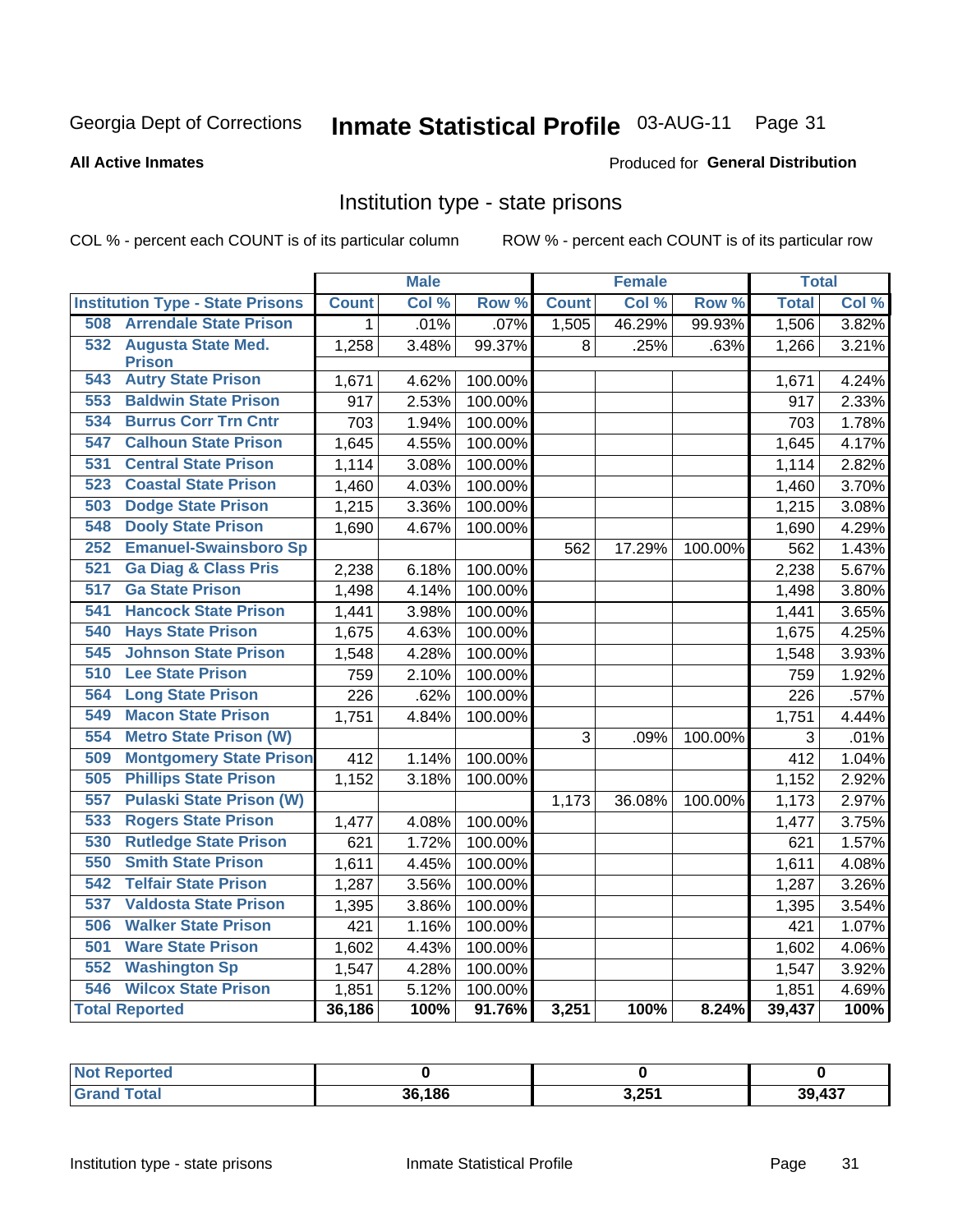Georgia Dept of Corrections **Inmate Statistical Profile** 03-AUG-11

**All Active Inmates**

Produced for **General Distribution**

## Institution type - state prisons

COL % - percent each COUNT is of its particular column

ROW % - percent each COUNT is of its particular row

| | Male | | | Female | | | Total | |
|---|---|---|---|---|---|---|---|---|
| **Institution Type - State Prisons** | **Count** | **Col %** | **Row %** | **Count** | **Col %** | **Row %** | **Total** | **Col %** |
| 508 Arrendale State Prison | 1 | .01% | .07% | 1,505 | 46.29% | 99.93% | 1,506 | 3.82% |
| 532 Augusta State Med. Prison | 1,258 | 3.48% | 99.37% | 8 | .25% | .63% | 1,266 | 3.21% |
| 543 Autry State Prison | 1,671 | 4.62% | 100.00% | | | | 1,671 | 4.24% |
| 553 Baldwin State Prison | 917 | 2.53% | 100.00% | | | | 917 | 2.33% |
| 534 Burrus Corr Trn Cntr | 703 | 1.94% | 100.00% | | | | 703 | 1.78% |
| 547 Calhoun State Prison | 1,645 | 4.55% | 100.00% | | | | 1,645 | 4.17% |
| 531 Central State Prison | 1,114 | 3.08% | 100.00% | | | | 1,114 | 2.82% |
| 523 Coastal State Prison | 1,460 | 4.03% | 100.00% | | | | 1,460 | 3.70% |
| 503 Dodge State Prison | 1,215 | 3.36% | 100.00% | | | | 1,215 | 3.08% |
| 548 Dooly State Prison | 1,690 | 4.67% | 100.00% | | | | 1,690 | 4.29% |
| 252 Emanuel-Swainsboro Sp | | | | 562 | 17.29% | 100.00% | 562 | 1.43% |
| 521 Ga Diag & Class Pris | 2,238 | 6.18% | 100.00% | | | | 2,238 | 5.67% |
| 517 Ga State Prison | 1,498 | 4.14% | 100.00% | | | | 1,498 | 3.80% |
| 541 Hancock State Prison | 1,441 | 3.98% | 100.00% | | | | 1,441 | 3.65% |
| 540 Hays State Prison | 1,675 | 4.63% | 100.00% | | | | 1,675 | 4.25% |
| 545 Johnson State Prison | 1,548 | 4.28% | 100.00% | | | | 1,548 | 3.93% |
| 510 Lee State Prison | 759 | 2.10% | 100.00% | | | | 759 | 1.92% |
| 564 Long State Prison | 226 | .62% | 100.00% | | | | 226 | .57% |
| 549 Macon State Prison | 1,751 | 4.84% | 100.00% | | | | 1,751 | 4.44% |
| 554 Metro State Prison (W) | | | | 3 | .09% | 100.00% | 3 | .01% |
| 509 Montgomery State Prison | 412 | 1.14% | 100.00% | | | | 412 | 1.04% |
| 505 Phillips State Prison | 1,152 | 3.18% | 100.00% | | | | 1,152 | 2.92% |
| 557 Pulaski State Prison (W) | | | | 1,173 | 36.08% | 100.00% | 1,173 | 2.97% |
| 533 Rogers State Prison | 1,477 | 4.08% | 100.00% | | | | 1,477 | 3.75% |
| 530 Rutledge State Prison | 621 | 1.72% | 100.00% | | | | 621 | 1.57% |
| 550 Smith State Prison | 1,611 | 4.45% | 100.00% | | | | 1,611 | 4.08% |
| 542 Telfair State Prison | 1,287 | 3.56% | 100.00% | | | | 1,287 | 3.26% |
| 537 Valdosta State Prison | 1,395 | 3.86% | 100.00% | | | | 1,395 | 3.54% |
| 506 Walker State Prison | 421 | 1.16% | 100.00% | | | | 421 | 1.07% |
| 501 Ware State Prison | 1,602 | 4.43% | 100.00% | | | | 1,602 | 4.06% |
| 552 Washington Sp | 1,547 | 4.28% | 100.00% | | | | 1,547 | 3.92% |
| 546 Wilcox State Prison | 1,851 | 5.12% | 100.00% | | | | 1,851 | 4.69% |
| **Total Reported** | **36,186** | **100%** | **91.76%** | **3,251** | **100%** | **8.24%** | **39,437** | **100%** |

| | Male | Female | Total |
|---|---|---|---|
| **Not Reported** | **0** | **0** | **0** |
| **Grand Total** | **36,186** | **3,251** | **39,437** |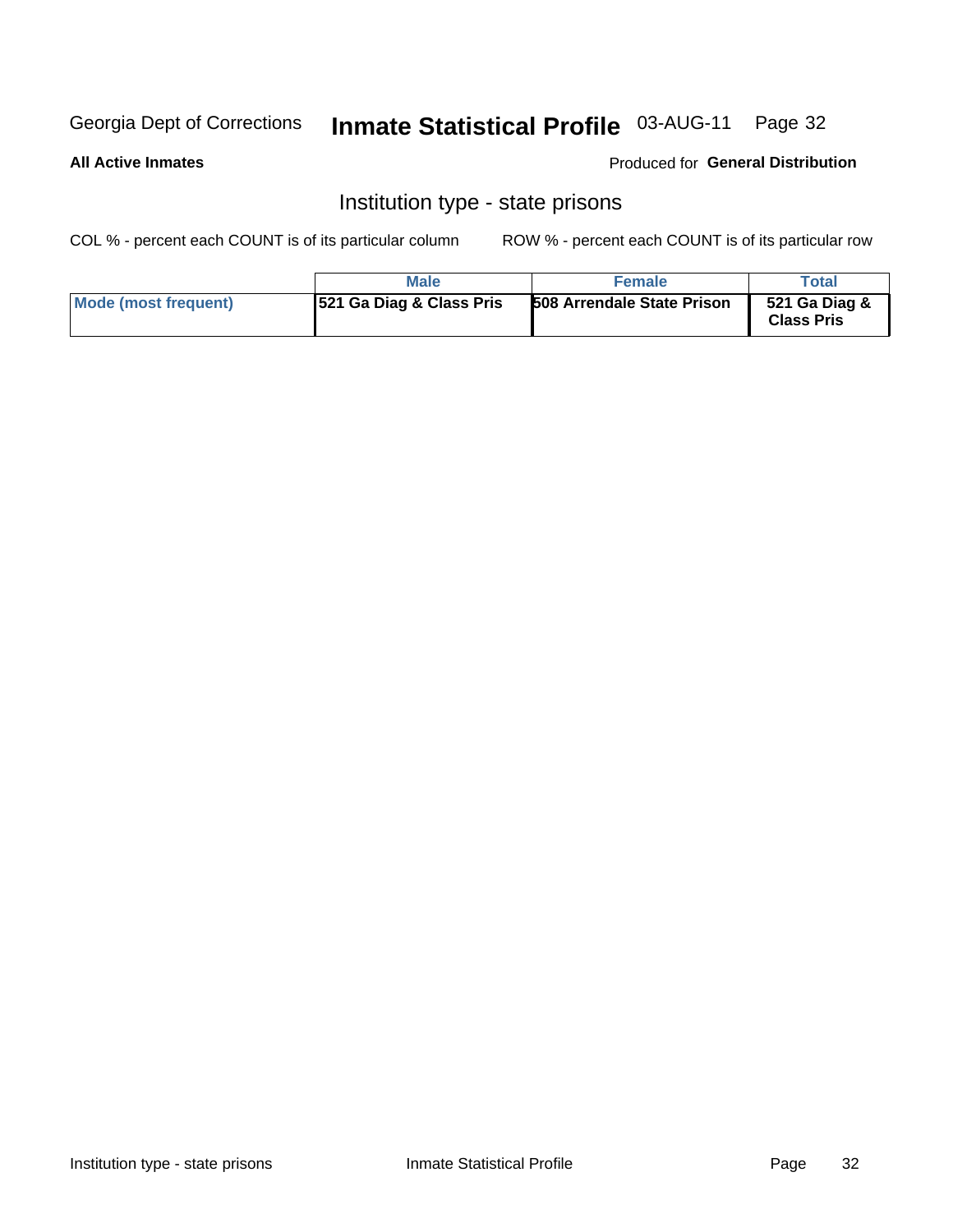Georgia Dept of Corrections **Inmate Statistical Profile** 03-AUG-11

**All Active Inmates**

Produced for **General Distribution**

## Institution type - state prisons

COL % - percent each COUNT is of its particular column ROW % - percent each COUNT is of its particular row

| | Male | Female | Total |
|---|---|---|---|
| **Mode (most frequent)** | **521 Ga Diag & Class Pris** | **508 Arrendale State Prison** | **521 Ga Diag & Class Pris** |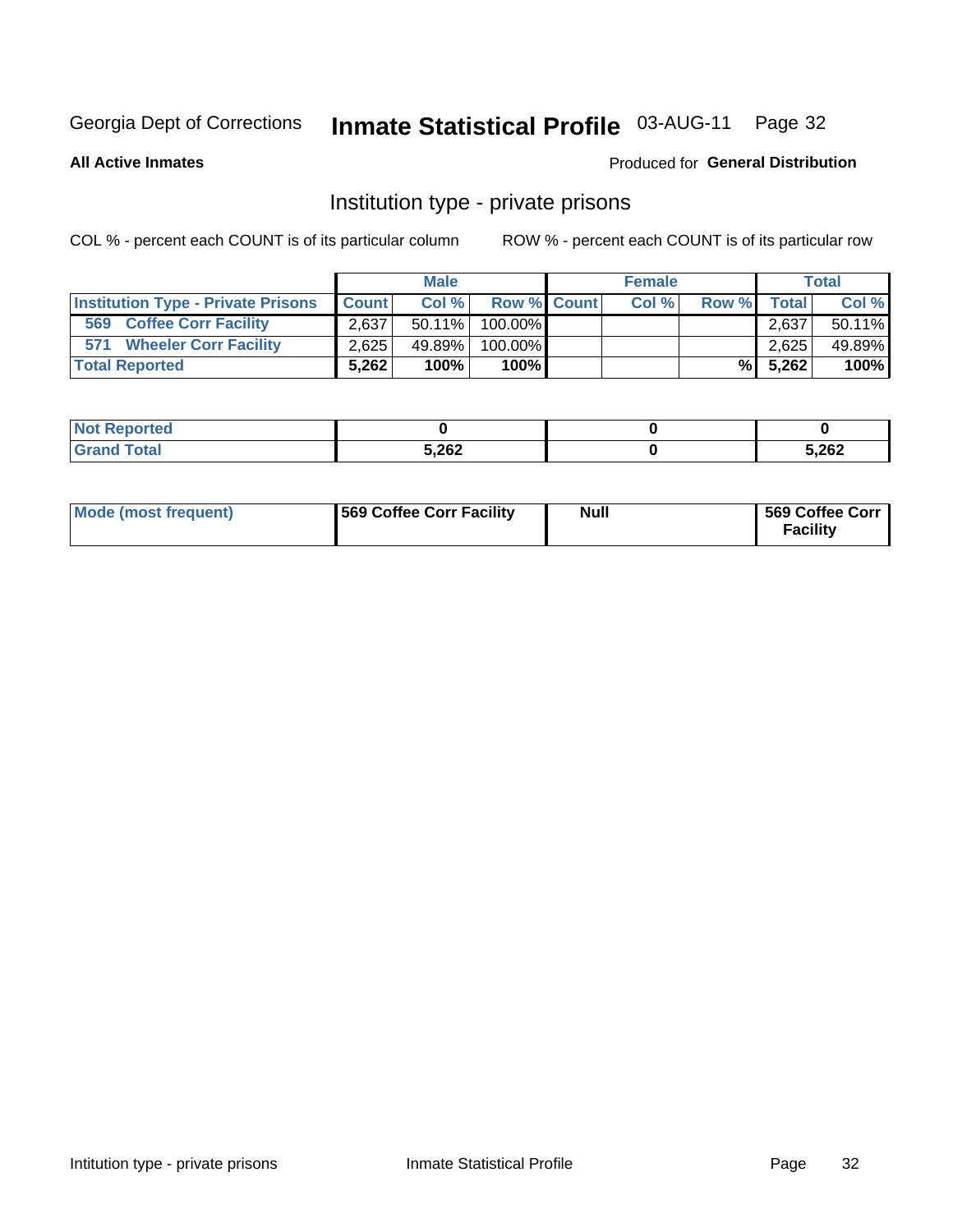Georgia Dept of Corrections **Inmate Statistical Profile** 03-AUG-11

**All Active Inmates**

Produced for **General Distribution**

## Institution type - private prisons

COL % - percent each COUNT is of its particular column ROW % - percent each COUNT is of its particular row

| | Male | | | Female | | | Total | |
|---|---|---|---|---|---|---|---|---|
| Institution Type - Private Prisons | Count | Col % | Row % | Count | Col % | Row % | Total | Col % |
| 569 Coffee Corr Facility | 2,637 | 50.11% | 100.00% | | | | 2,637 | 50.11% |
| 571 Wheeler Corr Facility | 2,625 | 49.89% | 100.00% | | | | 2,625 | 49.89% |
| Total Reported | 5,262 | 100% | 100% | | | % | 5,262 | 100% |

| | Male | Female | Total |
|---|---|---|---|
| Not Reported | 0 | 0 | 0 |
| Grand Total | 5,262 | 0 | 5,262 |

| | Male | Female | Total |
|---|---|---|---|
| Mode (most frequent) | 569 Coffee Corr Facility | Null | 569 Coffee Corr Facility |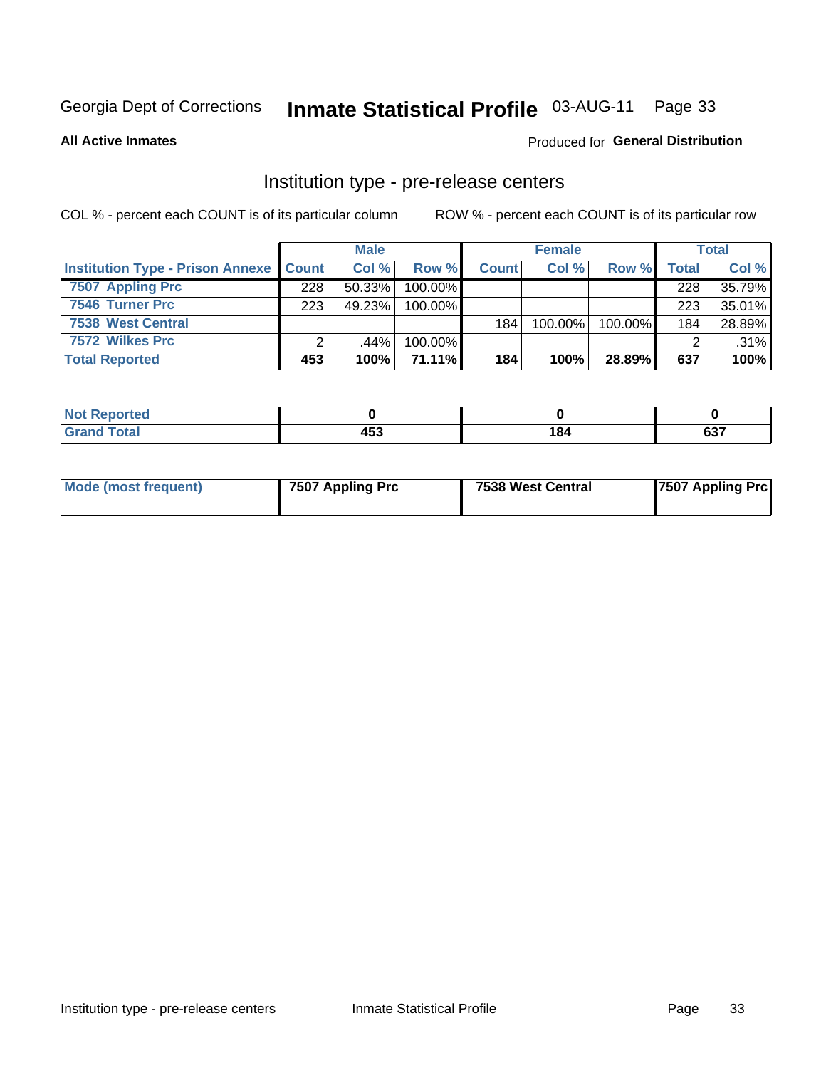Georgia Dept of Corrections **Inmate Statistical Profile** 03-AUG-11 Page 33

**All Active Inmates**

Produced for **General Distribution**

## Institution type - pre-release centers

COL % - percent each COUNT is of its particular column

ROW % - percent each COUNT is of its particular row

| | Male | | | Female | | | Total | |
|---|---|---|---|---|---|---|---|---|
| **Institution Type - Prison Annexe** | **Count** | **Col %** | **Row %** | **Count** | **Col %** | **Row %** | **Total** | **Col %** |
| **7507 Appling Prc** | 228 | 50.33% | 100.00% | | | | 228 | 35.79% |
| **7546 Turner Prc** | 223 | 49.23% | 100.00% | | | | 223 | 35.01% |
| **7538 West Central** | | | | 184 | 100.00% | 100.00% | 184 | 28.89% |
| **7572 Wilkes Prc** | 2 | .44% | 100.00% | | | | 2 | .31% |
| **Total Reported** | **453** | **100%** | **71.11%** | **184** | **100%** | **28.89%** | **637** | **100%** |

| | Male | Female | Total |
|---|---|---|---|
| **Not Reported** | **0** | **0** | **0** |
| **Grand Total** | **453** | **184** | **637** |

| | Male | Female | Total |
|---|---|---|---|
| **Mode (most frequent)** | **7507 Appling Prc** | **7538 West Central** | **7507 Appling Prc** |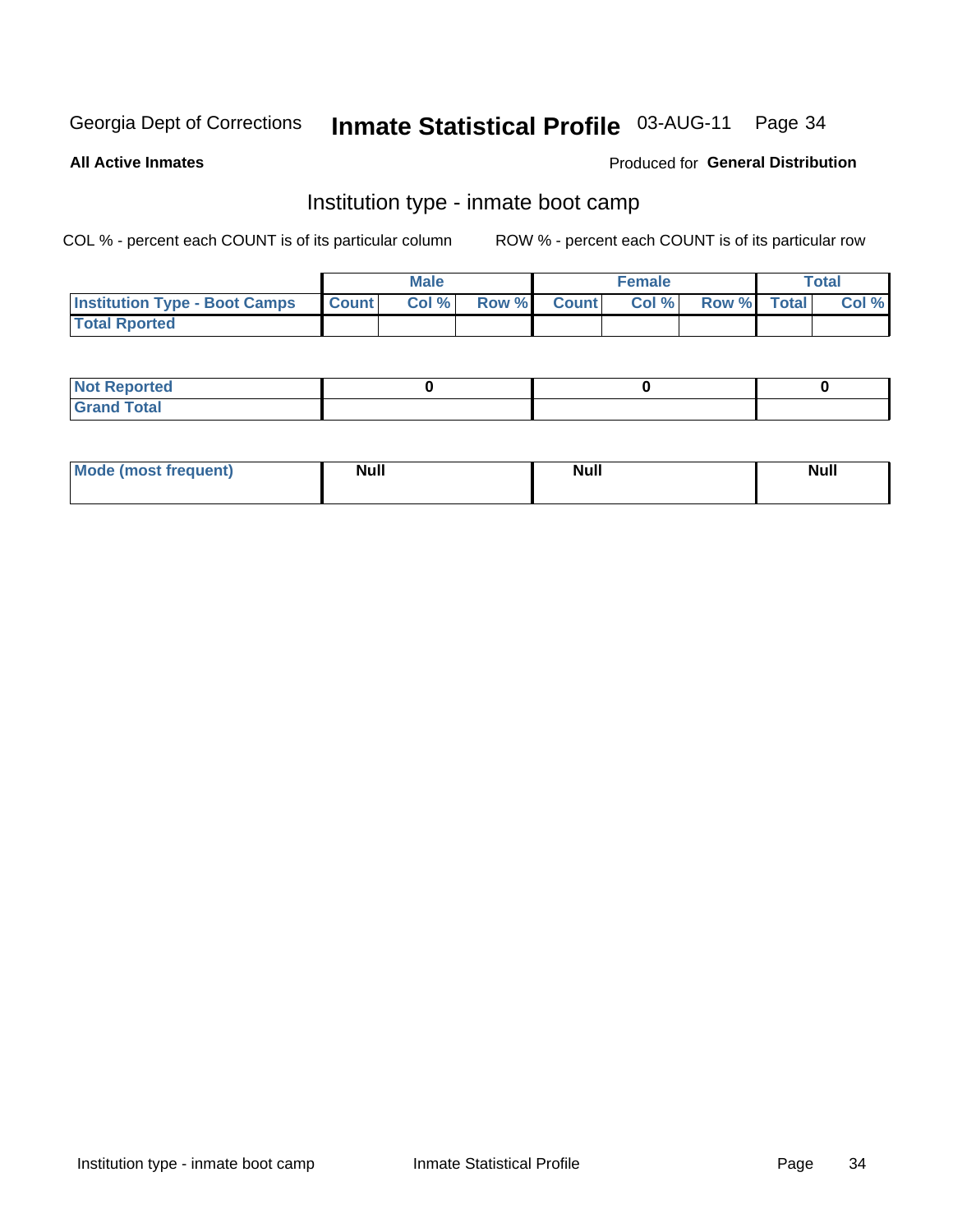Georgia Dept of Corrections **Inmate Statistical Profile** 03-AUG-11

**All Active Inmates**

Produced for **General Distribution**

## Institution type - inmate boot camp

COL % - percent each COUNT is of its particular column ROW % - percent each COUNT is of its particular row

| | Male | | | Female | | | Total | |
|---|---|---|---|---|---|---|---|---|
| **Institution Type - Boot Camps** | Count | Col % | Row % | Count | Col % | Row % | Total | Col % |
| **Total Rported** | | | | | | | | |

| | Male | Female | Total |
|---|---|---|---|
| **Not Reported** | 0 | 0 | 0 |
| **Grand Total** | | | |

| | Male | Female | Total |
|---|---|---|---|
| **Mode (most frequent)** | Null | Null | Null |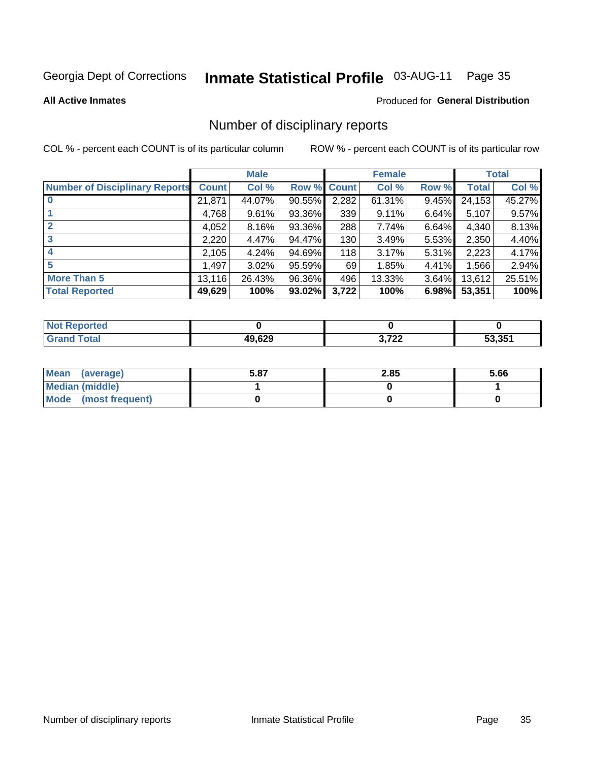Georgia Dept of Corrections **Inmate Statistical Profile** 03-AUG-11

**All Active Inmates**

Produced for **General Distribution**

## Number of disciplinary reports

COL % - percent each COUNT is of its particular column    ROW % - percent each COUNT is of its particular row

| | Male | | | Female | | | Total | |
|---|---|---|---|---|---|---|---|---|
| **Number of Disciplinary Reports** | **Count** | **Col %** | **Row %** | **Count** | **Col %** | **Row %** | **Total** | **Col %** |
| **0** | 21,871 | 44.07% | 90.55% | 2,282 | 61.31% | 9.45% | 24,153 | 45.27% |
| **1** | 4,768 | 9.61% | 93.36% | 339 | 9.11% | 6.64% | 5,107 | 9.57% |
| **2** | 4,052 | 8.16% | 93.36% | 288 | 7.74% | 6.64% | 4,340 | 8.13% |
| **3** | 2,220 | 4.47% | 94.47% | 130 | 3.49% | 5.53% | 2,350 | 4.40% |
| **4** | 2,105 | 4.24% | 94.69% | 118 | 3.17% | 5.31% | 2,223 | 4.17% |
| **5** | 1,497 | 3.02% | 95.59% | 69 | 1.85% | 4.41% | 1,566 | 2.94% |
| **More Than 5** | 13,116 | 26.43% | 96.36% | 496 | 13.33% | 3.64% | 13,612 | 25.51% |
| **Total Reported** | **49,629** | **100%** | **93.02%** | **3,722** | **100%** | **6.98%** | **53,351** | **100%** |

| | Male | Female | Total |
|---|---|---|---|
| **Not Reported** | **0** | **0** | **0** |
| **Grand Total** | **49,629** | **3,722** | **53,351** |

| | Male | Female | Total |
|---|---|---|---|
| **Mean (average)** | **5.87** | **2.85** | **5.66** |
| **Median (middle)** | **1** | **0** | **1** |
| **Mode (most frequent)** | **0** | **0** | **0** |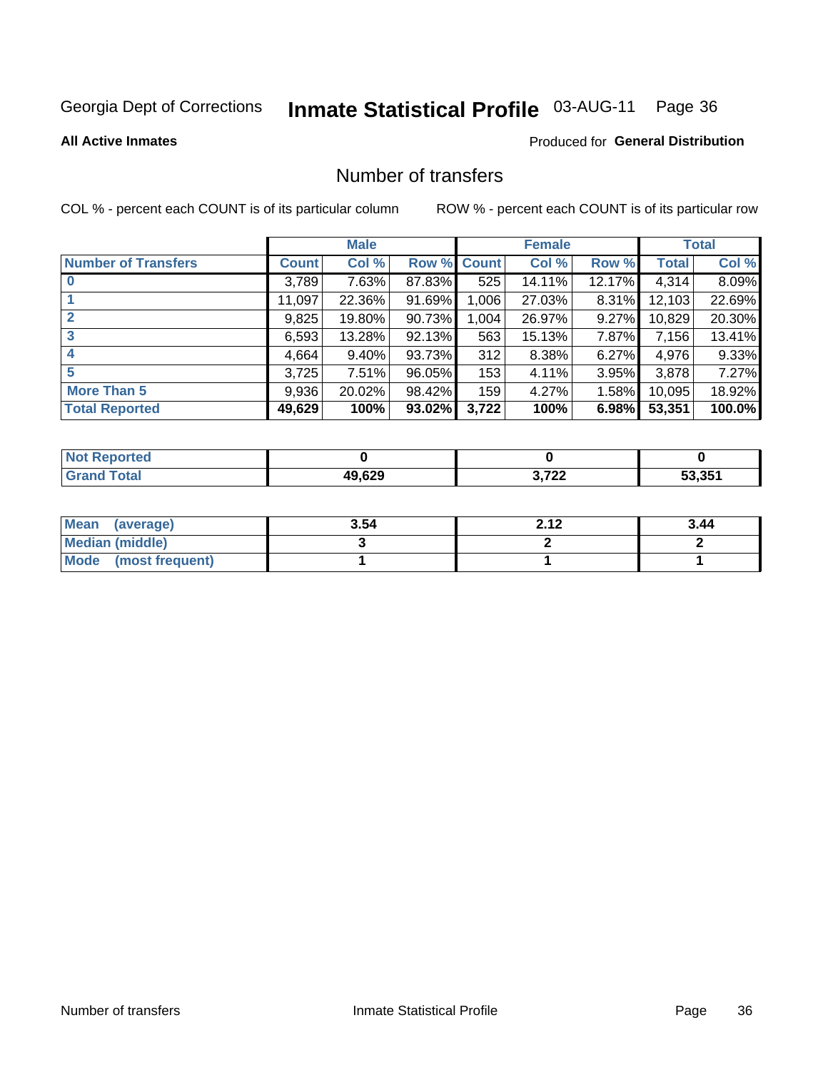Georgia Dept of Corrections **Inmate Statistical Profile** 03-AUG-11

**All Active Inmates**

Produced for **General Distribution**

## Number of transfers

COL % - percent each COUNT is of its particular column

ROW % - percent each COUNT is of its particular row

| | Male | | | Female | | | Total | |
|---|---|---|---|---|---|---|---|---|
| **Number of Transfers** | **Count** | **Col %** | **Row %** | **Count** | **Col %** | **Row %** | **Total** | **Col %** |
| **0** | 3,789 | 7.63% | 87.83% | 525 | 14.11% | 12.17% | 4,314 | 8.09% |
| **1** | 11,097 | 22.36% | 91.69% | 1,006 | 27.03% | 8.31% | 12,103 | 22.69% |
| **2** | 9,825 | 19.80% | 90.73% | 1,004 | 26.97% | 9.27% | 10,829 | 20.30% |
| **3** | 6,593 | 13.28% | 92.13% | 563 | 15.13% | 7.87% | 7,156 | 13.41% |
| **4** | 4,664 | 9.40% | 93.73% | 312 | 8.38% | 6.27% | 4,976 | 9.33% |
| **5** | 3,725 | 7.51% | 96.05% | 153 | 4.11% | 3.95% | 3,878 | 7.27% |
| **More Than 5** | 9,936 | 20.02% | 98.42% | 159 | 4.27% | 1.58% | 10,095 | 18.92% |
| **Total Reported** | **49,629** | **100%** | **93.02%** | **3,722** | **100%** | **6.98%** | **53,351** | **100.0%** |

| | Male | Female | Total |
|---|---|---|---|
| **Not Reported** | **0** | **0** | **0** |
| **Grand Total** | **49,629** | **3,722** | **53,351** |

| | Male | Female | Total |
|---|---|---|---|
| **Mean (average)** | **3.54** | **2.12** | **3.44** |
| **Median (middle)** | **3** | **2** | **2** |
| **Mode (most frequent)** | **1** | **1** | **1** |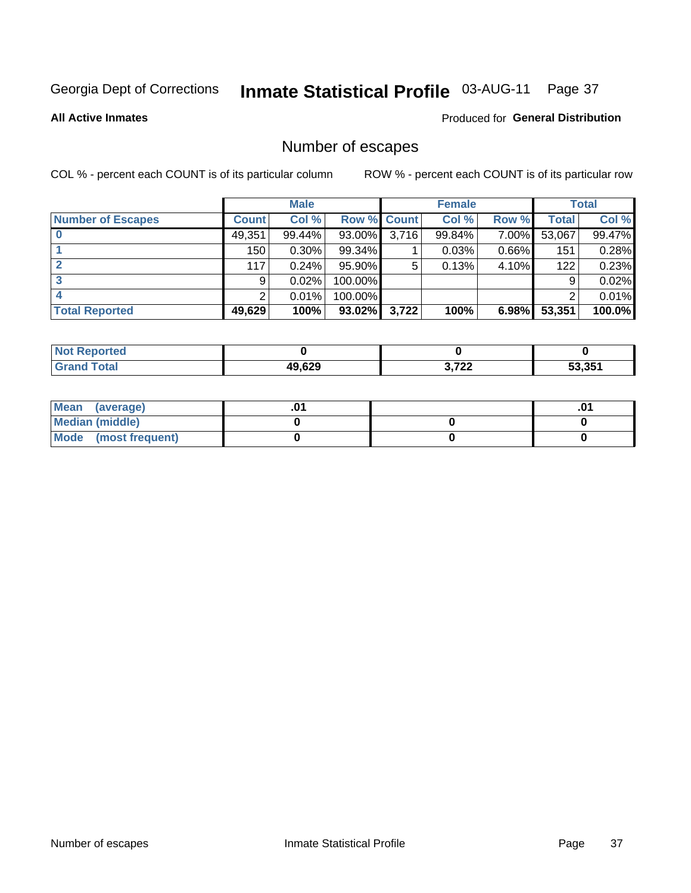Georgia Dept of Corrections **Inmate Statistical Profile** 03-AUG-11

**All Active Inmates**

Produced for **General Distribution**

## Number of escapes

COL % - percent each COUNT is of its particular column

ROW % - percent each COUNT is of its particular row

| | Male | | | Female | | | Total | |
|---|---|---|---|---|---|---|---|---|
| **Number of Escapes** | **Count** | **Col %** | **Row %** | **Count** | **Col %** | **Row %** | **Total** | **Col %** |
| **0** | 49,351 | 99.44% | 93.00% | 3,716 | 99.84% | 7.00% | 53,067 | 99.47% |
| **1** | 150 | 0.30% | 99.34% | 1 | 0.03% | 0.66% | 151 | 0.28% |
| **2** | 117 | 0.24% | 95.90% | 5 | 0.13% | 4.10% | 122 | 0.23% |
| **3** | 9 | 0.02% | 100.00% | | | | 9 | 0.02% |
| **4** | 2 | 0.01% | 100.00% | | | | 2 | 0.01% |
| **Total Reported** | **49,629** | **100%** | **93.02%** | **3,722** | **100%** | **6.98%** | **53,351** | **100.0%** |

| | Male | Female | Total |
|---|---|---|---|
| **Not Reported** | **0** | **0** | **0** |
| **Grand Total** | **49,629** | **3,722** | **53,351** |

| | Male | Female | Total |
|---|---|---|---|
| **Mean (average)** | **.01** | | **.01** |
| **Median (middle)** | **0** | **0** | **0** |
| **Mode (most frequent)** | **0** | **0** | **0** |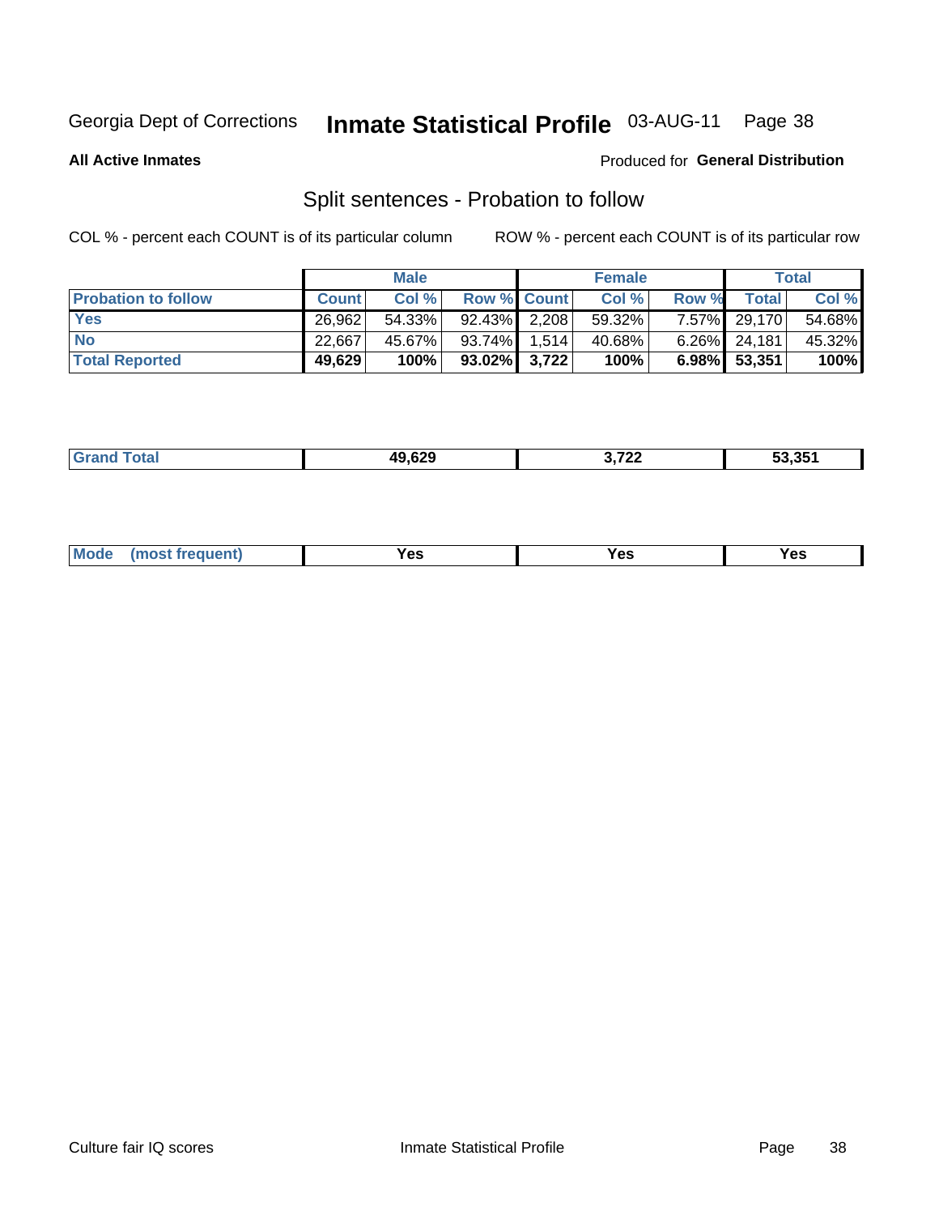Georgia Dept of Corrections **Inmate Statistical Profile** 03-AUG-11

**All Active Inmates**

Produced for **General Distribution**

## Split sentences - Probation to follow

COL % - percent each COUNT is of its particular column

ROW % - percent each COUNT is of its particular row

| | Male | | | Female | | | Total | |
|---|---|---|---|---|---|---|---|---|
| **Probation to follow** | **Count** | **Col %** | **Row %** | **Count** | **Col %** | **Row %** | **Total** | **Col %** |
| **Yes** | 26,962 | 54.33% | 92.43% | 2,208 | 59.32% | 7.57% | 29,170 | 54.68% |
| **No** | 22,667 | 45.67% | 93.74% | 1,514 | 40.68% | 6.26% | 24,181 | 45.32% |
| **Total Reported** | **49,629** | **100%** | **93.02%** | **3,722** | **100%** | **6.98%** | **53,351** | **100%** |

| | Male | Female | Total |
|---|---|---|---|
| **Grand Total** | **49,629** | **3,722** | **53,351** |

| | Male | Female | Total |
|---|---|---|---|
| **Mode (most frequent)** | **Yes** | **Yes** | **Yes** |

Culture fair IQ scores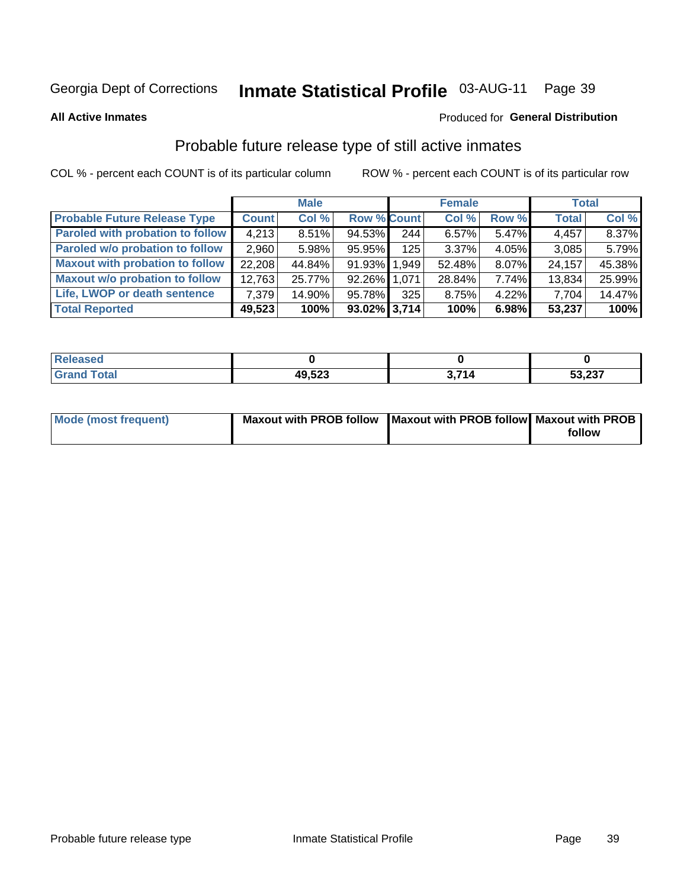Georgia Dept of Corrections **Inmate Statistical Profile** 03-AUG-11

**All Active Inmates**

Produced for **General Distribution**

## Probable future release type of still active inmates

COL % - percent each COUNT is of its particular column

ROW % - percent each COUNT is of its particular row

| | Male | | | Female | | | Total | |
|---|---|---|---|---|---|---|---|---|
| **Probable Future Release Type** | **Count** | **Col %** | **Row %** | **Count** | **Col %** | **Row %** | **Total** | **Col %** |
| Paroled with probation to follow | 4,213 | 8.51% | 94.53% | 244 | 6.57% | 5.47% | 4,457 | 8.37% |
| Paroled w/o probation to follow | 2,960 | 5.98% | 95.95% | 125 | 3.37% | 4.05% | 3,085 | 5.79% |
| Maxout with probation to follow | 22,208 | 44.84% | 91.93% | 1,949 | 52.48% | 8.07% | 24,157 | 45.38% |
| Maxout w/o probation to follow | 12,763 | 25.77% | 92.26% | 1,071 | 28.84% | 7.74% | 13,834 | 25.99% |
| Life, LWOP or death sentence | 7,379 | 14.90% | 95.78% | 325 | 8.75% | 4.22% | 7,704 | 14.47% |
| **Total Reported** | **49,523** | **100%** | **93.02%** | **3,714** | **100%** | **6.98%** | **53,237** | **100%** |

| | Male | Female | Total |
|---|---|---|---|
| Released | **0** | **0** | **0** |
| Grand Total | **49,523** | **3,714** | **53,237** |

| | Male | Female | Total |
|---|---|---|---|
| Mode (most frequent) | **Maxout with PROB follow** | **Maxout with PROB follow** | **Maxout with PROB follow** |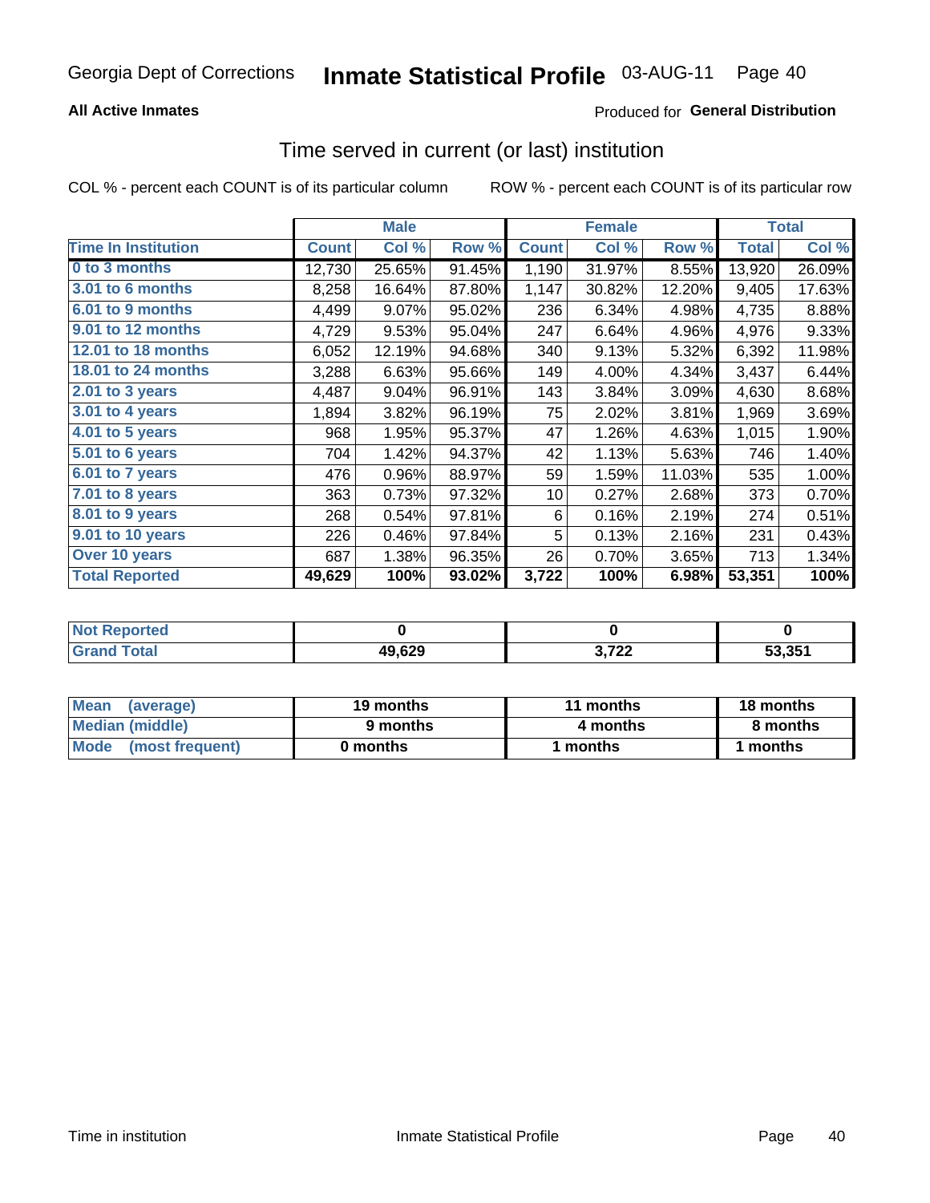Georgia Dept of Corrections **Inmate Statistical Profile** 03-AUG-11

**All Active Inmates**

Produced for **General Distribution**

## Time served in current (or last) institution

COL % - percent each COUNT is of its particular column ROW % - percent each COUNT is of its particular row

| | Male | | | Female | | | Total | |
|---|---|---|---|---|---|---|---|---|
| **Time In Institution** | **Count** | **Col %** | **Row %** | **Count** | **Col %** | **Row %** | **Total** | **Col %** |
| **0 to 3 months** | 12,730 | 25.65% | 91.45% | 1,190 | 31.97% | 8.55% | 13,920 | 26.09% |
| **3.01 to 6 months** | 8,258 | 16.64% | 87.80% | 1,147 | 30.82% | 12.20% | 9,405 | 17.63% |
| **6.01 to 9 months** | 4,499 | 9.07% | 95.02% | 236 | 6.34% | 4.98% | 4,735 | 8.88% |
| **9.01 to 12 months** | 4,729 | 9.53% | 95.04% | 247 | 6.64% | 4.96% | 4,976 | 9.33% |
| **12.01 to 18 months** | 6,052 | 12.19% | 94.68% | 340 | 9.13% | 5.32% | 6,392 | 11.98% |
| **18.01 to 24 months** | 3,288 | 6.63% | 95.66% | 149 | 4.00% | 4.34% | 3,437 | 6.44% |
| **2.01 to 3 years** | 4,487 | 9.04% | 96.91% | 143 | 3.84% | 3.09% | 4,630 | 8.68% |
| **3.01 to 4 years** | 1,894 | 3.82% | 96.19% | 75 | 2.02% | 3.81% | 1,969 | 3.69% |
| **4.01 to 5 years** | 968 | 1.95% | 95.37% | 47 | 1.26% | 4.63% | 1,015 | 1.90% |
| **5.01 to 6 years** | 704 | 1.42% | 94.37% | 42 | 1.13% | 5.63% | 746 | 1.40% |
| **6.01 to 7 years** | 476 | 0.96% | 88.97% | 59 | 1.59% | 11.03% | 535 | 1.00% |
| **7.01 to 8 years** | 363 | 0.73% | 97.32% | 10 | 0.27% | 2.68% | 373 | 0.70% |
| **8.01 to 9 years** | 268 | 0.54% | 97.81% | 6 | 0.16% | 2.19% | 274 | 0.51% |
| **9.01 to 10 years** | 226 | 0.46% | 97.84% | 5 | 0.13% | 2.16% | 231 | 0.43% |
| **Over 10 years** | 687 | 1.38% | 96.35% | 26 | 0.70% | 3.65% | 713 | 1.34% |
| **Total Reported** | **49,629** | **100%** | **93.02%** | **3,722** | **100%** | **6.98%** | **53,351** | **100%** |

| | Male | Female | Total |
|---|---|---|---|
| **Not Reported** | **0** | **0** | **0** |
| **Grand Total** | **49,629** | **3,722** | **53,351** |

| | Male | Female | Total |
|---|---|---|---|
| **Mean (average)** | **19 months** | **11 months** | **18 months** |
| **Median (middle)** | **9 months** | **4 months** | **8 months** |
| **Mode (most frequent)** | **0 months** | **1 months** | **1 months** |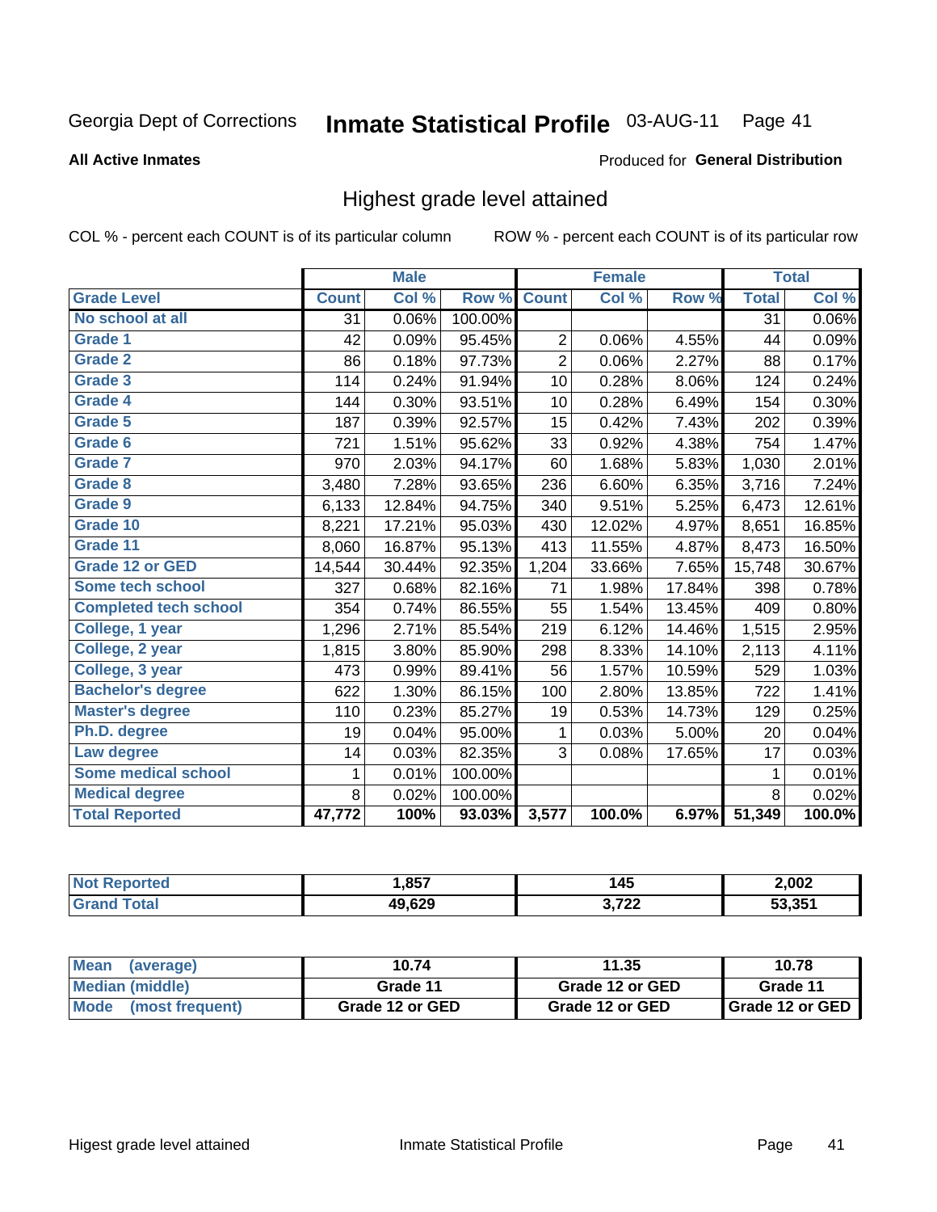Georgia Dept of Corrections **Inmate Statistical Profile** 03-AUG-11

**All Active Inmates**

Produced for **General Distribution**

## Highest grade level attained

COL % - percent each COUNT is of its particular column    ROW % - percent each COUNT is of its particular row

| | Male | | | Female | | | Total | |
|---|---|---|---|---|---|---|---|---|
| **Grade Level** | **Count** | **Col %** | **Row %** | **Count** | **Col %** | **Row %** | **Total** | **Col %** |
| No school at all | 31 | 0.06% | 100.00% | | | | 31 | 0.06% |
| Grade 1 | 42 | 0.09% | 95.45% | 2 | 0.06% | 4.55% | 44 | 0.09% |
| Grade 2 | 86 | 0.18% | 97.73% | 2 | 0.06% | 2.27% | 88 | 0.17% |
| Grade 3 | 114 | 0.24% | 91.94% | 10 | 0.28% | 8.06% | 124 | 0.24% |
| Grade 4 | 144 | 0.30% | 93.51% | 10 | 0.28% | 6.49% | 154 | 0.30% |
| Grade 5 | 187 | 0.39% | 92.57% | 15 | 0.42% | 7.43% | 202 | 0.39% |
| Grade 6 | 721 | 1.51% | 95.62% | 33 | 0.92% | 4.38% | 754 | 1.47% |
| Grade 7 | 970 | 2.03% | 94.17% | 60 | 1.68% | 5.83% | 1,030 | 2.01% |
| Grade 8 | 3,480 | 7.28% | 93.65% | 236 | 6.60% | 6.35% | 3,716 | 7.24% |
| Grade 9 | 6,133 | 12.84% | 94.75% | 340 | 9.51% | 5.25% | 6,473 | 12.61% |
| Grade 10 | 8,221 | 17.21% | 95.03% | 430 | 12.02% | 4.97% | 8,651 | 16.85% |
| Grade 11 | 8,060 | 16.87% | 95.13% | 413 | 11.55% | 4.87% | 8,473 | 16.50% |
| Grade 12 or GED | 14,544 | 30.44% | 92.35% | 1,204 | 33.66% | 7.65% | 15,748 | 30.67% |
| Some tech school | 327 | 0.68% | 82.16% | 71 | 1.98% | 17.84% | 398 | 0.78% |
| Completed tech school | 354 | 0.74% | 86.55% | 55 | 1.54% | 13.45% | 409 | 0.80% |
| College, 1 year | 1,296 | 2.71% | 85.54% | 219 | 6.12% | 14.46% | 1,515 | 2.95% |
| College, 2 year | 1,815 | 3.80% | 85.90% | 298 | 8.33% | 14.10% | 2,113 | 4.11% |
| College, 3 year | 473 | 0.99% | 89.41% | 56 | 1.57% | 10.59% | 529 | 1.03% |
| Bachelor's degree | 622 | 1.30% | 86.15% | 100 | 2.80% | 13.85% | 722 | 1.41% |
| Master's degree | 110 | 0.23% | 85.27% | 19 | 0.53% | 14.73% | 129 | 0.25% |
| Ph.D. degree | 19 | 0.04% | 95.00% | 1 | 0.03% | 5.00% | 20 | 0.04% |
| Law degree | 14 | 0.03% | 82.35% | 3 | 0.08% | 17.65% | 17 | 0.03% |
| Some medical school | 1 | 0.01% | 100.00% | | | | 1 | 0.01% |
| Medical degree | 8 | 0.02% | 100.00% | | | | 8 | 0.02% |
| **Total Reported** | **47,772** | **100%** | **93.03%** | **3,577** | **100.0%** | **6.97%** | **51,349** | **100.0%** |

| | Male | Female | Total |
|---|---|---|---|
| Not Reported | 1,857 | 145 | 2,002 |
| Grand Total | 49,629 | 3,722 | 53,351 |

| | Male | Female | Total |
|---|---|---|---|
| Mean (average) | 10.74 | 11.35 | 10.78 |
| Median (middle) | Grade 11 | Grade 12 or GED | Grade 11 |
| Mode (most frequent) | Grade 12 or GED | Grade 12 or GED | Grade 12 or GED |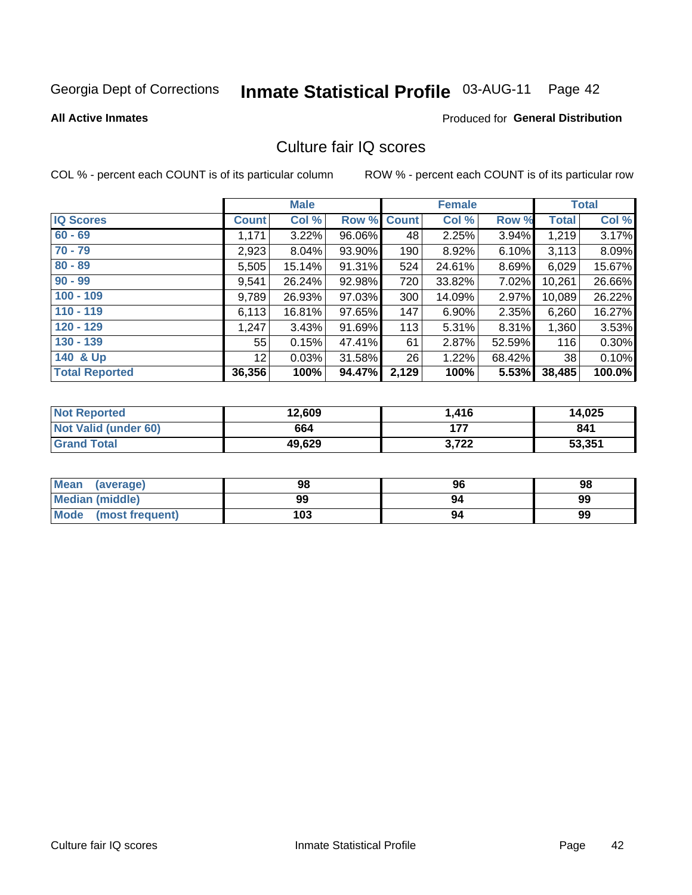Georgia Dept of Corrections **Inmate Statistical Profile** 03-AUG-11

**All Active Inmates**

Produced for **General Distribution**

## Culture fair IQ scores

COL % - percent each COUNT is of its particular column

ROW % - percent each COUNT is of its particular row

| | Male | | | Female | | | Total | |
|---|---|---|---|---|---|---|---|---|
| **IQ Scores** | **Count** | **Col %** | **Row %** | **Count** | **Col %** | **Row %** | **Total** | **Col %** |
| 60 - 69 | 1,171 | 3.22% | 96.06% | 48 | 2.25% | 3.94% | 1,219 | 3.17% |
| 70 - 79 | 2,923 | 8.04% | 93.90% | 190 | 8.92% | 6.10% | 3,113 | 8.09% |
| 80 - 89 | 5,505 | 15.14% | 91.31% | 524 | 24.61% | 8.69% | 6,029 | 15.67% |
| 90 - 99 | 9,541 | 26.24% | 92.98% | 720 | 33.82% | 7.02% | 10,261 | 26.66% |
| 100 - 109 | 9,789 | 26.93% | 97.03% | 300 | 14.09% | 2.97% | 10,089 | 26.22% |
| 110 - 119 | 6,113 | 16.81% | 97.65% | 147 | 6.90% | 2.35% | 6,260 | 16.27% |
| 120 - 129 | 1,247 | 3.43% | 91.69% | 113 | 5.31% | 8.31% | 1,360 | 3.53% |
| 130 - 139 | 55 | 0.15% | 47.41% | 61 | 2.87% | 52.59% | 116 | 0.30% |
| 140 & Up | 12 | 0.03% | 31.58% | 26 | 1.22% | 68.42% | 38 | 0.10% |
| **Total Reported** | **36,356** | **100%** | **94.47%** | **2,129** | **100%** | **5.53%** | **38,485** | **100.0%** |

| | Male | Female | Total |
|---|---|---|---|
| Not Reported | 12,609 | 1,416 | 14,025 |
| Not Valid (under 60) | 664 | 177 | 841 |
| Grand Total | 49,629 | 3,722 | 53,351 |

| | Male | Female | Total |
|---|---|---|---|
| Mean (average) | 98 | 96 | 98 |
| Median (middle) | 99 | 94 | 99 |
| Mode (most frequent) | 103 | 94 | 99 |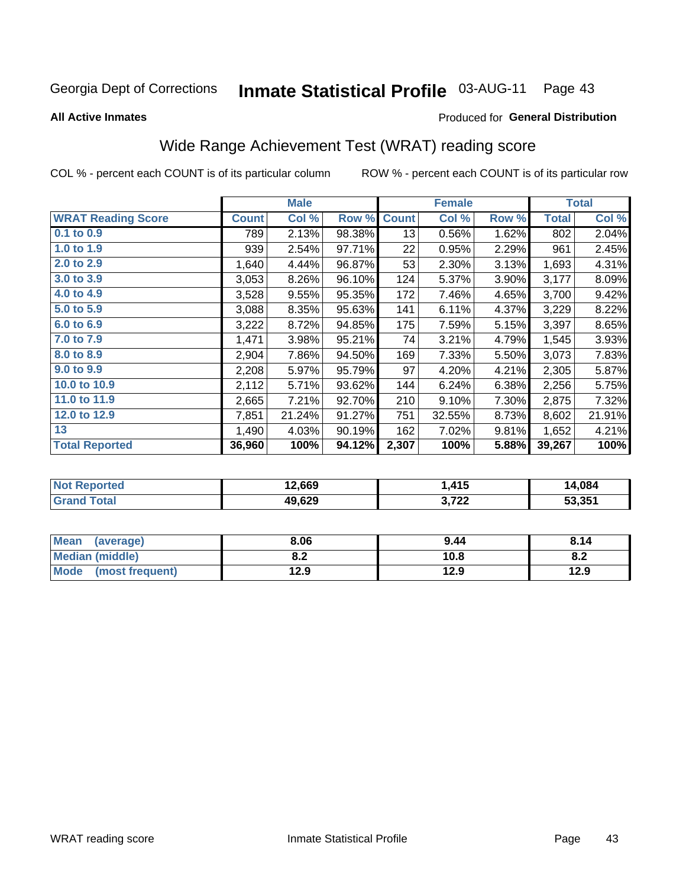Georgia Dept of Corrections **Inmate Statistical Profile** 03-AUG-11 Page 43

**All Active Inmates**

Produced for **General Distribution**

## Wide Range Achievement Test (WRAT) reading score

COL % - percent each COUNT is of its particular column    ROW % - percent each COUNT is of its particular row

| | Male | | | Female | | | Total | |
|---|---|---|---|---|---|---|---|---|
| **WRAT Reading Score** | **Count** | **Col %** | **Row %** | **Count** | **Col %** | **Row %** | **Total** | **Col %** |
| **0.1 to 0.9** | 789 | 2.13% | 98.38% | 13 | 0.56% | 1.62% | 802 | 2.04% |
| **1.0 to 1.9** | 939 | 2.54% | 97.71% | 22 | 0.95% | 2.29% | 961 | 2.45% |
| **2.0 to 2.9** | 1,640 | 4.44% | 96.87% | 53 | 2.30% | 3.13% | 1,693 | 4.31% |
| **3.0 to 3.9** | 3,053 | 8.26% | 96.10% | 124 | 5.37% | 3.90% | 3,177 | 8.09% |
| **4.0 to 4.9** | 3,528 | 9.55% | 95.35% | 172 | 7.46% | 4.65% | 3,700 | 9.42% |
| **5.0 to 5.9** | 3,088 | 8.35% | 95.63% | 141 | 6.11% | 4.37% | 3,229 | 8.22% |
| **6.0 to 6.9** | 3,222 | 8.72% | 94.85% | 175 | 7.59% | 5.15% | 3,397 | 8.65% |
| **7.0 to 7.9** | 1,471 | 3.98% | 95.21% | 74 | 3.21% | 4.79% | 1,545 | 3.93% |
| **8.0 to 8.9** | 2,904 | 7.86% | 94.50% | 169 | 7.33% | 5.50% | 3,073 | 7.83% |
| **9.0 to 9.9** | 2,208 | 5.97% | 95.79% | 97 | 4.20% | 4.21% | 2,305 | 5.87% |
| **10.0 to 10.9** | 2,112 | 5.71% | 93.62% | 144 | 6.24% | 6.38% | 2,256 | 5.75% |
| **11.0 to 11.9** | 2,665 | 7.21% | 92.70% | 210 | 9.10% | 7.30% | 2,875 | 7.32% |
| **12.0 to 12.9** | 7,851 | 21.24% | 91.27% | 751 | 32.55% | 8.73% | 8,602 | 21.91% |
| **13** | 1,490 | 4.03% | 90.19% | 162 | 7.02% | 9.81% | 1,652 | 4.21% |
| **Total Reported** | **36,960** | **100%** | **94.12%** | **2,307** | **100%** | **5.88%** | **39,267** | **100%** |

| | Male | Female | Total |
|---|---|---|---|
| **Not Reported** | 12,669 | 1,415 | 14,084 |
| **Grand Total** | 49,629 | 3,722 | 53,351 |

| | Male | Female | Total |
|---|---|---|---|
| **Mean (average)** | 8.06 | 9.44 | 8.14 |
| **Median (middle)** | 8.2 | 10.8 | 8.2 |
| **Mode (most frequent)** | 12.9 | 12.9 | 12.9 |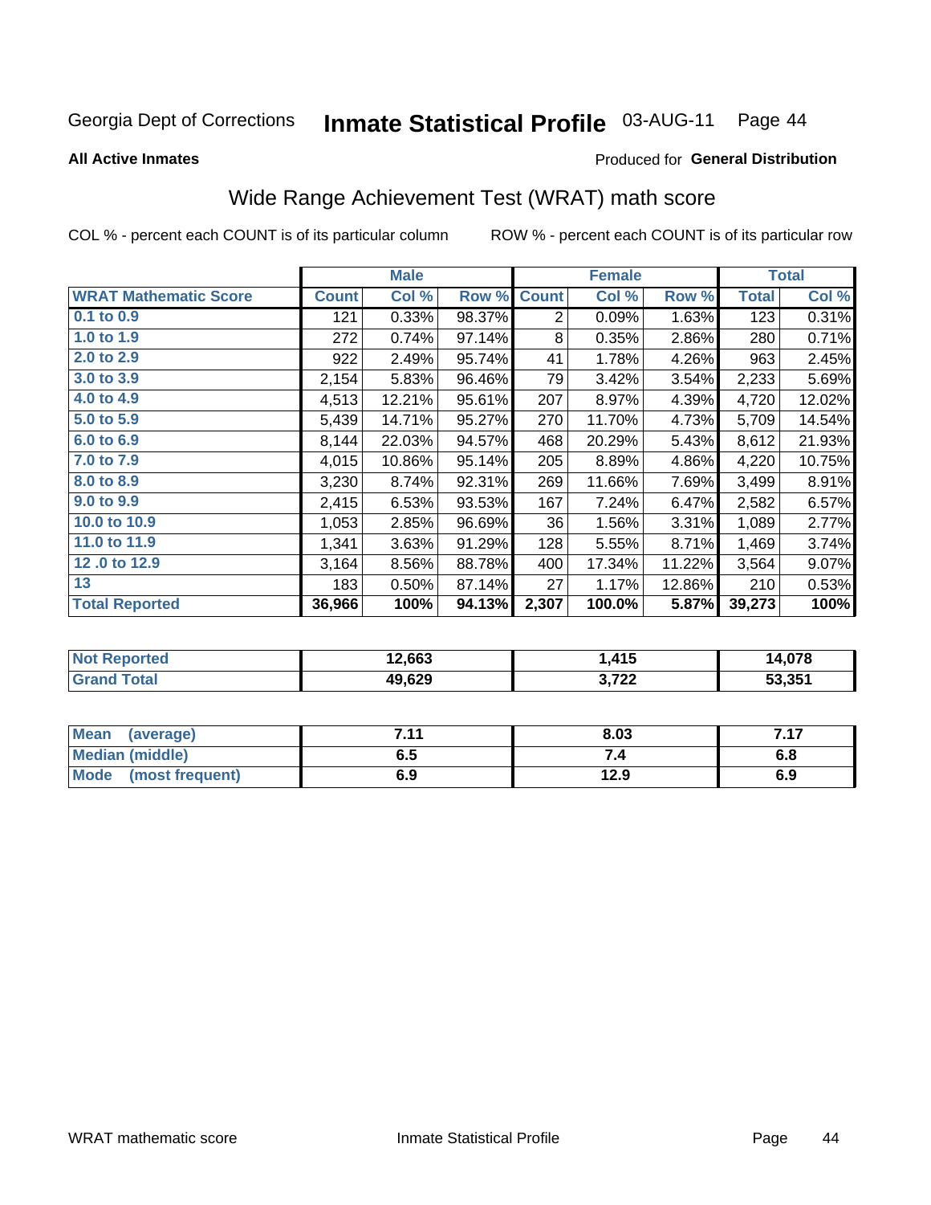Georgia Dept of Corrections **Inmate Statistical Profile** 03-AUG-11

**All Active Inmates**

Produced for **General Distribution**

## Wide Range Achievement Test (WRAT) math score

COL % - percent each COUNT is of its particular column ROW % - percent each COUNT is of its particular row

| | Male | | | Female | | | Total | |
|---|---|---|---|---|---|---|---|---|
| **WRAT Mathematic Score** | **Count** | **Col %** | **Row %** | **Count** | **Col %** | **Row %** | **Total** | **Col %** |
| **0.1 to 0.9** | 121 | 0.33% | 98.37% | 2 | 0.09% | 1.63% | 123 | 0.31% |
| **1.0 to 1.9** | 272 | 0.74% | 97.14% | 8 | 0.35% | 2.86% | 280 | 0.71% |
| **2.0 to 2.9** | 922 | 2.49% | 95.74% | 41 | 1.78% | 4.26% | 963 | 2.45% |
| **3.0 to 3.9** | 2,154 | 5.83% | 96.46% | 79 | 3.42% | 3.54% | 2,233 | 5.69% |
| **4.0 to 4.9** | 4,513 | 12.21% | 95.61% | 207 | 8.97% | 4.39% | 4,720 | 12.02% |
| **5.0 to 5.9** | 5,439 | 14.71% | 95.27% | 270 | 11.70% | 4.73% | 5,709 | 14.54% |
| **6.0 to 6.9** | 8,144 | 22.03% | 94.57% | 468 | 20.29% | 5.43% | 8,612 | 21.93% |
| **7.0 to 7.9** | 4,015 | 10.86% | 95.14% | 205 | 8.89% | 4.86% | 4,220 | 10.75% |
| **8.0 to 8.9** | 3,230 | 8.74% | 92.31% | 269 | 11.66% | 7.69% | 3,499 | 8.91% |
| **9.0 to 9.9** | 2,415 | 6.53% | 93.53% | 167 | 7.24% | 6.47% | 2,582 | 6.57% |
| **10.0 to 10.9** | 1,053 | 2.85% | 96.69% | 36 | 1.56% | 3.31% | 1,089 | 2.77% |
| **11.0 to 11.9** | 1,341 | 3.63% | 91.29% | 128 | 5.55% | 8.71% | 1,469 | 3.74% |
| **12 .0 to 12.9** | 3,164 | 8.56% | 88.78% | 400 | 17.34% | 11.22% | 3,564 | 9.07% |
| **13** | 183 | 0.50% | 87.14% | 27 | 1.17% | 12.86% | 210 | 0.53% |
| **Total Reported** | **36,966** | **100%** | **94.13%** | **2,307** | **100.0%** | **5.87%** | **39,273** | **100%** |

| | Male | Female | Total |
|---|---|---|---|
| **Not Reported** | **12,663** | **1,415** | **14,078** |
| **Grand Total** | **49,629** | **3,722** | **53,351** |

| | Male | Female | Total |
|---|---|---|---|
| **Mean (average)** | **7.11** | **8.03** | **7.17** |
| **Median (middle)** | **6.5** | **7.4** | **6.8** |
| **Mode (most frequent)** | **6.9** | **12.9** | **6.9** |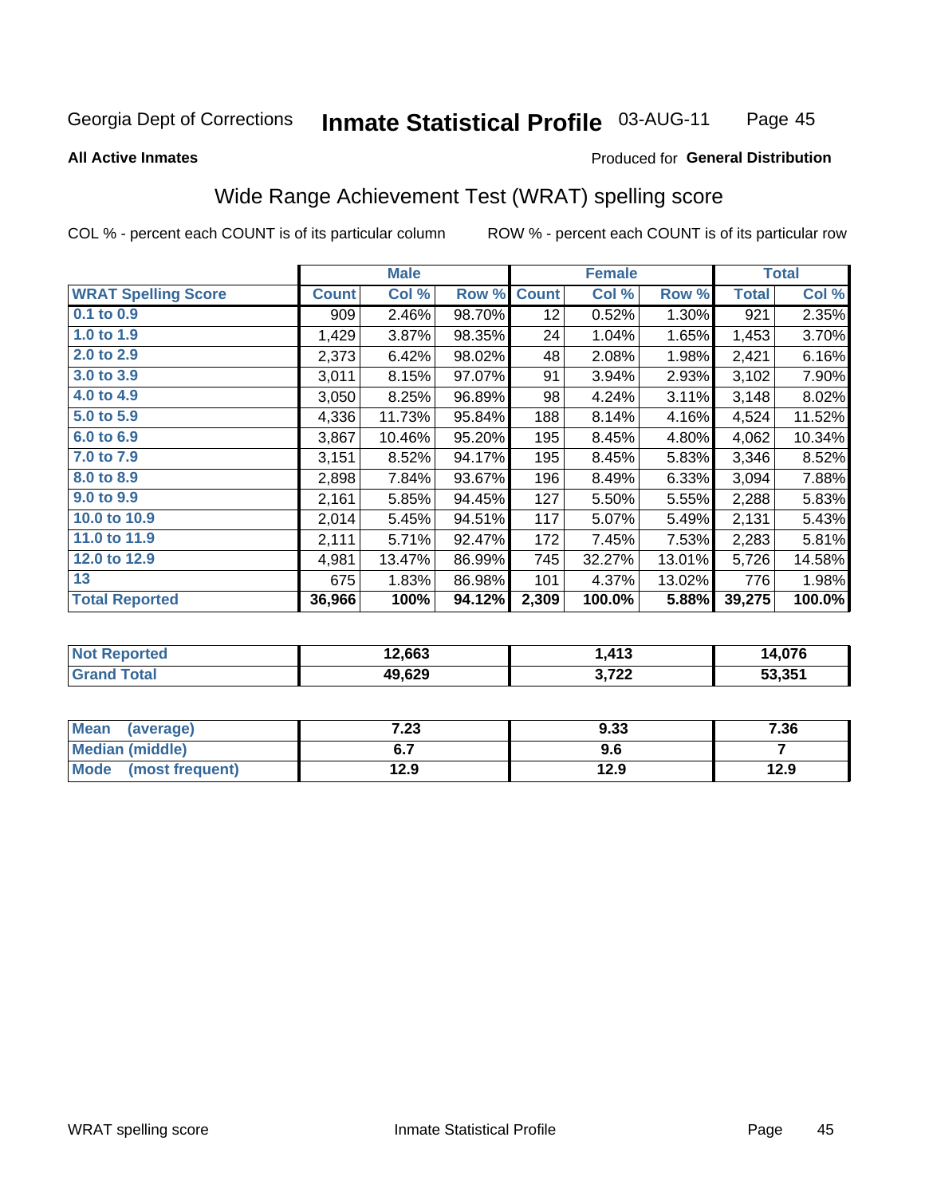Georgia Dept of Corrections **Inmate Statistical Profile** 03-AUG-11

**All Active Inmates**

Produced for **General Distribution**

## Wide Range Achievement Test (WRAT) spelling score

COL % - percent each COUNT is of its particular column    ROW % - percent each COUNT is of its particular row

| | Male | | | Female | | | Total | |
|---|---|---|---|---|---|---|---|---|
| **WRAT Spelling Score** | **Count** | **Col %** | **Row %** | **Count** | **Col %** | **Row %** | **Total** | **Col %** |
| 0.1 to 0.9 | 909 | 2.46% | 98.70% | 12 | 0.52% | 1.30% | 921 | 2.35% |
| 1.0 to 1.9 | 1,429 | 3.87% | 98.35% | 24 | 1.04% | 1.65% | 1,453 | 3.70% |
| 2.0 to 2.9 | 2,373 | 6.42% | 98.02% | 48 | 2.08% | 1.98% | 2,421 | 6.16% |
| 3.0 to 3.9 | 3,011 | 8.15% | 97.07% | 91 | 3.94% | 2.93% | 3,102 | 7.90% |
| 4.0 to 4.9 | 3,050 | 8.25% | 96.89% | 98 | 4.24% | 3.11% | 3,148 | 8.02% |
| 5.0 to 5.9 | 4,336 | 11.73% | 95.84% | 188 | 8.14% | 4.16% | 4,524 | 11.52% |
| 6.0 to 6.9 | 3,867 | 10.46% | 95.20% | 195 | 8.45% | 4.80% | 4,062 | 10.34% |
| 7.0 to 7.9 | 3,151 | 8.52% | 94.17% | 195 | 8.45% | 5.83% | 3,346 | 8.52% |
| 8.0 to 8.9 | 2,898 | 7.84% | 93.67% | 196 | 8.49% | 6.33% | 3,094 | 7.88% |
| 9.0 to 9.9 | 2,161 | 5.85% | 94.45% | 127 | 5.50% | 5.55% | 2,288 | 5.83% |
| 10.0 to 10.9 | 2,014 | 5.45% | 94.51% | 117 | 5.07% | 5.49% | 2,131 | 5.43% |
| 11.0 to 11.9 | 2,111 | 5.71% | 92.47% | 172 | 7.45% | 7.53% | 2,283 | 5.81% |
| 12.0 to 12.9 | 4,981 | 13.47% | 86.99% | 745 | 32.27% | 13.01% | 5,726 | 14.58% |
| 13 | 675 | 1.83% | 86.98% | 101 | 4.37% | 13.02% | 776 | 1.98% |
| **Total Reported** | **36,966** | **100%** | **94.12%** | **2,309** | **100.0%** | **5.88%** | **39,275** | **100.0%** |

| | Male | Female | Total |
|---|---|---|---|
| Not Reported | 12,663 | 1,413 | 14,076 |
| Grand Total | 49,629 | 3,722 | 53,351 |

| | Male | Female | Total |
|---|---|---|---|
| Mean (average) | 7.23 | 9.33 | 7.36 |
| Median (middle) | 6.7 | 9.6 | 7 |
| Mode (most frequent) | 12.9 | 12.9 | 12.9 |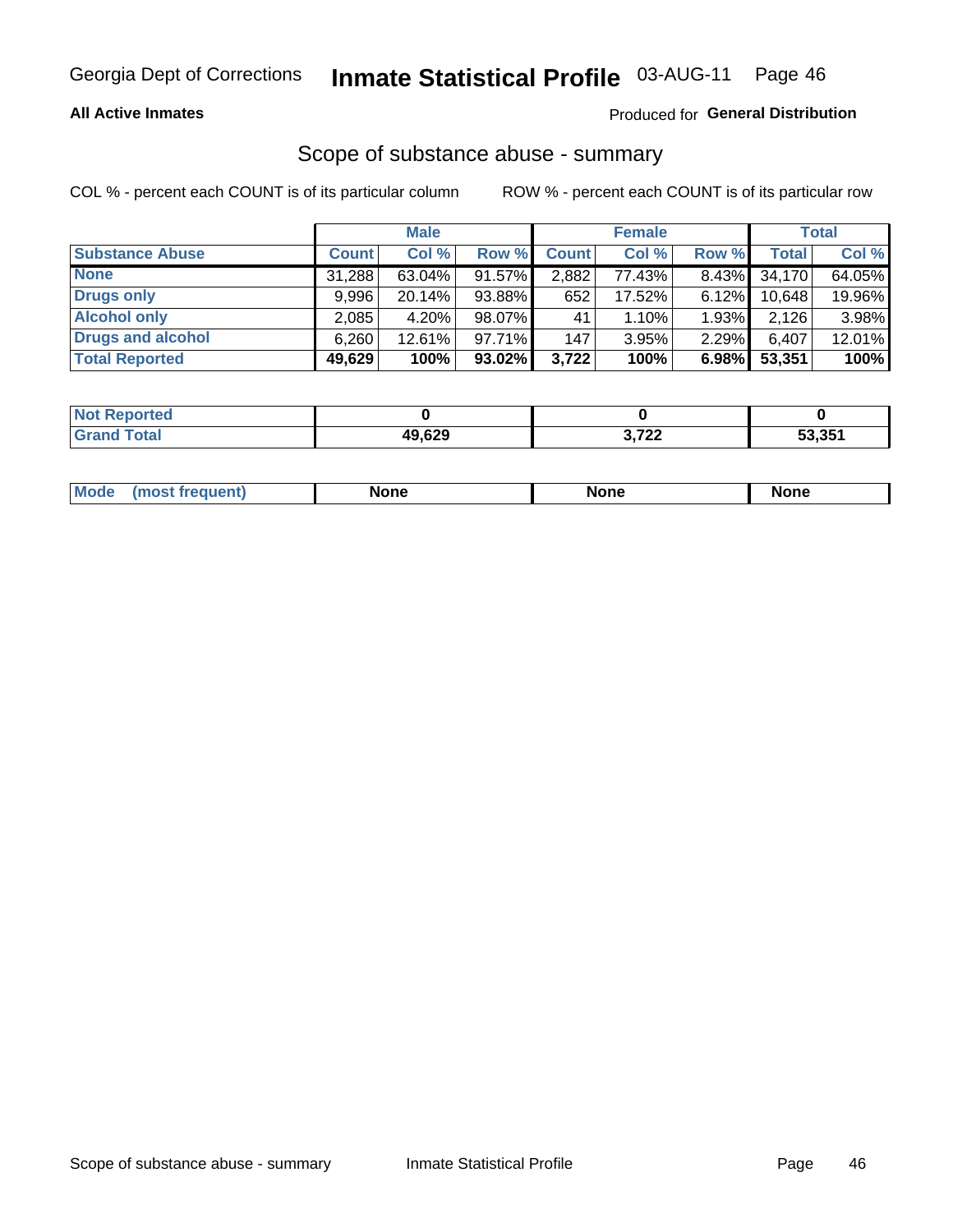# Inmate Statistical Profile

Georgia Dept of Corrections — 03-AUG-11

**All Active Inmates**

Produced for **General Distribution**

## Scope of substance abuse - summary

COL % - percent each COUNT is of its particular column

ROW % - percent each COUNT is of its particular row

| | Male | | | Female | | | Total | |
|---|---|---|---|---|---|---|---|---|
| **Substance Abuse** | **Count** | **Col %** | **Row %** | **Count** | **Col %** | **Row %** | **Total** | **Col %** |
| **None** | 31,288 | 63.04% | 91.57% | 2,882 | 77.43% | 8.43% | 34,170 | 64.05% |
| **Drugs only** | 9,996 | 20.14% | 93.88% | 652 | 17.52% | 6.12% | 10,648 | 19.96% |
| **Alcohol only** | 2,085 | 4.20% | 98.07% | 41 | 1.10% | 1.93% | 2,126 | 3.98% |
| **Drugs and alcohol** | 6,260 | 12.61% | 97.71% | 147 | 3.95% | 2.29% | 6,407 | 12.01% |
| **Total Reported** | **49,629** | **100%** | **93.02%** | **3,722** | **100%** | **6.98%** | **53,351** | **100%** |

| | Male | Female | Total |
|---|---|---|---|
| **Not Reported** | **0** | **0** | **0** |
| **Grand Total** | **49,629** | **3,722** | **53,351** |

| | Male | Female | Total |
|---|---|---|---|
| **Mode (most frequent)** | **None** | **None** | **None** |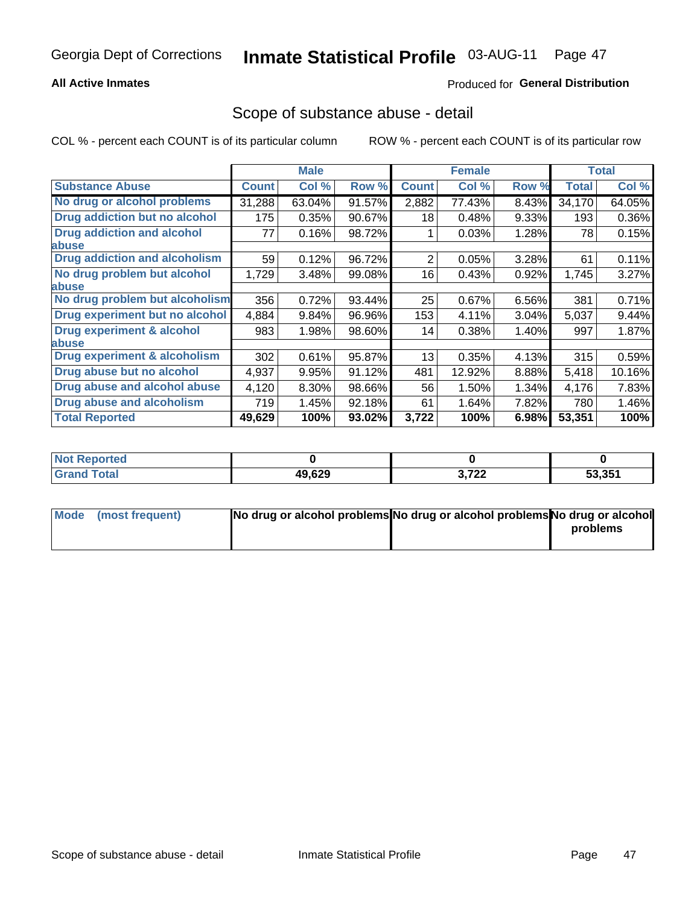All Active Inmates

Produced for **General Distribution**

## Scope of substance abuse - detail

COL % - percent each COUNT is of its particular column

ROW % - percent each COUNT is of its particular row

| | Male | | | Female | | | Total | |
|---|---|---|---|---|---|---|---|---|
| **Substance Abuse** | **Count** | **Col %** | **Row %** | **Count** | **Col %** | **Row %** | **Total** | **Col %** |
| No drug or alcohol problems | 31,288 | 63.04% | 91.57% | 2,882 | 77.43% | 8.43% | 34,170 | 64.05% |
| Drug addiction but no alcohol | 175 | 0.35% | 90.67% | 18 | 0.48% | 9.33% | 193 | 0.36% |
| Drug addiction and alcohol abuse | 77 | 0.16% | 98.72% | 1 | 0.03% | 1.28% | 78 | 0.15% |
| Drug addiction and alcoholism | 59 | 0.12% | 96.72% | 2 | 0.05% | 3.28% | 61 | 0.11% |
| No drug problem but alcohol abuse | 1,729 | 3.48% | 99.08% | 16 | 0.43% | 0.92% | 1,745 | 3.27% |
| No drug problem but alcoholism | 356 | 0.72% | 93.44% | 25 | 0.67% | 6.56% | 381 | 0.71% |
| Drug experiment but no alcohol | 4,884 | 9.84% | 96.96% | 153 | 4.11% | 3.04% | 5,037 | 9.44% |
| Drug experiment & alcohol abuse | 983 | 1.98% | 98.60% | 14 | 0.38% | 1.40% | 997 | 1.87% |
| Drug experiment & alcoholism | 302 | 0.61% | 95.87% | 13 | 0.35% | 4.13% | 315 | 0.59% |
| Drug abuse but no alcohol | 4,937 | 9.95% | 91.12% | 481 | 12.92% | 8.88% | 5,418 | 10.16% |
| Drug abuse and alcohol abuse | 4,120 | 8.30% | 98.66% | 56 | 1.50% | 1.34% | 4,176 | 7.83% |
| Drug abuse and alcoholism | 719 | 1.45% | 92.18% | 61 | 1.64% | 7.82% | 780 | 1.46% |
| **Total Reported** | **49,629** | **100%** | **93.02%** | **3,722** | **100%** | **6.98%** | **53,351** | **100%** |

| | Male | Female | Total |
|---|---|---|---|
| Not Reported | **0** | **0** | **0** |
| Grand Total | **49,629** | **3,722** | **53,351** |

| | Male | Female | Total |
|---|---|---|---|
| Mode (most frequent) | **No drug or alcohol problems** | **No drug or alcohol problems** | **No drug or alcohol problems** |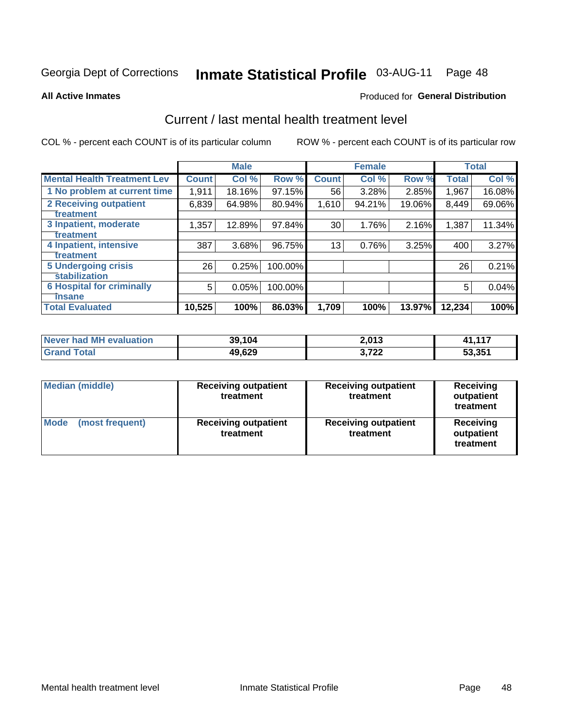Georgia Dept of Corrections **Inmate Statistical Profile** 03-AUG-11

**All Active Inmates**

Produced for **General Distribution**

## Current / last mental health treatment level

COL % - percent each COUNT is of its particular column

ROW % - percent each COUNT is of its particular row

| | Male | | | Female | | | Total | |
|---|---|---|---|---|---|---|---|---|
| **Mental Health Treatment Lev** | **Count** | **Col %** | **Row %** | **Count** | **Col %** | **Row %** | **Total** | **Col %** |
| 1 No problem at current time | 1,911 | 18.16% | 97.15% | 56 | 3.28% | 2.85% | 1,967 | 16.08% |
| 2 Receiving outpatient treatment | 6,839 | 64.98% | 80.94% | 1,610 | 94.21% | 19.06% | 8,449 | 69.06% |
| 3 Inpatient, moderate treatment | 1,357 | 12.89% | 97.84% | 30 | 1.76% | 2.16% | 1,387 | 11.34% |
| 4 Inpatient, intensive treatment | 387 | 3.68% | 96.75% | 13 | 0.76% | 3.25% | 400 | 3.27% |
| 5 Undergoing crisis stabilization | 26 | 0.25% | 100.00% | | | | 26 | 0.21% |
| 6 Hospital for criminally insane | 5 | 0.05% | 100.00% | | | | 5 | 0.04% |
| **Total Evaluated** | **10,525** | **100%** | **86.03%** | **1,709** | **100%** | **13.97%** | **12,234** | **100%** |

| | Male | Female | Total |
|---|---|---|---|
| **Never had MH evaluation** | **39,104** | **2,013** | **41,117** |
| **Grand Total** | **49,629** | **3,722** | **53,351** |

| | Male | Female | Total |
|---|---|---|---|
| **Median (middle)** | **Receiving outpatient treatment** | **Receiving outpatient treatment** | **Receiving outpatient treatment** |
| **Mode (most frequent)** | **Receiving outpatient treatment** | **Receiving outpatient treatment** | **Receiving outpatient treatment** |

Mental health treatment level Inmate Statistical Profile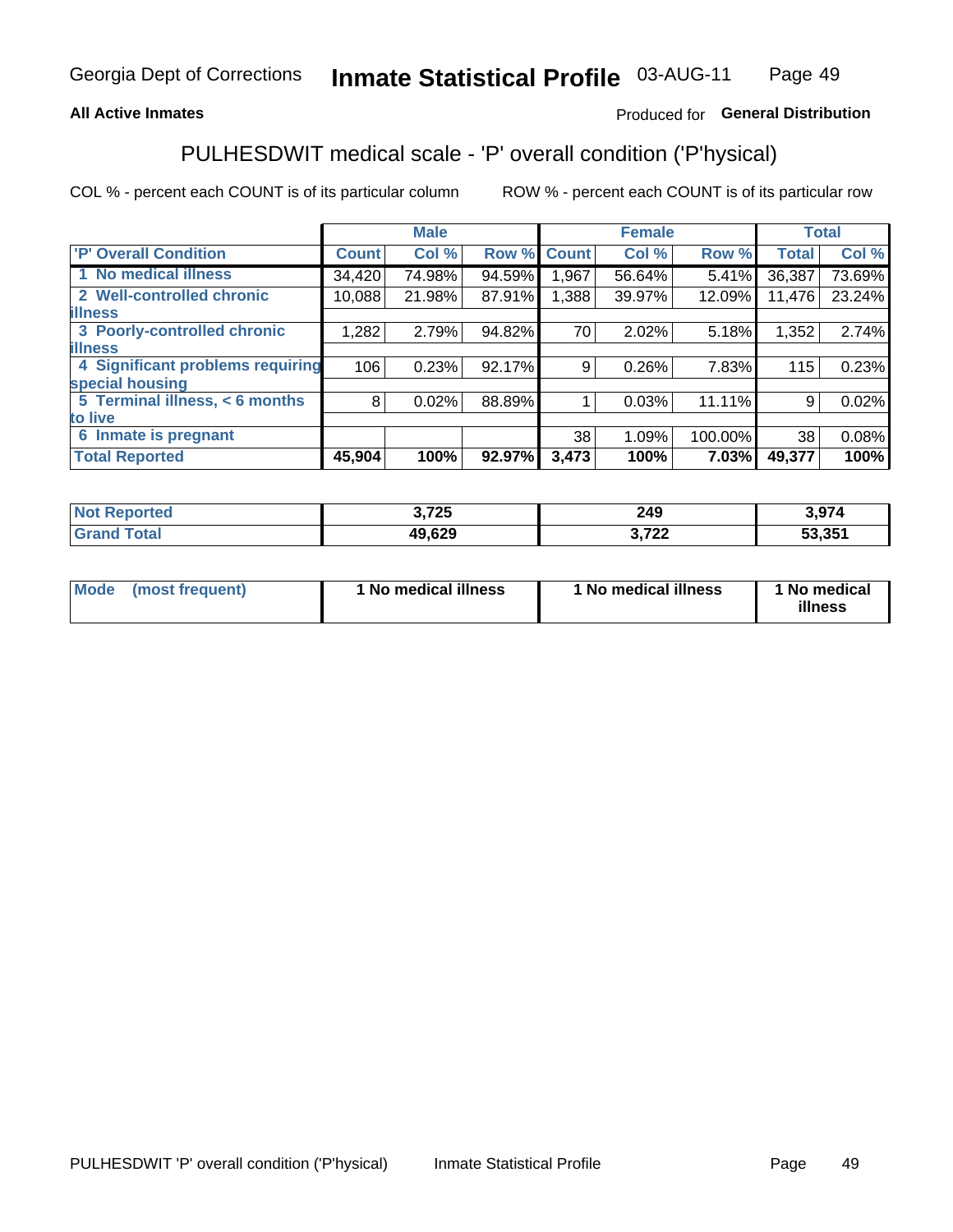Georgia Dept of Corrections **Inmate Statistical Profile** 03-AUG-11

**All Active Inmates**

Produced for **General Distribution**

## PULHESDWIT medical scale - 'P' overall condition ('P'hysical)

COL % - percent each COUNT is of its particular column

ROW % - percent each COUNT is of its particular row

| | Male | | | Female | | | Total | |
|---|---|---|---|---|---|---|---|---|
| 'P' Overall Condition | Count | Col % | Row % | Count | Col % | Row % | Total | Col % |
| 1 No medical illness | 34,420 | 74.98% | 94.59% | 1,967 | 56.64% | 5.41% | 36,387 | 73.69% |
| 2 Well-controlled chronic illness | 10,088 | 21.98% | 87.91% | 1,388 | 39.97% | 12.09% | 11,476 | 23.24% |
| 3 Poorly-controlled chronic illness | 1,282 | 2.79% | 94.82% | 70 | 2.02% | 5.18% | 1,352 | 2.74% |
| 4 Significant problems requiring special housing | 106 | 0.23% | 92.17% | 9 | 0.26% | 7.83% | 115 | 0.23% |
| 5 Terminal illness, < 6 months to live | 8 | 0.02% | 88.89% | 1 | 0.03% | 11.11% | 9 | 0.02% |
| 6 Inmate is pregnant | | | | 38 | 1.09% | 100.00% | 38 | 0.08% |
| **Total Reported** | **45,904** | **100%** | **92.97%** | **3,473** | **100%** | **7.03%** | **49,377** | **100%** |

| | Male | Female | Total |
|---|---|---|---|
| Not Reported | 3,725 | 249 | 3,974 |
| Grand Total | 49,629 | 3,722 | 53,351 |

| | Male | Female | Total |
|---|---|---|---|
| Mode (most frequent) | 1 No medical illness | 1 No medical illness | 1 No medical illness |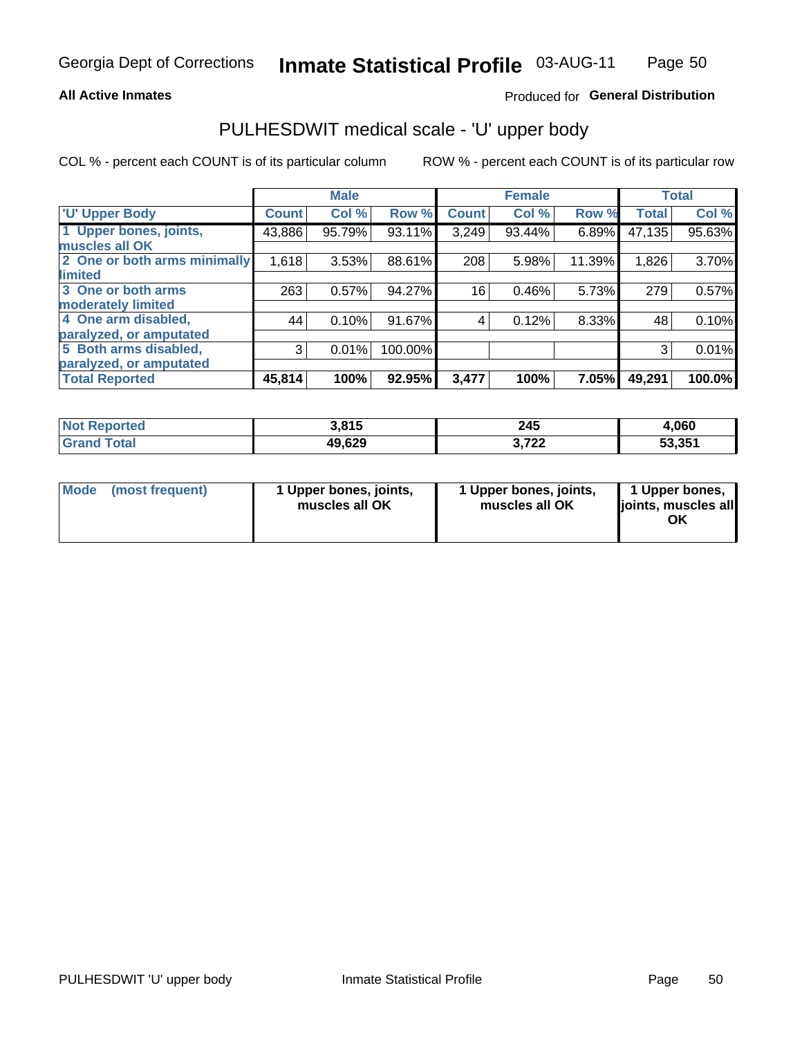Georgia Dept of Corrections **Inmate Statistical Profile** 03-AUG-11

**All Active Inmates**

Produced for **General Distribution**

## PULHESDWIT medical scale - 'U' upper body

COL % - percent each COUNT is of its particular column

ROW % - percent each COUNT is of its particular row

| | Male | | | Female | | | Total | |
|---|---|---|---|---|---|---|---|---|
| 'U' Upper Body | Count | Col % | Row % | Count | Col % | Row % | Total | Col % |
| 1 Upper bones, joints, muscles all OK | 43,886 | 95.79% | 93.11% | 3,249 | 93.44% | 6.89% | 47,135 | 95.63% |
| 2 One or both arms minimally limited | 1,618 | 3.53% | 88.61% | 208 | 5.98% | 11.39% | 1,826 | 3.70% |
| 3 One or both arms moderately limited | 263 | 0.57% | 94.27% | 16 | 0.46% | 5.73% | 279 | 0.57% |
| 4 One arm disabled, paralyzed, or amputated | 44 | 0.10% | 91.67% | 4 | 0.12% | 8.33% | 48 | 0.10% |
| 5 Both arms disabled, paralyzed, or amputated | 3 | 0.01% | 100.00% | | | | 3 | 0.01% |
| **Total Reported** | **45,814** | **100%** | **92.95%** | **3,477** | **100%** | **7.05%** | **49,291** | **100.0%** |

| | Male | Female | Total |
|---|---|---|---|
| Not Reported | 3,815 | 245 | 4,060 |
| Grand Total | 49,629 | 3,722 | 53,351 |

| | Male | Female | Total |
|---|---|---|---|
| Mode (most frequent) | 1 Upper bones, joints, muscles all OK | 1 Upper bones, joints, muscles all OK | 1 Upper bones, joints, muscles all OK |

PULHESDWIT 'U' upper body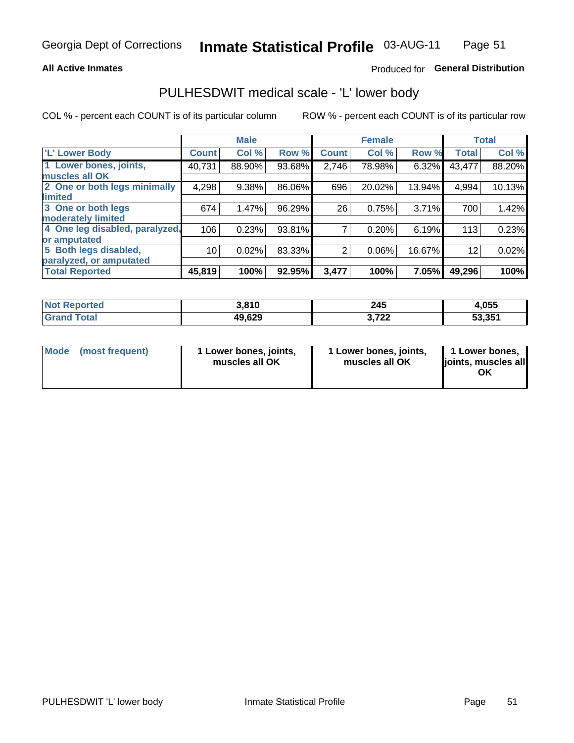Georgia Dept of Corrections **Inmate Statistical Profile** 03-AUG-11

**All Active Inmates** Produced for **General Distribution**

## PULHESDWIT medical scale - 'L' lower body

COL % - percent each COUNT is of its particular column ROW % - percent each COUNT is of its particular row

| | Male | | | Female | | | Total | |
|---|---|---|---|---|---|---|---|---|
| 'L' Lower Body | Count | Col % | Row % | Count | Col % | Row % | Total | Col % |
| 1 Lower bones, joints, muscles all OK | 40,731 | 88.90% | 93.68% | 2,746 | 78.98% | 6.32% | 43,477 | 88.20% |
| 2 One or both legs minimally limited | 4,298 | 9.38% | 86.06% | 696 | 20.02% | 13.94% | 4,994 | 10.13% |
| 3 One or both legs moderately limited | 674 | 1.47% | 96.29% | 26 | 0.75% | 3.71% | 700 | 1.42% |
| 4 One leg disabled, paralyzed, or amputated | 106 | 0.23% | 93.81% | 7 | 0.20% | 6.19% | 113 | 0.23% |
| 5 Both legs disabled, paralyzed, or amputated | 10 | 0.02% | 83.33% | 2 | 0.06% | 16.67% | 12 | 0.02% |
| **Total Reported** | **45,819** | **100%** | **92.95%** | **3,477** | **100%** | **7.05%** | **49,296** | **100%** |

| | Male | Female | Total |
|---|---|---|---|
| Not Reported | 3,810 | 245 | 4,055 |
| Grand Total | 49,629 | 3,722 | 53,351 |

| | Male | Female | Total |
|---|---|---|---|
| Mode (most frequent) | 1 Lower bones, joints, muscles all OK | 1 Lower bones, joints, muscles all OK | 1 Lower bones, joints, muscles all OK |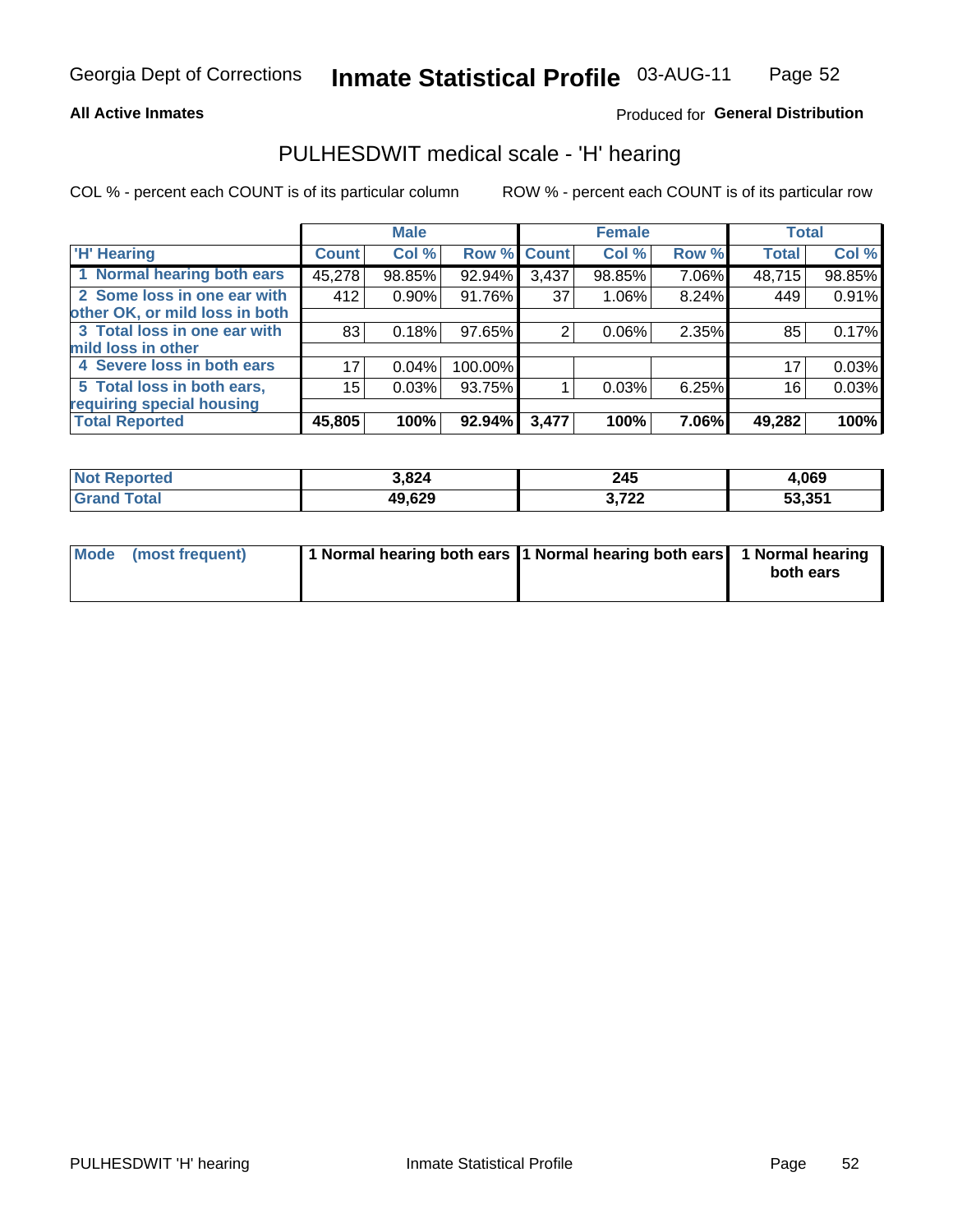**All Active Inmates**

Produced for **General Distribution**

## PULHESDWIT medical scale - 'H' hearing

COL % - percent each COUNT is of its particular column

ROW % - percent each COUNT is of its particular row

| 'H' Hearing | Male | | | Female | | | Total | |
|---|---|---|---|---|---|---|---|---|
| | Count | Col % | Row % | Count | Col % | Row % | Total | Col % |
| 1 Normal hearing both ears | 45,278 | 98.85% | 92.94% | 3,437 | 98.85% | 7.06% | 48,715 | 98.85% |
| 2 Some loss in one ear with other OK, or mild loss in both | 412 | 0.90% | 91.76% | 37 | 1.06% | 8.24% | 449 | 0.91% |
| 3 Total loss in one ear with mild loss in other | 83 | 0.18% | 97.65% | 2 | 0.06% | 2.35% | 85 | 0.17% |
| 4 Severe loss in both ears | 17 | 0.04% | 100.00% | | | | 17 | 0.03% |
| 5 Total loss in both ears, requiring special housing | 15 | 0.03% | 93.75% | 1 | 0.03% | 6.25% | 16 | 0.03% |
| **Total Reported** | **45,805** | **100%** | **92.94%** | **3,477** | **100%** | **7.06%** | **49,282** | **100%** |

| | Male | Female | Total |
|---|---|---|---|
| **Not Reported** | **3,824** | **245** | **4,069** |
| **Grand Total** | **49,629** | **3,722** | **53,351** |

| | Male | Female | Total |
|---|---|---|---|
| **Mode (most frequent)** | **1 Normal hearing both ears** | **1 Normal hearing both ears** | **1 Normal hearing both ears** |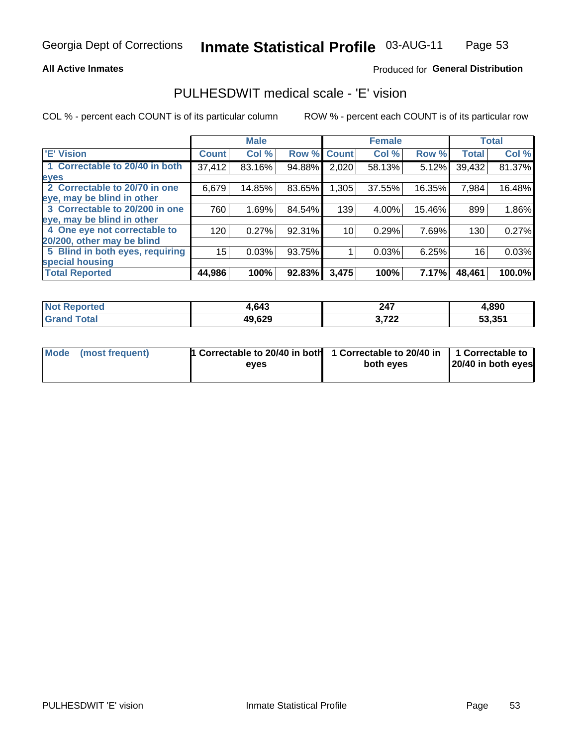## All Active Inmates

Produced for **General Distribution**

# PULHESDWIT medical scale - 'E' vision

COL % - percent each COUNT is of its particular column

ROW % - percent each COUNT is of its particular row

| | Male | | | Female | | | Total | |
|---|---|---|---|---|---|---|---|---|
| 'E' Vision | Count | Col % | Row % | Count | Col % | Row % | Total | Col % |
| 1 Correctable to 20/40 in both eyes | 37,412 | 83.16% | 94.88% | 2,020 | 58.13% | 5.12% | 39,432 | 81.37% |
| 2 Correctable to 20/70 in one eye, may be blind in other | 6,679 | 14.85% | 83.65% | 1,305 | 37.55% | 16.35% | 7,984 | 16.48% |
| 3 Correctable to 20/200 in one eye, may be blind in other | 760 | 1.69% | 84.54% | 139 | 4.00% | 15.46% | 899 | 1.86% |
| 4 One eye not correctable to 20/200, other may be blind | 120 | 0.27% | 92.31% | 10 | 0.29% | 7.69% | 130 | 0.27% |
| 5 Blind in both eyes, requiring special housing | 15 | 0.03% | 93.75% | 1 | 0.03% | 6.25% | 16 | 0.03% |
| Total Reported | 44,986 | 100% | 92.83% | 3,475 | 100% | 7.17% | 48,461 | 100.0% |

| | Male | Female | Total |
|---|---|---|---|
| Not Reported | 4,643 | 247 | 4,890 |
| Grand Total | 49,629 | 3,722 | 53,351 |

| | Male | Female | Total |
|---|---|---|---|
| Mode (most frequent) | 1 Correctable to 20/40 in both eyes | 1 Correctable to 20/40 in both eyes | 1 Correctable to 20/40 in both eyes |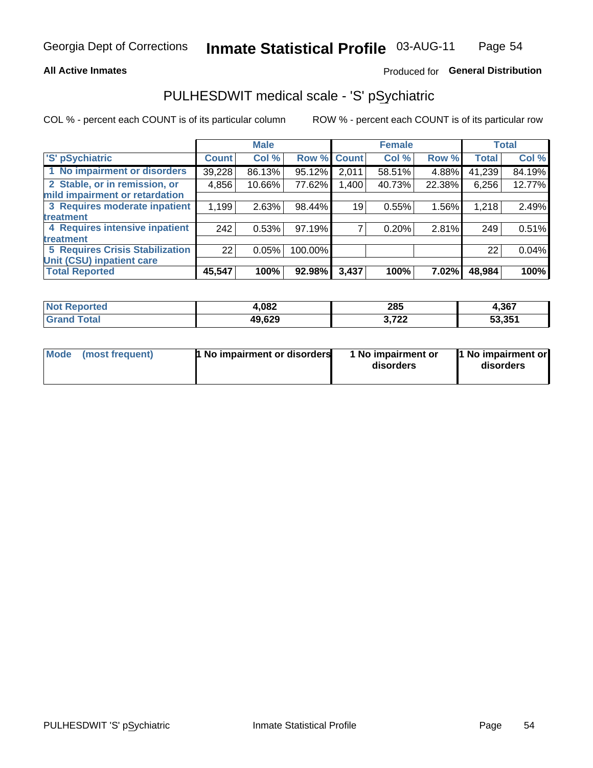**All Active Inmates**

Produced for **General Distribution**

## PULHESDWIT medical scale - 'S' pSychiatric

COL % - percent each COUNT is of its particular column

ROW % - percent each COUNT is of its particular row

| | Male | | | Female | | | Total | |
|---|---|---|---|---|---|---|---|---|
| 'S' pSychiatric | Count | Col % | Row % | Count | Col % | Row % | Total | Col % |
| 1 No impairment or disorders | 39,228 | 86.13% | 95.12% | 2,011 | 58.51% | 4.88% | 41,239 | 84.19% |
| 2 Stable, or in remission, or mild impairment or retardation | 4,856 | 10.66% | 77.62% | 1,400 | 40.73% | 22.38% | 6,256 | 12.77% |
| 3 Requires moderate inpatient treatment | 1,199 | 2.63% | 98.44% | 19 | 0.55% | 1.56% | 1,218 | 2.49% |
| 4 Requires intensive inpatient treatment | 242 | 0.53% | 97.19% | 7 | 0.20% | 2.81% | 249 | 0.51% |
| 5 Requires Crisis Stabilization Unit (CSU) inpatient care | 22 | 0.05% | 100.00% | | | | 22 | 0.04% |
| **Total Reported** | **45,547** | **100%** | **92.98%** | **3,437** | **100%** | **7.02%** | **48,984** | **100%** |

| | Male | Female | Total |
|---|---|---|---|
| Not Reported | 4,082 | 285 | 4,367 |
| Grand Total | 49,629 | 3,722 | 53,351 |

| | Male | Female | Total |
|---|---|---|---|
| Mode (most frequent) | 1 No impairment or disorders | 1 No impairment or disorders | 1 No impairment or disorders |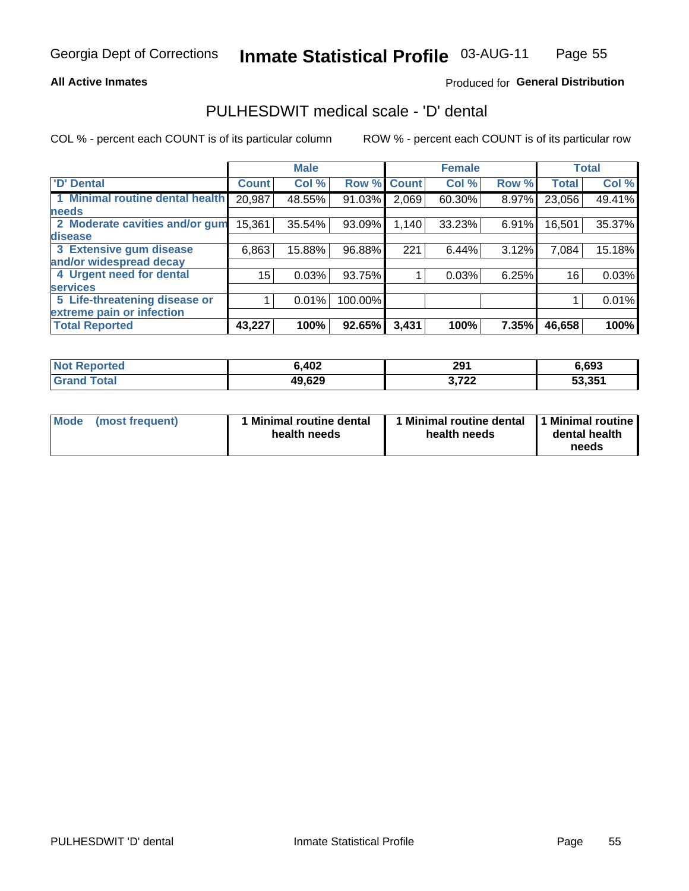**All Active Inmates**

Produced for **General Distribution**

## PULHESDWIT medical scale - 'D' dental

COL % - percent each COUNT is of its particular column

ROW % - percent each COUNT is of its particular row

| | Male | | | Female | | | Total | |
|---|---|---|---|---|---|---|---|---|
| 'D' Dental | Count | Col % | Row % | Count | Col % | Row % | Total | Col % |
| 1 Minimal routine dental health needs | 20,987 | 48.55% | 91.03% | 2,069 | 60.30% | 8.97% | 23,056 | 49.41% |
| 2 Moderate cavities and/or gum disease | 15,361 | 35.54% | 93.09% | 1,140 | 33.23% | 6.91% | 16,501 | 35.37% |
| 3 Extensive gum disease and/or widespread decay | 6,863 | 15.88% | 96.88% | 221 | 6.44% | 3.12% | 7,084 | 15.18% |
| 4 Urgent need for dental services | 15 | 0.03% | 93.75% | 1 | 0.03% | 6.25% | 16 | 0.03% |
| 5 Life-threatening disease or extreme pain or infection | 1 | 0.01% | 100.00% | | | | 1 | 0.01% |
| **Total Reported** | **43,227** | **100%** | **92.65%** | **3,431** | **100%** | **7.35%** | **46,658** | **100%** |

| | Male | Female | Total |
|---|---|---|---|
| **Not Reported** | **6,402** | **291** | **6,693** |
| **Grand Total** | **49,629** | **3,722** | **53,351** |

| | Male | Female | Total |
|---|---|---|---|
| **Mode (most frequent)** | **1 Minimal routine dental health needs** | **1 Minimal routine dental health needs** | **1 Minimal routine dental health needs** |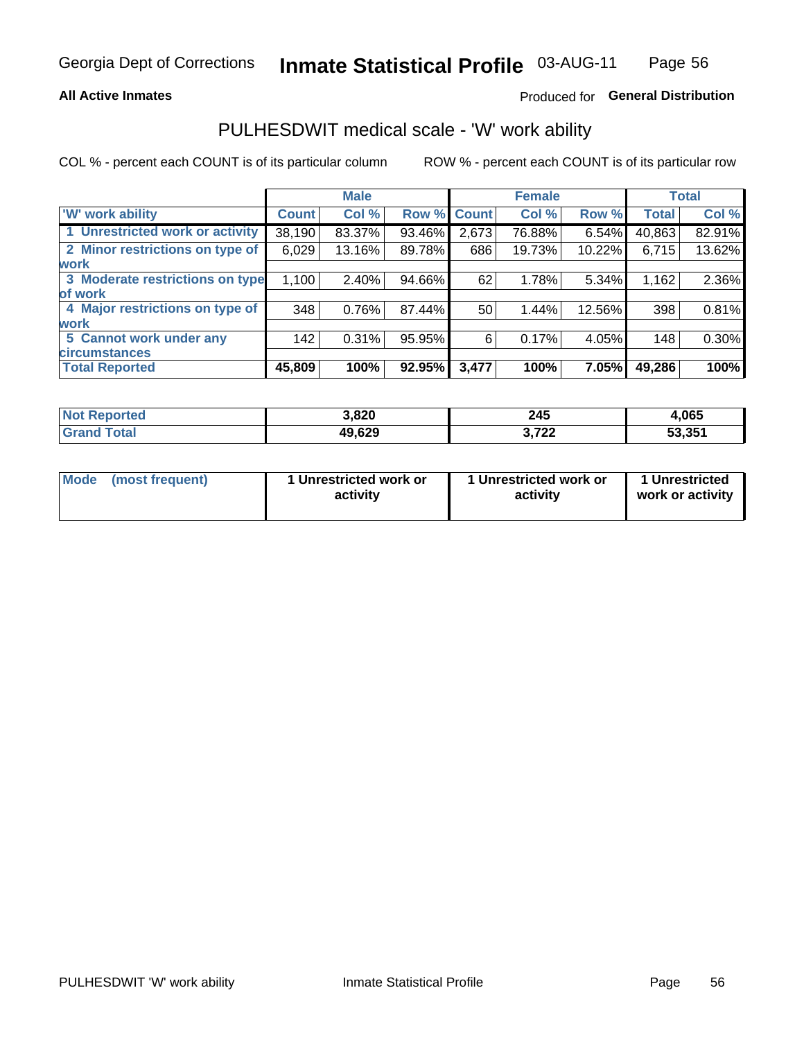# PULHESDWIT medical scale - 'W' work ability

**All Active Inmates**

Produced for **General Distribution**

COL % - percent each COUNT is of its particular column

ROW % - percent each COUNT is of its particular row

| | Male | | | Female | | | Total | |
|---|---|---|---|---|---|---|---|---|
| 'W' work ability | Count | Col % | Row % | Count | Col % | Row % | Total | Col % |
| 1 Unrestricted work or activity | 38,190 | 83.37% | 93.46% | 2,673 | 76.88% | 6.54% | 40,863 | 82.91% |
| 2 Minor restrictions on type of work | 6,029 | 13.16% | 89.78% | 686 | 19.73% | 10.22% | 6,715 | 13.62% |
| 3 Moderate restrictions on type of work | 1,100 | 2.40% | 94.66% | 62 | 1.78% | 5.34% | 1,162 | 2.36% |
| 4 Major restrictions on type of work | 348 | 0.76% | 87.44% | 50 | 1.44% | 12.56% | 398 | 0.81% |
| 5 Cannot work under any circumstances | 142 | 0.31% | 95.95% | 6 | 0.17% | 4.05% | 148 | 0.30% |
| **Total Reported** | **45,809** | **100%** | **92.95%** | **3,477** | **100%** | **7.05%** | **49,286** | **100%** |

| | Male | Female | Total |
|---|---|---|---|
| Not Reported | 3,820 | 245 | 4,065 |
| Grand Total | 49,629 | 3,722 | 53,351 |

| | Male | Female | Total |
|---|---|---|---|
| Mode (most frequent) | 1 Unrestricted work or activity | 1 Unrestricted work or activity | 1 Unrestricted work or activity |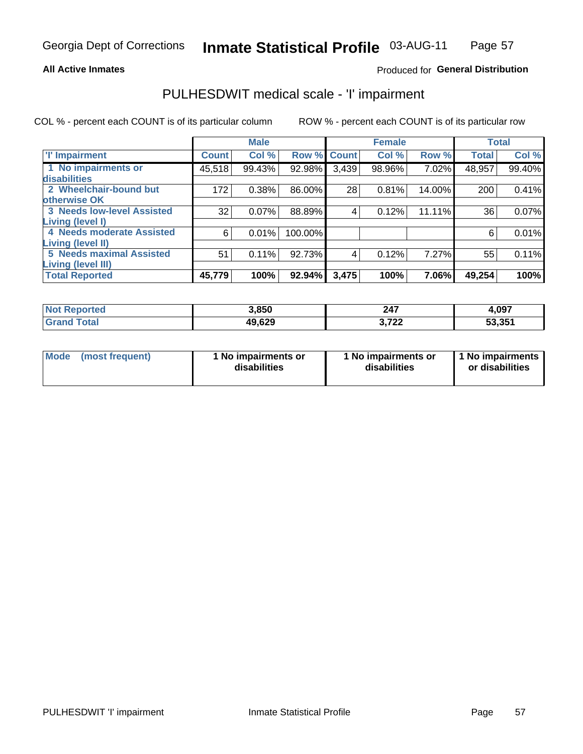**All Active Inmates**

Produced for **General Distribution**

# PULHESDWIT medical scale - 'I' impairment

COL % - percent each COUNT is of its particular column

ROW % - percent each COUNT is of its particular row

| | Male | | | Female | | | Total | |
|---|---|---|---|---|---|---|---|---|
| 'I' Impairment | Count | Col % | Row % | Count | Col % | Row % | Total | Col % |
| 1 No impairments or disabilities | 45,518 | 99.43% | 92.98% | 3,439 | 98.96% | 7.02% | 48,957 | 99.40% |
| 2 Wheelchair-bound but otherwise OK | 172 | 0.38% | 86.00% | 28 | 0.81% | 14.00% | 200 | 0.41% |
| 3 Needs low-level Assisted Living (level I) | 32 | 0.07% | 88.89% | 4 | 0.12% | 11.11% | 36 | 0.07% |
| 4 Needs moderate Assisted Living (level II) | 6 | 0.01% | 100.00% | | | | 6 | 0.01% |
| 5 Needs maximal Assisted Living (level III) | 51 | 0.11% | 92.73% | 4 | 0.12% | 7.27% | 55 | 0.11% |
| **Total Reported** | **45,779** | **100%** | **92.94%** | **3,475** | **100%** | **7.06%** | **49,254** | **100%** |

| | Male | Female | Total |
|---|---|---|---|
| Not Reported | 3,850 | 247 | 4,097 |
| Grand Total | 49,629 | 3,722 | 53,351 |

| Mode (most frequent) | 1 No impairments or disabilities | 1 No impairments or disabilities | 1 No impairments or disabilities |
|---|---|---|---|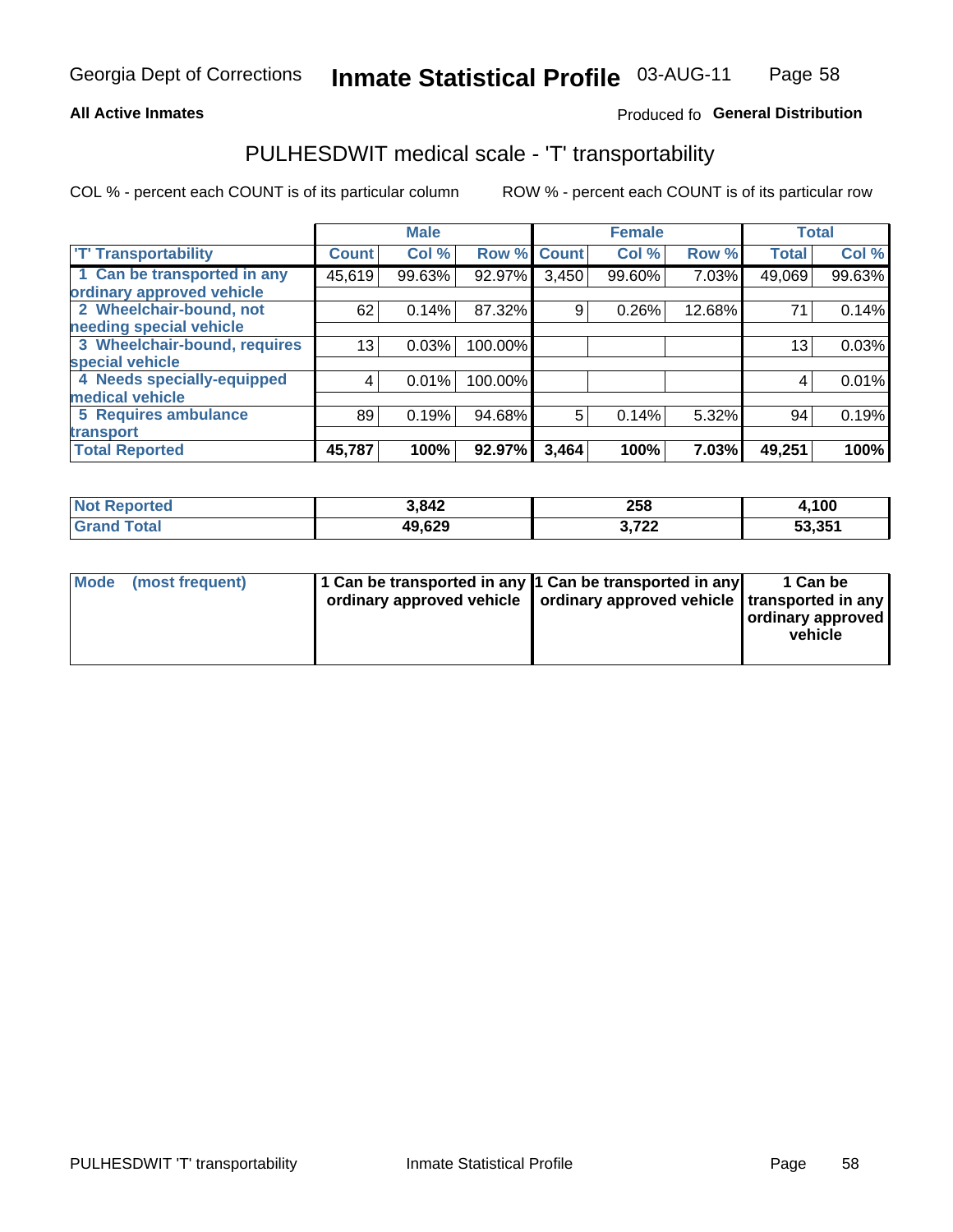**All Active Inmates**

Produced fo **General Distribution**

## PULHESDWIT medical scale - 'T' transportability

COL % - percent each COUNT is of its particular column

ROW % - percent each COUNT is of its particular row

| | Male | | | Female | | | Total | |
|---|---|---|---|---|---|---|---|---|
| 'T' Transportability | Count | Col % | Row % | Count | Col % | Row % | Total | Col % |
| 1 Can be transported in any ordinary approved vehicle | 45,619 | 99.63% | 92.97% | 3,450 | 99.60% | 7.03% | 49,069 | 99.63% |
| 2 Wheelchair-bound, not needing special vehicle | 62 | 0.14% | 87.32% | 9 | 0.26% | 12.68% | 71 | 0.14% |
| 3 Wheelchair-bound, requires special vehicle | 13 | 0.03% | 100.00% | | | | 13 | 0.03% |
| 4 Needs specially-equipped medical vehicle | 4 | 0.01% | 100.00% | | | | 4 | 0.01% |
| 5 Requires ambulance transport | 89 | 0.19% | 94.68% | 5 | 0.14% | 5.32% | 94 | 0.19% |
| **Total Reported** | **45,787** | **100%** | **92.97%** | **3,464** | **100%** | **7.03%** | **49,251** | **100%** |

| | Male | Female | Total |
|---|---|---|---|
| **Not Reported** | **3,842** | **258** | **4,100** |
| **Grand Total** | **49,629** | **3,722** | **53,351** |

| | Male | Female | Total |
|---|---|---|---|
| **Mode (most frequent)** | **1 Can be transported in any ordinary approved vehicle** | **1 Can be transported in any ordinary approved vehicle** | **1 Can be transported in any ordinary approved vehicle** |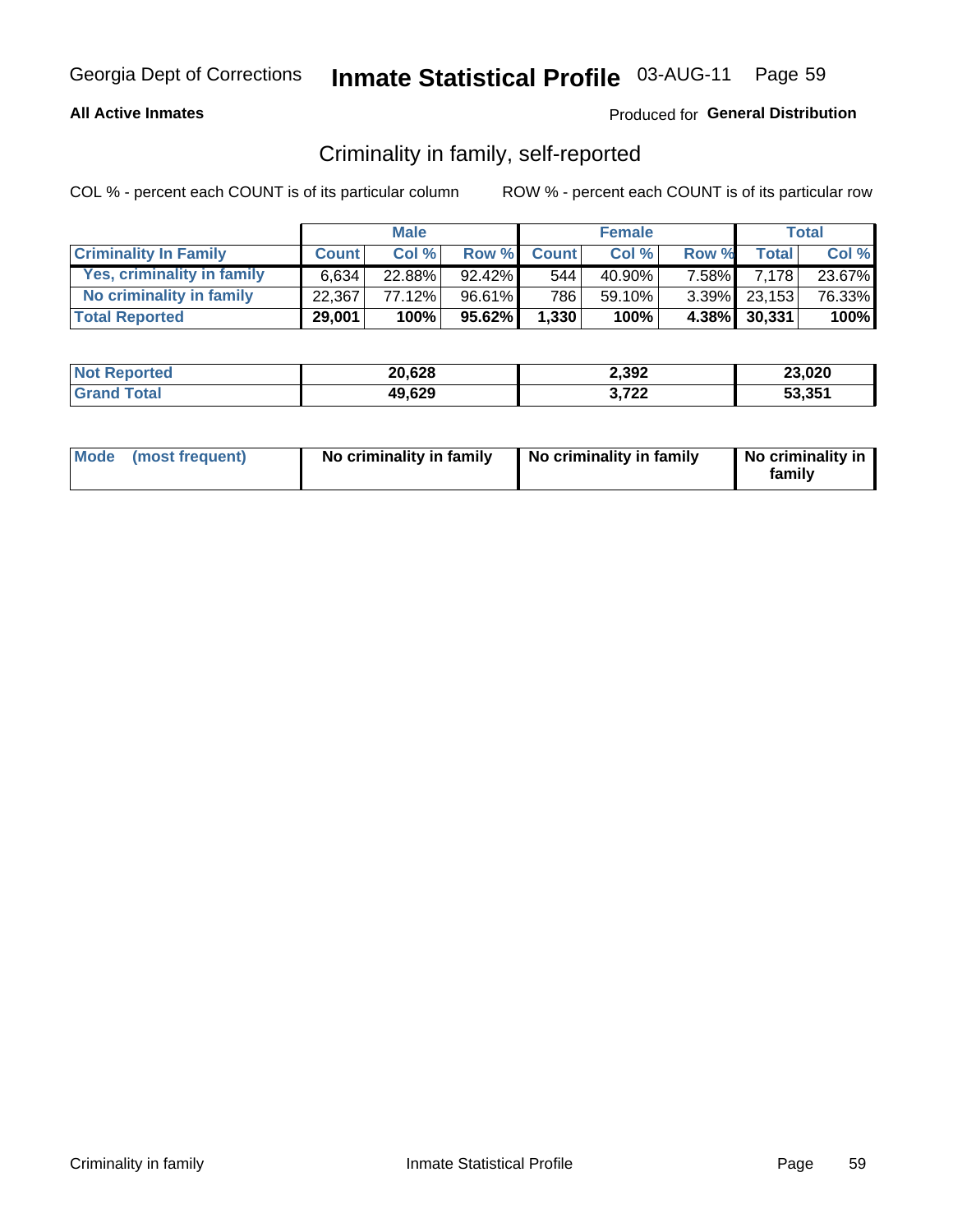# Criminality in family, self-reported

COL % - percent each COUNT is of its particular column

ROW % - percent each COUNT is of its particular row

| | Male | | | Female | | | Total | |
|---|---|---|---|---|---|---|---|---|
| **Criminality In Family** | **Count** | **Col %** | **Row %** | **Count** | **Col %** | **Row %** | **Total** | **Col %** |
| Yes, criminality in family | 6,634 | 22.88% | 92.42% | 544 | 40.90% | 7.58% | 7,178 | 23.67% |
| No criminality in family | 22,367 | 77.12% | 96.61% | 786 | 59.10% | 3.39% | 23,153 | 76.33% |
| **Total Reported** | **29,001** | **100%** | **95.62%** | **1,330** | **100%** | **4.38%** | **30,331** | **100%** |

| | Male | Female | Total |
|---|---|---|---|
| Not Reported | 20,628 | 2,392 | 23,020 |
| Grand Total | 49,629 | 3,722 | 53,351 |

| Mode (most frequent) | No criminality in family | No criminality in family | No criminality in family |
|---|---|---|---|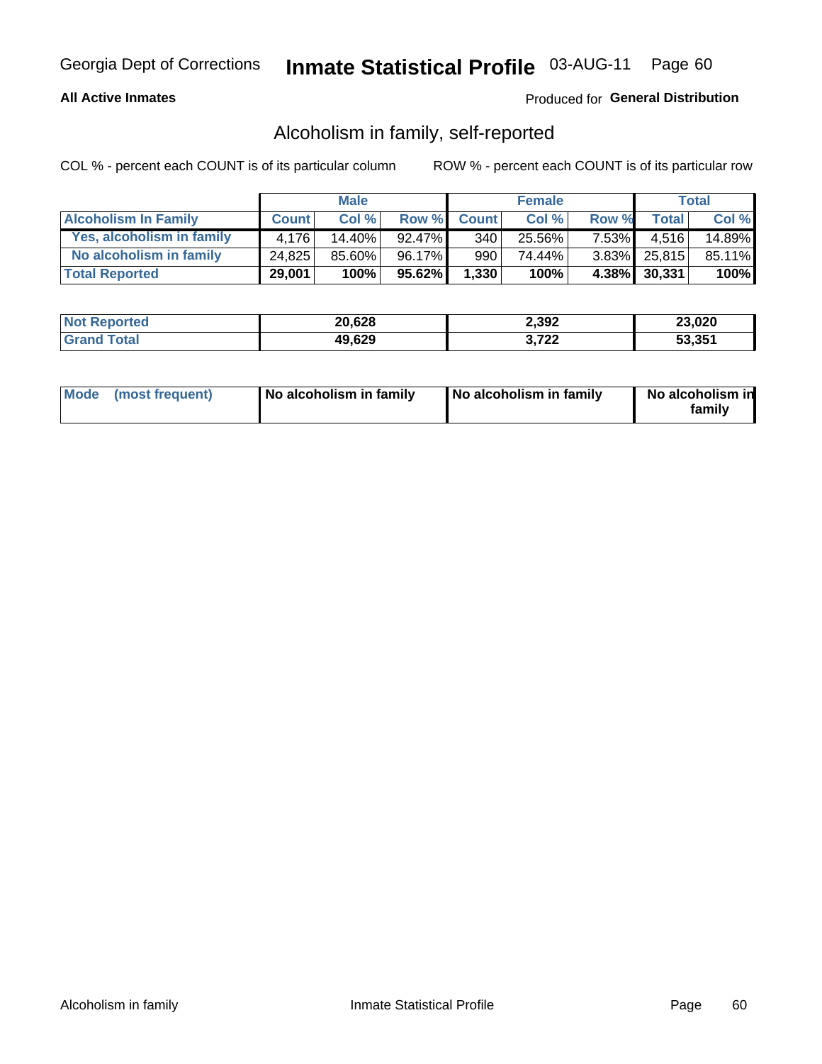Georgia Dept of Corrections **Inmate Statistical Profile** 03-AUG-11

**All Active Inmates** Produced for **General Distribution**

## Alcoholism in family, self-reported

COL % - percent each COUNT is of its particular column ROW % - percent each COUNT is of its particular row

| | Male | | | Female | | | Total | |
|---|---|---|---|---|---|---|---|---|
| **Alcoholism In Family** | **Count** | **Col %** | **Row %** | **Count** | **Col %** | **Row %** | **Total** | **Col %** |
| **Yes, alcoholism in family** | 4,176 | 14.40% | 92.47% | 340 | 25.56% | 7.53% | 4,516 | 14.89% |
| **No alcoholism in family** | 24,825 | 85.60% | 96.17% | 990 | 74.44% | 3.83% | 25,815 | 85.11% |
| **Total Reported** | **29,001** | **100%** | **95.62%** | **1,330** | **100%** | **4.38%** | **30,331** | **100%** |

| | Male | Female | Total |
|---|---|---|---|
| **Not Reported** | **20,628** | **2,392** | **23,020** |
| **Grand Total** | **49,629** | **3,722** | **53,351** |

| | Male | Female | Total |
|---|---|---|---|
| **Mode (most frequent)** | **No alcoholism in family** | **No alcoholism in family** | **No alcoholism in family** |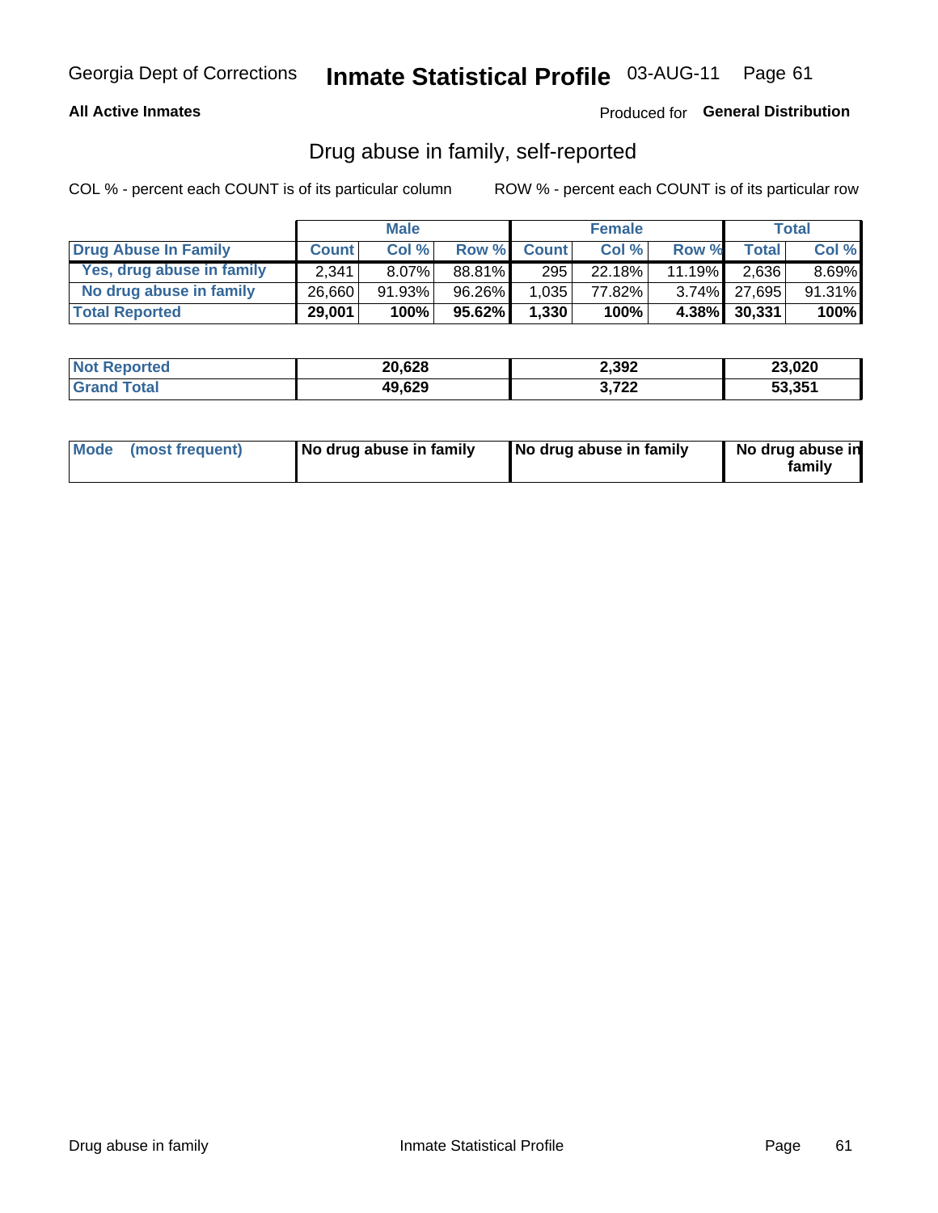Georgia Dept of Corrections **Inmate Statistical Profile** 03-AUG-11

**All Active Inmates**

Produced for **General Distribution**

## Drug abuse in family, self-reported

COL % - percent each COUNT is of its particular column

ROW % - percent each COUNT is of its particular row

| | Male | | | Female | | | Total | |
|---|---|---|---|---|---|---|---|---|
| **Drug Abuse In Family** | **Count** | **Col %** | **Row %** | **Count** | **Col %** | **Row %** | **Total** | **Col %** |
| Yes, drug abuse in family | 2,341 | 8.07% | 88.81% | 295 | 22.18% | 11.19% | 2,636 | 8.69% |
| No drug abuse in family | 26,660 | 91.93% | 96.26% | 1,035 | 77.82% | 3.74% | 27,695 | 91.31% |
| **Total Reported** | **29,001** | **100%** | **95.62%** | **1,330** | **100%** | **4.38%** | **30,331** | **100%** |

| | Male | Female | Total |
|---|---|---|---|
| **Not Reported** | **20,628** | **2,392** | **23,020** |
| **Grand Total** | **49,629** | **3,722** | **53,351** |

| | Male | Female | Total |
|---|---|---|---|
| **Mode (most frequent)** | **No drug abuse in family** | **No drug abuse in family** | **No drug abuse in family** |

Drug abuse in family Inmate Statistical Profile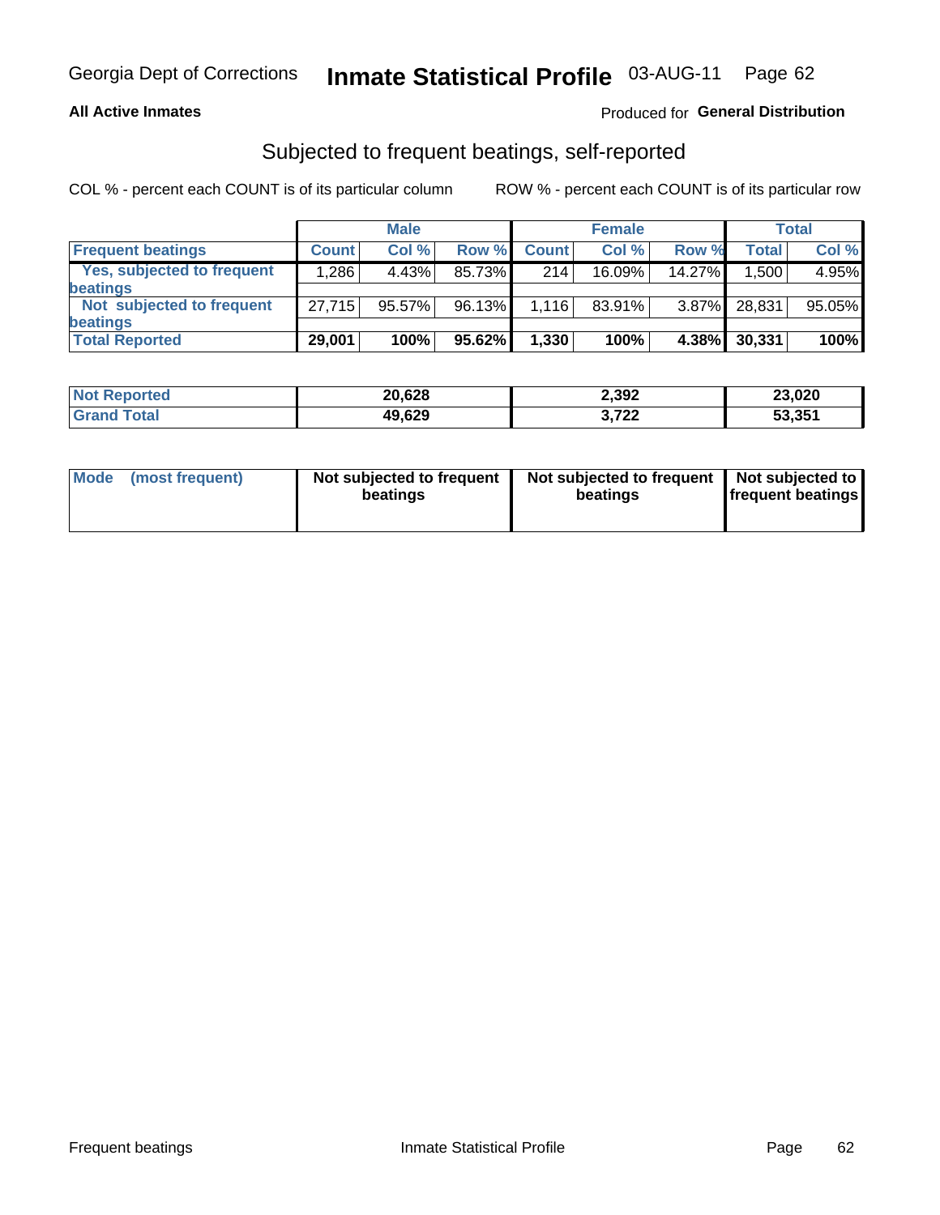Georgia Dept of Corrections **Inmate Statistical Profile** 03-AUG-11

**All Active Inmates**

Produced for **General Distribution**

## Subjected to frequent beatings, self-reported

COL % - percent each COUNT is of its particular column

ROW % - percent each COUNT is of its particular row

| | Male | | | Female | | | Total | |
|---|---|---|---|---|---|---|---|---|
| **Frequent beatings** | **Count** | **Col %** | **Row %** | **Count** | **Col %** | **Row %** | **Total** | **Col %** |
| **Yes, subjected to frequent beatings** | 1,286 | 4.43% | 85.73% | 214 | 16.09% | 14.27% | 1,500 | 4.95% |
| **Not subjected to frequent beatings** | 27,715 | 95.57% | 96.13% | 1,116 | 83.91% | 3.87% | 28,831 | 95.05% |
| **Total Reported** | **29,001** | **100%** | **95.62%** | **1,330** | **100%** | **4.38%** | **30,331** | **100%** |

| | Male | Female | Total |
|---|---|---|---|
| **Not Reported** | **20,628** | **2,392** | **23,020** |
| **Grand Total** | **49,629** | **3,722** | **53,351** |

| | Male | Female | Total |
|---|---|---|---|
| **Mode (most frequent)** | **Not subjected to frequent beatings** | **Not subjected to frequent beatings** | **Not subjected to frequent beatings** |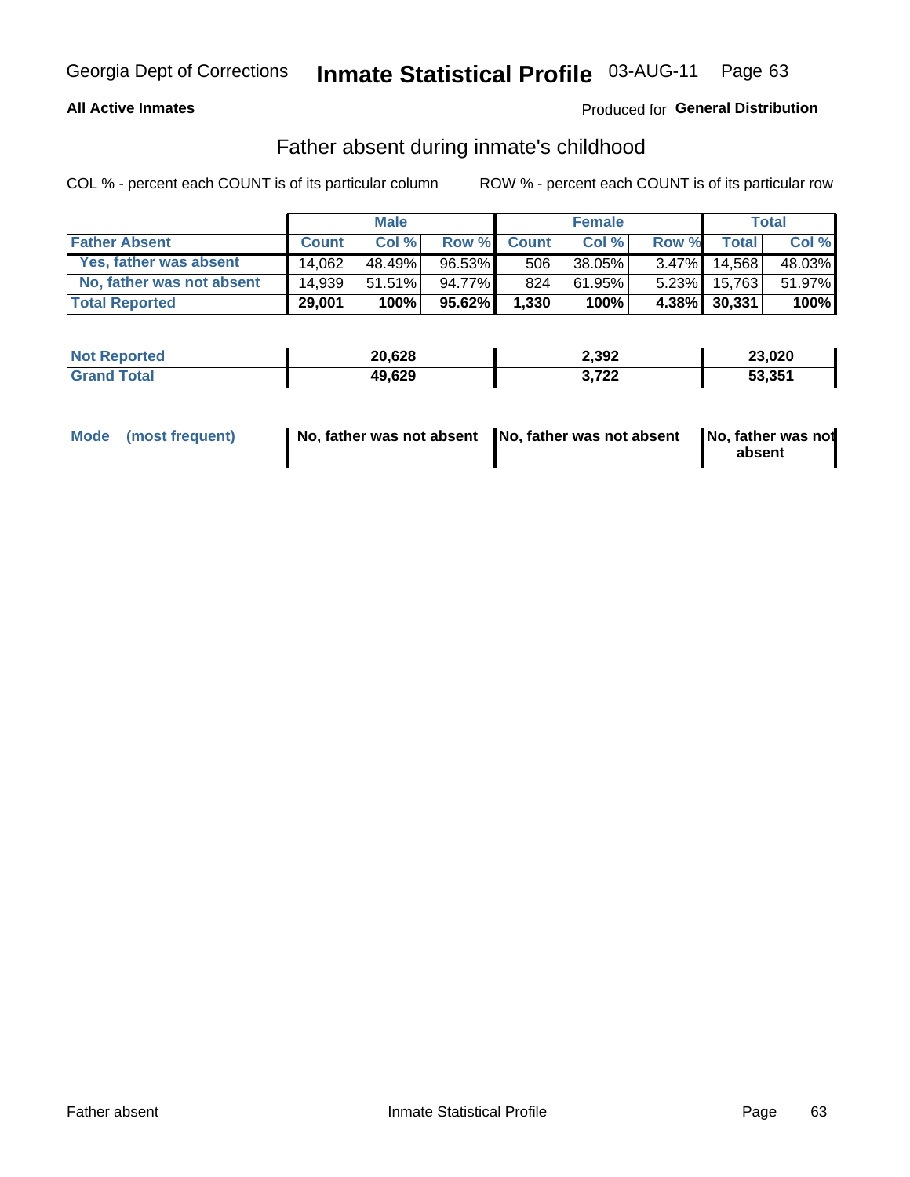Georgia Dept of Corrections **Inmate Statistical Profile** 03-AUG-11

**All Active Inmates**

Produced for **General Distribution**

## Father absent during inmate's childhood

COL % - percent each COUNT is of its particular column    ROW % - percent each COUNT is of its particular row

| | Male | | | Female | | | Total | |
|---|---|---|---|---|---|---|---|---|
| **Father Absent** | **Count** | **Col %** | **Row %** | **Count** | **Col %** | **Row %** | **Total** | **Col %** |
| Yes, father was absent | 14,062 | 48.49% | 96.53% | 506 | 38.05% | 3.47% | 14,568 | 48.03% |
| No, father was not absent | 14,939 | 51.51% | 94.77% | 824 | 61.95% | 5.23% | 15,763 | 51.97% |
| **Total Reported** | **29,001** | **100%** | **95.62%** | **1,330** | **100%** | **4.38%** | **30,331** | **100%** |

| | Male | Female | Total |
|---|---|---|---|
| **Not Reported** | **20,628** | **2,392** | **23,020** |
| **Grand Total** | **49,629** | **3,722** | **53,351** |

| | Male | Female | Total |
|---|---|---|---|
| **Mode (most frequent)** | **No, father was not absent** | **No, father was not absent** | **No, father was not absent** |

Father absent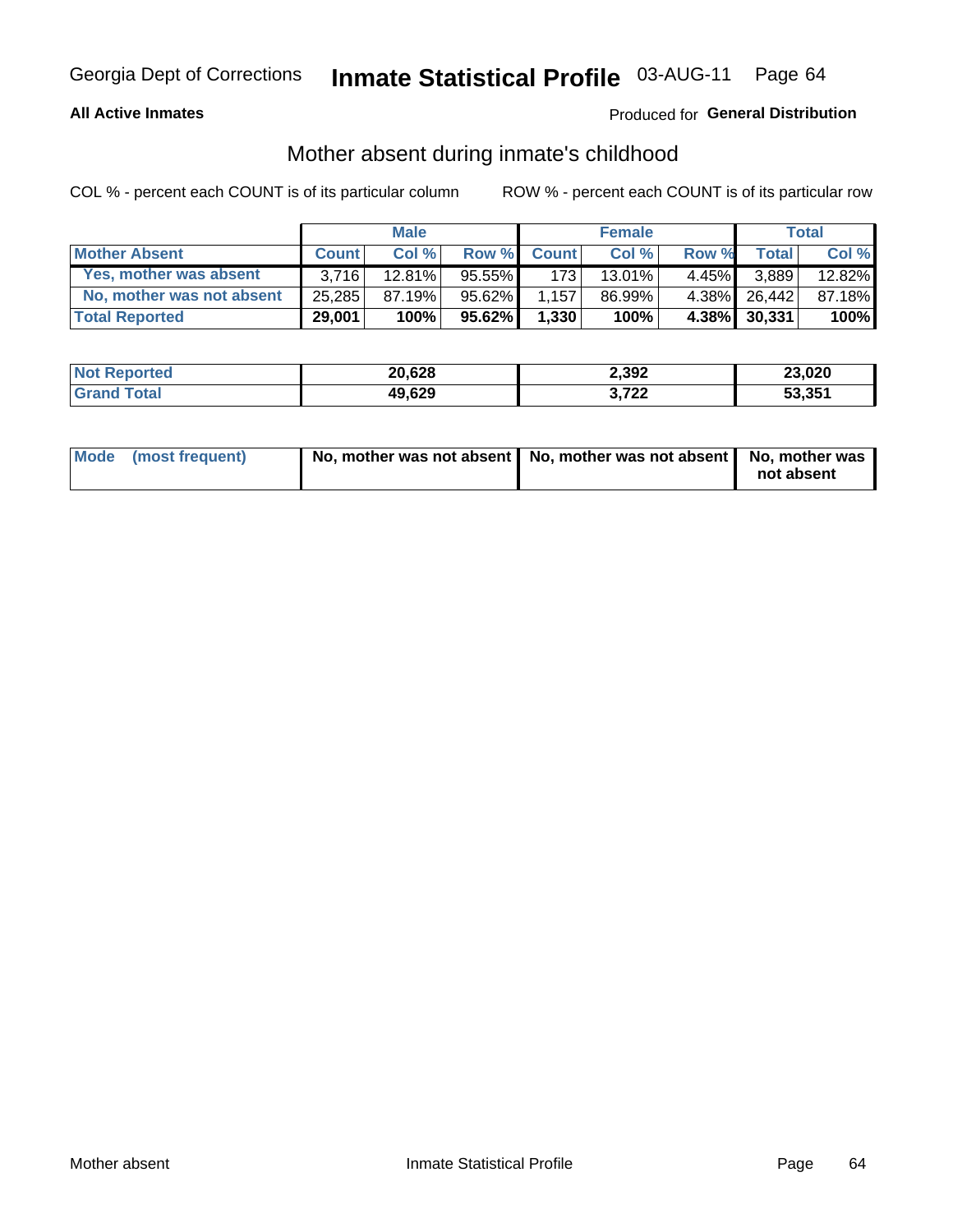Georgia Dept of Corrections **Inmate Statistical Profile** 03-AUG-11

**All Active Inmates**

Produced for **General Distribution**

## Mother absent during inmate's childhood

COL % - percent each COUNT is of its particular column

ROW % - percent each COUNT is of its particular row

| | Male | | | Female | | | Total | |
|---|---|---|---|---|---|---|---|---|
| **Mother Absent** | **Count** | **Col %** | **Row %** | **Count** | **Col %** | **Row %** | **Total** | **Col %** |
| **Yes, mother was absent** | 3,716 | 12.81% | 95.55% | 173 | 13.01% | 4.45% | 3,889 | 12.82% |
| **No, mother was not absent** | 25,285 | 87.19% | 95.62% | 1,157 | 86.99% | 4.38% | 26,442 | 87.18% |
| **Total Reported** | **29,001** | **100%** | **95.62%** | **1,330** | **100%** | **4.38%** | **30,331** | **100%** |

| | Male | Female | Total |
|---|---|---|---|
| **Not Reported** | **20,628** | **2,392** | **23,020** |
| **Grand Total** | **49,629** | **3,722** | **53,351** |

| | Male | Female | Total |
|---|---|---|---|
| **Mode (most frequent)** | **No, mother was not absent** | **No, mother was not absent** | **No, mother was not absent** |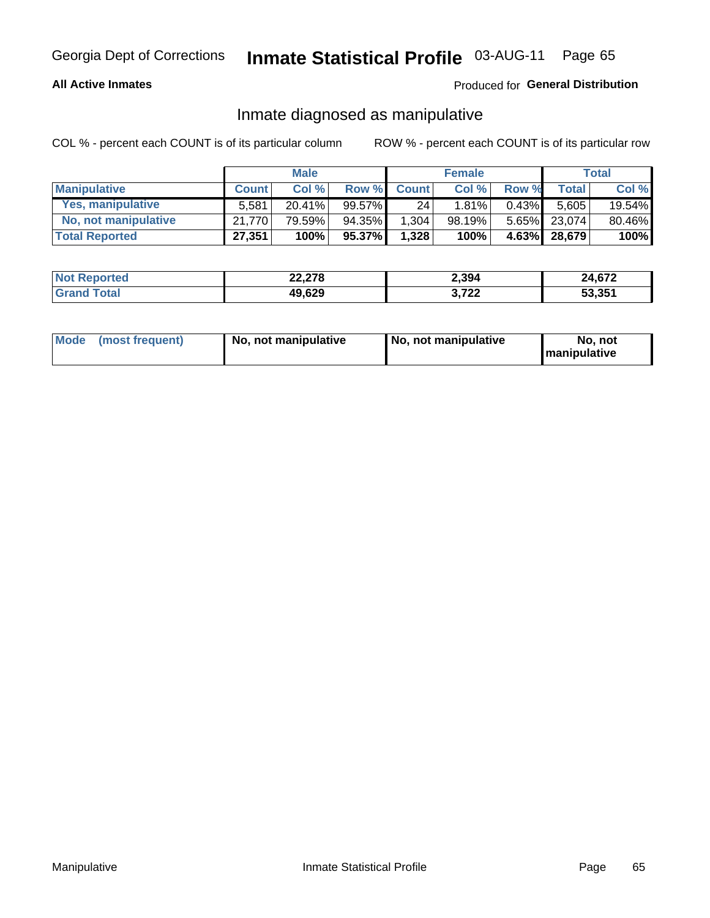**All Active Inmates**

Produced for **General Distribution**

## Inmate diagnosed as manipulative

COL % - percent each COUNT is of its particular column

ROW % - percent each COUNT is of its particular row

| | Male | | | Female | | | Total | |
|---|---|---|---|---|---|---|---|---|
| **Manipulative** | **Count** | **Col %** | **Row %** | **Count** | **Col %** | **Row %** | **Total** | **Col %** |
| **Yes, manipulative** | 5,581 | 20.41% | 99.57% | 24 | 1.81% | 0.43% | 5,605 | 19.54% |
| **No, not manipulative** | 21,770 | 79.59% | 94.35% | 1,304 | 98.19% | 5.65% | 23,074 | 80.46% |
| **Total Reported** | **27,351** | **100%** | **95.37%** | **1,328** | **100%** | **4.63%** | **28,679** | **100%** |

| | Male | Female | Total |
|---|---|---|---|
| **Not Reported** | **22,278** | **2,394** | **24,672** |
| **Grand Total** | **49,629** | **3,722** | **53,351** |

| | Male | Female | Total |
|---|---|---|---|
| **Mode (most frequent)** | **No, not manipulative** | **No, not manipulative** | **No, not manipulative** |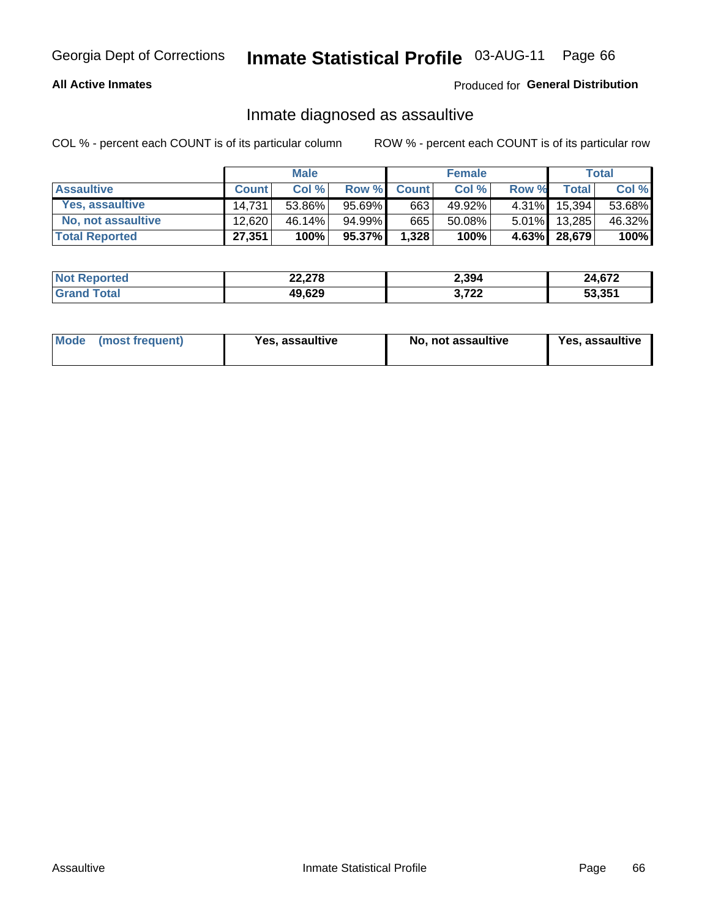Georgia Dept of Corrections **Inmate Statistical Profile** 03-AUG-11

**All Active Inmates**

Produced for **General Distribution**

## Inmate diagnosed as assaultive

COL % - percent each COUNT is of its particular column

ROW % - percent each COUNT is of its particular row

| | Male | | | Female | | | Total | |
|---|---|---|---|---|---|---|---|---|
| **Assaultive** | **Count** | **Col %** | **Row %** | **Count** | **Col %** | **Row %** | **Total** | **Col %** |
| **Yes, assaultive** | 14,731 | 53.86% | 95.69% | 663 | 49.92% | 4.31% | 15,394 | 53.68% |
| **No, not assaultive** | 12,620 | 46.14% | 94.99% | 665 | 50.08% | 5.01% | 13,285 | 46.32% |
| **Total Reported** | **27,351** | **100%** | **95.37%** | **1,328** | **100%** | **4.63%** | **28,679** | **100%** |

| | Male | Female | Total |
|---|---|---|---|
| **Not Reported** | **22,278** | **2,394** | **24,672** |
| **Grand Total** | **49,629** | **3,722** | **53,351** |

| | Male | Female | Total |
|---|---|---|---|
| **Mode (most frequent)** | **Yes, assaultive** | **No, not assaultive** | **Yes, assaultive** |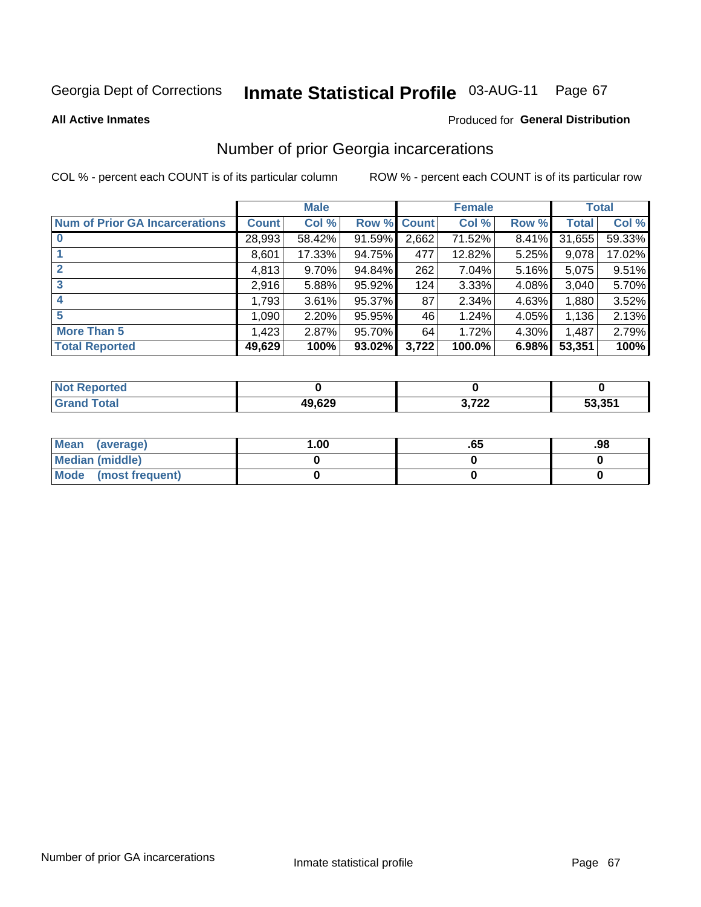Georgia Dept of Corrections **Inmate Statistical Profile** 03-AUG-11

**All Active Inmates**

Produced for **General Distribution**

## Number of prior Georgia incarcerations

COL % - percent each COUNT is of its particular column

ROW % - percent each COUNT is of its particular row

| | Male | | | Female | | | Total | |
|---|---|---|---|---|---|---|---|---|
| **Num of Prior GA Incarcerations** | **Count** | **Col %** | **Row %** | **Count** | **Col %** | **Row %** | **Total** | **Col %** |
| **0** | 28,993 | 58.42% | 91.59% | 2,662 | 71.52% | 8.41% | 31,655 | 59.33% |
| **1** | 8,601 | 17.33% | 94.75% | 477 | 12.82% | 5.25% | 9,078 | 17.02% |
| **2** | 4,813 | 9.70% | 94.84% | 262 | 7.04% | 5.16% | 5,075 | 9.51% |
| **3** | 2,916 | 5.88% | 95.92% | 124 | 3.33% | 4.08% | 3,040 | 5.70% |
| **4** | 1,793 | 3.61% | 95.37% | 87 | 2.34% | 4.63% | 1,880 | 3.52% |
| **5** | 1,090 | 2.20% | 95.95% | 46 | 1.24% | 4.05% | 1,136 | 2.13% |
| **More Than 5** | 1,423 | 2.87% | 95.70% | 64 | 1.72% | 4.30% | 1,487 | 2.79% |
| **Total Reported** | **49,629** | **100%** | **93.02%** | **3,722** | **100.0%** | **6.98%** | **53,351** | **100%** |

| | Male | Female | Total |
|---|---|---|---|
| **Not Reported** | **0** | **0** | **0** |
| **Grand Total** | **49,629** | **3,722** | **53,351** |

| | Male | Female | Total |
|---|---|---|---|
| **Mean (average)** | **1.00** | **.65** | **.98** |
| **Median (middle)** | **0** | **0** | **0** |
| **Mode (most frequent)** | **0** | **0** | **0** |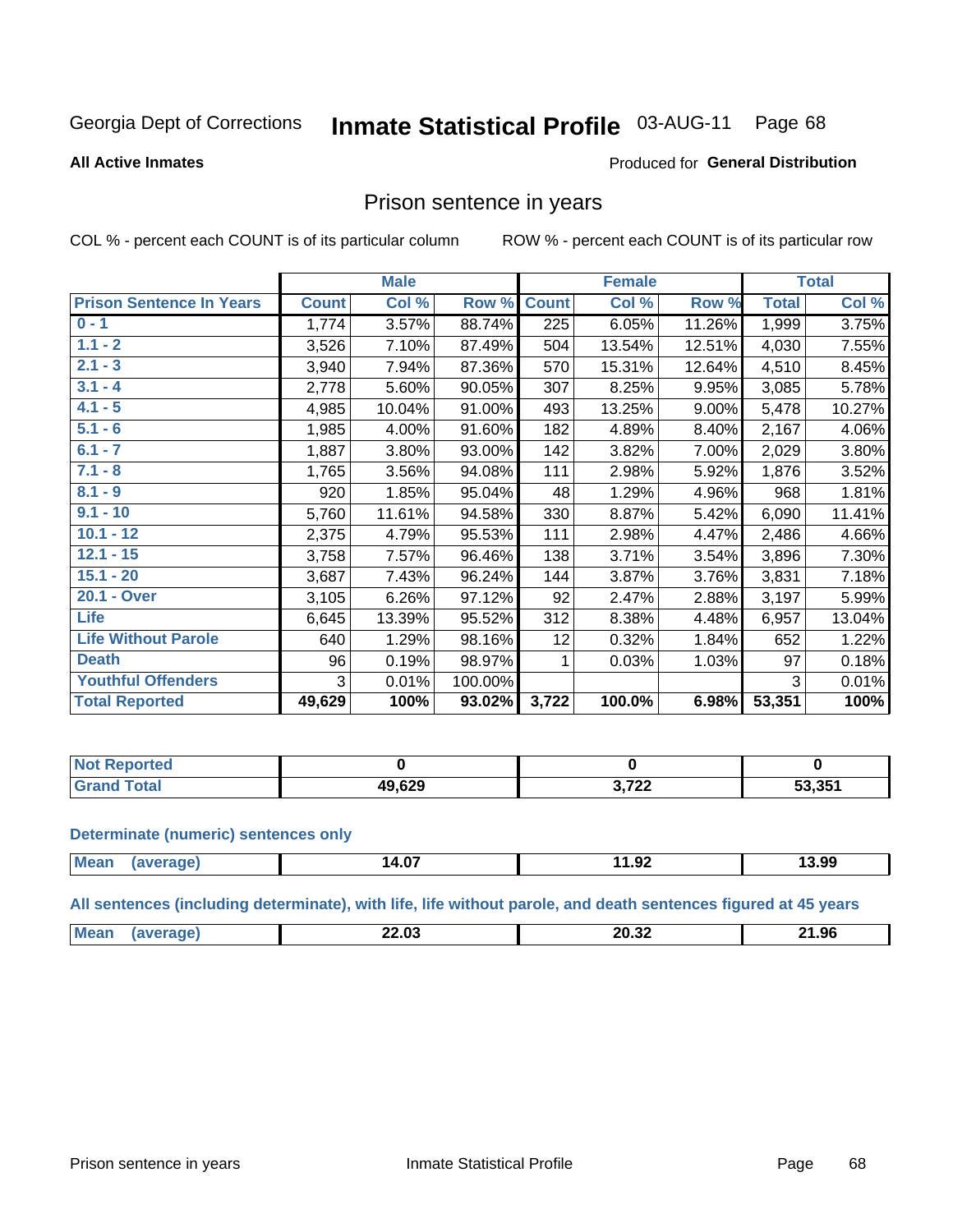Georgia Dept of Corrections **Inmate Statistical Profile** 03-AUG-11

**All Active Inmates**

Produced for **General Distribution**

## Prison sentence in years

COL % - percent each COUNT is of its particular column    ROW % - percent each COUNT is of its particular row

| | Male | | | Female | | | Total | |
|---|---|---|---|---|---|---|---|---|
| **Prison Sentence In Years** | **Count** | **Col %** | **Row %** | **Count** | **Col %** | **Row %** | **Total** | **Col %** |
| 0 - 1 | 1,774 | 3.57% | 88.74% | 225 | 6.05% | 11.26% | 1,999 | 3.75% |
| 1.1 - 2 | 3,526 | 7.10% | 87.49% | 504 | 13.54% | 12.51% | 4,030 | 7.55% |
| 2.1 - 3 | 3,940 | 7.94% | 87.36% | 570 | 15.31% | 12.64% | 4,510 | 8.45% |
| 3.1 - 4 | 2,778 | 5.60% | 90.05% | 307 | 8.25% | 9.95% | 3,085 | 5.78% |
| 4.1 - 5 | 4,985 | 10.04% | 91.00% | 493 | 13.25% | 9.00% | 5,478 | 10.27% |
| 5.1 - 6 | 1,985 | 4.00% | 91.60% | 182 | 4.89% | 8.40% | 2,167 | 4.06% |
| 6.1 - 7 | 1,887 | 3.80% | 93.00% | 142 | 3.82% | 7.00% | 2,029 | 3.80% |
| 7.1 - 8 | 1,765 | 3.56% | 94.08% | 111 | 2.98% | 5.92% | 1,876 | 3.52% |
| 8.1 - 9 | 920 | 1.85% | 95.04% | 48 | 1.29% | 4.96% | 968 | 1.81% |
| 9.1 - 10 | 5,760 | 11.61% | 94.58% | 330 | 8.87% | 5.42% | 6,090 | 11.41% |
| 10.1 - 12 | 2,375 | 4.79% | 95.53% | 111 | 2.98% | 4.47% | 2,486 | 4.66% |
| 12.1 - 15 | 3,758 | 7.57% | 96.46% | 138 | 3.71% | 3.54% | 3,896 | 7.30% |
| 15.1 - 20 | 3,687 | 7.43% | 96.24% | 144 | 3.87% | 3.76% | 3,831 | 7.18% |
| 20.1 - Over | 3,105 | 6.26% | 97.12% | 92 | 2.47% | 2.88% | 3,197 | 5.99% |
| Life | 6,645 | 13.39% | 95.52% | 312 | 8.38% | 4.48% | 6,957 | 13.04% |
| Life Without Parole | 640 | 1.29% | 98.16% | 12 | 0.32% | 1.84% | 652 | 1.22% |
| Death | 96 | 0.19% | 98.97% | 1 | 0.03% | 1.03% | 97 | 0.18% |
| Youthful Offenders | 3 | 0.01% | 100.00% | | | | 3 | 0.01% |
| **Total Reported** | **49,629** | **100%** | **93.02%** | **3,722** | **100.0%** | **6.98%** | **53,351** | **100%** |

| | Male | Female | Total |
|---|---|---|---|
| Not Reported | 0 | 0 | 0 |
| Grand Total | 49,629 | 3,722 | 53,351 |

**Determinate (numeric) sentences only**

| | Male | Female | Total |
|---|---|---|---|
| Mean (average) | 14.07 | 11.92 | 13.99 |

**All sentences (including determinate), with life, life without parole, and death sentences figured at 45 years**

| | Male | Female | Total |
|---|---|---|---|
| Mean (average) | 22.03 | 20.32 | 21.96 |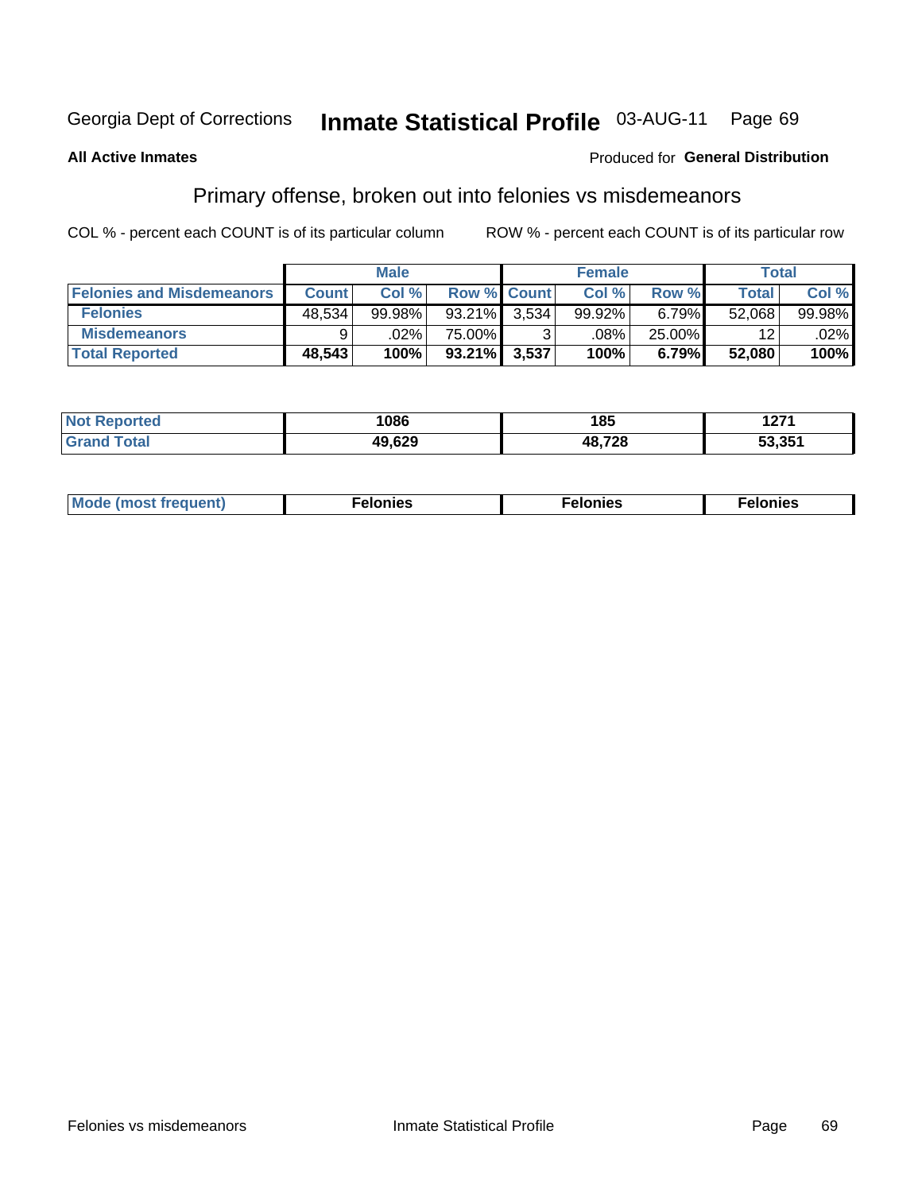Georgia Dept of Corrections **Inmate Statistical Profile** 03-AUG-11

**All Active Inmates**

Produced for **General Distribution**

## Primary offense, broken out into felonies vs misdemeanors

COL % - percent each COUNT is of its particular column

ROW % - percent each COUNT is of its particular row

| | Male | | | Female | | | Total | |
|---|---|---|---|---|---|---|---|---|
| **Felonies and Misdemeanors** | **Count** | **Col %** | **Row %** | **Count** | **Col %** | **Row %** | **Total** | **Col %** |
| **Felonies** | 48,534 | 99.98% | 93.21% | 3,534 | 99.92% | 6.79% | 52,068 | 99.98% |
| **Misdemeanors** | 9 | .02% | 75.00% | 3 | .08% | 25.00% | 12 | .02% |
| **Total Reported** | **48,543** | **100%** | **93.21%** | **3,537** | **100%** | **6.79%** | **52,080** | **100%** |

| | Male | Female | Total |
|---|---|---|---|
| **Not Reported** | 1086 | 185 | 1271 |
| **Grand Total** | 49,629 | 48,728 | 53,351 |

| | Male | Female | Total |
|---|---|---|---|
| **Mode (most frequent)** | Felonies | Felonies | Felonies |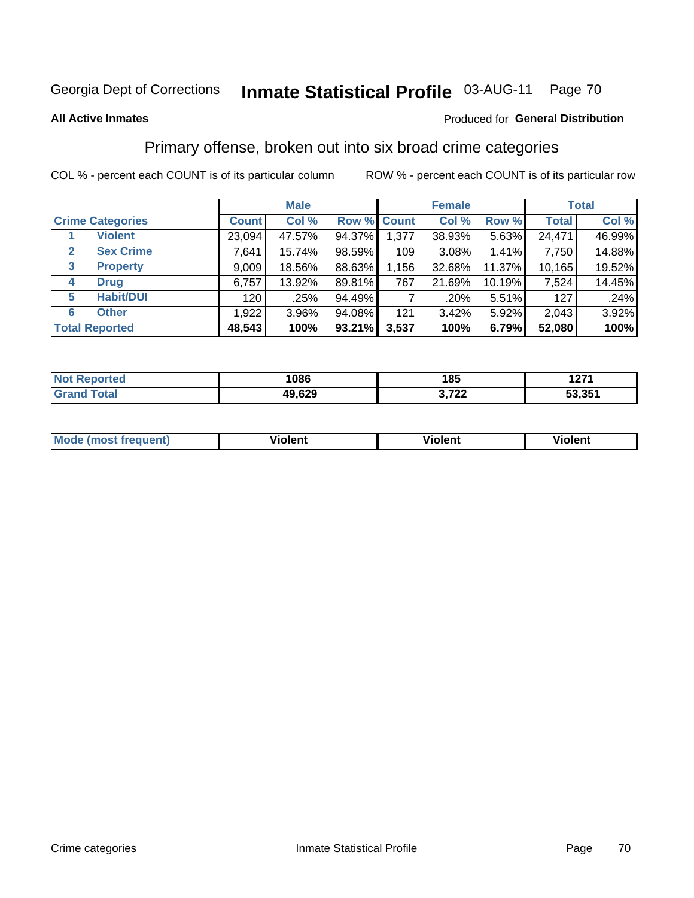Georgia Dept of Corrections **Inmate Statistical Profile** 03-AUG-11

**All Active Inmates**

Produced for **General Distribution**

## Primary offense, broken out into six broad crime categories

COL % - percent each COUNT is of its particular column

ROW % - percent each COUNT is of its particular row

| | | Male | | | Female | | | Total | |
|---|---|---|---|---|---|---|---|---|---|
| **Crime Categories** | | **Count** | **Col %** | **Row %** | **Count** | **Col %** | **Row %** | **Total** | **Col %** |
| 1 | **Violent** | 23,094 | 47.57% | 94.37% | 1,377 | 38.93% | 5.63% | 24,471 | 46.99% |
| 2 | **Sex Crime** | 7,641 | 15.74% | 98.59% | 109 | 3.08% | 1.41% | 7,750 | 14.88% |
| 3 | **Property** | 9,009 | 18.56% | 88.63% | 1,156 | 32.68% | 11.37% | 10,165 | 19.52% |
| 4 | **Drug** | 6,757 | 13.92% | 89.81% | 767 | 21.69% | 10.19% | 7,524 | 14.45% |
| 5 | **Habit/DUI** | 120 | .25% | 94.49% | 7 | .20% | 5.51% | 127 | .24% |
| 6 | **Other** | 1,922 | 3.96% | 94.08% | 121 | 3.42% | 5.92% | 2,043 | 3.92% |
| **Total Reported** | | **48,543** | **100%** | **93.21%** | **3,537** | **100%** | **6.79%** | **52,080** | **100%** |

| | Male | Female | Total |
|---|---|---|---|
| **Not Reported** | **1086** | **185** | **1271** |
| **Grand Total** | **49,629** | **3,722** | **53,351** |

| | Male | Female | Total |
|---|---|---|---|
| **Mode (most frequent)** | **Violent** | **Violent** | **Violent** |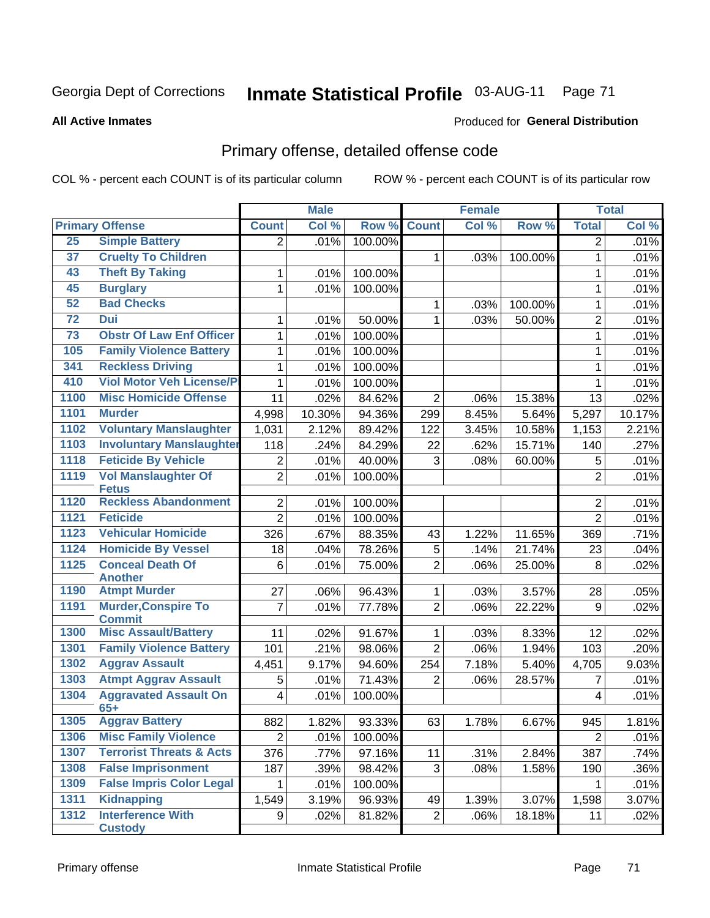Georgia Dept of Corrections

# Inmate Statistical Profile

03-AUG-11

**All Active Inmates**

Produced for **General Distribution**

## Primary offense, detailed offense code

COL % - percent each COUNT is of its particular column ROW % - percent each COUNT is of its particular row

| Primary Offense | | Male | | | Female | | | Total | |
|---|---|---|---|---|---|---|---|---|---|
| | | Count | Col % | Row % | Count | Col % | Row % | Total | Col % |
| 25 | Simple Battery | 2 | .01% | 100.00% | | | | 2 | .01% |
| 37 | Cruelty To Children | | | | 1 | .03% | 100.00% | 1 | .01% |
| 43 | Theft By Taking | 1 | .01% | 100.00% | | | | 1 | .01% |
| 45 | Burglary | 1 | .01% | 100.00% | | | | 1 | .01% |
| 52 | Bad Checks | | | | 1 | .03% | 100.00% | 1 | .01% |
| 72 | Dui | 1 | .01% | 50.00% | 1 | .03% | 50.00% | 2 | .01% |
| 73 | Obstr Of Law Enf Officer | 1 | .01% | 100.00% | | | | 1 | .01% |
| 105 | Family Violence Battery | 1 | .01% | 100.00% | | | | 1 | .01% |
| 341 | Reckless Driving | 1 | .01% | 100.00% | | | | 1 | .01% |
| 410 | Viol Motor Veh License/P | 1 | .01% | 100.00% | | | | 1 | .01% |
| 1100 | Misc Homicide Offense | 11 | .02% | 84.62% | 2 | .06% | 15.38% | 13 | .02% |
| 1101 | Murder | 4,998 | 10.30% | 94.36% | 299 | 8.45% | 5.64% | 5,297 | 10.17% |
| 1102 | Voluntary Manslaughter | 1,031 | 2.12% | 89.42% | 122 | 3.45% | 10.58% | 1,153 | 2.21% |
| 1103 | Involuntary Manslaughter | 118 | .24% | 84.29% | 22 | .62% | 15.71% | 140 | .27% |
| 1118 | Feticide By Vehicle | 2 | .01% | 40.00% | 3 | .08% | 60.00% | 5 | .01% |
| 1119 | Vol Manslaughter Of Fetus | 2 | .01% | 100.00% | | | | 2 | .01% |
| 1120 | Reckless Abandonment | 2 | .01% | 100.00% | | | | 2 | .01% |
| 1121 | Feticide | 2 | .01% | 100.00% | | | | 2 | .01% |
| 1123 | Vehicular Homicide | 326 | .67% | 88.35% | 43 | 1.22% | 11.65% | 369 | .71% |
| 1124 | Homicide By Vessel | 18 | .04% | 78.26% | 5 | .14% | 21.74% | 23 | .04% |
| 1125 | Conceal Death Of Another | 6 | .01% | 75.00% | 2 | .06% | 25.00% | 8 | .02% |
| 1190 | Atmpt Murder | 27 | .06% | 96.43% | 1 | .03% | 3.57% | 28 | .05% |
| 1191 | Murder,Conspire To Commit | 7 | .01% | 77.78% | 2 | .06% | 22.22% | 9 | .02% |
| 1300 | Misc Assault/Battery | 11 | .02% | 91.67% | 1 | .03% | 8.33% | 12 | .02% |
| 1301 | Family Violence Battery | 101 | .21% | 98.06% | 2 | .06% | 1.94% | 103 | .20% |
| 1302 | Aggrav Assault | 4,451 | 9.17% | 94.60% | 254 | 7.18% | 5.40% | 4,705 | 9.03% |
| 1303 | Atmpt Aggrav Assault | 5 | .01% | 71.43% | 2 | .06% | 28.57% | 7 | .01% |
| 1304 | Aggravated Assault On 65+ | 4 | .01% | 100.00% | | | | 4 | .01% |
| 1305 | Aggrav Battery | 882 | 1.82% | 93.33% | 63 | 1.78% | 6.67% | 945 | 1.81% |
| 1306 | Misc Family Violence | 2 | .01% | 100.00% | | | | 2 | .01% |
| 1307 | Terrorist Threats & Acts | 376 | .77% | 97.16% | 11 | .31% | 2.84% | 387 | .74% |
| 1308 | False Imprisonment | 187 | .39% | 98.42% | 3 | .08% | 1.58% | 190 | .36% |
| 1309 | False Impris Color Legal | 1 | .01% | 100.00% | | | | 1 | .01% |
| 1311 | Kidnapping | 1,549 | 3.19% | 96.93% | 49 | 1.39% | 3.07% | 1,598 | 3.07% |
| 1312 | Interference With Custody | 9 | .02% | 81.82% | 2 | .06% | 18.18% | 11 | .02% |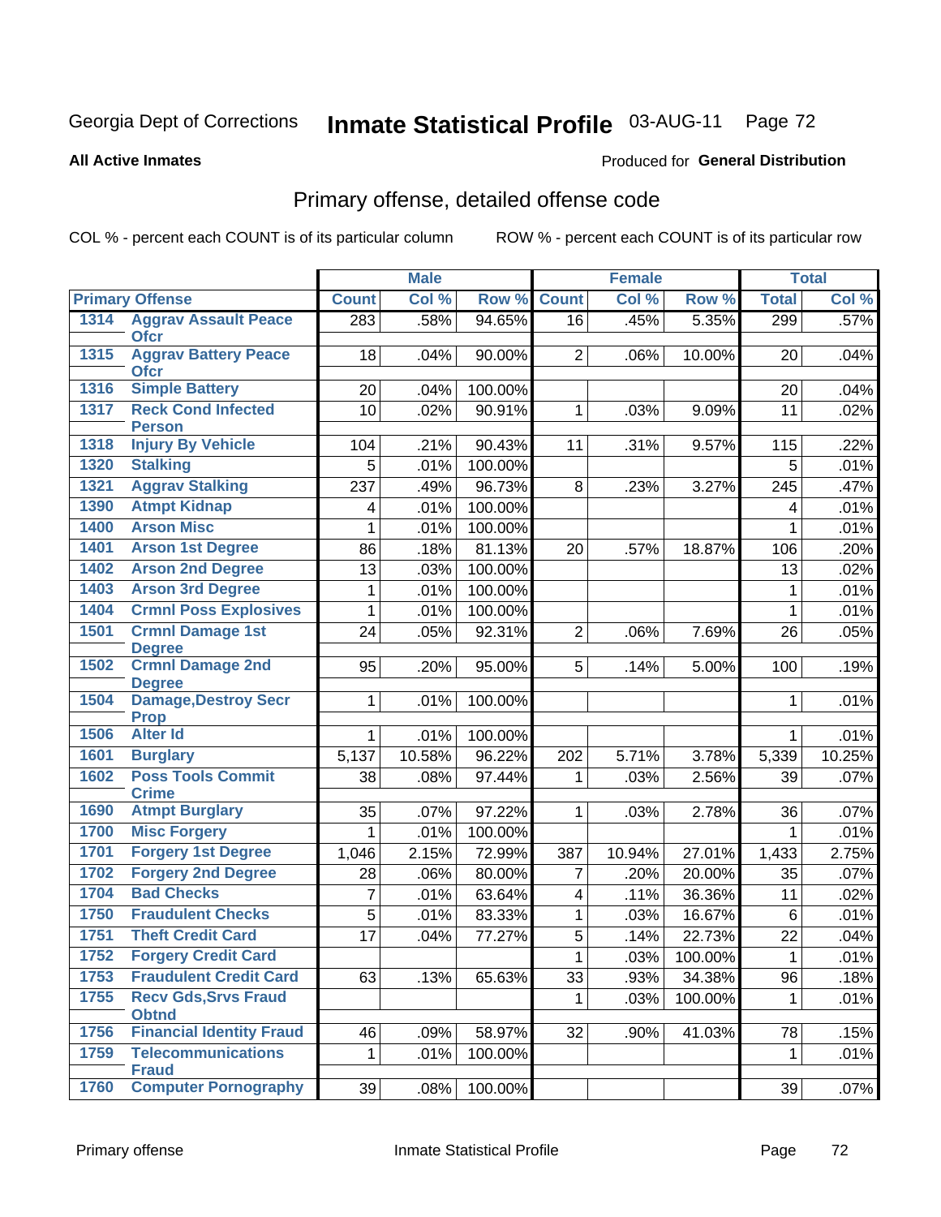Georgia Dept of Corrections **Inmate Statistical Profile** 03-AUG-11 Page 72

**All Active Inmates**

Produced for **General Distribution**

## Primary offense, detailed offense code

COL % - percent each COUNT is of its particular column

ROW % - percent each COUNT is of its particular row

| Primary Offense | | Male | | | Female | | | Total | |
|---|---|---|---|---|---|---|---|---|---|
| | | Count | Col % | Row % | Count | Col % | Row % | Total | Col % |
| 1314 | Aggrav Assault Peace Ofcr | 283 | .58% | 94.65% | 16 | .45% | 5.35% | 299 | .57% |
| 1315 | Aggrav Battery Peace Ofcr | 18 | .04% | 90.00% | 2 | .06% | 10.00% | 20 | .04% |
| 1316 | Simple Battery | 20 | .04% | 100.00% | | | | 20 | .04% |
| 1317 | Reck Cond Infected Person | 10 | .02% | 90.91% | 1 | .03% | 9.09% | 11 | .02% |
| 1318 | Injury By Vehicle | 104 | .21% | 90.43% | 11 | .31% | 9.57% | 115 | .22% |
| 1320 | Stalking | 5 | .01% | 100.00% | | | | 5 | .01% |
| 1321 | Aggrav Stalking | 237 | .49% | 96.73% | 8 | .23% | 3.27% | 245 | .47% |
| 1390 | Atmpt Kidnap | 4 | .01% | 100.00% | | | | 4 | .01% |
| 1400 | Arson Misc | 1 | .01% | 100.00% | | | | 1 | .01% |
| 1401 | Arson 1st Degree | 86 | .18% | 81.13% | 20 | .57% | 18.87% | 106 | .20% |
| 1402 | Arson 2nd Degree | 13 | .03% | 100.00% | | | | 13 | .02% |
| 1403 | Arson 3rd Degree | 1 | .01% | 100.00% | | | | 1 | .01% |
| 1404 | Crmnl Poss Explosives | 1 | .01% | 100.00% | | | | 1 | .01% |
| 1501 | Crmnl Damage 1st Degree | 24 | .05% | 92.31% | 2 | .06% | 7.69% | 26 | .05% |
| 1502 | Crmnl Damage 2nd Degree | 95 | .20% | 95.00% | 5 | .14% | 5.00% | 100 | .19% |
| 1504 | Damage,Destroy Secr Prop | 1 | .01% | 100.00% | | | | 1 | .01% |
| 1506 | Alter Id | 1 | .01% | 100.00% | | | | 1 | .01% |
| 1601 | Burglary | 5,137 | 10.58% | 96.22% | 202 | 5.71% | 3.78% | 5,339 | 10.25% |
| 1602 | Poss Tools Commit Crime | 38 | .08% | 97.44% | 1 | .03% | 2.56% | 39 | .07% |
| 1690 | Atmpt Burglary | 35 | .07% | 97.22% | 1 | .03% | 2.78% | 36 | .07% |
| 1700 | Misc Forgery | 1 | .01% | 100.00% | | | | 1 | .01% |
| 1701 | Forgery 1st Degree | 1,046 | 2.15% | 72.99% | 387 | 10.94% | 27.01% | 1,433 | 2.75% |
| 1702 | Forgery 2nd Degree | 28 | .06% | 80.00% | 7 | .20% | 20.00% | 35 | .07% |
| 1704 | Bad Checks | 7 | .01% | 63.64% | 4 | .11% | 36.36% | 11 | .02% |
| 1750 | Fraudulent Checks | 5 | .01% | 83.33% | 1 | .03% | 16.67% | 6 | .01% |
| 1751 | Theft Credit Card | 17 | .04% | 77.27% | 5 | .14% | 22.73% | 22 | .04% |
| 1752 | Forgery Credit Card | | | | 1 | .03% | 100.00% | 1 | .01% |
| 1753 | Fraudulent Credit Card | 63 | .13% | 65.63% | 33 | .93% | 34.38% | 96 | .18% |
| 1755 | Recv Gds,Srvs Fraud Obtnd | | | | 1 | .03% | 100.00% | 1 | .01% |
| 1756 | Financial Identity Fraud | 46 | .09% | 58.97% | 32 | .90% | 41.03% | 78 | .15% |
| 1759 | Telecommunications Fraud | 1 | .01% | 100.00% | | | | 1 | .01% |
| 1760 | Computer Pornography | 39 | .08% | 100.00% | | | | 39 | .07% |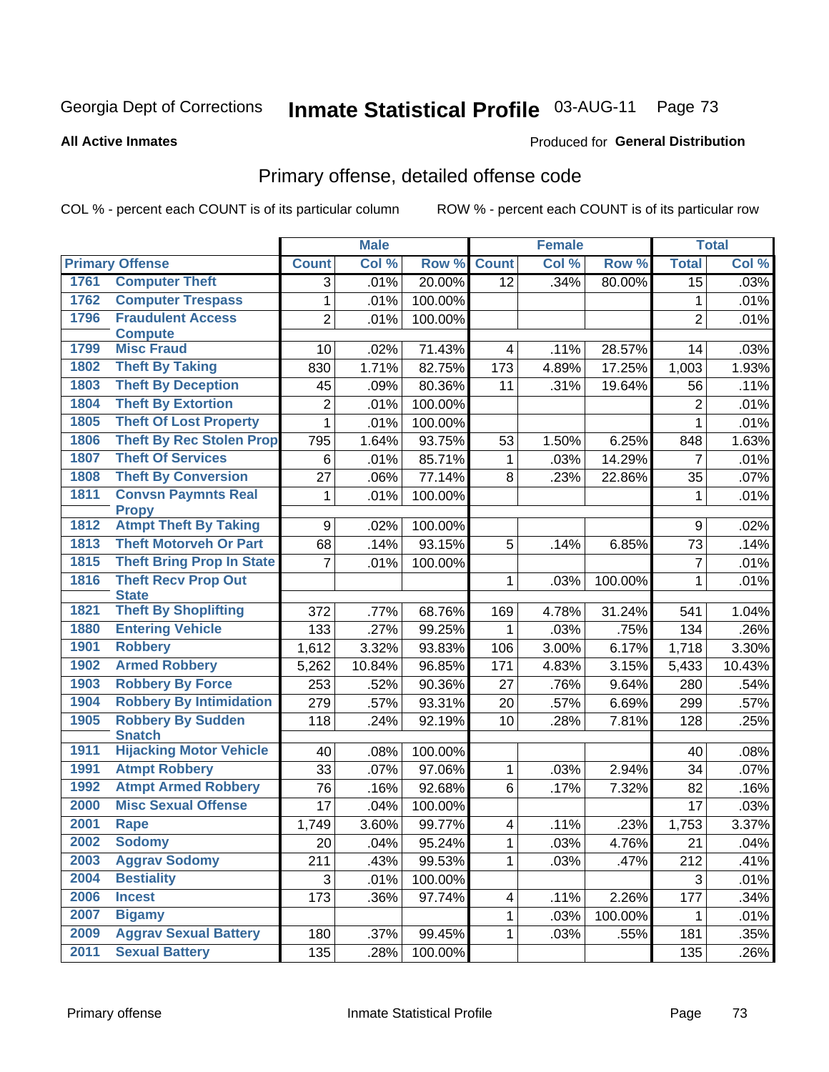Georgia Dept of Corrections **Inmate Statistical Profile** 03-AUG-11

**All Active Inmates**

Produced for **General Distribution**

## Primary offense, detailed offense code

COL % - percent each COUNT is of its particular column ROW % - percent each COUNT is of its particular row

| Primary Offense | | Male | | | Female | | | Total | |
|---|---|---|---|---|---|---|---|---|---|
| | | Count | Col % | Row % | Count | Col % | Row % | Total | Col % |
| 1761 | Computer Theft | 3 | .01% | 20.00% | 12 | .34% | 80.00% | 15 | .03% |
| 1762 | Computer Trespass | 1 | .01% | 100.00% | | | | 1 | .01% |
| 1796 | Fraudulent Access Compute | 2 | .01% | 100.00% | | | | 2 | .01% |
| 1799 | Misc Fraud | 10 | .02% | 71.43% | 4 | .11% | 28.57% | 14 | .03% |
| 1802 | Theft By Taking | 830 | 1.71% | 82.75% | 173 | 4.89% | 17.25% | 1,003 | 1.93% |
| 1803 | Theft By Deception | 45 | .09% | 80.36% | 11 | .31% | 19.64% | 56 | .11% |
| 1804 | Theft By Extortion | 2 | .01% | 100.00% | | | | 2 | .01% |
| 1805 | Theft Of Lost Property | 1 | .01% | 100.00% | | | | 1 | .01% |
| 1806 | Theft By Rec Stolen Prop | 795 | 1.64% | 93.75% | 53 | 1.50% | 6.25% | 848 | 1.63% |
| 1807 | Theft Of Services | 6 | .01% | 85.71% | 1 | .03% | 14.29% | 7 | .01% |
| 1808 | Theft By Conversion | 27 | .06% | 77.14% | 8 | .23% | 22.86% | 35 | .07% |
| 1811 | Convsn Paymnts Real Propy | 1 | .01% | 100.00% | | | | 1 | .01% |
| 1812 | Atmpt Theft By Taking | 9 | .02% | 100.00% | | | | 9 | .02% |
| 1813 | Theft Motorveh Or Part | 68 | .14% | 93.15% | 5 | .14% | 6.85% | 73 | .14% |
| 1815 | Theft Bring Prop In State | 7 | .01% | 100.00% | | | | 7 | .01% |
| 1816 | Theft Recv Prop Out State | | | | 1 | .03% | 100.00% | 1 | .01% |
| 1821 | Theft By Shoplifting | 372 | .77% | 68.76% | 169 | 4.78% | 31.24% | 541 | 1.04% |
| 1880 | Entering Vehicle | 133 | .27% | 99.25% | 1 | .03% | .75% | 134 | .26% |
| 1901 | Robbery | 1,612 | 3.32% | 93.83% | 106 | 3.00% | 6.17% | 1,718 | 3.30% |
| 1902 | Armed Robbery | 5,262 | 10.84% | 96.85% | 171 | 4.83% | 3.15% | 5,433 | 10.43% |
| 1903 | Robbery By Force | 253 | .52% | 90.36% | 27 | .76% | 9.64% | 280 | .54% |
| 1904 | Robbery By Intimidation | 279 | .57% | 93.31% | 20 | .57% | 6.69% | 299 | .57% |
| 1905 | Robbery By Sudden Snatch | 118 | .24% | 92.19% | 10 | .28% | 7.81% | 128 | .25% |
| 1911 | Hijacking Motor Vehicle | 40 | .08% | 100.00% | | | | 40 | .08% |
| 1991 | Atmpt Robbery | 33 | .07% | 97.06% | 1 | .03% | 2.94% | 34 | .07% |
| 1992 | Atmpt Armed Robbery | 76 | .16% | 92.68% | 6 | .17% | 7.32% | 82 | .16% |
| 2000 | Misc Sexual Offense | 17 | .04% | 100.00% | | | | 17 | .03% |
| 2001 | Rape | 1,749 | 3.60% | 99.77% | 4 | .11% | .23% | 1,753 | 3.37% |
| 2002 | Sodomy | 20 | .04% | 95.24% | 1 | .03% | 4.76% | 21 | .04% |
| 2003 | Aggrav Sodomy | 211 | .43% | 99.53% | 1 | .03% | .47% | 212 | .41% |
| 2004 | Bestiality | 3 | .01% | 100.00% | | | | 3 | .01% |
| 2006 | Incest | 173 | .36% | 97.74% | 4 | .11% | 2.26% | 177 | .34% |
| 2007 | Bigamy | | | | 1 | .03% | 100.00% | 1 | .01% |
| 2009 | Aggrav Sexual Battery | 180 | .37% | 99.45% | 1 | .03% | .55% | 181 | .35% |
| 2011 | Sexual Battery | 135 | .28% | 100.00% | | | | 135 | .26% |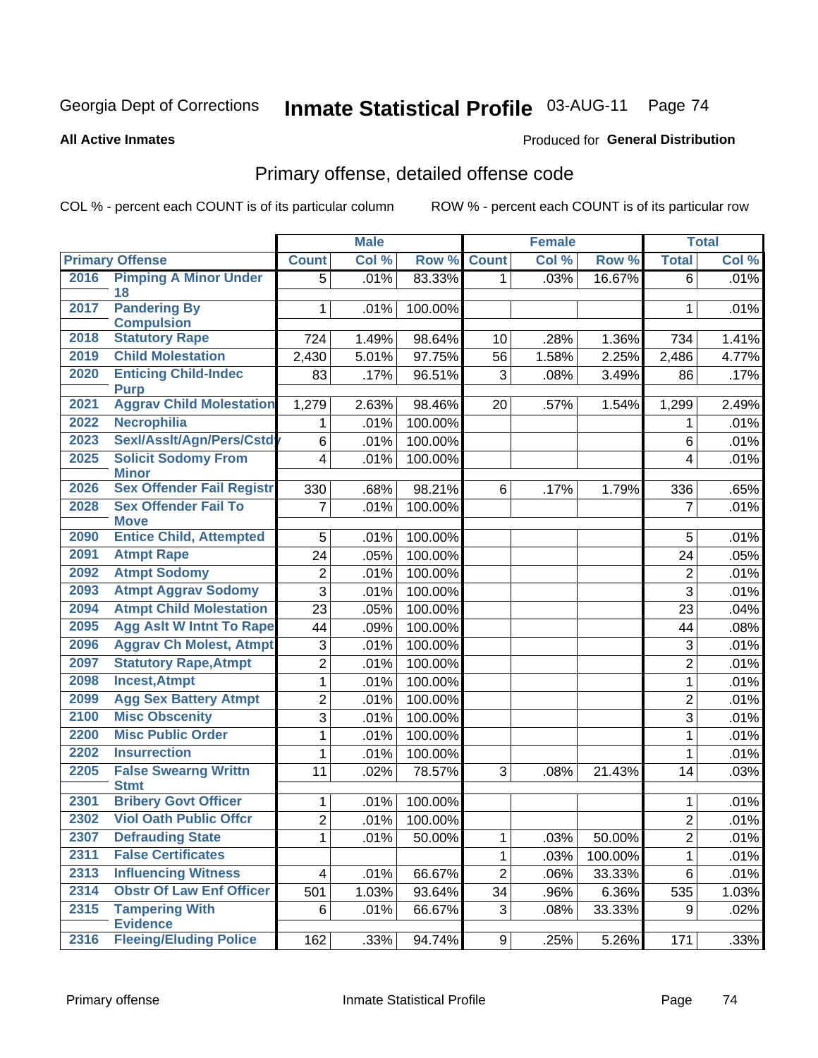Georgia Dept of Corrections **Inmate Statistical Profile** 03-AUG-11

**All Active Inmates**

Produced for **General Distribution**

## Primary offense, detailed offense code

COL % - percent each COUNT is of its particular column

ROW % - percent each COUNT is of its particular row

| | | Male | | | Female | | | Total | |
|---|---|---|---|---|---|---|---|---|---|
| **Primary Offense** | | **Count** | **Col %** | **Row %** | **Count** | **Col %** | **Row %** | **Total** | **Col %** |
| 2016 | Pimping A Minor Under 18 | 5 | .01% | 83.33% | 1 | .03% | 16.67% | 6 | .01% |
| 2017 | Pandering By Compulsion | 1 | .01% | 100.00% | | | | 1 | .01% |
| 2018 | Statutory Rape | 724 | 1.49% | 98.64% | 10 | .28% | 1.36% | 734 | 1.41% |
| 2019 | Child Molestation | 2,430 | 5.01% | 97.75% | 56 | 1.58% | 2.25% | 2,486 | 4.77% |
| 2020 | Enticing Child-Indec Purp | 83 | .17% | 96.51% | 3 | .08% | 3.49% | 86 | .17% |
| 2021 | Aggrav Child Molestation | 1,279 | 2.63% | 98.46% | 20 | .57% | 1.54% | 1,299 | 2.49% |
| 2022 | Necrophilia | 1 | .01% | 100.00% | | | | 1 | .01% |
| 2023 | Sexl/Asslt/Agn/Pers/Cstdy | 6 | .01% | 100.00% | | | | 6 | .01% |
| 2025 | Solicit Sodomy From Minor | 4 | .01% | 100.00% | | | | 4 | .01% |
| 2026 | Sex Offender Fail Registr | 330 | .68% | 98.21% | 6 | .17% | 1.79% | 336 | .65% |
| 2028 | Sex Offender Fail To Move | 7 | .01% | 100.00% | | | | 7 | .01% |
| 2090 | Entice Child, Attempted | 5 | .01% | 100.00% | | | | 5 | .01% |
| 2091 | Atmpt Rape | 24 | .05% | 100.00% | | | | 24 | .05% |
| 2092 | Atmpt Sodomy | 2 | .01% | 100.00% | | | | 2 | .01% |
| 2093 | Atmpt Aggrav Sodomy | 3 | .01% | 100.00% | | | | 3 | .01% |
| 2094 | Atmpt Child Molestation | 23 | .05% | 100.00% | | | | 23 | .04% |
| 2095 | Agg Aslt W Intnt To Rape | 44 | .09% | 100.00% | | | | 44 | .08% |
| 2096 | Aggrav Ch Molest, Atmpt | 3 | .01% | 100.00% | | | | 3 | .01% |
| 2097 | Statutory Rape,Atmpt | 2 | .01% | 100.00% | | | | 2 | .01% |
| 2098 | Incest,Atmpt | 1 | .01% | 100.00% | | | | 1 | .01% |
| 2099 | Agg Sex Battery Atmpt | 2 | .01% | 100.00% | | | | 2 | .01% |
| 2100 | Misc Obscenity | 3 | .01% | 100.00% | | | | 3 | .01% |
| 2200 | Misc Public Order | 1 | .01% | 100.00% | | | | 1 | .01% |
| 2202 | Insurrection | 1 | .01% | 100.00% | | | | 1 | .01% |
| 2205 | False Swearng Writtn Stmt | 11 | .02% | 78.57% | 3 | .08% | 21.43% | 14 | .03% |
| 2301 | Bribery Govt Officer | 1 | .01% | 100.00% | | | | 1 | .01% |
| 2302 | Viol Oath Public Offcr | 2 | .01% | 100.00% | | | | 2 | .01% |
| 2307 | Defrauding State | 1 | .01% | 50.00% | 1 | .03% | 50.00% | 2 | .01% |
| 2311 | False Certificates | | | | 1 | .03% | 100.00% | 1 | .01% |
| 2313 | Influencing Witness | 4 | .01% | 66.67% | 2 | .06% | 33.33% | 6 | .01% |
| 2314 | Obstr Of Law Enf Officer | 501 | 1.03% | 93.64% | 34 | .96% | 6.36% | 535 | 1.03% |
| 2315 | Tampering With Evidence | 6 | .01% | 66.67% | 3 | .08% | 33.33% | 9 | .02% |
| 2316 | Fleeing/Eluding Police | 162 | .33% | 94.74% | 9 | .25% | 5.26% | 171 | .33% |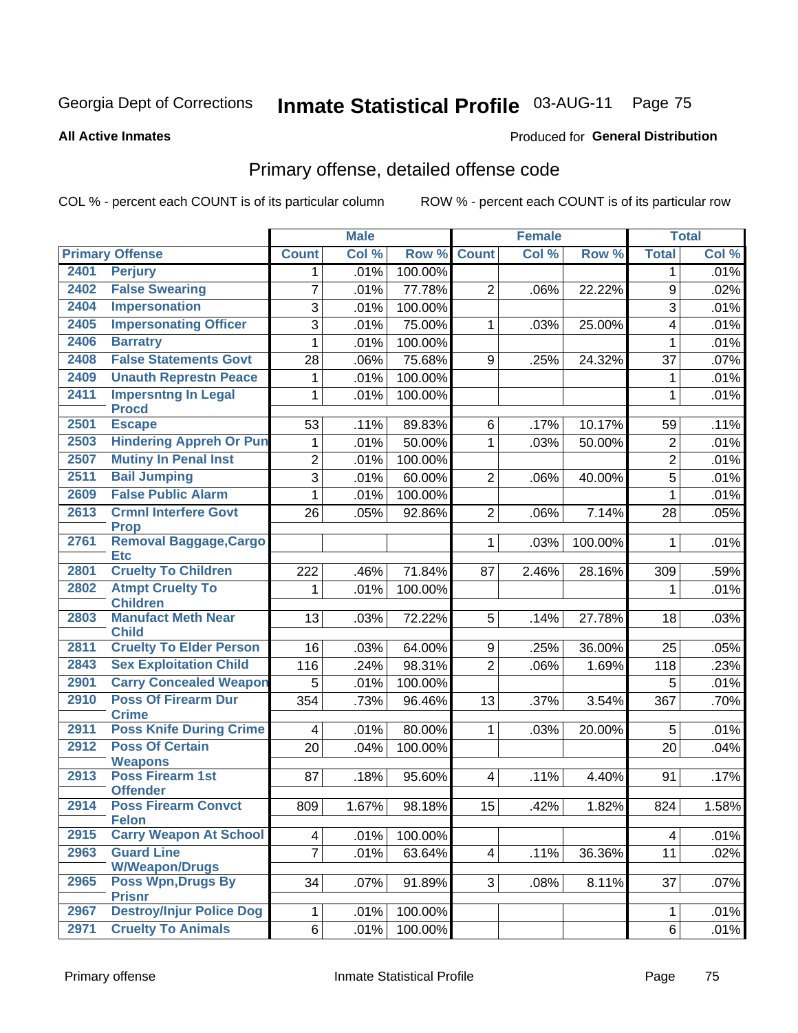Georgia Dept of Corrections **Inmate Statistical Profile** 03-AUG-11 Page 75

**All Active Inmates**

Produced for **General Distribution**

## Primary offense, detailed offense code

COL % - percent each COUNT is of its particular column ROW % - percent each COUNT is of its particular row

| Primary Offense | | Male | | | Female | | | Total | |
|---|---|---|---|---|---|---|---|---|---|
| | | Count | Col % | Row % | Count | Col % | Row % | Total | Col % |
| 2401 | Perjury | 1 | .01% | 100.00% | | | | 1 | .01% |
| 2402 | False Swearing | 7 | .01% | 77.78% | 2 | .06% | 22.22% | 9 | .02% |
| 2404 | Impersonation | 3 | .01% | 100.00% | | | | 3 | .01% |
| 2405 | Impersonating Officer | 3 | .01% | 75.00% | 1 | .03% | 25.00% | 4 | .01% |
| 2406 | Barratry | 1 | .01% | 100.00% | | | | 1 | .01% |
| 2408 | False Statements Govt | 28 | .06% | 75.68% | 9 | .25% | 24.32% | 37 | .07% |
| 2409 | Unauth Represtn Peace | 1 | .01% | 100.00% | | | | 1 | .01% |
| 2411 | Impersntng In Legal Procd | 1 | .01% | 100.00% | | | | 1 | .01% |
| 2501 | Escape | 53 | .11% | 89.83% | 6 | .17% | 10.17% | 59 | .11% |
| 2503 | Hindering Appreh Or Pun | 1 | .01% | 50.00% | 1 | .03% | 50.00% | 2 | .01% |
| 2507 | Mutiny In Penal Inst | 2 | .01% | 100.00% | | | | 2 | .01% |
| 2511 | Bail Jumping | 3 | .01% | 60.00% | 2 | .06% | 40.00% | 5 | .01% |
| 2609 | False Public Alarm | 1 | .01% | 100.00% | | | | 1 | .01% |
| 2613 | Crmnl Interfere Govt Prop | 26 | .05% | 92.86% | 2 | .06% | 7.14% | 28 | .05% |
| 2761 | Removal Baggage,Cargo Etc | | | | 1 | .03% | 100.00% | 1 | .01% |
| 2801 | Cruelty To Children | 222 | .46% | 71.84% | 87 | 2.46% | 28.16% | 309 | .59% |
| 2802 | Atmpt Cruelty To Children | 1 | .01% | 100.00% | | | | 1 | .01% |
| 2803 | Manufact Meth Near Child | 13 | .03% | 72.22% | 5 | .14% | 27.78% | 18 | .03% |
| 2811 | Cruelty To Elder Person | 16 | .03% | 64.00% | 9 | .25% | 36.00% | 25 | .05% |
| 2843 | Sex Exploitation Child | 116 | .24% | 98.31% | 2 | .06% | 1.69% | 118 | .23% |
| 2901 | Carry Concealed Weapon | 5 | .01% | 100.00% | | | | 5 | .01% |
| 2910 | Poss Of Firearm Dur Crime | 354 | .73% | 96.46% | 13 | .37% | 3.54% | 367 | .70% |
| 2911 | Poss Knife During Crime | 4 | .01% | 80.00% | 1 | .03% | 20.00% | 5 | .01% |
| 2912 | Poss Of Certain Weapons | 20 | .04% | 100.00% | | | | 20 | .04% |
| 2913 | Poss Firearm 1st Offender | 87 | .18% | 95.60% | 4 | .11% | 4.40% | 91 | .17% |
| 2914 | Poss Firearm Convct Felon | 809 | 1.67% | 98.18% | 15 | .42% | 1.82% | 824 | 1.58% |
| 2915 | Carry Weapon At School | 4 | .01% | 100.00% | | | | 4 | .01% |
| 2963 | Guard Line W/Weapon/Drugs | 7 | .01% | 63.64% | 4 | .11% | 36.36% | 11 | .02% |
| 2965 | Poss Wpn,Drugs By Prisnr | 34 | .07% | 91.89% | 3 | .08% | 8.11% | 37 | .07% |
| 2967 | Destroy/Injur Police Dog | 1 | .01% | 100.00% | | | | 1 | .01% |
| 2971 | Cruelty To Animals | 6 | .01% | 100.00% | | | | 6 | .01% |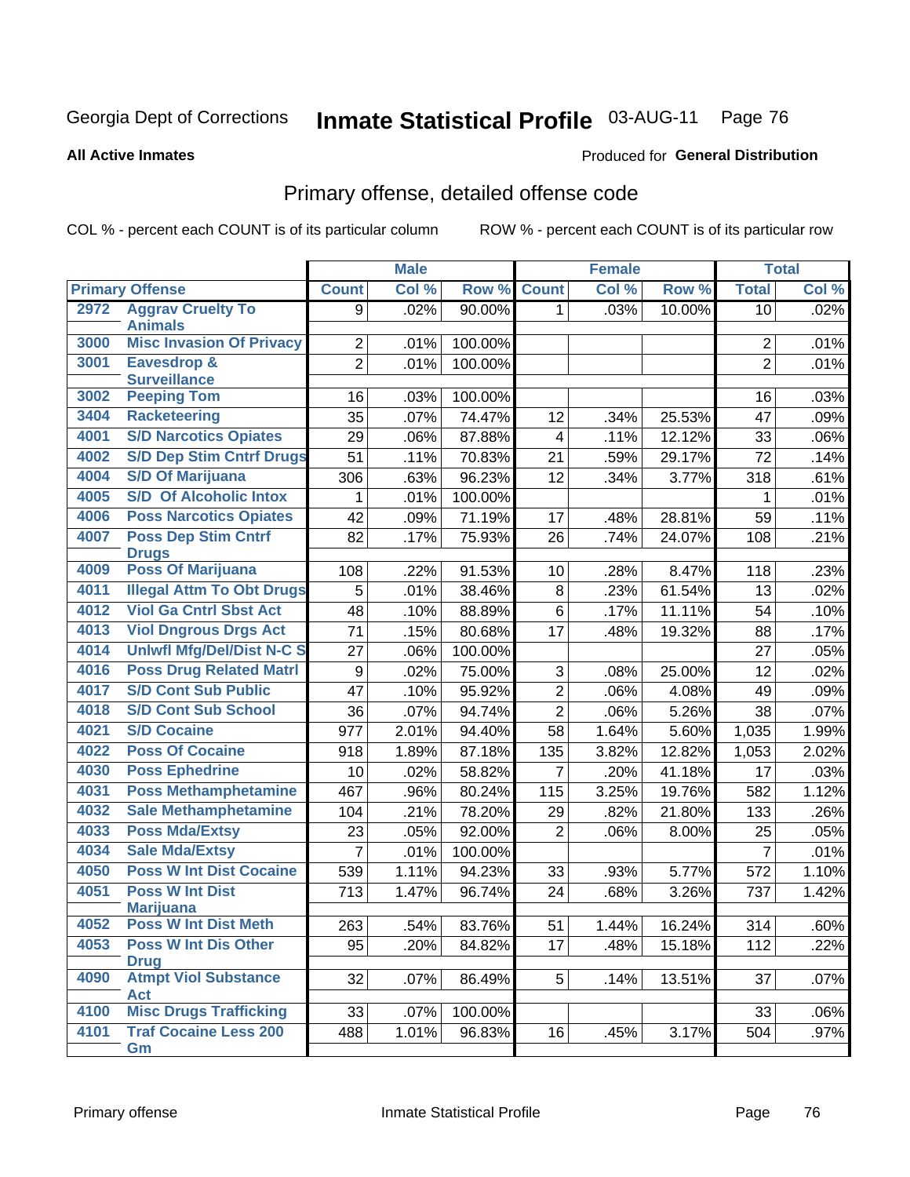Georgia Dept of Corrections **Inmate Statistical Profile** 03-AUG-11 Page 76

**All Active Inmates**

Produced for **General Distribution**

## Primary offense, detailed offense code

COL % - percent each COUNT is of its particular column ROW % - percent each COUNT is of its particular row

| Primary Offense | | Male | | | Female | | | Total | |
|---|---|---|---|---|---|---|---|---|---|
| | | Count | Col % | Row % | Count | Col % | Row % | Total | Col % |
| 2972 | Aggrav Cruelty To Animals | 9 | .02% | 90.00% | 1 | .03% | 10.00% | 10 | .02% |
| 3000 | Misc Invasion Of Privacy | 2 | .01% | 100.00% | | | | 2 | .01% |
| 3001 | Eavesdrop & Surveillance | 2 | .01% | 100.00% | | | | 2 | .01% |
| 3002 | Peeping Tom | 16 | .03% | 100.00% | | | | 16 | .03% |
| 3404 | Racketeering | 35 | .07% | 74.47% | 12 | .34% | 25.53% | 47 | .09% |
| 4001 | S/D Narcotics Opiates | 29 | .06% | 87.88% | 4 | .11% | 12.12% | 33 | .06% |
| 4002 | S/D Dep Stim Cntrf Drugs | 51 | .11% | 70.83% | 21 | .59% | 29.17% | 72 | .14% |
| 4004 | S/D Of Marijuana | 306 | .63% | 96.23% | 12 | .34% | 3.77% | 318 | .61% |
| 4005 | S/D Of Alcoholic Intox | 1 | .01% | 100.00% | | | | 1 | .01% |
| 4006 | Poss Narcotics Opiates | 42 | .09% | 71.19% | 17 | .48% | 28.81% | 59 | .11% |
| 4007 | Poss Dep Stim Cntrf Drugs | 82 | .17% | 75.93% | 26 | .74% | 24.07% | 108 | .21% |
| 4009 | Poss Of Marijuana | 108 | .22% | 91.53% | 10 | .28% | 8.47% | 118 | .23% |
| 4011 | Illegal Attm To Obt Drugs | 5 | .01% | 38.46% | 8 | .23% | 61.54% | 13 | .02% |
| 4012 | Viol Ga Cntrl Sbst Act | 48 | .10% | 88.89% | 6 | .17% | 11.11% | 54 | .10% |
| 4013 | Viol Dngrous Drgs Act | 71 | .15% | 80.68% | 17 | .48% | 19.32% | 88 | .17% |
| 4014 | Unlwfl Mfg/Del/Dist N-C S | 27 | .06% | 100.00% | | | | 27 | .05% |
| 4016 | Poss Drug Related Matrl | 9 | .02% | 75.00% | 3 | .08% | 25.00% | 12 | .02% |
| 4017 | S/D Cont Sub Public | 47 | .10% | 95.92% | 2 | .06% | 4.08% | 49 | .09% |
| 4018 | S/D Cont Sub School | 36 | .07% | 94.74% | 2 | .06% | 5.26% | 38 | .07% |
| 4021 | S/D Cocaine | 977 | 2.01% | 94.40% | 58 | 1.64% | 5.60% | 1,035 | 1.99% |
| 4022 | Poss Of Cocaine | 918 | 1.89% | 87.18% | 135 | 3.82% | 12.82% | 1,053 | 2.02% |
| 4030 | Poss Ephedrine | 10 | .02% | 58.82% | 7 | .20% | 41.18% | 17 | .03% |
| 4031 | Poss Methamphetamine | 467 | .96% | 80.24% | 115 | 3.25% | 19.76% | 582 | 1.12% |
| 4032 | Sale Methamphetamine | 104 | .21% | 78.20% | 29 | .82% | 21.80% | 133 | .26% |
| 4033 | Poss Mda/Extsy | 23 | .05% | 92.00% | 2 | .06% | 8.00% | 25 | .05% |
| 4034 | Sale Mda/Extsy | 7 | .01% | 100.00% | | | | 7 | .01% |
| 4050 | Poss W Int Dist Cocaine | 539 | 1.11% | 94.23% | 33 | .93% | 5.77% | 572 | 1.10% |
| 4051 | Poss W Int Dist Marijuana | 713 | 1.47% | 96.74% | 24 | .68% | 3.26% | 737 | 1.42% |
| 4052 | Poss W Int Dist Meth | 263 | .54% | 83.76% | 51 | 1.44% | 16.24% | 314 | .60% |
| 4053 | Poss W Int Dis Other Drug | 95 | .20% | 84.82% | 17 | .48% | 15.18% | 112 | .22% |
| 4090 | Atmpt Viol Substance Act | 32 | .07% | 86.49% | 5 | .14% | 13.51% | 37 | .07% |
| 4100 | Misc Drugs Trafficking | 33 | .07% | 100.00% | | | | 33 | .06% |
| 4101 | Traf Cocaine Less 200 Gm | 488 | 1.01% | 96.83% | 16 | .45% | 3.17% | 504 | .97% |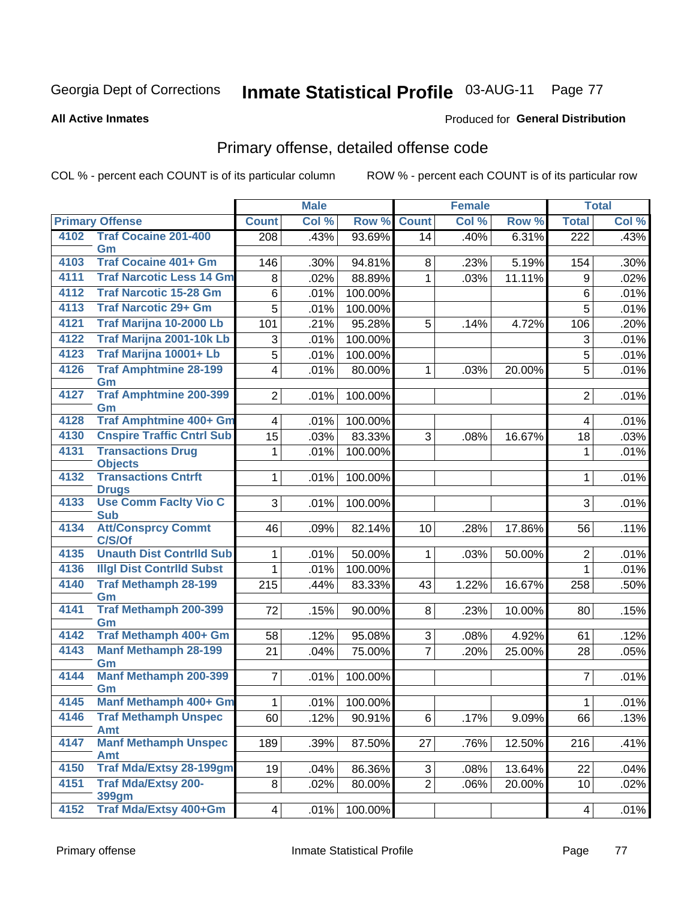Georgia Dept of Corrections **Inmate Statistical Profile** 03-AUG-11

**All Active Inmates**

Produced for **General Distribution**

## Primary offense, detailed offense code

COL % - percent each COUNT is of its particular column ROW % - percent each COUNT is of its particular row

| Primary Offense | | Male | | | Female | | | Total | |
|---|---|---|---|---|---|---|---|---|---|
| | | Count | Col % | Row % | Count | Col % | Row % | Total | Col % |
| 4102 | Traf Cocaine 201-400 Gm | 208 | .43% | 93.69% | 14 | .40% | 6.31% | 222 | .43% |
| 4103 | Traf Cocaine 401+ Gm | 146 | .30% | 94.81% | 8 | .23% | 5.19% | 154 | .30% |
| 4111 | Traf Narcotic Less 14 Gm | 8 | .02% | 88.89% | 1 | .03% | 11.11% | 9 | .02% |
| 4112 | Traf Narcotic 15-28 Gm | 6 | .01% | 100.00% | | | | 6 | .01% |
| 4113 | Traf Narcotic 29+ Gm | 5 | .01% | 100.00% | | | | 5 | .01% |
| 4121 | Traf Marijna 10-2000 Lb | 101 | .21% | 95.28% | 5 | .14% | 4.72% | 106 | .20% |
| 4122 | Traf Marijna 2001-10k Lb | 3 | .01% | 100.00% | | | | 3 | .01% |
| 4123 | Traf Marijna 10001+ Lb | 5 | .01% | 100.00% | | | | 5 | .01% |
| 4126 | Traf Amphtmine 28-199 Gm | 4 | .01% | 80.00% | 1 | .03% | 20.00% | 5 | .01% |
| 4127 | Traf Amphtmine 200-399 Gm | 2 | .01% | 100.00% | | | | 2 | .01% |
| 4128 | Traf Amphtmine 400+ Gm | 4 | .01% | 100.00% | | | | 4 | .01% |
| 4130 | Cnspire Traffic Cntrl Sub | 15 | .03% | 83.33% | 3 | .08% | 16.67% | 18 | .03% |
| 4131 | Transactions Drug Objects | 1 | .01% | 100.00% | | | | 1 | .01% |
| 4132 | Transactions Cntrft Drugs | 1 | .01% | 100.00% | | | | 1 | .01% |
| 4133 | Use Comm Faclty Vio C Sub | 3 | .01% | 100.00% | | | | 3 | .01% |
| 4134 | Att/Consprcy Commt C/S/Of | 46 | .09% | 82.14% | 10 | .28% | 17.86% | 56 | .11% |
| 4135 | Unauth Dist Contrlld Sub | 1 | .01% | 50.00% | 1 | .03% | 50.00% | 2 | .01% |
| 4136 | Illgl Dist Contrlld Subst | 1 | .01% | 100.00% | | | | 1 | .01% |
| 4140 | Traf Methamph 28-199 Gm | 215 | .44% | 83.33% | 43 | 1.22% | 16.67% | 258 | .50% |
| 4141 | Traf Methamph 200-399 Gm | 72 | .15% | 90.00% | 8 | .23% | 10.00% | 80 | .15% |
| 4142 | Traf Methamph 400+ Gm | 58 | .12% | 95.08% | 3 | .08% | 4.92% | 61 | .12% |
| 4143 | Manf Methamph 28-199 Gm | 21 | .04% | 75.00% | 7 | .20% | 25.00% | 28 | .05% |
| 4144 | Manf Methamph 200-399 Gm | 7 | .01% | 100.00% | | | | 7 | .01% |
| 4145 | Manf Methamph 400+ Gm | 1 | .01% | 100.00% | | | | 1 | .01% |
| 4146 | Traf Methamph Unspec Amt | 60 | .12% | 90.91% | 6 | .17% | 9.09% | 66 | .13% |
| 4147 | Manf Methamph Unspec Amt | 189 | .39% | 87.50% | 27 | .76% | 12.50% | 216 | .41% |
| 4150 | Traf Mda/Extsy 28-199gm | 19 | .04% | 86.36% | 3 | .08% | 13.64% | 22 | .04% |
| 4151 | Traf Mda/Extsy 200-399gm | 8 | .02% | 80.00% | 2 | .06% | 20.00% | 10 | .02% |
| 4152 | Traf Mda/Extsy 400+Gm | 4 | .01% | 100.00% | | | | 4 | .01% |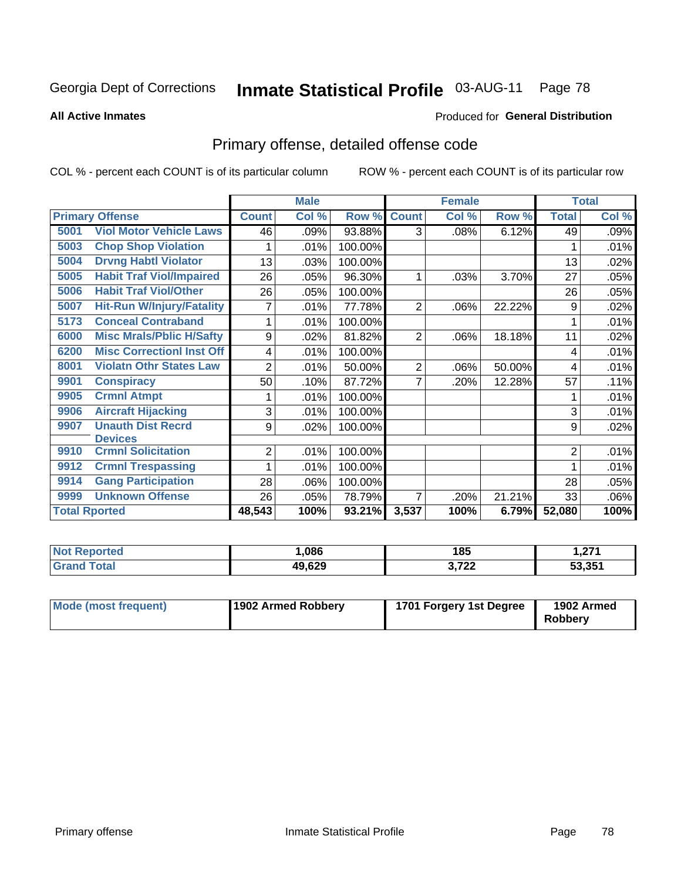Georgia Dept of Corrections **Inmate Statistical Profile** 03-AUG-11

**All Active Inmates**

Produced for **General Distribution**

## Primary offense, detailed offense code

COL % - percent each COUNT is of its particular column

ROW % - percent each COUNT is of its particular row

| Primary Offense | | Male | | | Female | | | Total | |
|---|---|---|---|---|---|---|---|---|---|
| | | Count | Col % | Row % | Count | Col % | Row % | Total | Col % |
| 5001 | Viol Motor Vehicle Laws | 46 | .09% | 93.88% | 3 | .08% | 6.12% | 49 | .09% |
| 5003 | Chop Shop Violation | 1 | .01% | 100.00% | | | | 1 | .01% |
| 5004 | Drvng Habtl Violator | 13 | .03% | 100.00% | | | | 13 | .02% |
| 5005 | Habit Traf Viol/Impaired | 26 | .05% | 96.30% | 1 | .03% | 3.70% | 27 | .05% |
| 5006 | Habit Traf Viol/Other | 26 | .05% | 100.00% | | | | 26 | .05% |
| 5007 | Hit-Run W/Injury/Fatality | 7 | .01% | 77.78% | 2 | .06% | 22.22% | 9 | .02% |
| 5173 | Conceal Contraband | 1 | .01% | 100.00% | | | | 1 | .01% |
| 6000 | Misc Mrals/Pblic H/Safty | 9 | .02% | 81.82% | 2 | .06% | 18.18% | 11 | .02% |
| 6200 | Misc Correctionl Inst Off | 4 | .01% | 100.00% | | | | 4 | .01% |
| 8001 | Violatn Othr States Law | 2 | .01% | 50.00% | 2 | .06% | 50.00% | 4 | .01% |
| 9901 | Conspiracy | 50 | .10% | 87.72% | 7 | .20% | 12.28% | 57 | .11% |
| 9905 | Crmnl Atmpt | 1 | .01% | 100.00% | | | | 1 | .01% |
| 9906 | Aircraft Hijacking | 3 | .01% | 100.00% | | | | 3 | .01% |
| 9907 | Unauth Dist Recrd Devices | 9 | .02% | 100.00% | | | | 9 | .02% |
| 9910 | Crmnl Solicitation | 2 | .01% | 100.00% | | | | 2 | .01% |
| 9912 | Crmnl Trespassing | 1 | .01% | 100.00% | | | | 1 | .01% |
| 9914 | Gang Participation | 28 | .06% | 100.00% | | | | 28 | .05% |
| 9999 | Unknown Offense | 26 | .05% | 78.79% | 7 | .20% | 21.21% | 33 | .06% |
| Total Rported | | 48,543 | 100% | 93.21% | 3,537 | 100% | 6.79% | 52,080 | 100% |

| | Male | Female | Total |
|---|---|---|---|
| Not Reported | 1,086 | 185 | 1,271 |
| Grand Total | 49,629 | 3,722 | 53,351 |

| | Male | Female | Total |
|---|---|---|---|
| Mode (most frequent) | 1902 Armed Robbery | 1701 Forgery 1st Degree | 1902 Armed Robbery |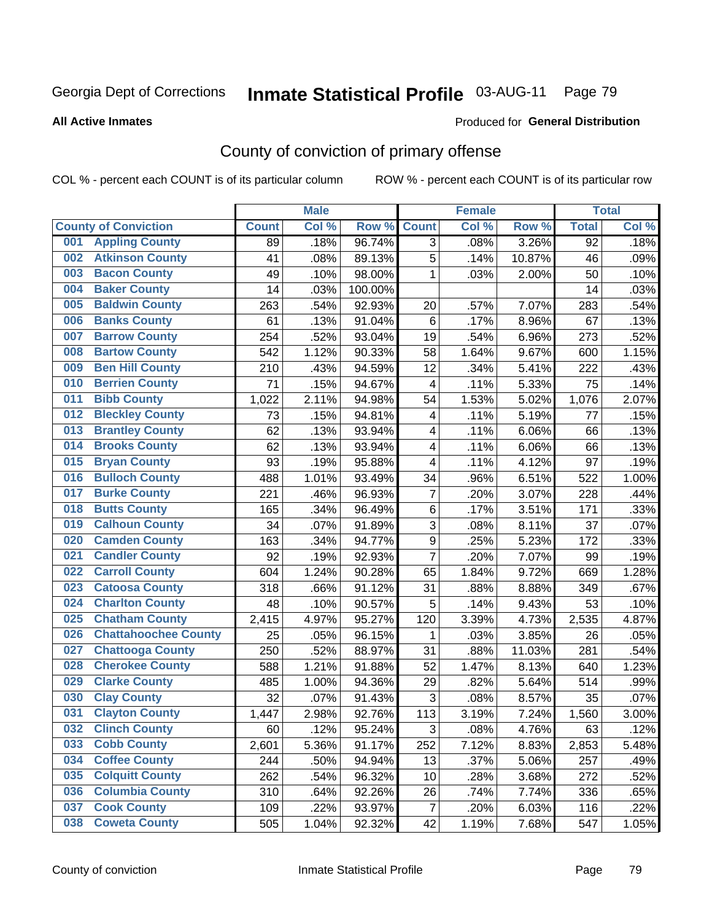Georgia Dept of Corrections **Inmate Statistical Profile** 03-AUG-11

**All Active Inmates**

Produced for **General Distribution**

## County of conviction of primary offense

COL % - percent each COUNT is of its particular column ROW % - percent each COUNT is of its particular row

| County of Conviction | Male | | | Female | | | Total | |
|---|---|---|---|---|---|---|---|---|
| | Count | Col % | Row % | Count | Col % | Row % | Total | Col % |
| 001 Appling County | 89 | .18% | 96.74% | 3 | .08% | 3.26% | 92 | .18% |
| 002 Atkinson County | 41 | .08% | 89.13% | 5 | .14% | 10.87% | 46 | .09% |
| 003 Bacon County | 49 | .10% | 98.00% | 1 | .03% | 2.00% | 50 | .10% |
| 004 Baker County | 14 | .03% | 100.00% | | | | 14 | .03% |
| 005 Baldwin County | 263 | .54% | 92.93% | 20 | .57% | 7.07% | 283 | .54% |
| 006 Banks County | 61 | .13% | 91.04% | 6 | .17% | 8.96% | 67 | .13% |
| 007 Barrow County | 254 | .52% | 93.04% | 19 | .54% | 6.96% | 273 | .52% |
| 008 Bartow County | 542 | 1.12% | 90.33% | 58 | 1.64% | 9.67% | 600 | 1.15% |
| 009 Ben Hill County | 210 | .43% | 94.59% | 12 | .34% | 5.41% | 222 | .43% |
| 010 Berrien County | 71 | .15% | 94.67% | 4 | .11% | 5.33% | 75 | .14% |
| 011 Bibb County | 1,022 | 2.11% | 94.98% | 54 | 1.53% | 5.02% | 1,076 | 2.07% |
| 012 Bleckley County | 73 | .15% | 94.81% | 4 | .11% | 5.19% | 77 | .15% |
| 013 Brantley County | 62 | .13% | 93.94% | 4 | .11% | 6.06% | 66 | .13% |
| 014 Brooks County | 62 | .13% | 93.94% | 4 | .11% | 6.06% | 66 | .13% |
| 015 Bryan County | 93 | .19% | 95.88% | 4 | .11% | 4.12% | 97 | .19% |
| 016 Bulloch County | 488 | 1.01% | 93.49% | 34 | .96% | 6.51% | 522 | 1.00% |
| 017 Burke County | 221 | .46% | 96.93% | 7 | .20% | 3.07% | 228 | .44% |
| 018 Butts County | 165 | .34% | 96.49% | 6 | .17% | 3.51% | 171 | .33% |
| 019 Calhoun County | 34 | .07% | 91.89% | 3 | .08% | 8.11% | 37 | .07% |
| 020 Camden County | 163 | .34% | 94.77% | 9 | .25% | 5.23% | 172 | .33% |
| 021 Candler County | 92 | .19% | 92.93% | 7 | .20% | 7.07% | 99 | .19% |
| 022 Carroll County | 604 | 1.24% | 90.28% | 65 | 1.84% | 9.72% | 669 | 1.28% |
| 023 Catoosa County | 318 | .66% | 91.12% | 31 | .88% | 8.88% | 349 | .67% |
| 024 Charlton County | 48 | .10% | 90.57% | 5 | .14% | 9.43% | 53 | .10% |
| 025 Chatham County | 2,415 | 4.97% | 95.27% | 120 | 3.39% | 4.73% | 2,535 | 4.87% |
| 026 Chattahoochee County | 25 | .05% | 96.15% | 1 | .03% | 3.85% | 26 | .05% |
| 027 Chattooga County | 250 | .52% | 88.97% | 31 | .88% | 11.03% | 281 | .54% |
| 028 Cherokee County | 588 | 1.21% | 91.88% | 52 | 1.47% | 8.13% | 640 | 1.23% |
| 029 Clarke County | 485 | 1.00% | 94.36% | 29 | .82% | 5.64% | 514 | .99% |
| 030 Clay County | 32 | .07% | 91.43% | 3 | .08% | 8.57% | 35 | .07% |
| 031 Clayton County | 1,447 | 2.98% | 92.76% | 113 | 3.19% | 7.24% | 1,560 | 3.00% |
| 032 Clinch County | 60 | .12% | 95.24% | 3 | .08% | 4.76% | 63 | .12% |
| 033 Cobb County | 2,601 | 5.36% | 91.17% | 252 | 7.12% | 8.83% | 2,853 | 5.48% |
| 034 Coffee County | 244 | .50% | 94.94% | 13 | .37% | 5.06% | 257 | .49% |
| 035 Colquitt County | 262 | .54% | 96.32% | 10 | .28% | 3.68% | 272 | .52% |
| 036 Columbia County | 310 | .64% | 92.26% | 26 | .74% | 7.74% | 336 | .65% |
| 037 Cook County | 109 | .22% | 93.97% | 7 | .20% | 6.03% | 116 | .22% |
| 038 Coweta County | 505 | 1.04% | 92.32% | 42 | 1.19% | 7.68% | 547 | 1.05% |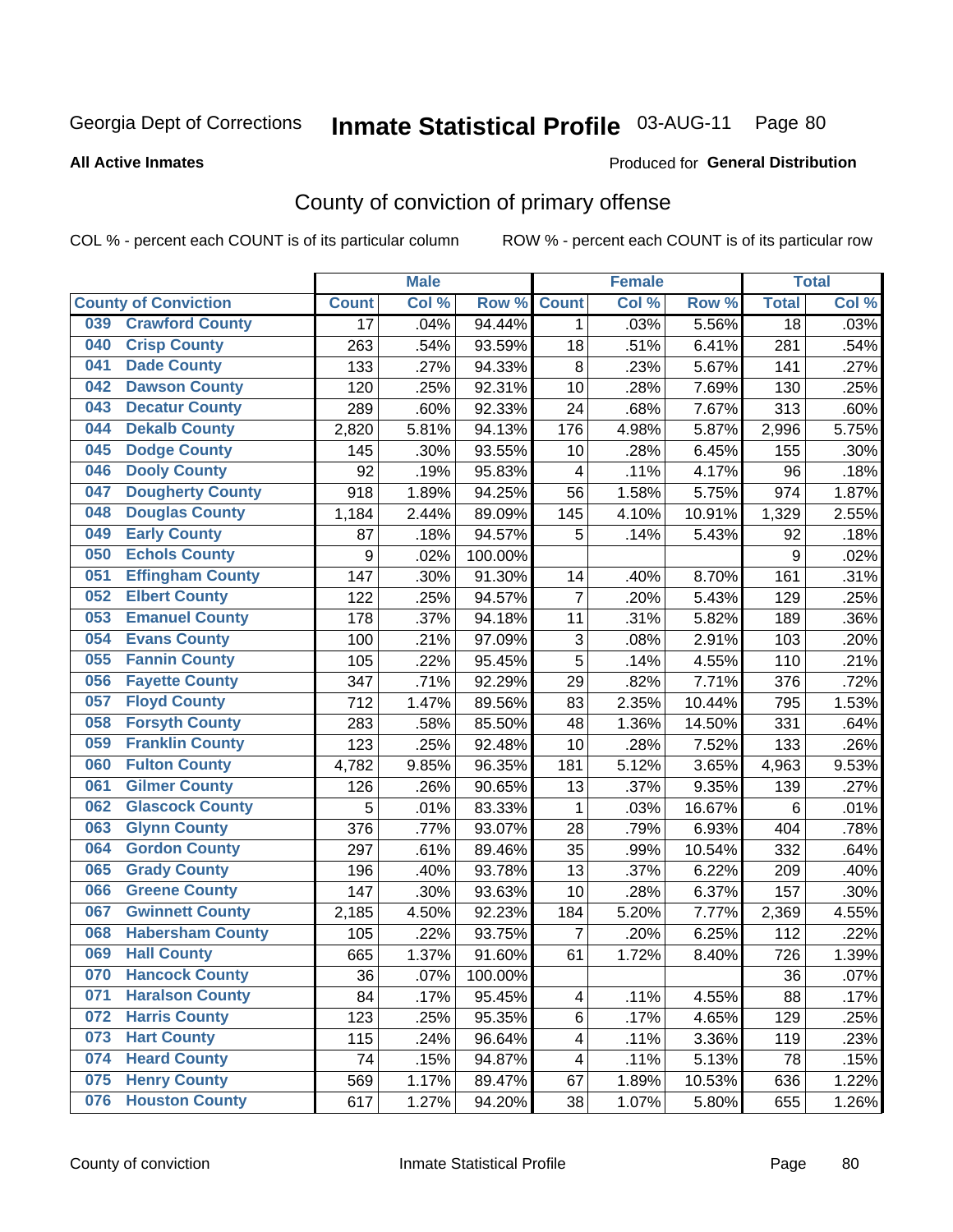Georgia Dept of Corrections **Inmate Statistical Profile** 03-AUG-11

**All Active Inmates**

Produced for **General Distribution**

## County of conviction of primary offense

COL % - percent each COUNT is of its particular column ROW % - percent each COUNT is of its particular row

| County of Conviction | Male | | | Female | | | Total | |
|---|---|---|---|---|---|---|---|---|
| | Count | Col % | Row % | Count | Col % | Row % | Total | Col % |
| 039 Crawford County | 17 | .04% | 94.44% | 1 | .03% | 5.56% | 18 | .03% |
| 040 Crisp County | 263 | .54% | 93.59% | 18 | .51% | 6.41% | 281 | .54% |
| 041 Dade County | 133 | .27% | 94.33% | 8 | .23% | 5.67% | 141 | .27% |
| 042 Dawson County | 120 | .25% | 92.31% | 10 | .28% | 7.69% | 130 | .25% |
| 043 Decatur County | 289 | .60% | 92.33% | 24 | .68% | 7.67% | 313 | .60% |
| 044 Dekalb County | 2,820 | 5.81% | 94.13% | 176 | 4.98% | 5.87% | 2,996 | 5.75% |
| 045 Dodge County | 145 | .30% | 93.55% | 10 | .28% | 6.45% | 155 | .30% |
| 046 Dooly County | 92 | .19% | 95.83% | 4 | .11% | 4.17% | 96 | .18% |
| 047 Dougherty County | 918 | 1.89% | 94.25% | 56 | 1.58% | 5.75% | 974 | 1.87% |
| 048 Douglas County | 1,184 | 2.44% | 89.09% | 145 | 4.10% | 10.91% | 1,329 | 2.55% |
| 049 Early County | 87 | .18% | 94.57% | 5 | .14% | 5.43% | 92 | .18% |
| 050 Echols County | 9 | .02% | 100.00% | | | | 9 | .02% |
| 051 Effingham County | 147 | .30% | 91.30% | 14 | .40% | 8.70% | 161 | .31% |
| 052 Elbert County | 122 | .25% | 94.57% | 7 | .20% | 5.43% | 129 | .25% |
| 053 Emanuel County | 178 | .37% | 94.18% | 11 | .31% | 5.82% | 189 | .36% |
| 054 Evans County | 100 | .21% | 97.09% | 3 | .08% | 2.91% | 103 | .20% |
| 055 Fannin County | 105 | .22% | 95.45% | 5 | .14% | 4.55% | 110 | .21% |
| 056 Fayette County | 347 | .71% | 92.29% | 29 | .82% | 7.71% | 376 | .72% |
| 057 Floyd County | 712 | 1.47% | 89.56% | 83 | 2.35% | 10.44% | 795 | 1.53% |
| 058 Forsyth County | 283 | .58% | 85.50% | 48 | 1.36% | 14.50% | 331 | .64% |
| 059 Franklin County | 123 | .25% | 92.48% | 10 | .28% | 7.52% | 133 | .26% |
| 060 Fulton County | 4,782 | 9.85% | 96.35% | 181 | 5.12% | 3.65% | 4,963 | 9.53% |
| 061 Gilmer County | 126 | .26% | 90.65% | 13 | .37% | 9.35% | 139 | .27% |
| 062 Glascock County | 5 | .01% | 83.33% | 1 | .03% | 16.67% | 6 | .01% |
| 063 Glynn County | 376 | .77% | 93.07% | 28 | .79% | 6.93% | 404 | .78% |
| 064 Gordon County | 297 | .61% | 89.46% | 35 | .99% | 10.54% | 332 | .64% |
| 065 Grady County | 196 | .40% | 93.78% | 13 | .37% | 6.22% | 209 | .40% |
| 066 Greene County | 147 | .30% | 93.63% | 10 | .28% | 6.37% | 157 | .30% |
| 067 Gwinnett County | 2,185 | 4.50% | 92.23% | 184 | 5.20% | 7.77% | 2,369 | 4.55% |
| 068 Habersham County | 105 | .22% | 93.75% | 7 | .20% | 6.25% | 112 | .22% |
| 069 Hall County | 665 | 1.37% | 91.60% | 61 | 1.72% | 8.40% | 726 | 1.39% |
| 070 Hancock County | 36 | .07% | 100.00% | | | | 36 | .07% |
| 071 Haralson County | 84 | .17% | 95.45% | 4 | .11% | 4.55% | 88 | .17% |
| 072 Harris County | 123 | .25% | 95.35% | 6 | .17% | 4.65% | 129 | .25% |
| 073 Hart County | 115 | .24% | 96.64% | 4 | .11% | 3.36% | 119 | .23% |
| 074 Heard County | 74 | .15% | 94.87% | 4 | .11% | 5.13% | 78 | .15% |
| 075 Henry County | 569 | 1.17% | 89.47% | 67 | 1.89% | 10.53% | 636 | 1.22% |
| 076 Houston County | 617 | 1.27% | 94.20% | 38 | 1.07% | 5.80% | 655 | 1.26% |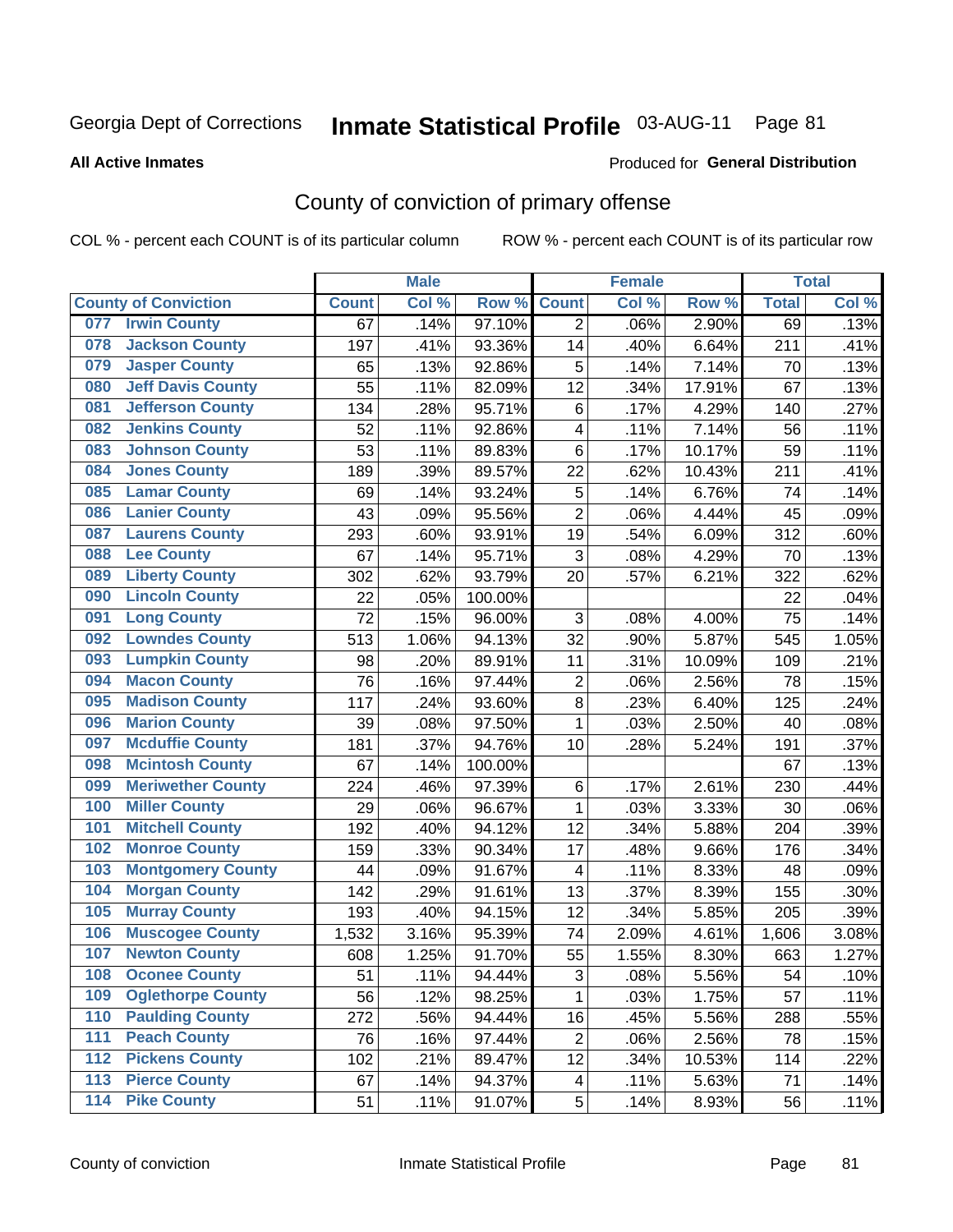Georgia Dept of Corrections **Inmate Statistical Profile** 03-AUG-11 Page 81

**All Active Inmates**

Produced for **General Distribution**

## County of conviction of primary offense

COL % - percent each COUNT is of its particular column ROW % - percent each COUNT is of its particular row

| County of Conviction | Male | | | Female | | | Total | |
|---|---|---|---|---|---|---|---|---|
| | Count | Col % | Row % | Count | Col % | Row % | Total | Col % |
| 077 Irwin County | 67 | .14% | 97.10% | 2 | .06% | 2.90% | 69 | .13% |
| 078 Jackson County | 197 | .41% | 93.36% | 14 | .40% | 6.64% | 211 | .41% |
| 079 Jasper County | 65 | .13% | 92.86% | 5 | .14% | 7.14% | 70 | .13% |
| 080 Jeff Davis County | 55 | .11% | 82.09% | 12 | .34% | 17.91% | 67 | .13% |
| 081 Jefferson County | 134 | .28% | 95.71% | 6 | .17% | 4.29% | 140 | .27% |
| 082 Jenkins County | 52 | .11% | 92.86% | 4 | .11% | 7.14% | 56 | .11% |
| 083 Johnson County | 53 | .11% | 89.83% | 6 | .17% | 10.17% | 59 | .11% |
| 084 Jones County | 189 | .39% | 89.57% | 22 | .62% | 10.43% | 211 | .41% |
| 085 Lamar County | 69 | .14% | 93.24% | 5 | .14% | 6.76% | 74 | .14% |
| 086 Lanier County | 43 | .09% | 95.56% | 2 | .06% | 4.44% | 45 | .09% |
| 087 Laurens County | 293 | .60% | 93.91% | 19 | .54% | 6.09% | 312 | .60% |
| 088 Lee County | 67 | .14% | 95.71% | 3 | .08% | 4.29% | 70 | .13% |
| 089 Liberty County | 302 | .62% | 93.79% | 20 | .57% | 6.21% | 322 | .62% |
| 090 Lincoln County | 22 | .05% | 100.00% | | | | 22 | .04% |
| 091 Long County | 72 | .15% | 96.00% | 3 | .08% | 4.00% | 75 | .14% |
| 092 Lowndes County | 513 | 1.06% | 94.13% | 32 | .90% | 5.87% | 545 | 1.05% |
| 093 Lumpkin County | 98 | .20% | 89.91% | 11 | .31% | 10.09% | 109 | .21% |
| 094 Macon County | 76 | .16% | 97.44% | 2 | .06% | 2.56% | 78 | .15% |
| 095 Madison County | 117 | .24% | 93.60% | 8 | .23% | 6.40% | 125 | .24% |
| 096 Marion County | 39 | .08% | 97.50% | 1 | .03% | 2.50% | 40 | .08% |
| 097 Mcduffie County | 181 | .37% | 94.76% | 10 | .28% | 5.24% | 191 | .37% |
| 098 Mcintosh County | 67 | .14% | 100.00% | | | | 67 | .13% |
| 099 Meriwether County | 224 | .46% | 97.39% | 6 | .17% | 2.61% | 230 | .44% |
| 100 Miller County | 29 | .06% | 96.67% | 1 | .03% | 3.33% | 30 | .06% |
| 101 Mitchell County | 192 | .40% | 94.12% | 12 | .34% | 5.88% | 204 | .39% |
| 102 Monroe County | 159 | .33% | 90.34% | 17 | .48% | 9.66% | 176 | .34% |
| 103 Montgomery County | 44 | .09% | 91.67% | 4 | .11% | 8.33% | 48 | .09% |
| 104 Morgan County | 142 | .29% | 91.61% | 13 | .37% | 8.39% | 155 | .30% |
| 105 Murray County | 193 | .40% | 94.15% | 12 | .34% | 5.85% | 205 | .39% |
| 106 Muscogee County | 1,532 | 3.16% | 95.39% | 74 | 2.09% | 4.61% | 1,606 | 3.08% |
| 107 Newton County | 608 | 1.25% | 91.70% | 55 | 1.55% | 8.30% | 663 | 1.27% |
| 108 Oconee County | 51 | .11% | 94.44% | 3 | .08% | 5.56% | 54 | .10% |
| 109 Oglethorpe County | 56 | .12% | 98.25% | 1 | .03% | 1.75% | 57 | .11% |
| 110 Paulding County | 272 | .56% | 94.44% | 16 | .45% | 5.56% | 288 | .55% |
| 111 Peach County | 76 | .16% | 97.44% | 2 | .06% | 2.56% | 78 | .15% |
| 112 Pickens County | 102 | .21% | 89.47% | 12 | .34% | 10.53% | 114 | .22% |
| 113 Pierce County | 67 | .14% | 94.37% | 4 | .11% | 5.63% | 71 | .14% |
| 114 Pike County | 51 | .11% | 91.07% | 5 | .14% | 8.93% | 56 | .11% |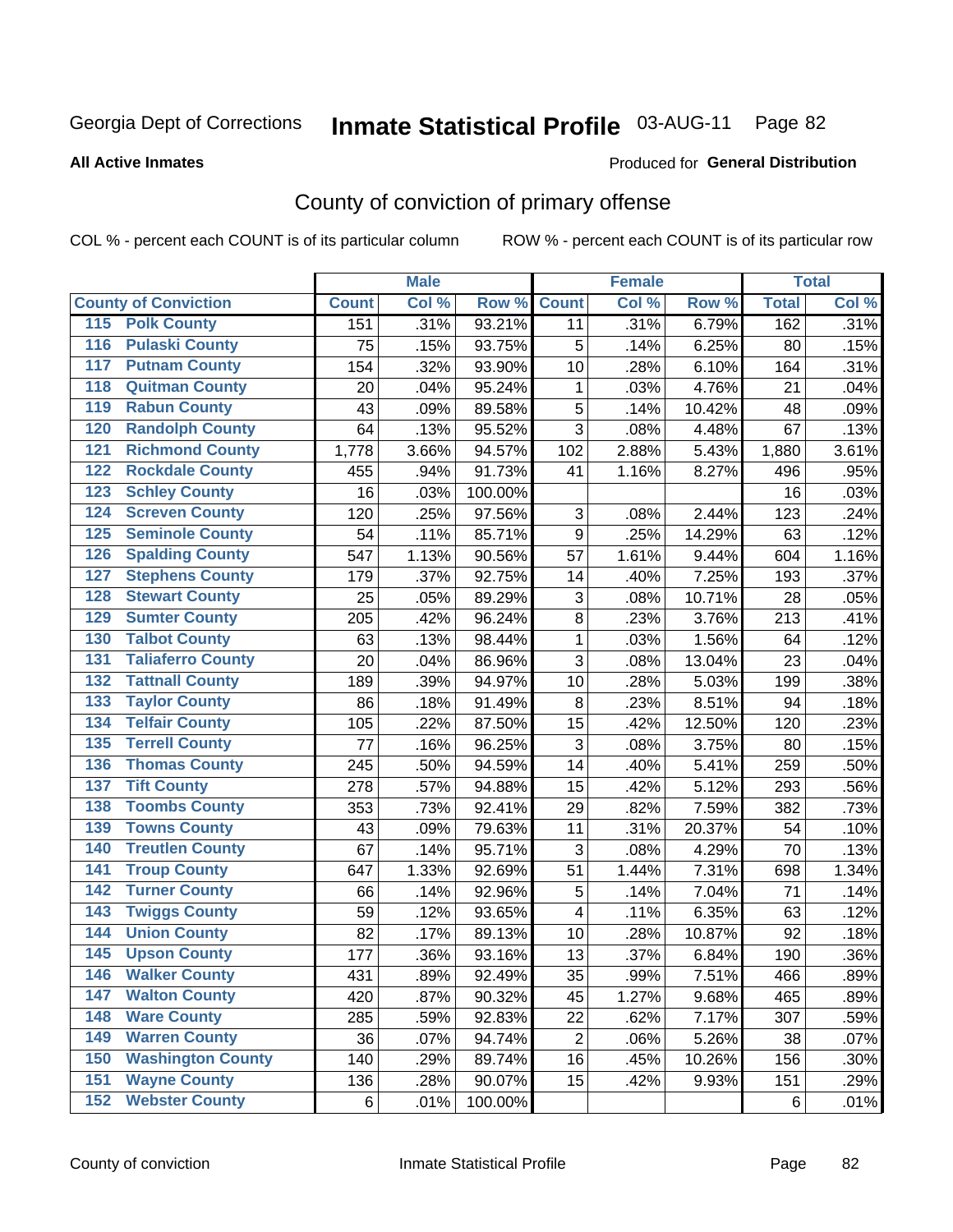Georgia Dept of Corrections **Inmate Statistical Profile** 03-AUG-11

**All Active Inmates**

Produced for **General Distribution**

## County of conviction of primary offense

COL % - percent each COUNT is of its particular column

ROW % - percent each COUNT is of its particular row

| | | Male | | | Female | | | Total | |
|---|---|---|---|---|---|---|---|---|---|
| | County of Conviction | Count | Col % | Row % | Count | Col % | Row % | Total | Col % |
| 115 | Polk County | 151 | .31% | 93.21% | 11 | .31% | 6.79% | 162 | .31% |
| 116 | Pulaski County | 75 | .15% | 93.75% | 5 | .14% | 6.25% | 80 | .15% |
| 117 | Putnam County | 154 | .32% | 93.90% | 10 | .28% | 6.10% | 164 | .31% |
| 118 | Quitman County | 20 | .04% | 95.24% | 1 | .03% | 4.76% | 21 | .04% |
| 119 | Rabun County | 43 | .09% | 89.58% | 5 | .14% | 10.42% | 48 | .09% |
| 120 | Randolph County | 64 | .13% | 95.52% | 3 | .08% | 4.48% | 67 | .13% |
| 121 | Richmond County | 1,778 | 3.66% | 94.57% | 102 | 2.88% | 5.43% | 1,880 | 3.61% |
| 122 | Rockdale County | 455 | .94% | 91.73% | 41 | 1.16% | 8.27% | 496 | .95% |
| 123 | Schley County | 16 | .03% | 100.00% | | | | 16 | .03% |
| 124 | Screven County | 120 | .25% | 97.56% | 3 | .08% | 2.44% | 123 | .24% |
| 125 | Seminole County | 54 | .11% | 85.71% | 9 | .25% | 14.29% | 63 | .12% |
| 126 | Spalding County | 547 | 1.13% | 90.56% | 57 | 1.61% | 9.44% | 604 | 1.16% |
| 127 | Stephens County | 179 | .37% | 92.75% | 14 | .40% | 7.25% | 193 | .37% |
| 128 | Stewart County | 25 | .05% | 89.29% | 3 | .08% | 10.71% | 28 | .05% |
| 129 | Sumter County | 205 | .42% | 96.24% | 8 | .23% | 3.76% | 213 | .41% |
| 130 | Talbot County | 63 | .13% | 98.44% | 1 | .03% | 1.56% | 64 | .12% |
| 131 | Taliaferro County | 20 | .04% | 86.96% | 3 | .08% | 13.04% | 23 | .04% |
| 132 | Tattnall County | 189 | .39% | 94.97% | 10 | .28% | 5.03% | 199 | .38% |
| 133 | Taylor County | 86 | .18% | 91.49% | 8 | .23% | 8.51% | 94 | .18% |
| 134 | Telfair County | 105 | .22% | 87.50% | 15 | .42% | 12.50% | 120 | .23% |
| 135 | Terrell County | 77 | .16% | 96.25% | 3 | .08% | 3.75% | 80 | .15% |
| 136 | Thomas County | 245 | .50% | 94.59% | 14 | .40% | 5.41% | 259 | .50% |
| 137 | Tift County | 278 | .57% | 94.88% | 15 | .42% | 5.12% | 293 | .56% |
| 138 | Toombs County | 353 | .73% | 92.41% | 29 | .82% | 7.59% | 382 | .73% |
| 139 | Towns County | 43 | .09% | 79.63% | 11 | .31% | 20.37% | 54 | .10% |
| 140 | Treutlen County | 67 | .14% | 95.71% | 3 | .08% | 4.29% | 70 | .13% |
| 141 | Troup County | 647 | 1.33% | 92.69% | 51 | 1.44% | 7.31% | 698 | 1.34% |
| 142 | Turner County | 66 | .14% | 92.96% | 5 | .14% | 7.04% | 71 | .14% |
| 143 | Twiggs County | 59 | .12% | 93.65% | 4 | .11% | 6.35% | 63 | .12% |
| 144 | Union County | 82 | .17% | 89.13% | 10 | .28% | 10.87% | 92 | .18% |
| 145 | Upson County | 177 | .36% | 93.16% | 13 | .37% | 6.84% | 190 | .36% |
| 146 | Walker County | 431 | .89% | 92.49% | 35 | .99% | 7.51% | 466 | .89% |
| 147 | Walton County | 420 | .87% | 90.32% | 45 | 1.27% | 9.68% | 465 | .89% |
| 148 | Ware County | 285 | .59% | 92.83% | 22 | .62% | 7.17% | 307 | .59% |
| 149 | Warren County | 36 | .07% | 94.74% | 2 | .06% | 5.26% | 38 | .07% |
| 150 | Washington County | 140 | .29% | 89.74% | 16 | .45% | 10.26% | 156 | .30% |
| 151 | Wayne County | 136 | .28% | 90.07% | 15 | .42% | 9.93% | 151 | .29% |
| 152 | Webster County | 6 | .01% | 100.00% | | | | 6 | .01% |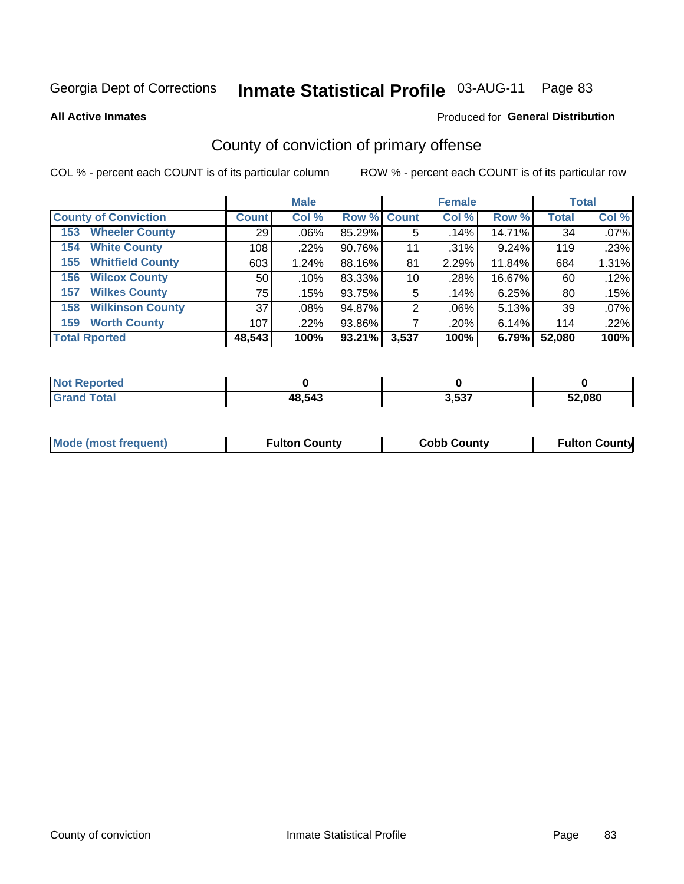Georgia Dept of Corrections **Inmate Statistical Profile** 03-AUG-11

**All Active Inmates**

Produced for **General Distribution**

## County of conviction of primary offense

COL % - percent each COUNT is of its particular column

ROW % - percent each COUNT is of its particular row

| | Male | | | Female | | | Total | |
|---|---|---|---|---|---|---|---|---|
| **County of Conviction** | **Count** | **Col %** | **Row %** | **Count** | **Col %** | **Row %** | **Total** | **Col %** |
| **153 Wheeler County** | 29 | .06% | 85.29% | 5 | .14% | 14.71% | 34 | .07% |
| **154 White County** | 108 | .22% | 90.76% | 11 | .31% | 9.24% | 119 | .23% |
| **155 Whitfield County** | 603 | 1.24% | 88.16% | 81 | 2.29% | 11.84% | 684 | 1.31% |
| **156 Wilcox County** | 50 | .10% | 83.33% | 10 | .28% | 16.67% | 60 | .12% |
| **157 Wilkes County** | 75 | .15% | 93.75% | 5 | .14% | 6.25% | 80 | .15% |
| **158 Wilkinson County** | 37 | .08% | 94.87% | 2 | .06% | 5.13% | 39 | .07% |
| **159 Worth County** | 107 | .22% | 93.86% | 7 | .20% | 6.14% | 114 | .22% |
| **Total Rported** | **48,543** | **100%** | **93.21%** | **3,537** | **100%** | **6.79%** | **52,080** | **100%** |

| | Male | Female | Total |
|---|---|---|---|
| **Not Reported** | **0** | **0** | **0** |
| **Grand Total** | **48,543** | **3,537** | **52,080** |

| | Male | Female | Total |
|---|---|---|---|
| **Mode (most frequent)** | **Fulton County** | **Cobb County** | **Fulton County** |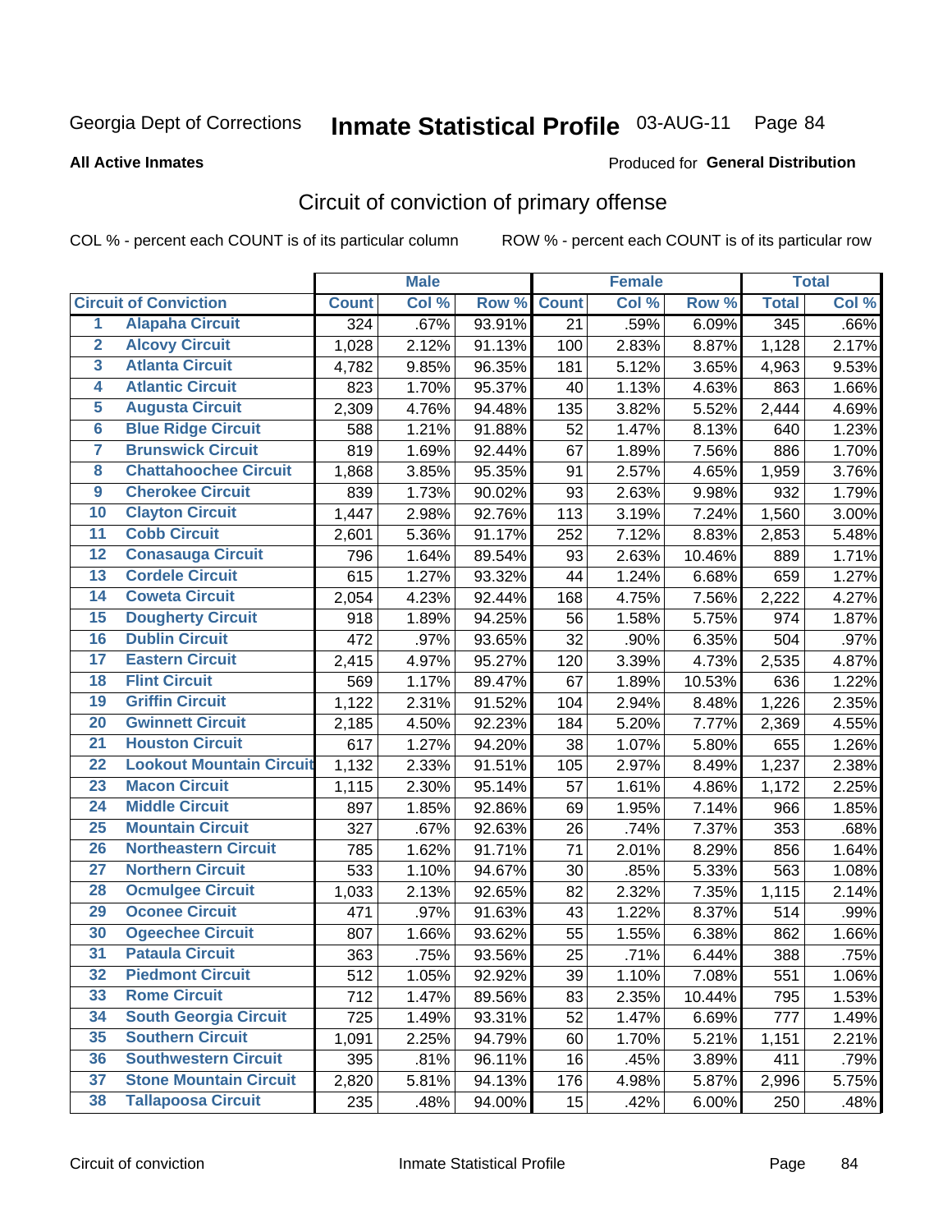Georgia Dept of Corrections **Inmate Statistical Profile** 03-AUG-11

**All Active Inmates**

Produced for **General Distribution**

## Circuit of conviction of primary offense

COL % - percent each COUNT is of its particular column

ROW % - percent each COUNT is of its particular row

| | | Male | | | Female | | | Total | |
|---|---|---|---|---|---|---|---|---|---|
| **Circuit of Conviction** | | **Count** | **Col %** | **Row %** | **Count** | **Col %** | **Row %** | **Total** | **Col %** |
| 1 | Alapaha Circuit | 324 | .67% | 93.91% | 21 | .59% | 6.09% | 345 | .66% |
| 2 | Alcovy Circuit | 1,028 | 2.12% | 91.13% | 100 | 2.83% | 8.87% | 1,128 | 2.17% |
| 3 | Atlanta Circuit | 4,782 | 9.85% | 96.35% | 181 | 5.12% | 3.65% | 4,963 | 9.53% |
| 4 | Atlantic Circuit | 823 | 1.70% | 95.37% | 40 | 1.13% | 4.63% | 863 | 1.66% |
| 5 | Augusta Circuit | 2,309 | 4.76% | 94.48% | 135 | 3.82% | 5.52% | 2,444 | 4.69% |
| 6 | Blue Ridge Circuit | 588 | 1.21% | 91.88% | 52 | 1.47% | 8.13% | 640 | 1.23% |
| 7 | Brunswick Circuit | 819 | 1.69% | 92.44% | 67 | 1.89% | 7.56% | 886 | 1.70% |
| 8 | Chattahoochee Circuit | 1,868 | 3.85% | 95.35% | 91 | 2.57% | 4.65% | 1,959 | 3.76% |
| 9 | Cherokee Circuit | 839 | 1.73% | 90.02% | 93 | 2.63% | 9.98% | 932 | 1.79% |
| 10 | Clayton Circuit | 1,447 | 2.98% | 92.76% | 113 | 3.19% | 7.24% | 1,560 | 3.00% |
| 11 | Cobb Circuit | 2,601 | 5.36% | 91.17% | 252 | 7.12% | 8.83% | 2,853 | 5.48% |
| 12 | Conasauga Circuit | 796 | 1.64% | 89.54% | 93 | 2.63% | 10.46% | 889 | 1.71% |
| 13 | Cordele Circuit | 615 | 1.27% | 93.32% | 44 | 1.24% | 6.68% | 659 | 1.27% |
| 14 | Coweta Circuit | 2,054 | 4.23% | 92.44% | 168 | 4.75% | 7.56% | 2,222 | 4.27% |
| 15 | Dougherty Circuit | 918 | 1.89% | 94.25% | 56 | 1.58% | 5.75% | 974 | 1.87% |
| 16 | Dublin Circuit | 472 | .97% | 93.65% | 32 | .90% | 6.35% | 504 | .97% |
| 17 | Eastern Circuit | 2,415 | 4.97% | 95.27% | 120 | 3.39% | 4.73% | 2,535 | 4.87% |
| 18 | Flint Circuit | 569 | 1.17% | 89.47% | 67 | 1.89% | 10.53% | 636 | 1.22% |
| 19 | Griffin Circuit | 1,122 | 2.31% | 91.52% | 104 | 2.94% | 8.48% | 1,226 | 2.35% |
| 20 | Gwinnett Circuit | 2,185 | 4.50% | 92.23% | 184 | 5.20% | 7.77% | 2,369 | 4.55% |
| 21 | Houston Circuit | 617 | 1.27% | 94.20% | 38 | 1.07% | 5.80% | 655 | 1.26% |
| 22 | Lookout Mountain Circuit | 1,132 | 2.33% | 91.51% | 105 | 2.97% | 8.49% | 1,237 | 2.38% |
| 23 | Macon Circuit | 1,115 | 2.30% | 95.14% | 57 | 1.61% | 4.86% | 1,172 | 2.25% |
| 24 | Middle Circuit | 897 | 1.85% | 92.86% | 69 | 1.95% | 7.14% | 966 | 1.85% |
| 25 | Mountain Circuit | 327 | .67% | 92.63% | 26 | .74% | 7.37% | 353 | .68% |
| 26 | Northeastern Circuit | 785 | 1.62% | 91.71% | 71 | 2.01% | 8.29% | 856 | 1.64% |
| 27 | Northern Circuit | 533 | 1.10% | 94.67% | 30 | .85% | 5.33% | 563 | 1.08% |
| 28 | Ocmulgee Circuit | 1,033 | 2.13% | 92.65% | 82 | 2.32% | 7.35% | 1,115 | 2.14% |
| 29 | Oconee Circuit | 471 | .97% | 91.63% | 43 | 1.22% | 8.37% | 514 | .99% |
| 30 | Ogeechee Circuit | 807 | 1.66% | 93.62% | 55 | 1.55% | 6.38% | 862 | 1.66% |
| 31 | Pataula Circuit | 363 | .75% | 93.56% | 25 | .71% | 6.44% | 388 | .75% |
| 32 | Piedmont Circuit | 512 | 1.05% | 92.92% | 39 | 1.10% | 7.08% | 551 | 1.06% |
| 33 | Rome Circuit | 712 | 1.47% | 89.56% | 83 | 2.35% | 10.44% | 795 | 1.53% |
| 34 | South Georgia Circuit | 725 | 1.49% | 93.31% | 52 | 1.47% | 6.69% | 777 | 1.49% |
| 35 | Southern Circuit | 1,091 | 2.25% | 94.79% | 60 | 1.70% | 5.21% | 1,151 | 2.21% |
| 36 | Southwestern Circuit | 395 | .81% | 96.11% | 16 | .45% | 3.89% | 411 | .79% |
| 37 | Stone Mountain Circuit | 2,820 | 5.81% | 94.13% | 176 | 4.98% | 5.87% | 2,996 | 5.75% |
| 38 | Tallapoosa Circuit | 235 | .48% | 94.00% | 15 | .42% | 6.00% | 250 | .48% |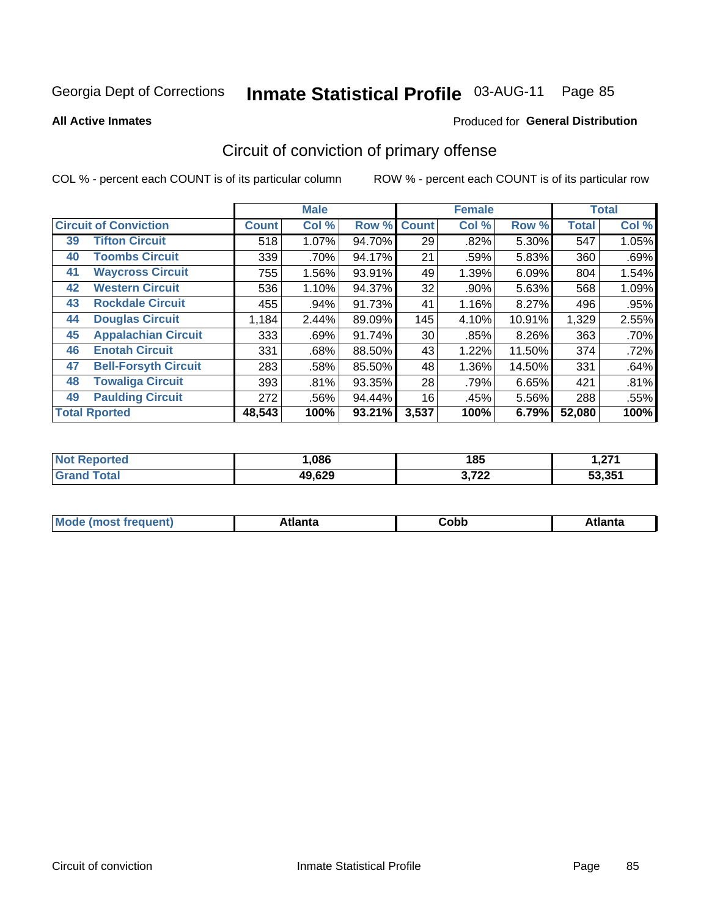# Georgia Dept of Corrections — Inmate Statistical Profile 03-AUG-11

**All Active Inmates**

Produced for **General Distribution**

## Circuit of conviction of primary offense

COL % - percent each COUNT is of its particular column

ROW % - percent each COUNT is of its particular row

| Circuit of Conviction | | Male Count | Male Col % | Male Row % | Female Count | Female Col % | Female Row % | Total | Total Col % |
|---|---|---|---|---|---|---|---|---|---|
| 39 | Tifton Circuit | 518 | 1.07% | 94.70% | 29 | .82% | 5.30% | 547 | 1.05% |
| 40 | Toombs Circuit | 339 | .70% | 94.17% | 21 | .59% | 5.83% | 360 | .69% |
| 41 | Waycross Circuit | 755 | 1.56% | 93.91% | 49 | 1.39% | 6.09% | 804 | 1.54% |
| 42 | Western Circuit | 536 | 1.10% | 94.37% | 32 | .90% | 5.63% | 568 | 1.09% |
| 43 | Rockdale Circuit | 455 | .94% | 91.73% | 41 | 1.16% | 8.27% | 496 | .95% |
| 44 | Douglas Circuit | 1,184 | 2.44% | 89.09% | 145 | 4.10% | 10.91% | 1,329 | 2.55% |
| 45 | Appalachian Circuit | 333 | .69% | 91.74% | 30 | .85% | 8.26% | 363 | .70% |
| 46 | Enotah Circuit | 331 | .68% | 88.50% | 43 | 1.22% | 11.50% | 374 | .72% |
| 47 | Bell-Forsyth Circuit | 283 | .58% | 85.50% | 48 | 1.36% | 14.50% | 331 | .64% |
| 48 | Towaliga Circuit | 393 | .81% | 93.35% | 28 | .79% | 6.65% | 421 | .81% |
| 49 | Paulding Circuit | 272 | .56% | 94.44% | 16 | .45% | 5.56% | 288 | .55% |
| **Total Rported** | | **48,543** | **100%** | **93.21%** | **3,537** | **100%** | **6.79%** | **52,080** | **100%** |

| | Male | Female | Total |
|---|---|---|---|
| Not Reported | 1,086 | 185 | 1,271 |
| Grand Total | 49,629 | 3,722 | 53,351 |

| | Male | Female | Total |
|---|---|---|---|
| Mode (most frequent) | Atlanta | Cobb | Atlanta |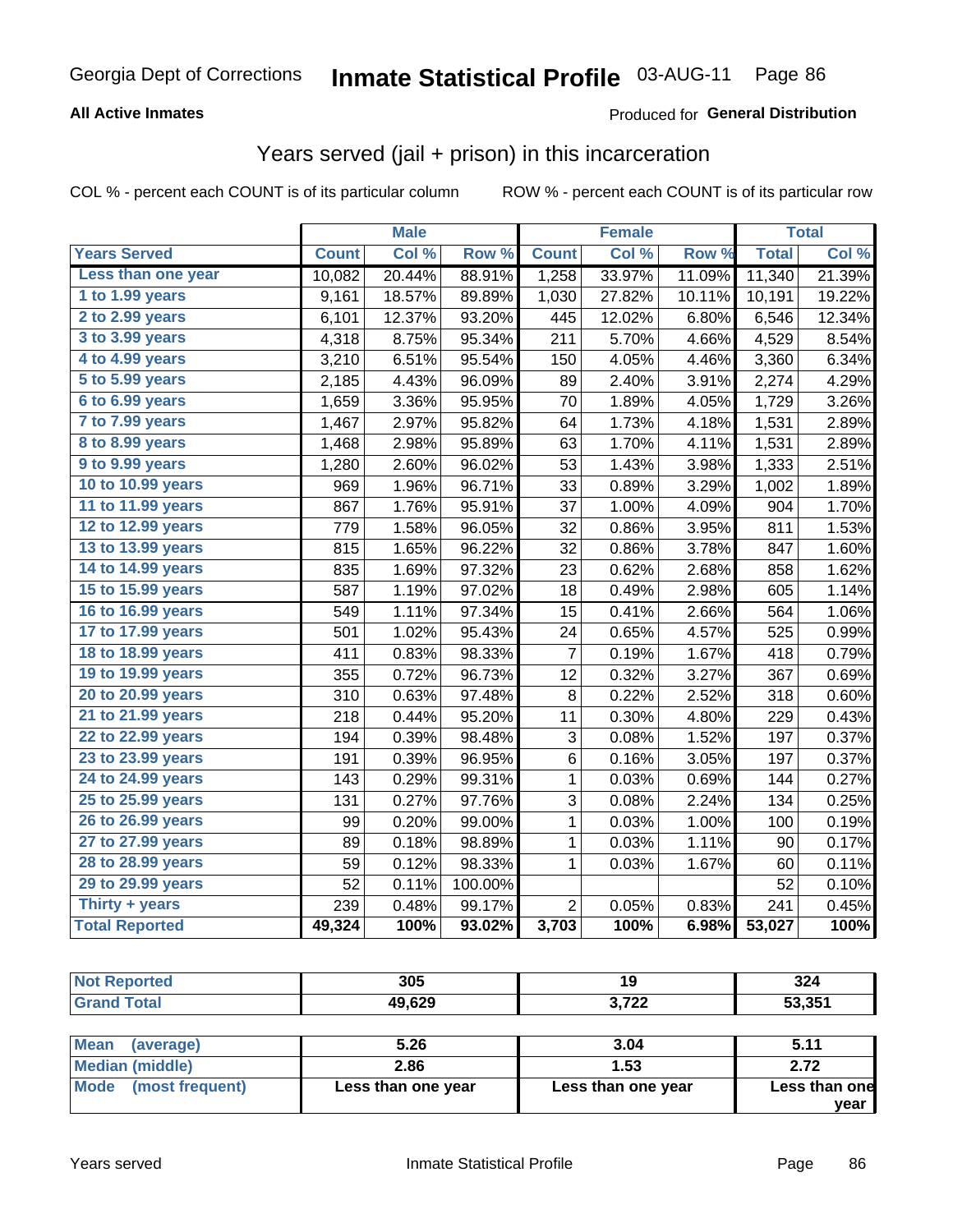Georgia Dept of Corrections **Inmate Statistical Profile** 03-AUG-11

**All Active Inmates**

Produced for **General Distribution**

## Years served (jail + prison) in this incarceration

COL % - percent each COUNT is of its particular column ROW % - percent each COUNT is of its particular row

| | Male | | | Female | | | Total | |
|---|---|---|---|---|---|---|---|---|
| **Years Served** | **Count** | **Col %** | **Row %** | **Count** | **Col %** | **Row %** | **Total** | **Col %** |
| Less than one year | 10,082 | 20.44% | 88.91% | 1,258 | 33.97% | 11.09% | 11,340 | 21.39% |
| 1 to 1.99 years | 9,161 | 18.57% | 89.89% | 1,030 | 27.82% | 10.11% | 10,191 | 19.22% |
| 2 to 2.99 years | 6,101 | 12.37% | 93.20% | 445 | 12.02% | 6.80% | 6,546 | 12.34% |
| 3 to 3.99 years | 4,318 | 8.75% | 95.34% | 211 | 5.70% | 4.66% | 4,529 | 8.54% |
| 4 to 4.99 years | 3,210 | 6.51% | 95.54% | 150 | 4.05% | 4.46% | 3,360 | 6.34% |
| 5 to 5.99 years | 2,185 | 4.43% | 96.09% | 89 | 2.40% | 3.91% | 2,274 | 4.29% |
| 6 to 6.99 years | 1,659 | 3.36% | 95.95% | 70 | 1.89% | 4.05% | 1,729 | 3.26% |
| 7 to 7.99 years | 1,467 | 2.97% | 95.82% | 64 | 1.73% | 4.18% | 1,531 | 2.89% |
| 8 to 8.99 years | 1,468 | 2.98% | 95.89% | 63 | 1.70% | 4.11% | 1,531 | 2.89% |
| 9 to 9.99 years | 1,280 | 2.60% | 96.02% | 53 | 1.43% | 3.98% | 1,333 | 2.51% |
| 10 to 10.99 years | 969 | 1.96% | 96.71% | 33 | 0.89% | 3.29% | 1,002 | 1.89% |
| 11 to 11.99 years | 867 | 1.76% | 95.91% | 37 | 1.00% | 4.09% | 904 | 1.70% |
| 12 to 12.99 years | 779 | 1.58% | 96.05% | 32 | 0.86% | 3.95% | 811 | 1.53% |
| 13 to 13.99 years | 815 | 1.65% | 96.22% | 32 | 0.86% | 3.78% | 847 | 1.60% |
| 14 to 14.99 years | 835 | 1.69% | 97.32% | 23 | 0.62% | 2.68% | 858 | 1.62% |
| 15 to 15.99 years | 587 | 1.19% | 97.02% | 18 | 0.49% | 2.98% | 605 | 1.14% |
| 16 to 16.99 years | 549 | 1.11% | 97.34% | 15 | 0.41% | 2.66% | 564 | 1.06% |
| 17 to 17.99 years | 501 | 1.02% | 95.43% | 24 | 0.65% | 4.57% | 525 | 0.99% |
| 18 to 18.99 years | 411 | 0.83% | 98.33% | 7 | 0.19% | 1.67% | 418 | 0.79% |
| 19 to 19.99 years | 355 | 0.72% | 96.73% | 12 | 0.32% | 3.27% | 367 | 0.69% |
| 20 to 20.99 years | 310 | 0.63% | 97.48% | 8 | 0.22% | 2.52% | 318 | 0.60% |
| 21 to 21.99 years | 218 | 0.44% | 95.20% | 11 | 0.30% | 4.80% | 229 | 0.43% |
| 22 to 22.99 years | 194 | 0.39% | 98.48% | 3 | 0.08% | 1.52% | 197 | 0.37% |
| 23 to 23.99 years | 191 | 0.39% | 96.95% | 6 | 0.16% | 3.05% | 197 | 0.37% |
| 24 to 24.99 years | 143 | 0.29% | 99.31% | 1 | 0.03% | 0.69% | 144 | 0.27% |
| 25 to 25.99 years | 131 | 0.27% | 97.76% | 3 | 0.08% | 2.24% | 134 | 0.25% |
| 26 to 26.99 years | 99 | 0.20% | 99.00% | 1 | 0.03% | 1.00% | 100 | 0.19% |
| 27 to 27.99 years | 89 | 0.18% | 98.89% | 1 | 0.03% | 1.11% | 90 | 0.17% |
| 28 to 28.99 years | 59 | 0.12% | 98.33% | 1 | 0.03% | 1.67% | 60 | 0.11% |
| 29 to 29.99 years | 52 | 0.11% | 100.00% | | | | 52 | 0.10% |
| Thirty + years | 239 | 0.48% | 99.17% | 2 | 0.05% | 0.83% | 241 | 0.45% |
| **Total Reported** | **49,324** | **100%** | **93.02%** | **3,703** | **100%** | **6.98%** | **53,027** | **100%** |

| | Male | Female | Total |
|---|---|---|---|
| Not Reported | 305 | 19 | 324 |
| Grand Total | 49,629 | 3,722 | 53,351 |

| | Male | Female | Total |
|---|---|---|---|
| Mean (average) | 5.26 | 3.04 | 5.11 |
| Median (middle) | 2.86 | 1.53 | 2.72 |
| Mode (most frequent) | Less than one year | Less than one year | Less than one year |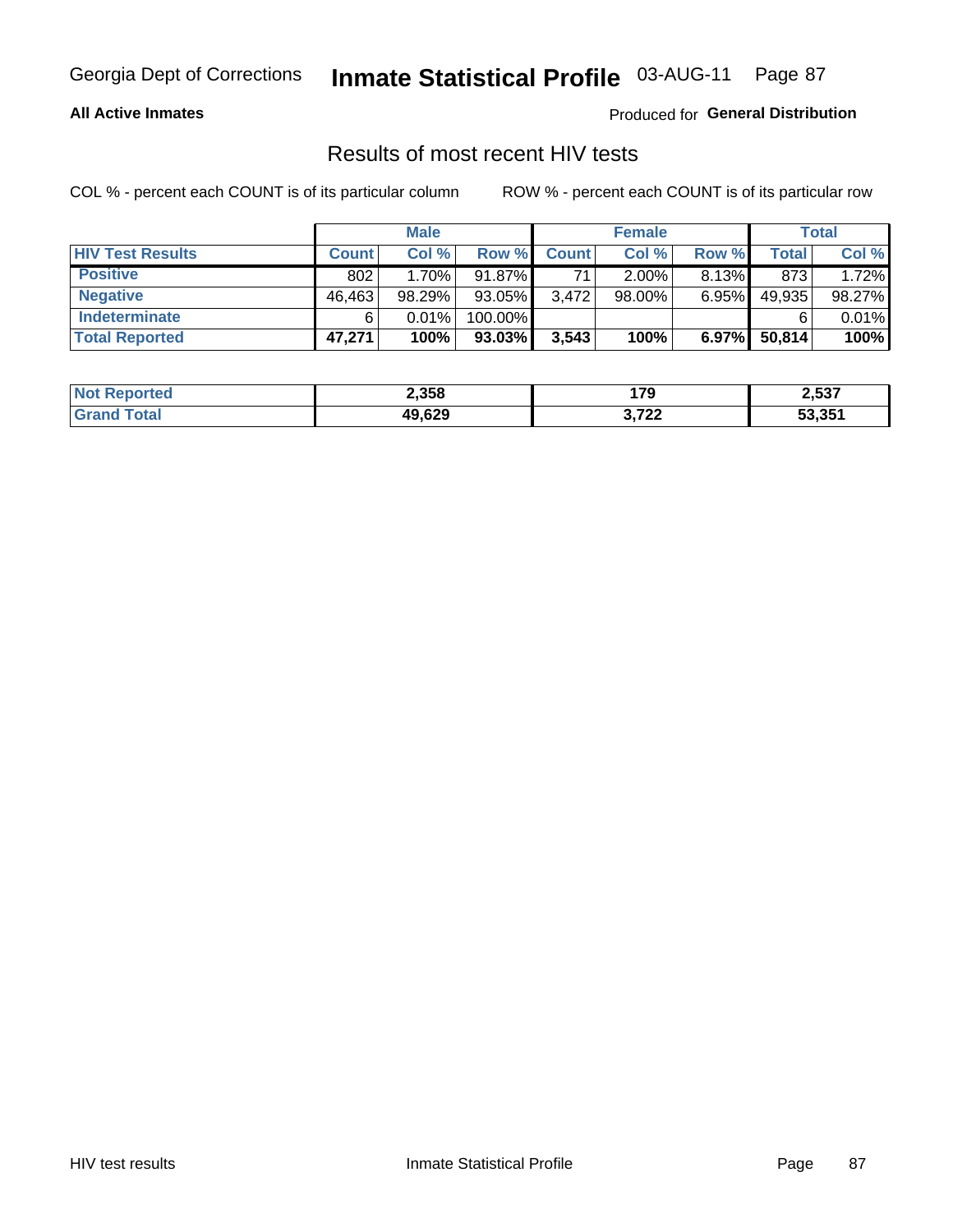Georgia Dept of Corrections **Inmate Statistical Profile** 03-AUG-11

**All Active Inmates**

Produced for **General Distribution**

## Results of most recent HIV tests

COL % - percent each COUNT is of its particular column

ROW % - percent each COUNT is of its particular row

| | Male | | | Female | | | Total | |
|---|---|---|---|---|---|---|---|---|
| **HIV Test Results** | **Count** | **Col %** | **Row %** | **Count** | **Col %** | **Row %** | **Total** | **Col %** |
| **Positive** | 802 | 1.70% | 91.87% | 71 | 2.00% | 8.13% | 873 | 1.72% |
| **Negative** | 46,463 | 98.29% | 93.05% | 3,472 | 98.00% | 6.95% | 49,935 | 98.27% |
| **Indeterminate** | 6 | 0.01% | 100.00% | | | | 6 | 0.01% |
| **Total Reported** | **47,271** | **100%** | **93.03%** | **3,543** | **100%** | **6.97%** | **50,814** | **100%** |

| | Male | Female | Total |
|---|---|---|---|
| **Not Reported** | **2,358** | **179** | **2,537** |
| **Grand Total** | **49,629** | **3,722** | **53,351** |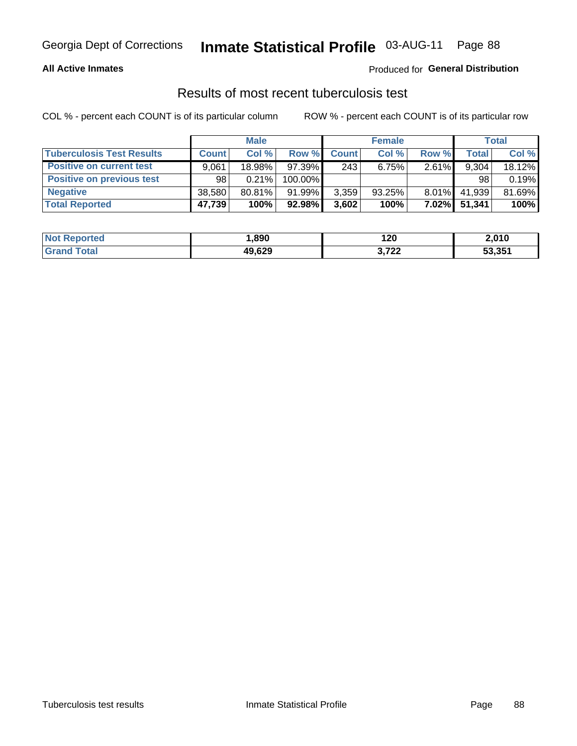Georgia Dept of Corrections **Inmate Statistical Profile** 03-AUG-11 Page 88

**All Active Inmates**

Produced for **General Distribution**

## Results of most recent tuberculosis test

COL % - percent each COUNT is of its particular column ROW % - percent each COUNT is of its particular row

| | Male | | | Female | | | Total | |
|---|---|---|---|---|---|---|---|---|
| **Tuberculosis Test Results** | **Count** | **Col %** | **Row %** | **Count** | **Col %** | **Row %** | **Total** | **Col %** |
| **Positive on current test** | 9,061 | 18.98% | 97.39% | 243 | 6.75% | 2.61% | 9,304 | 18.12% |
| **Positive on previous test** | 98 | 0.21% | 100.00% | | | | 98 | 0.19% |
| **Negative** | 38,580 | 80.81% | 91.99% | 3,359 | 93.25% | 8.01% | 41,939 | 81.69% |
| **Total Reported** | **47,739** | **100%** | **92.98%** | **3,602** | **100%** | **7.02%** | **51,341** | **100%** |

| | Male | Female | Total |
|---|---|---|---|
| **Not Reported** | **1,890** | **120** | **2,010** |
| **Grand Total** | **49,629** | **3,722** | **53,351** |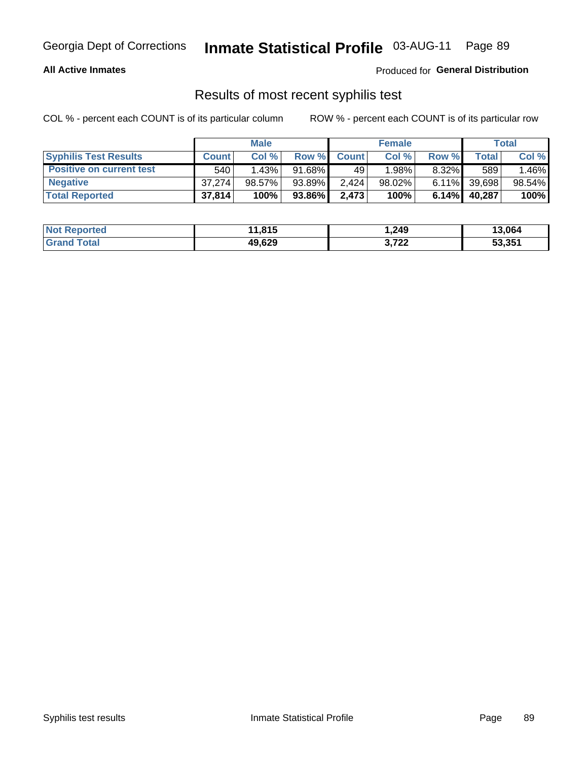Georgia Dept of Corrections **Inmate Statistical Profile** 03-AUG-11

**All Active Inmates**

Produced for **General Distribution**

## Results of most recent syphilis test

COL % - percent each COUNT is of its particular column ROW % - percent each COUNT is of its particular row

| | Male | | | Female | | | Total | |
|---|---|---|---|---|---|---|---|---|
| **Syphilis Test Results** | **Count** | **Col %** | **Row %** | **Count** | **Col %** | **Row %** | **Total** | **Col %** |
| **Positive on current test** | 540 | 1.43% | 91.68% | 49 | 1.98% | 8.32% | 589 | 1.46% |
| **Negative** | 37,274 | 98.57% | 93.89% | 2,424 | 98.02% | 6.11% | 39,698 | 98.54% |
| **Total Reported** | **37,814** | **100%** | **93.86%** | **2,473** | **100%** | **6.14%** | **40,287** | **100%** |

| | Male | Female | Total |
|---|---|---|---|
| **Not Reported** | **11,815** | **1,249** | **13,064** |
| **Grand Total** | **49,629** | **3,722** | **53,351** |

Syphilis test results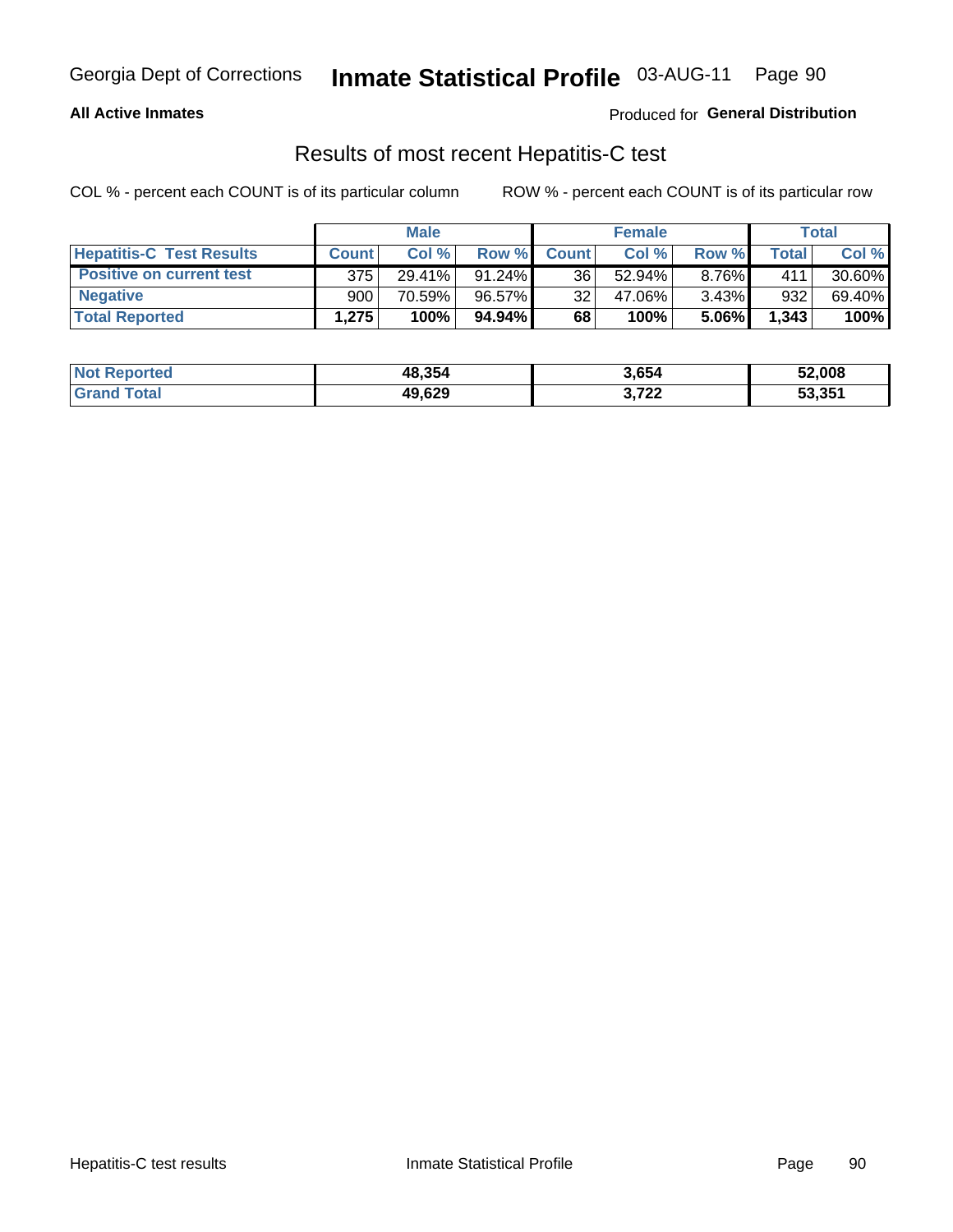Georgia Dept of Corrections **Inmate Statistical Profile** 03-AUG-11

**All Active Inmates**

Produced for **General Distribution**

## Results of most recent Hepatitis-C test

COL % - percent each COUNT is of its particular column

ROW % - percent each COUNT is of its particular row

| | Male | | | Female | | | Total | |
|---|---|---|---|---|---|---|---|---|
| **Hepatitis-C Test Results** | **Count** | **Col %** | **Row %** | **Count** | **Col %** | **Row %** | **Total** | **Col %** |
| **Positive on current test** | 375 | 29.41% | 91.24% | 36 | 52.94% | 8.76% | 411 | 30.60% |
| **Negative** | 900 | 70.59% | 96.57% | 32 | 47.06% | 3.43% | 932 | 69.40% |
| **Total Reported** | **1,275** | **100%** | **94.94%** | **68** | **100%** | **5.06%** | **1,343** | **100%** |

| | Male | Female | Total |
|---|---|---|---|
| **Not Reported** | **48,354** | **3,654** | **52,008** |
| **Grand Total** | **49,629** | **3,722** | **53,351** |

Hepatitis-C test results